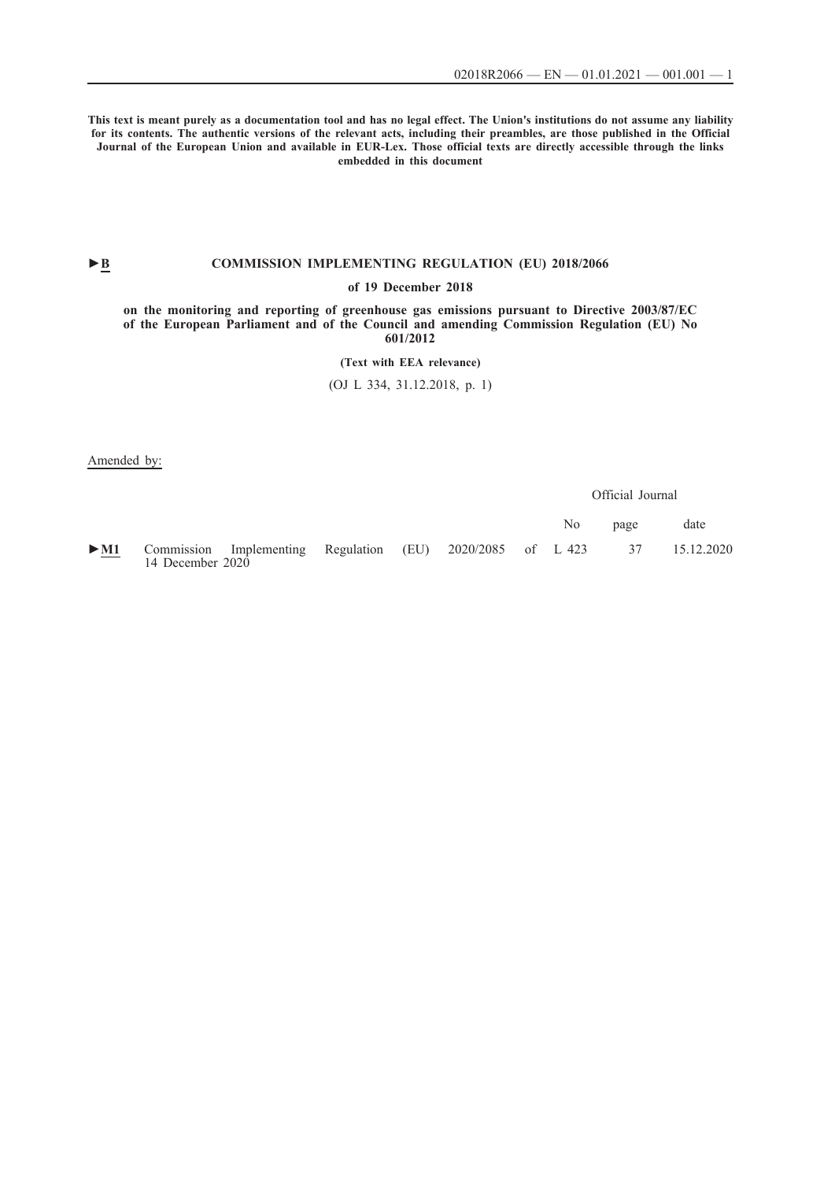**This text is meant purely as a documentation tool and has no legal effect. The Union's institutions do not assume any liability for its contents. The authentic versions of the relevant acts, including their preambles, are those published in the Official Journal of the European Union and available in EUR-Lex. Those official texts are directly accessible through the links embedded in this document**

►B **COMMISSION IMPLEMENTING REGULATION (EU) 2018/2066**

**of 19 December 2018**

**on the monitoring and reporting of greenhouse gas emissions pursuant to Directive 2003/87/EC of the European Parliament and of the Council and amending Commission Regulation (EU) No 601/2012**

**(Text with EEA relevance)**

(OJ L 334, 31.12.2018, p. 1)

Amended by:

| | | Official Journal | | |
|---|---|---|---|---|
| | | No | page | date |
| ►M1 | Commission Implementing Regulation (EU) 2020/2085 of 14 December 2020 | L 423 | 37 | 15.12.2020 |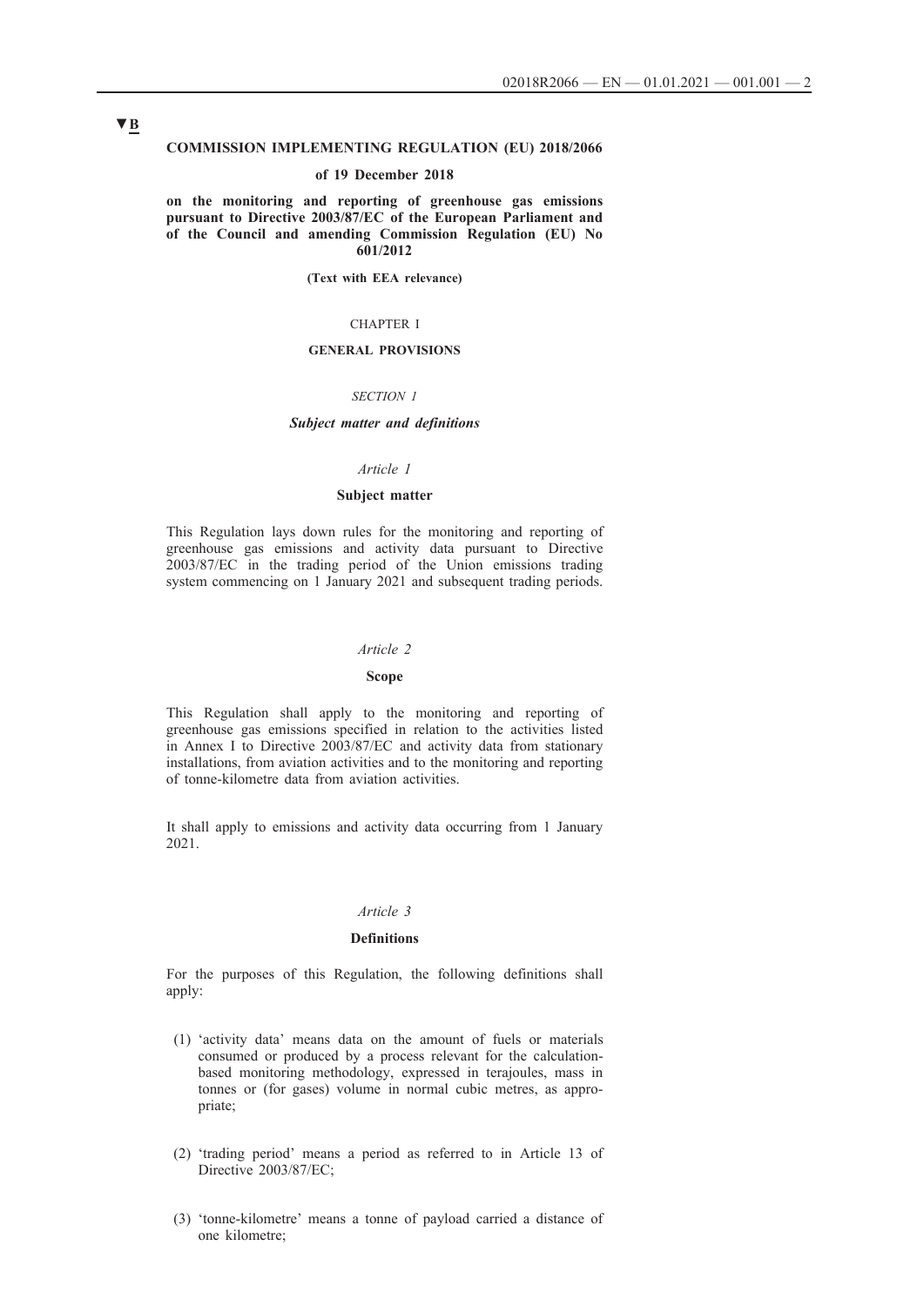▼B

**COMMISSION IMPLEMENTING REGULATION (EU) 2018/2066**

**of 19 December 2018**

**on the monitoring and reporting of greenhouse gas emissions pursuant to Directive 2003/87/EC of the European Parliament and of the Council and amending Commission Regulation (EU) No 601/2012**

**(Text with EEA relevance)**

CHAPTER I

**GENERAL PROVISIONS**

*SECTION 1*

***Subject matter and definitions***

*Article 1*

**Subject matter**

This Regulation lays down rules for the monitoring and reporting of greenhouse gas emissions and activity data pursuant to Directive 2003/87/EC in the trading period of the Union emissions trading system commencing on 1 January 2021 and subsequent trading periods.

*Article 2*

**Scope**

This Regulation shall apply to the monitoring and reporting of greenhouse gas emissions specified in relation to the activities listed in Annex I to Directive 2003/87/EC and activity data from stationary installations, from aviation activities and to the monitoring and reporting of tonne-kilometre data from aviation activities.

It shall apply to emissions and activity data occurring from 1 January 2021.

*Article 3*

**Definitions**

For the purposes of this Regulation, the following definitions shall apply:

(1) 'activity data' means data on the amount of fuels or materials consumed or produced by a process relevant for the calculation-based monitoring methodology, expressed in terajoules, mass in tonnes or (for gases) volume in normal cubic metres, as appropriate;

(2) 'trading period' means a period as referred to in Article 13 of Directive 2003/87/EC;

(3) 'tonne-kilometre' means a tonne of payload carried a distance of one kilometre;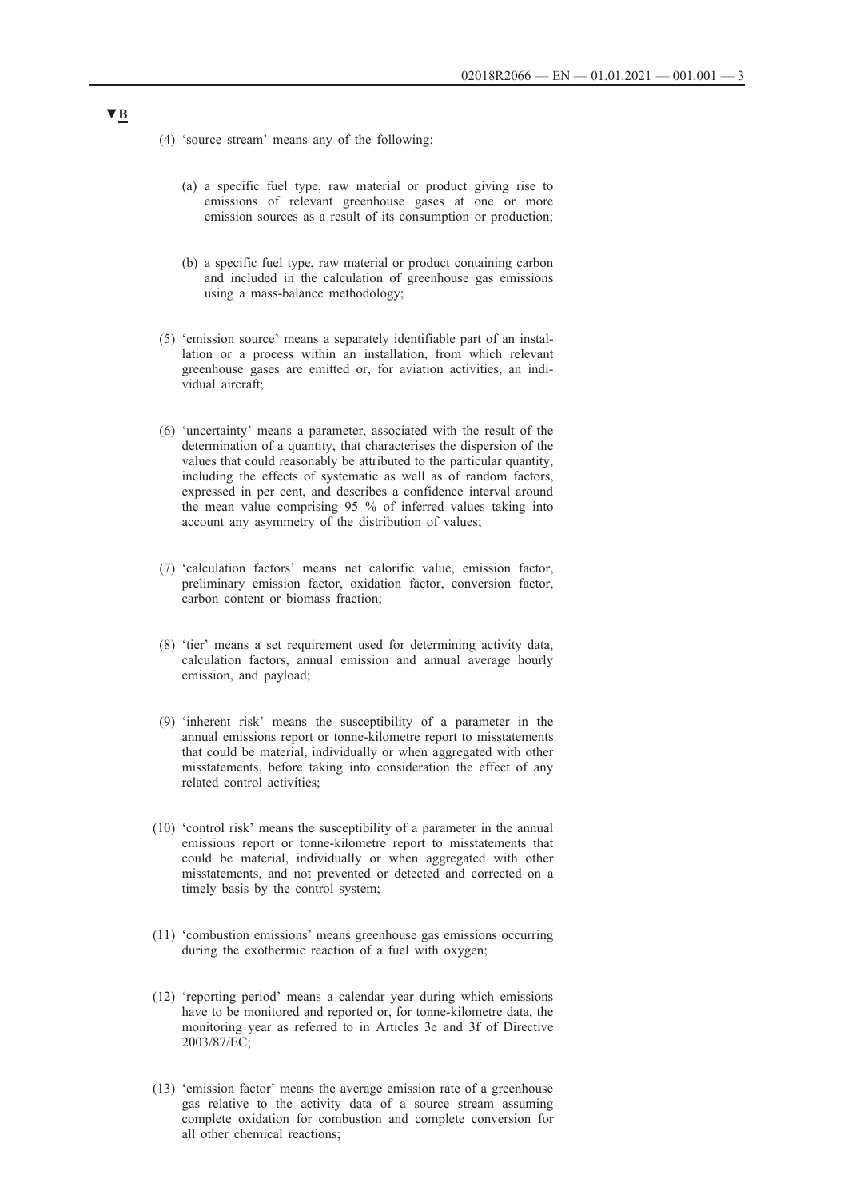▼B

(4) 'source stream' means any of the following:

(a) a specific fuel type, raw material or product giving rise to emissions of relevant greenhouse gases at one or more emission sources as a result of its consumption or production;

(b) a specific fuel type, raw material or product containing carbon and included in the calculation of greenhouse gas emissions using a mass-balance methodology;

(5) 'emission source' means a separately identifiable part of an installation or a process within an installation, from which relevant greenhouse gases are emitted or, for aviation activities, an individual aircraft;

(6) 'uncertainty' means a parameter, associated with the result of the determination of a quantity, that characterises the dispersion of the values that could reasonably be attributed to the particular quantity, including the effects of systematic as well as of random factors, expressed in per cent, and describes a confidence interval around the mean value comprising 95 % of inferred values taking into account any asymmetry of the distribution of values;

(7) 'calculation factors' means net calorific value, emission factor, preliminary emission factor, oxidation factor, conversion factor, carbon content or biomass fraction;

(8) 'tier' means a set requirement used for determining activity data, calculation factors, annual emission and annual average hourly emission, and payload;

(9) 'inherent risk' means the susceptibility of a parameter in the annual emissions report or tonne-kilometre report to misstatements that could be material, individually or when aggregated with other misstatements, before taking into consideration the effect of any related control activities;

(10) 'control risk' means the susceptibility of a parameter in the annual emissions report or tonne-kilometre report to misstatements that could be material, individually or when aggregated with other misstatements, and not prevented or detected and corrected on a timely basis by the control system;

(11) 'combustion emissions' means greenhouse gas emissions occurring during the exothermic reaction of a fuel with oxygen;

(12) 'reporting period' means a calendar year during which emissions have to be monitored and reported or, for tonne-kilometre data, the monitoring year as referred to in Articles 3e and 3f of Directive 2003/87/EC;

(13) 'emission factor' means the average emission rate of a greenhouse gas relative to the activity data of a source stream assuming complete oxidation for combustion and complete conversion for all other chemical reactions;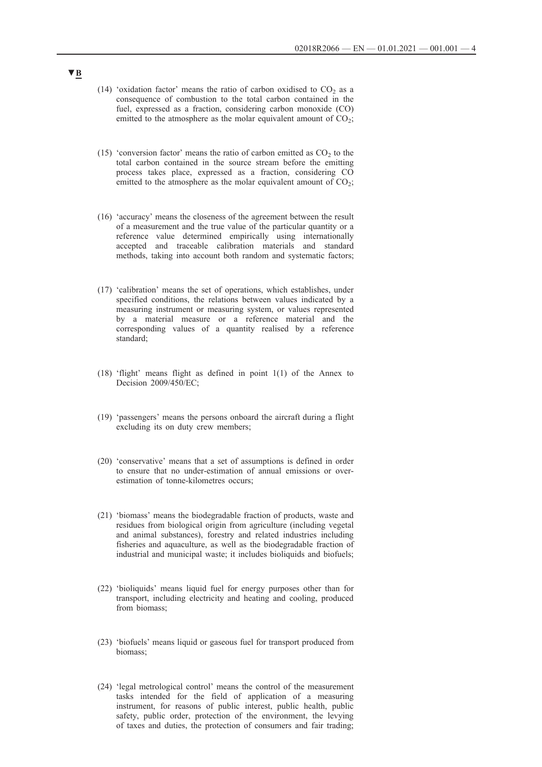▼B

(14) 'oxidation factor' means the ratio of carbon oxidised to $CO_2$ as a consequence of combustion to the total carbon contained in the fuel, expressed as a fraction, considering carbon monoxide (CO) emitted to the atmosphere as the molar equivalent amount of $CO_2$;

(15) 'conversion factor' means the ratio of carbon emitted as $CO_2$ to the total carbon contained in the source stream before the emitting process takes place, expressed as a fraction, considering CO emitted to the atmosphere as the molar equivalent amount of $CO_2$;

(16) 'accuracy' means the closeness of the agreement between the result of a measurement and the true value of the particular quantity or a reference value determined empirically using internationally accepted and traceable calibration materials and standard methods, taking into account both random and systematic factors;

(17) 'calibration' means the set of operations, which establishes, under specified conditions, the relations between values indicated by a measuring instrument or measuring system, or values represented by a material measure or a reference material and the corresponding values of a quantity realised by a reference standard;

(18) 'flight' means flight as defined in point 1(1) of the Annex to Decision 2009/450/EC;

(19) 'passengers' means the persons onboard the aircraft during a flight excluding its on duty crew members;

(20) 'conservative' means that a set of assumptions is defined in order to ensure that no under-estimation of annual emissions or over-estimation of tonne-kilometres occurs;

(21) 'biomass' means the biodegradable fraction of products, waste and residues from biological origin from agriculture (including vegetal and animal substances), forestry and related industries including fisheries and aquaculture, as well as the biodegradable fraction of industrial and municipal waste; it includes bioliquids and biofuels;

(22) 'bioliquids' means liquid fuel for energy purposes other than for transport, including electricity and heating and cooling, produced from biomass;

(23) 'biofuels' means liquid or gaseous fuel for transport produced from biomass;

(24) 'legal metrological control' means the control of the measurement tasks intended for the field of application of a measuring instrument, for reasons of public interest, public health, public safety, public order, protection of the environment, the levying of taxes and duties, the protection of consumers and fair trading;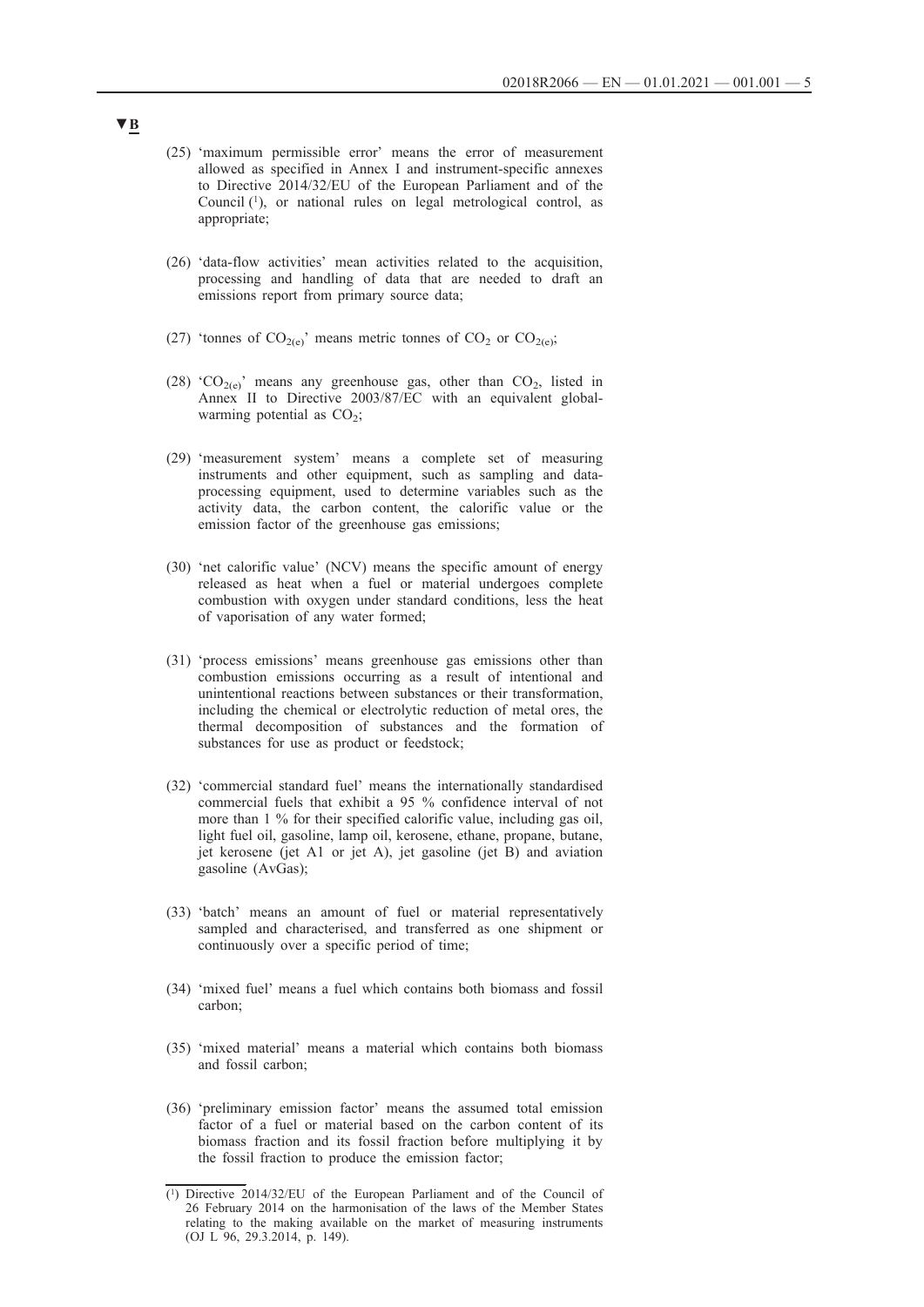▼B

(25) 'maximum permissible error' means the error of measurement allowed as specified in Annex I and instrument-specific annexes to Directive 2014/32/EU of the European Parliament and of the Council [1], or national rules on legal metrological control, as appropriate;

(26) 'data-flow activities' mean activities related to the acquisition, processing and handling of data that are needed to draft an emissions report from primary source data;

(27) 'tonnes of $CO_{2(e)}$' means metric tonnes of $CO_2$ or $CO_{2(e)}$;

(28) '$CO_{2(e)}$' means any greenhouse gas, other than $CO_2$, listed in Annex II to Directive 2003/87/EC with an equivalent global-warming potential as $CO_2$;

(29) 'measurement system' means a complete set of measuring instruments and other equipment, such as sampling and data-processing equipment, used to determine variables such as the activity data, the carbon content, the calorific value or the emission factor of the greenhouse gas emissions;

(30) 'net calorific value' (NCV) means the specific amount of energy released as heat when a fuel or material undergoes complete combustion with oxygen under standard conditions, less the heat of vaporisation of any water formed;

(31) 'process emissions' means greenhouse gas emissions other than combustion emissions occurring as a result of intentional and unintentional reactions between substances or their transformation, including the chemical or electrolytic reduction of metal ores, the thermal decomposition of substances and the formation of substances for use as product or feedstock;

(32) 'commercial standard fuel' means the internationally standardised commercial fuels that exhibit a 95 % confidence interval of not more than 1 % for their specified calorific value, including gas oil, light fuel oil, gasoline, lamp oil, kerosene, ethane, propane, butane, jet kerosene (jet A1 or jet A), jet gasoline (jet B) and aviation gasoline (AvGas);

(33) 'batch' means an amount of fuel or material representatively sampled and characterised, and transferred as one shipment or continuously over a specific period of time;

(34) 'mixed fuel' means a fuel which contains both biomass and fossil carbon;

(35) 'mixed material' means a material which contains both biomass and fossil carbon;

(36) 'preliminary emission factor' means the assumed total emission factor of a fuel or material based on the carbon content of its biomass fraction and its fossil fraction before multiplying it by the fossil fraction to produce the emission factor;

---

[1] Directive 2014/32/EU of the European Parliament and of the Council of 26 February 2014 on the harmonisation of the laws of the Member States relating to the making available on the market of measuring instruments (OJ L 96, 29.3.2014, p. 149).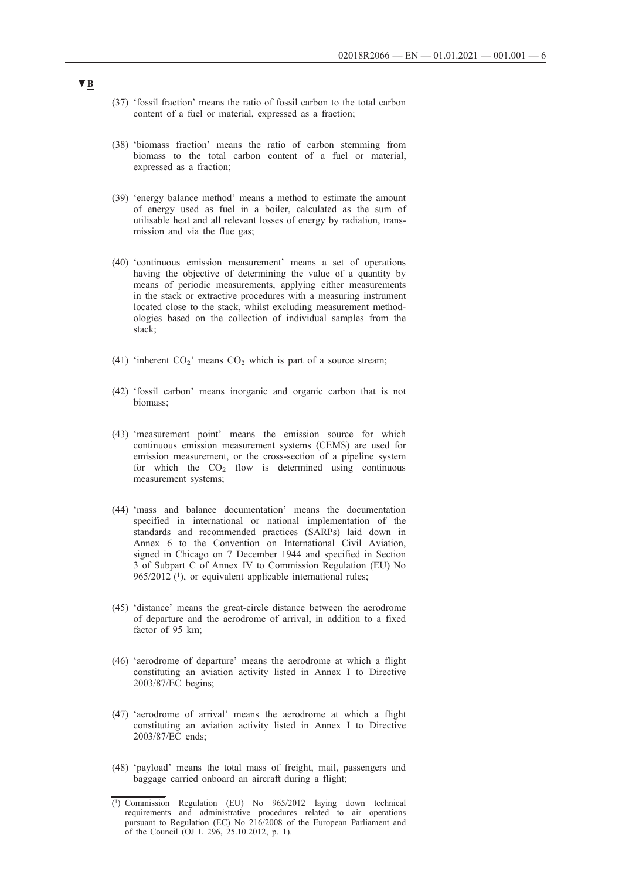▼B

(37) 'fossil fraction' means the ratio of fossil carbon to the total carbon content of a fuel or material, expressed as a fraction;

(38) 'biomass fraction' means the ratio of carbon stemming from biomass to the total carbon content of a fuel or material, expressed as a fraction;

(39) 'energy balance method' means a method to estimate the amount of energy used as fuel in a boiler, calculated as the sum of utilisable heat and all relevant losses of energy by radiation, transmission and via the flue gas;

(40) 'continuous emission measurement' means a set of operations having the objective of determining the value of a quantity by means of periodic measurements, applying either measurements in the stack or extractive procedures with a measuring instrument located close to the stack, whilst excluding measurement methodologies based on the collection of individual samples from the stack;

(41) 'inherent $CO_2$' means $CO_2$ which is part of a source stream;

(42) 'fossil carbon' means inorganic and organic carbon that is not biomass;

(43) 'measurement point' means the emission source for which continuous emission measurement systems (CEMS) are used for emission measurement, or the cross-section of a pipeline system for which the $CO_2$ flow is determined using continuous measurement systems;

(44) 'mass and balance documentation' means the documentation specified in international or national implementation of the standards and recommended practices (SARPs) laid down in Annex 6 to the Convention on International Civil Aviation, signed in Chicago on 7 December 1944 and specified in Section 3 of Subpart C of Annex IV to Commission Regulation (EU) No 965/2012 [1], or equivalent applicable international rules;

(45) 'distance' means the great-circle distance between the aerodrome of departure and the aerodrome of arrival, in addition to a fixed factor of 95 km;

(46) 'aerodrome of departure' means the aerodrome at which a flight constituting an aviation activity listed in Annex I to Directive 2003/87/EC begins;

(47) 'aerodrome of arrival' means the aerodrome at which a flight constituting an aviation activity listed in Annex I to Directive 2003/87/EC ends;

(48) 'payload' means the total mass of freight, mail, passengers and baggage carried onboard an aircraft during a flight;

---

[1] Commission Regulation (EU) No 965/2012 laying down technical requirements and administrative procedures related to air operations pursuant to Regulation (EC) No 216/2008 of the European Parliament and of the Council (OJ L 296, 25.10.2012, p. 1).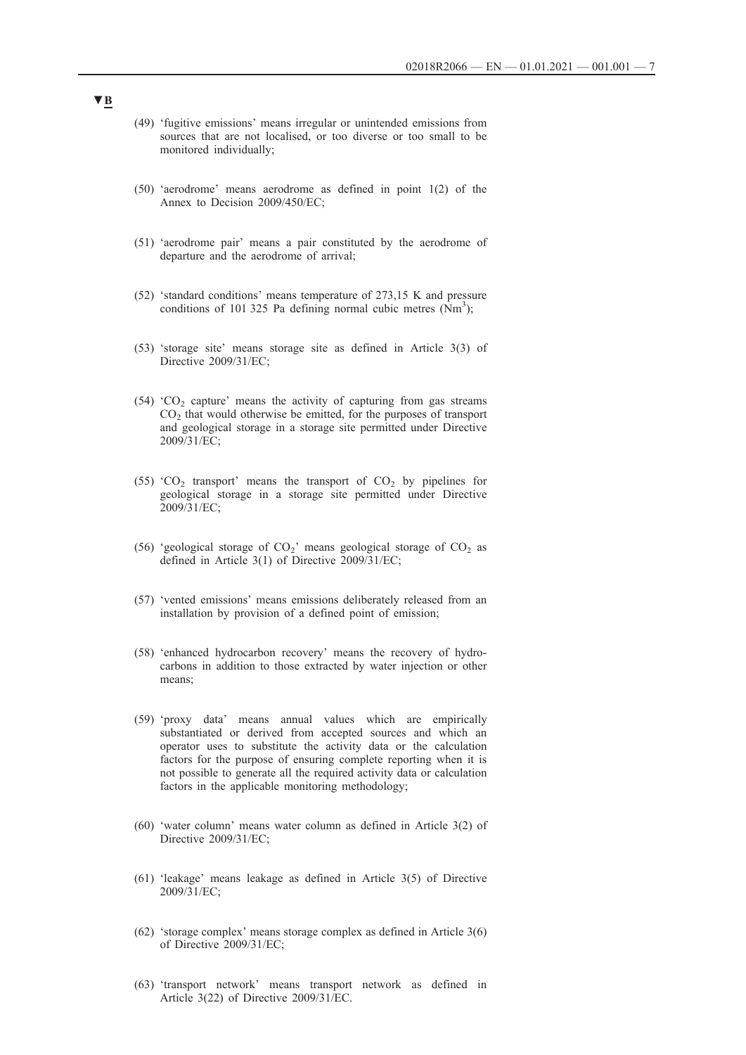▼B

(49) 'fugitive emissions' means irregular or unintended emissions from sources that are not localised, or too diverse or too small to be monitored individually;

(50) 'aerodrome' means aerodrome as defined in point 1(2) of the Annex to Decision 2009/450/EC;

(51) 'aerodrome pair' means a pair constituted by the aerodrome of departure and the aerodrome of arrival;

(52) 'standard conditions' means temperature of 273,15 K and pressure conditions of 101 325 Pa defining normal cubic metres ($Nm^3$);

(53) 'storage site' means storage site as defined in Article 3(3) of Directive 2009/31/EC;

(54) '$CO_2$ capture' means the activity of capturing from gas streams $CO_2$ that would otherwise be emitted, for the purposes of transport and geological storage in a storage site permitted under Directive 2009/31/EC;

(55) '$CO_2$ transport' means the transport of $CO_2$ by pipelines for geological storage in a storage site permitted under Directive 2009/31/EC;

(56) 'geological storage of $CO_2$' means geological storage of $CO_2$ as defined in Article 3(1) of Directive 2009/31/EC;

(57) 'vented emissions' means emissions deliberately released from an installation by provision of a defined point of emission;

(58) 'enhanced hydrocarbon recovery' means the recovery of hydrocarbons in addition to those extracted by water injection or other means;

(59) 'proxy data' means annual values which are empirically substantiated or derived from accepted sources and which an operator uses to substitute the activity data or the calculation factors for the purpose of ensuring complete reporting when it is not possible to generate all the required activity data or calculation factors in the applicable monitoring methodology;

(60) 'water column' means water column as defined in Article 3(2) of Directive 2009/31/EC;

(61) 'leakage' means leakage as defined in Article 3(5) of Directive 2009/31/EC;

(62) 'storage complex' means storage complex as defined in Article 3(6) of Directive 2009/31/EC;

(63) 'transport network' means transport network as defined in Article 3(22) of Directive 2009/31/EC.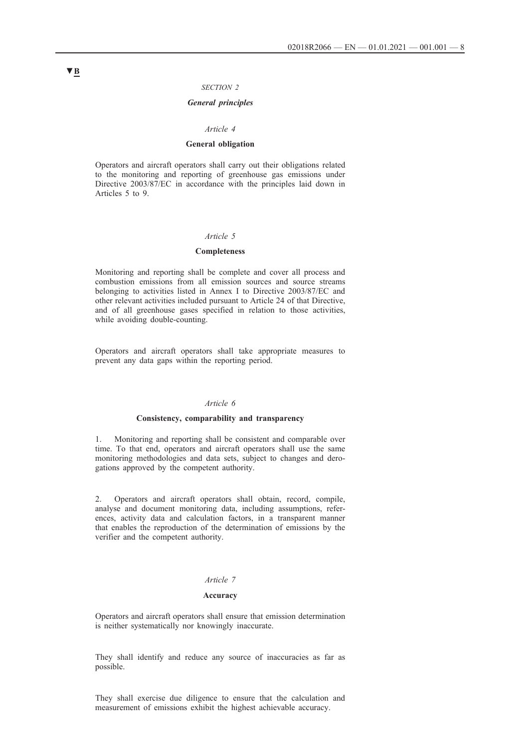▼B

*SECTION 2*

***General principles***

*Article 4*

**General obligation**

Operators and aircraft operators shall carry out their obligations related to the monitoring and reporting of greenhouse gas emissions under Directive 2003/87/EC in accordance with the principles laid down in Articles 5 to 9.

*Article 5*

**Completeness**

Monitoring and reporting shall be complete and cover all process and combustion emissions from all emission sources and source streams belonging to activities listed in Annex I to Directive 2003/87/EC and other relevant activities included pursuant to Article 24 of that Directive, and of all greenhouse gases specified in relation to those activities, while avoiding double-counting.

Operators and aircraft operators shall take appropriate measures to prevent any data gaps within the reporting period.

*Article 6*

**Consistency, comparability and transparency**

1. Monitoring and reporting shall be consistent and comparable over time. To that end, operators and aircraft operators shall use the same monitoring methodologies and data sets, subject to changes and derogations approved by the competent authority.

2. Operators and aircraft operators shall obtain, record, compile, analyse and document monitoring data, including assumptions, references, activity data and calculation factors, in a transparent manner that enables the reproduction of the determination of emissions by the verifier and the competent authority.

*Article 7*

**Accuracy**

Operators and aircraft operators shall ensure that emission determination is neither systematically nor knowingly inaccurate.

They shall identify and reduce any source of inaccuracies as far as possible.

They shall exercise due diligence to ensure that the calculation and measurement of emissions exhibit the highest achievable accuracy.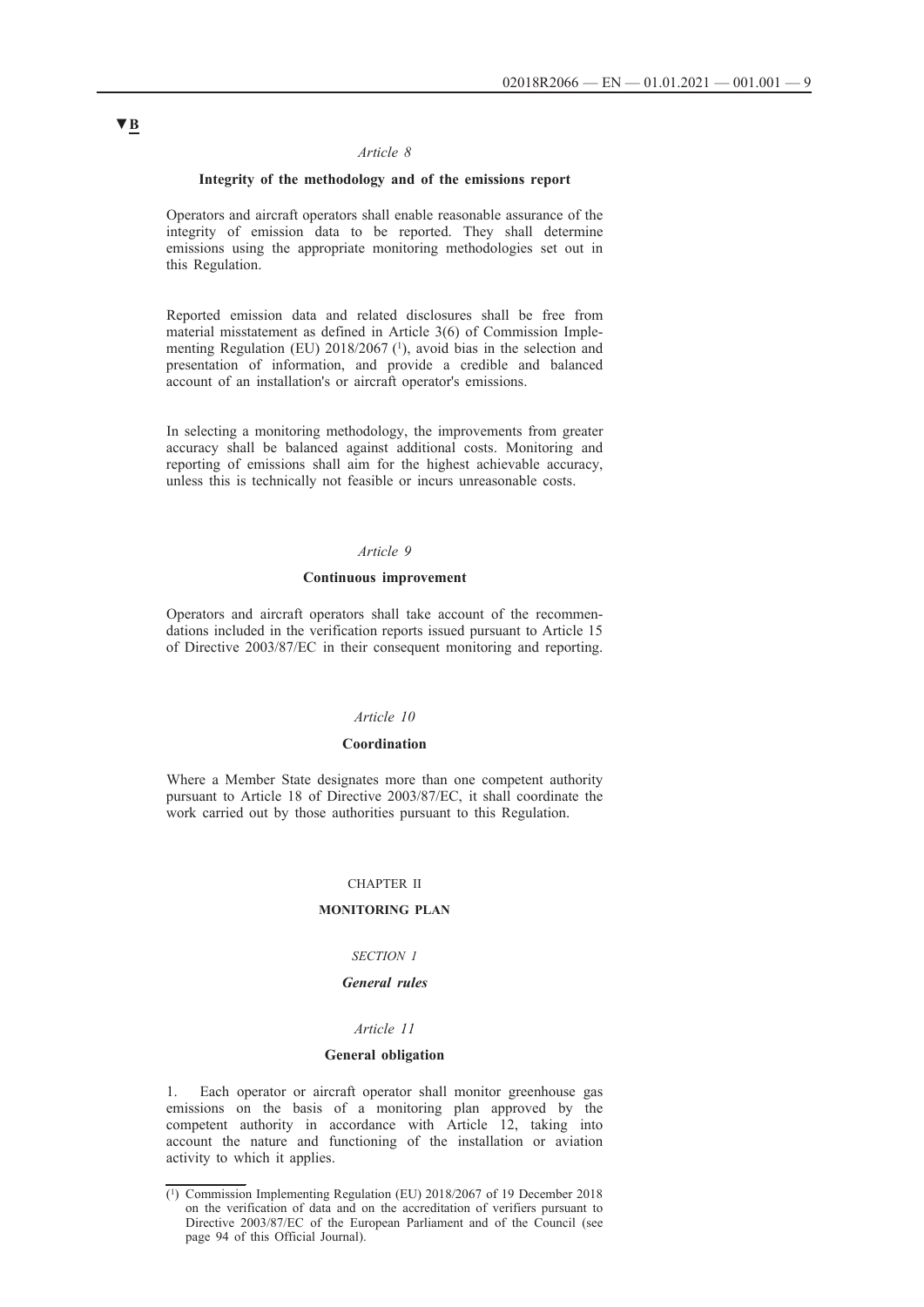▼B

*Article 8*

**Integrity of the methodology and of the emissions report**

Operators and aircraft operators shall enable reasonable assurance of the integrity of emission data to be reported. They shall determine emissions using the appropriate monitoring methodologies set out in this Regulation.

Reported emission data and related disclosures shall be free from material misstatement as defined in Article 3(6) of Commission Implementing Regulation (EU) 2018/2067 [1], avoid bias in the selection and presentation of information, and provide a credible and balanced account of an installation's or aircraft operator's emissions.

In selecting a monitoring methodology, the improvements from greater accuracy shall be balanced against additional costs. Monitoring and reporting of emissions shall aim for the highest achievable accuracy, unless this is technically not feasible or incurs unreasonable costs.

*Article 9*

**Continuous improvement**

Operators and aircraft operators shall take account of the recommendations included in the verification reports issued pursuant to Article 15 of Directive 2003/87/EC in their consequent monitoring and reporting.

*Article 10*

**Coordination**

Where a Member State designates more than one competent authority pursuant to Article 18 of Directive 2003/87/EC, it shall coordinate the work carried out by those authorities pursuant to this Regulation.

CHAPTER II

**MONITORING PLAN**

*SECTION 1*

***General rules***

*Article 11*

**General obligation**

1. Each operator or aircraft operator shall monitor greenhouse gas emissions on the basis of a monitoring plan approved by the competent authority in accordance with Article 12, taking into account the nature and functioning of the installation or aviation activity to which it applies.

---

[1] Commission Implementing Regulation (EU) 2018/2067 of 19 December 2018 on the verification of data and on the accreditation of verifiers pursuant to Directive 2003/87/EC of the European Parliament and of the Council (see page 94 of this Official Journal).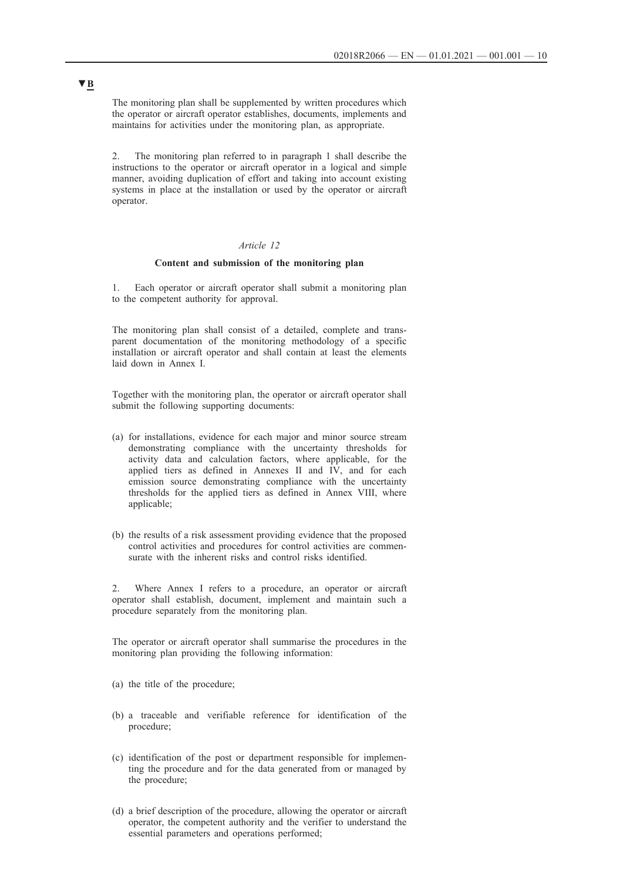▼B

The monitoring plan shall be supplemented by written procedures which the operator or aircraft operator establishes, documents, implements and maintains for activities under the monitoring plan, as appropriate.

2. The monitoring plan referred to in paragraph 1 shall describe the instructions to the operator or aircraft operator in a logical and simple manner, avoiding duplication of effort and taking into account existing systems in place at the installation or used by the operator or aircraft operator.

*Article 12*

**Content and submission of the monitoring plan**

1. Each operator or aircraft operator shall submit a monitoring plan to the competent authority for approval.

The monitoring plan shall consist of a detailed, complete and transparent documentation of the monitoring methodology of a specific installation or aircraft operator and shall contain at least the elements laid down in Annex I.

Together with the monitoring plan, the operator or aircraft operator shall submit the following supporting documents:

(a) for installations, evidence for each major and minor source stream demonstrating compliance with the uncertainty thresholds for activity data and calculation factors, where applicable, for the applied tiers as defined in Annexes II and IV, and for each emission source demonstrating compliance with the uncertainty thresholds for the applied tiers as defined in Annex VIII, where applicable;

(b) the results of a risk assessment providing evidence that the proposed control activities and procedures for control activities are commensurate with the inherent risks and control risks identified.

2. Where Annex I refers to a procedure, an operator or aircraft operator shall establish, document, implement and maintain such a procedure separately from the monitoring plan.

The operator or aircraft operator shall summarise the procedures in the monitoring plan providing the following information:

(a) the title of the procedure;

(b) a traceable and verifiable reference for identification of the procedure;

(c) identification of the post or department responsible for implementing the procedure and for the data generated from or managed by the procedure;

(d) a brief description of the procedure, allowing the operator or aircraft operator, the competent authority and the verifier to understand the essential parameters and operations performed;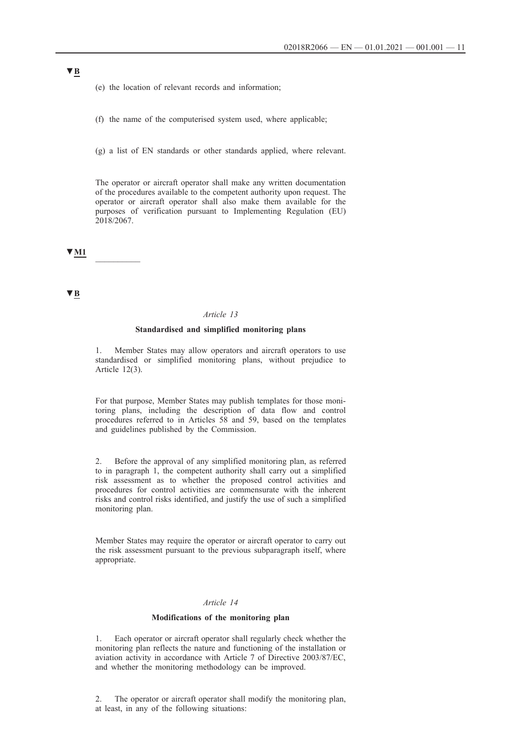▼B

(e) the location of relevant records and information;

(f) the name of the computerised system used, where applicable;

(g) a list of EN standards or other standards applied, where relevant.

The operator or aircraft operator shall make any written documentation of the procedures available to the competent authority upon request. The operator or aircraft operator shall also make them available for the purposes of verification pursuant to Implementing Regulation (EU) 2018/2067.

▼M1

__________

▼B

*Article 13*

**Standardised and simplified monitoring plans**

1. Member States may allow operators and aircraft operators to use standardised or simplified monitoring plans, without prejudice to Article 12(3).

For that purpose, Member States may publish templates for those monitoring plans, including the description of data flow and control procedures referred to in Articles 58 and 59, based on the templates and guidelines published by the Commission.

2. Before the approval of any simplified monitoring plan, as referred to in paragraph 1, the competent authority shall carry out a simplified risk assessment as to whether the proposed control activities and procedures for control activities are commensurate with the inherent risks and control risks identified, and justify the use of such a simplified monitoring plan.

Member States may require the operator or aircraft operator to carry out the risk assessment pursuant to the previous subparagraph itself, where appropriate.

*Article 14*

**Modifications of the monitoring plan**

1. Each operator or aircraft operator shall regularly check whether the monitoring plan reflects the nature and functioning of the installation or aviation activity in accordance with Article 7 of Directive 2003/87/EC, and whether the monitoring methodology can be improved.

2. The operator or aircraft operator shall modify the monitoring plan, at least, in any of the following situations: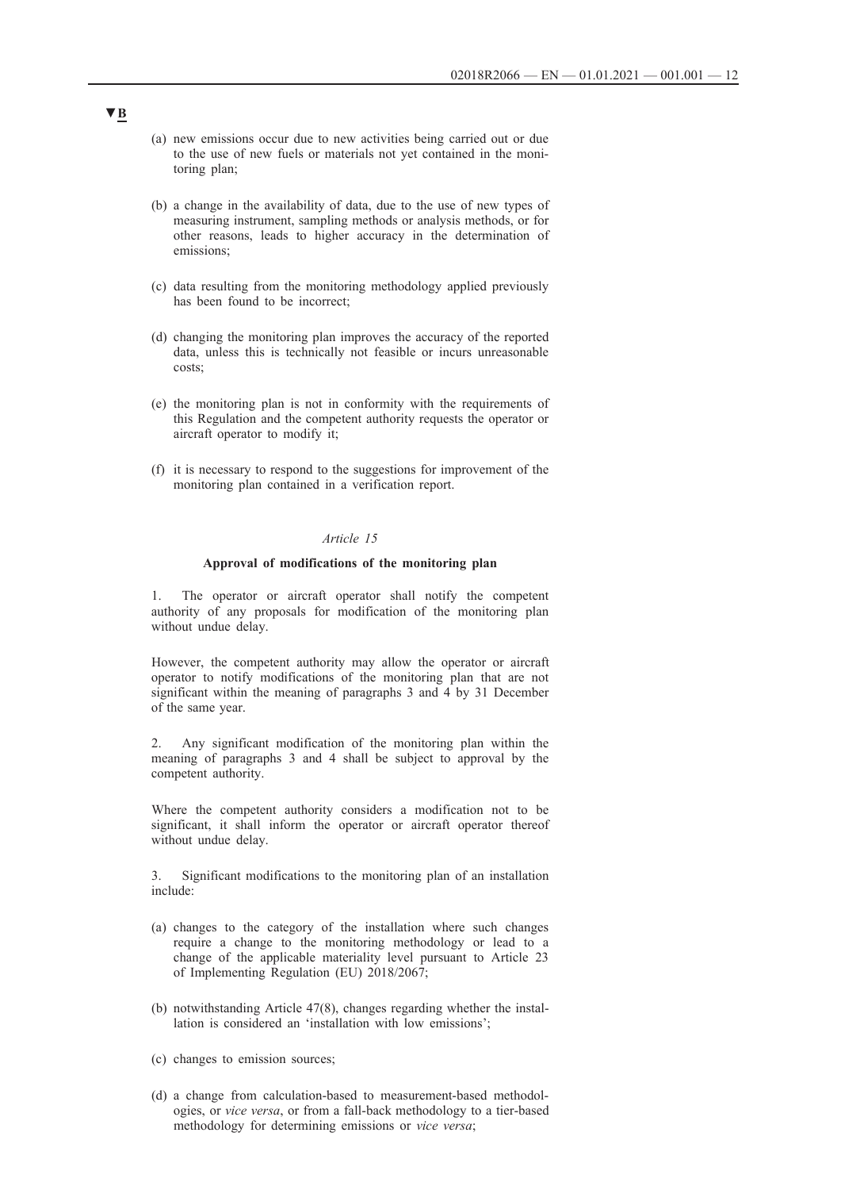▼B

(a) new emissions occur due to new activities being carried out or due to the use of new fuels or materials not yet contained in the monitoring plan;

(b) a change in the availability of data, due to the use of new types of measuring instrument, sampling methods or analysis methods, or for other reasons, leads to higher accuracy in the determination of emissions;

(c) data resulting from the monitoring methodology applied previously has been found to be incorrect;

(d) changing the monitoring plan improves the accuracy of the reported data, unless this is technically not feasible or incurs unreasonable costs;

(e) the monitoring plan is not in conformity with the requirements of this Regulation and the competent authority requests the operator or aircraft operator to modify it;

(f) it is necessary to respond to the suggestions for improvement of the monitoring plan contained in a verification report.

*Article 15*

**Approval of modifications of the monitoring plan**

1. The operator or aircraft operator shall notify the competent authority of any proposals for modification of the monitoring plan without undue delay.

However, the competent authority may allow the operator or aircraft operator to notify modifications of the monitoring plan that are not significant within the meaning of paragraphs 3 and 4 by 31 December of the same year.

2. Any significant modification of the monitoring plan within the meaning of paragraphs 3 and 4 shall be subject to approval by the competent authority.

Where the competent authority considers a modification not to be significant, it shall inform the operator or aircraft operator thereof without undue delay.

3. Significant modifications to the monitoring plan of an installation include:

(a) changes to the category of the installation where such changes require a change to the monitoring methodology or lead to a change of the applicable materiality level pursuant to Article 23 of Implementing Regulation (EU) 2018/2067;

(b) notwithstanding Article 47(8), changes regarding whether the installation is considered an 'installation with low emissions';

(c) changes to emission sources;

(d) a change from calculation-based to measurement-based methodologies, or *vice versa*, or from a fall-back methodology to a tier-based methodology for determining emissions or *vice versa*;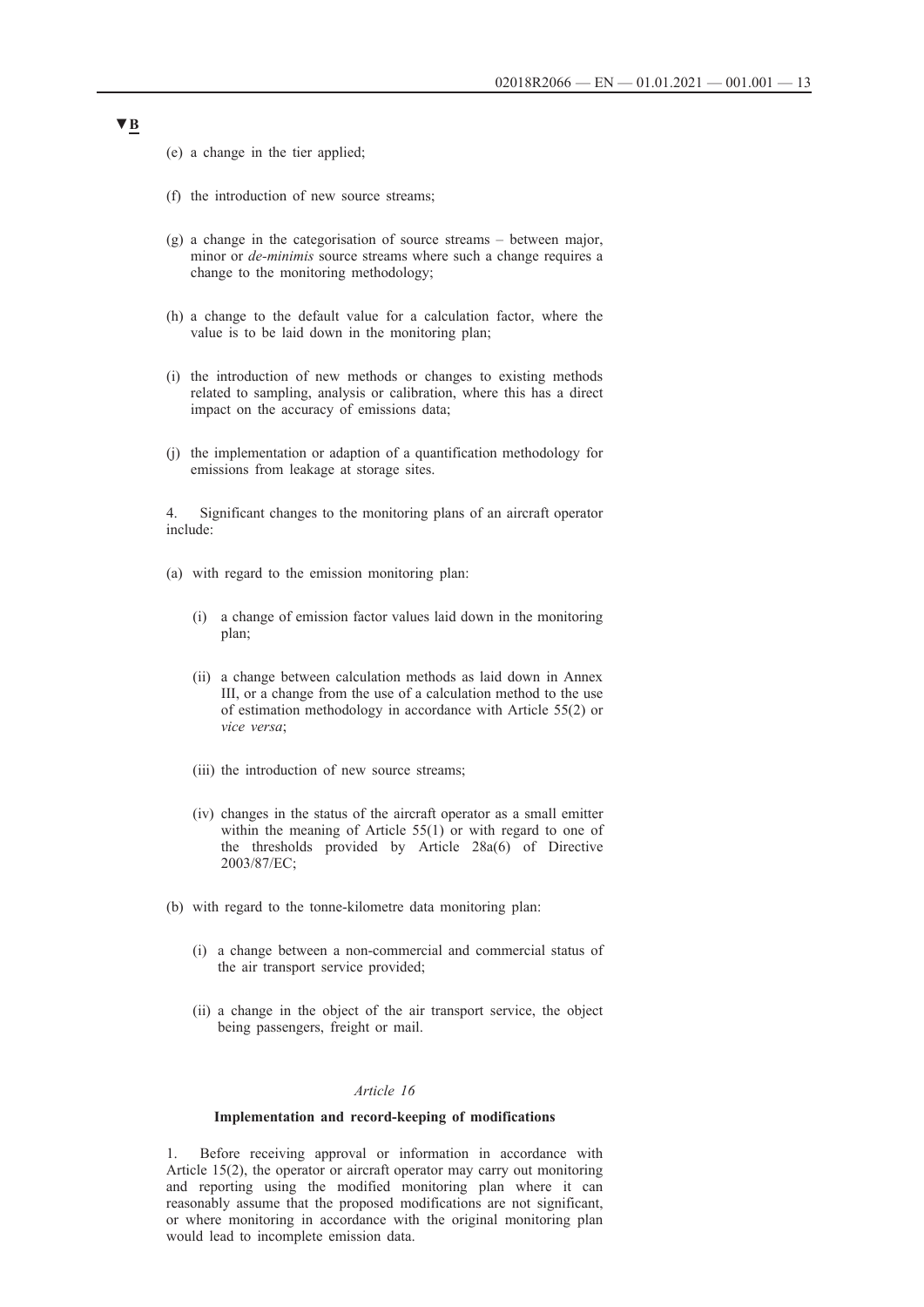▼B

(e) a change in the tier applied;

(f) the introduction of new source streams;

(g) a change in the categorisation of source streams – between major, minor or *de-minimis* source streams where such a change requires a change to the monitoring methodology;

(h) a change to the default value for a calculation factor, where the value is to be laid down in the monitoring plan;

(i) the introduction of new methods or changes to existing methods related to sampling, analysis or calibration, where this has a direct impact on the accuracy of emissions data;

(j) the implementation or adaption of a quantification methodology for emissions from leakage at storage sites.

4. Significant changes to the monitoring plans of an aircraft operator include:

(a) with regard to the emission monitoring plan:

   (i) a change of emission factor values laid down in the monitoring plan;

   (ii) a change between calculation methods as laid down in Annex III, or a change from the use of a calculation method to the use of estimation methodology in accordance with Article 55(2) or *vice versa*;

   (iii) the introduction of new source streams;

   (iv) changes in the status of the aircraft operator as a small emitter within the meaning of Article 55(1) or with regard to one of the thresholds provided by Article 28a(6) of Directive 2003/87/EC;

(b) with regard to the tonne-kilometre data monitoring plan:

   (i) a change between a non-commercial and commercial status of the air transport service provided;

   (ii) a change in the object of the air transport service, the object being passengers, freight or mail.

*Article 16*

**Implementation and record-keeping of modifications**

1. Before receiving approval or information in accordance with Article 15(2), the operator or aircraft operator may carry out monitoring and reporting using the modified monitoring plan where it can reasonably assume that the proposed modifications are not significant, or where monitoring in accordance with the original monitoring plan would lead to incomplete emission data.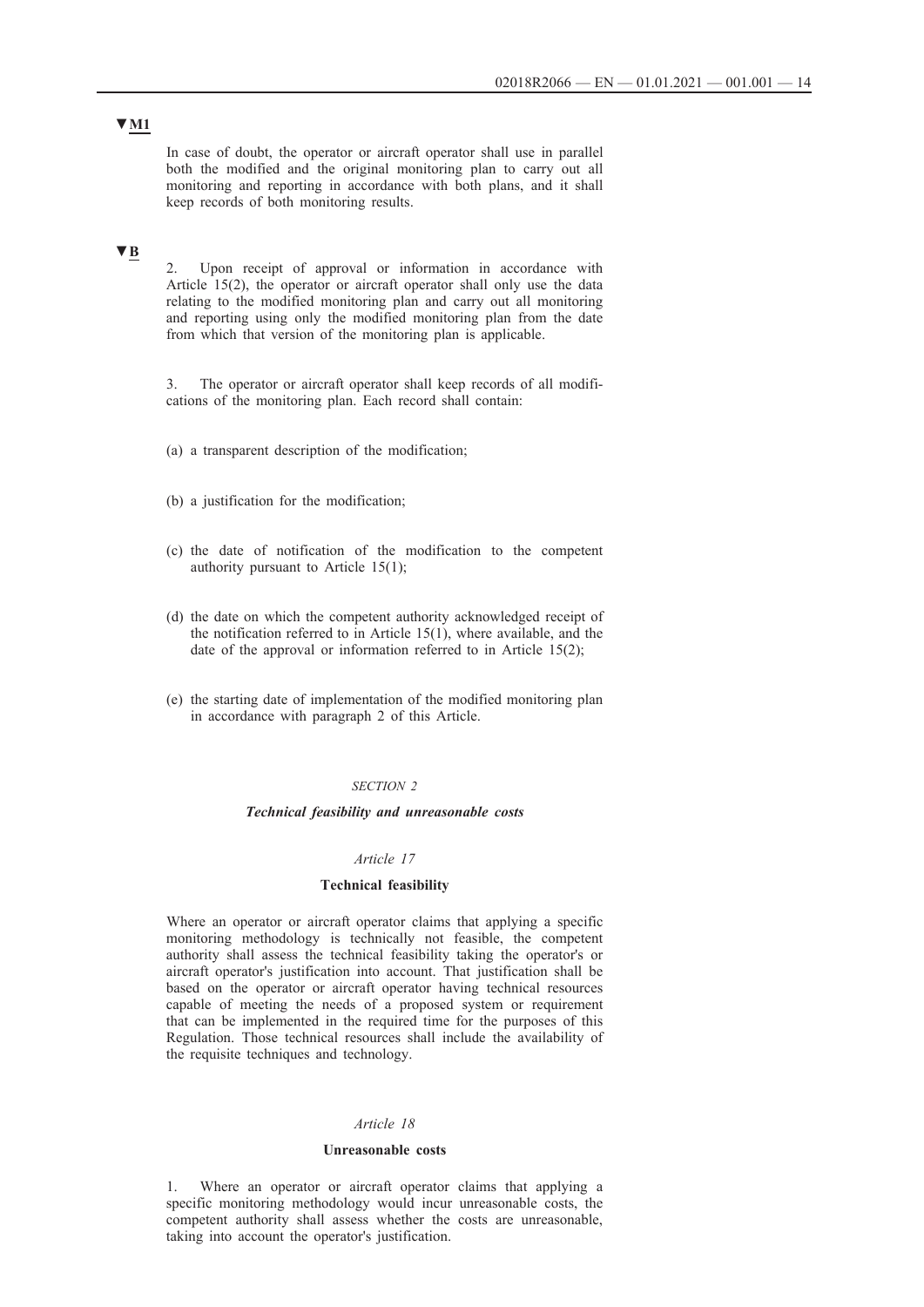▼M1

In case of doubt, the operator or aircraft operator shall use in parallel both the modified and the original monitoring plan to carry out all monitoring and reporting in accordance with both plans, and it shall keep records of both monitoring results.

▼B

2. Upon receipt of approval or information in accordance with Article 15(2), the operator or aircraft operator shall only use the data relating to the modified monitoring plan and carry out all monitoring and reporting using only the modified monitoring plan from the date from which that version of the monitoring plan is applicable.

3. The operator or aircraft operator shall keep records of all modifications of the monitoring plan. Each record shall contain:

(a) a transparent description of the modification;

(b) a justification for the modification;

(c) the date of notification of the modification to the competent authority pursuant to Article 15(1);

(d) the date on which the competent authority acknowledged receipt of the notification referred to in Article 15(1), where available, and the date of the approval or information referred to in Article 15(2);

(e) the starting date of implementation of the modified monitoring plan in accordance with paragraph 2 of this Article.

*SECTION 2*

***Technical feasibility and unreasonable costs***

*Article 17*

**Technical feasibility**

Where an operator or aircraft operator claims that applying a specific monitoring methodology is technically not feasible, the competent authority shall assess the technical feasibility taking the operator's or aircraft operator's justification into account. That justification shall be based on the operator or aircraft operator having technical resources capable of meeting the needs of a proposed system or requirement that can be implemented in the required time for the purposes of this Regulation. Those technical resources shall include the availability of the requisite techniques and technology.

*Article 18*

**Unreasonable costs**

1. Where an operator or aircraft operator claims that applying a specific monitoring methodology would incur unreasonable costs, the competent authority shall assess whether the costs are unreasonable, taking into account the operator's justification.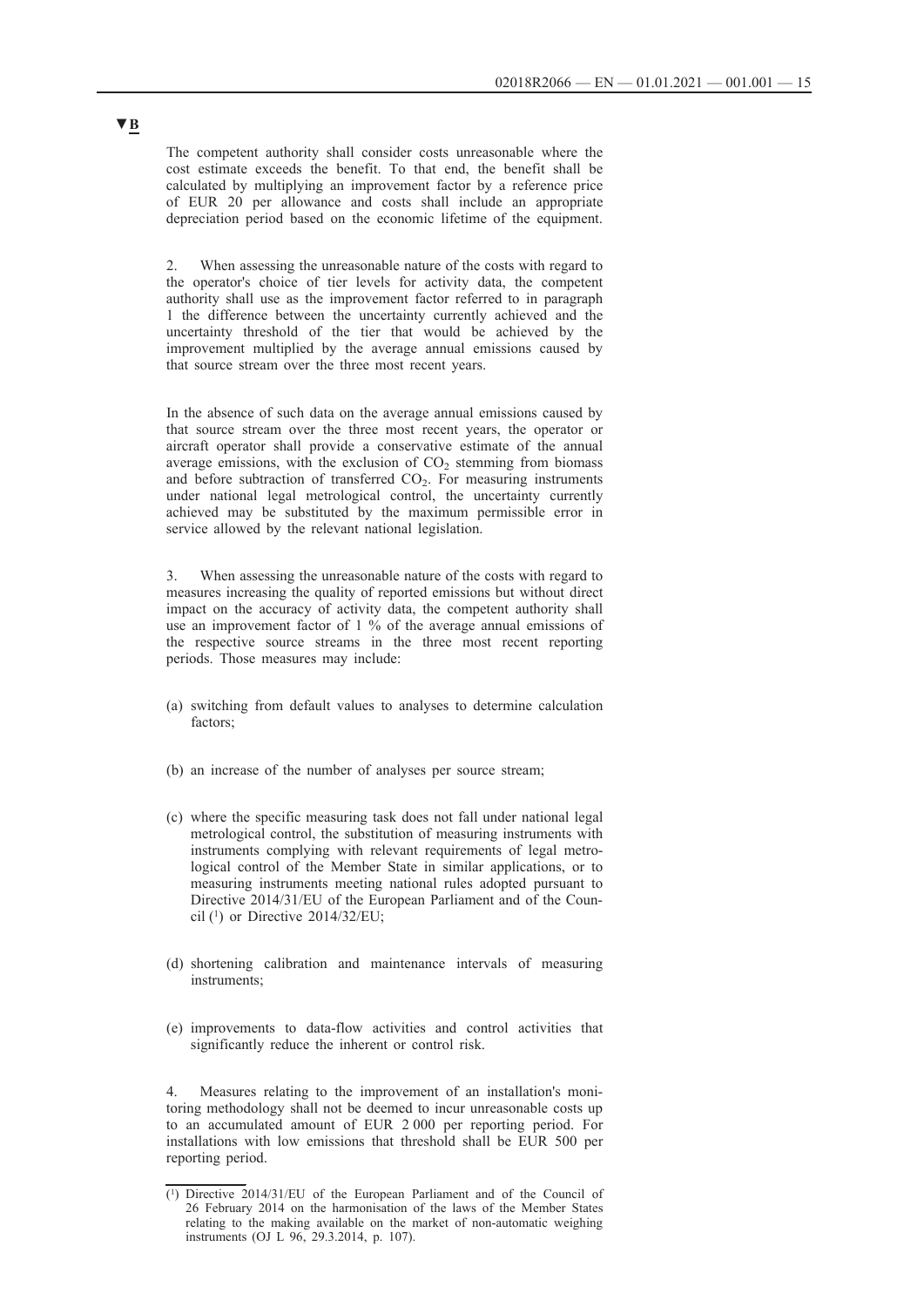▼B

The competent authority shall consider costs unreasonable where the cost estimate exceeds the benefit. To that end, the benefit shall be calculated by multiplying an improvement factor by a reference price of EUR 20 per allowance and costs shall include an appropriate depreciation period based on the economic lifetime of the equipment.

2. When assessing the unreasonable nature of the costs with regard to the operator's choice of tier levels for activity data, the competent authority shall use as the improvement factor referred to in paragraph 1 the difference between the uncertainty currently achieved and the uncertainty threshold of the tier that would be achieved by the improvement multiplied by the average annual emissions caused by that source stream over the three most recent years.

In the absence of such data on the average annual emissions caused by that source stream over the three most recent years, the operator or aircraft operator shall provide a conservative estimate of the annual average emissions, with the exclusion of $CO_2$ stemming from biomass and before subtraction of transferred $CO_2$. For measuring instruments under national legal metrological control, the uncertainty currently achieved may be substituted by the maximum permissible error in service allowed by the relevant national legislation.

3. When assessing the unreasonable nature of the costs with regard to measures increasing the quality of reported emissions but without direct impact on the accuracy of activity data, the competent authority shall use an improvement factor of 1 % of the average annual emissions of the respective source streams in the three most recent reporting periods. Those measures may include:

(a) switching from default values to analyses to determine calculation factors;

(b) an increase of the number of analyses per source stream;

(c) where the specific measuring task does not fall under national legal metrological control, the substitution of measuring instruments with instruments complying with relevant requirements of legal metrological control of the Member State in similar applications, or to measuring instruments meeting national rules adopted pursuant to Directive 2014/31/EU of the European Parliament and of the Council [1] or Directive 2014/32/EU;

(d) shortening calibration and maintenance intervals of measuring instruments;

(e) improvements to data-flow activities and control activities that significantly reduce the inherent or control risk.

4. Measures relating to the improvement of an installation's monitoring methodology shall not be deemed to incur unreasonable costs up to an accumulated amount of EUR 2 000 per reporting period. For installations with low emissions that threshold shall be EUR 500 per reporting period.

---

[1] Directive 2014/31/EU of the European Parliament and of the Council of 26 February 2014 on the harmonisation of the laws of the Member States relating to the making available on the market of non-automatic weighing instruments (OJ L 96, 29.3.2014, p. 107).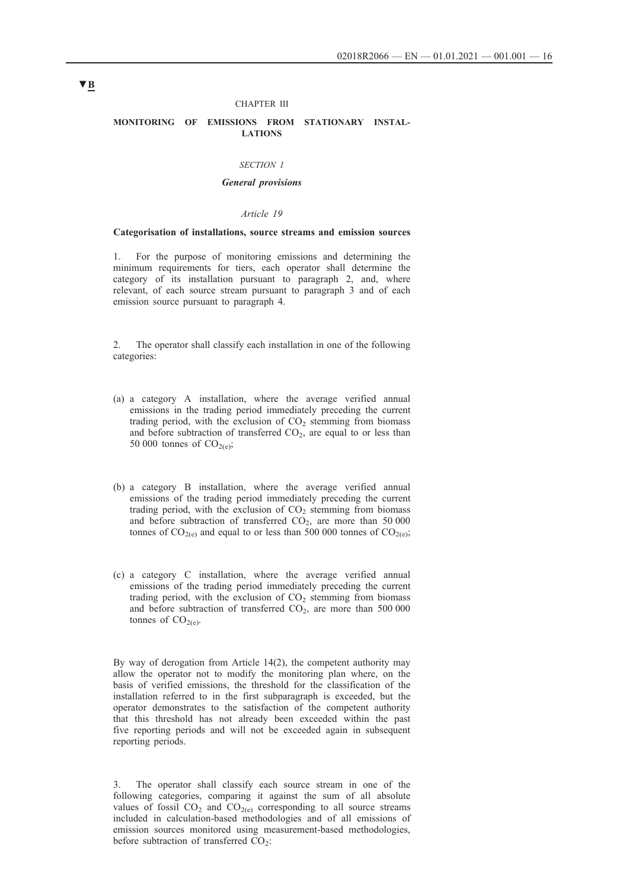▼B

CHAPTER III

**MONITORING OF EMISSIONS FROM STATIONARY INSTALLATIONS**

*SECTION 1*

***General provisions***

*Article 19*

**Categorisation of installations, source streams and emission sources**

1. For the purpose of monitoring emissions and determining the minimum requirements for tiers, each operator shall determine the category of its installation pursuant to paragraph 2, and, where relevant, of each source stream pursuant to paragraph 3 and of each emission source pursuant to paragraph 4.

2. The operator shall classify each installation in one of the following categories:

(a) a category A installation, where the average verified annual emissions in the trading period immediately preceding the current trading period, with the exclusion of $CO_2$ stemming from biomass and before subtraction of transferred $CO_2$, are equal to or less than 50 000 tonnes of $CO_{2(e)}$;

(b) a category B installation, where the average verified annual emissions of the trading period immediately preceding the current trading period, with the exclusion of $CO_2$ stemming from biomass and before subtraction of transferred $CO_2$, are more than 50 000 tonnes of $CO_{2(e)}$ and equal to or less than 500 000 tonnes of $CO_{2(e)}$;

(c) a category C installation, where the average verified annual emissions of the trading period immediately preceding the current trading period, with the exclusion of $CO_2$ stemming from biomass and before subtraction of transferred $CO_2$, are more than 500 000 tonnes of $CO_{2(e)}$.

By way of derogation from Article 14(2), the competent authority may allow the operator not to modify the monitoring plan where, on the basis of verified emissions, the threshold for the classification of the installation referred to in the first subparagraph is exceeded, but the operator demonstrates to the satisfaction of the competent authority that this threshold has not already been exceeded within the past five reporting periods and will not be exceeded again in subsequent reporting periods.

3. The operator shall classify each source stream in one of the following categories, comparing it against the sum of all absolute values of fossil $CO_2$ and $CO_{2(e)}$ corresponding to all source streams included in calculation-based methodologies and of all emissions of emission sources monitored using measurement-based methodologies, before subtraction of transferred $CO_2$: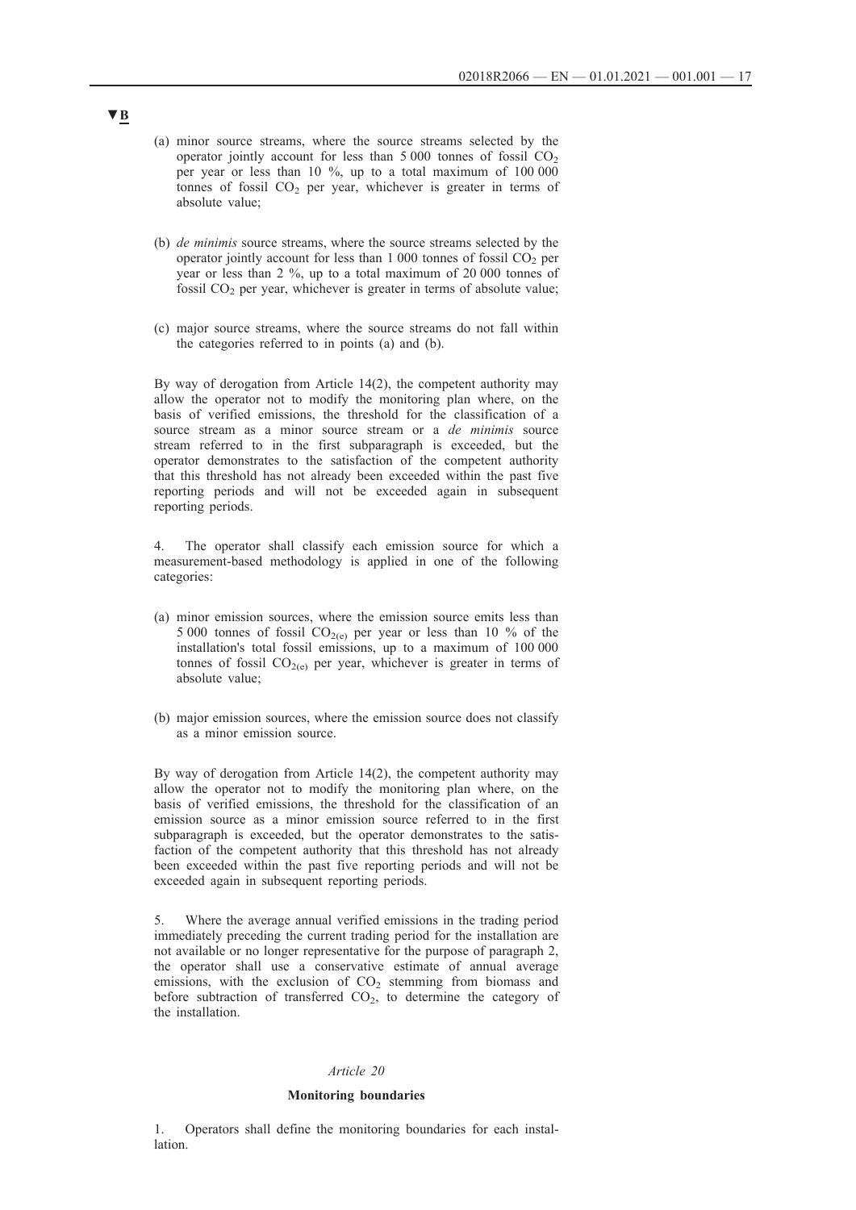▼B

(a) minor source streams, where the source streams selected by the operator jointly account for less than 5 000 tonnes of fossil $CO_2$ per year or less than 10 %, up to a total maximum of 100 000 tonnes of fossil $CO_2$ per year, whichever is greater in terms of absolute value;

(b) *de minimis* source streams, where the source streams selected by the operator jointly account for less than 1 000 tonnes of fossil $CO_2$ per year or less than 2 %, up to a total maximum of 20 000 tonnes of fossil $CO_2$ per year, whichever is greater in terms of absolute value;

(c) major source streams, where the source streams do not fall within the categories referred to in points (a) and (b).

By way of derogation from Article 14(2), the competent authority may allow the operator not to modify the monitoring plan where, on the basis of verified emissions, the threshold for the classification of a source stream as a minor source stream or a *de minimis* source stream referred to in the first subparagraph is exceeded, but the operator demonstrates to the satisfaction of the competent authority that this threshold has not already been exceeded within the past five reporting periods and will not be exceeded again in subsequent reporting periods.

4. The operator shall classify each emission source for which a measurement-based methodology is applied in one of the following categories:

(a) minor emission sources, where the emission source emits less than 5 000 tonnes of fossil $CO_{2(e)}$ per year or less than 10 % of the installation's total fossil emissions, up to a maximum of 100 000 tonnes of fossil $CO_{2(e)}$ per year, whichever is greater in terms of absolute value;

(b) major emission sources, where the emission source does not classify as a minor emission source.

By way of derogation from Article 14(2), the competent authority may allow the operator not to modify the monitoring plan where, on the basis of verified emissions, the threshold for the classification of an emission source as a minor emission source referred to in the first subparagraph is exceeded, but the operator demonstrates to the satisfaction of the competent authority that this threshold has not already been exceeded within the past five reporting periods and will not be exceeded again in subsequent reporting periods.

5. Where the average annual verified emissions in the trading period immediately preceding the current trading period for the installation are not available or no longer representative for the purpose of paragraph 2, the operator shall use a conservative estimate of annual average emissions, with the exclusion of $CO_2$ stemming from biomass and before subtraction of transferred $CO_2$, to determine the category of the installation.

*Article 20*

**Monitoring boundaries**

1. Operators shall define the monitoring boundaries for each installation.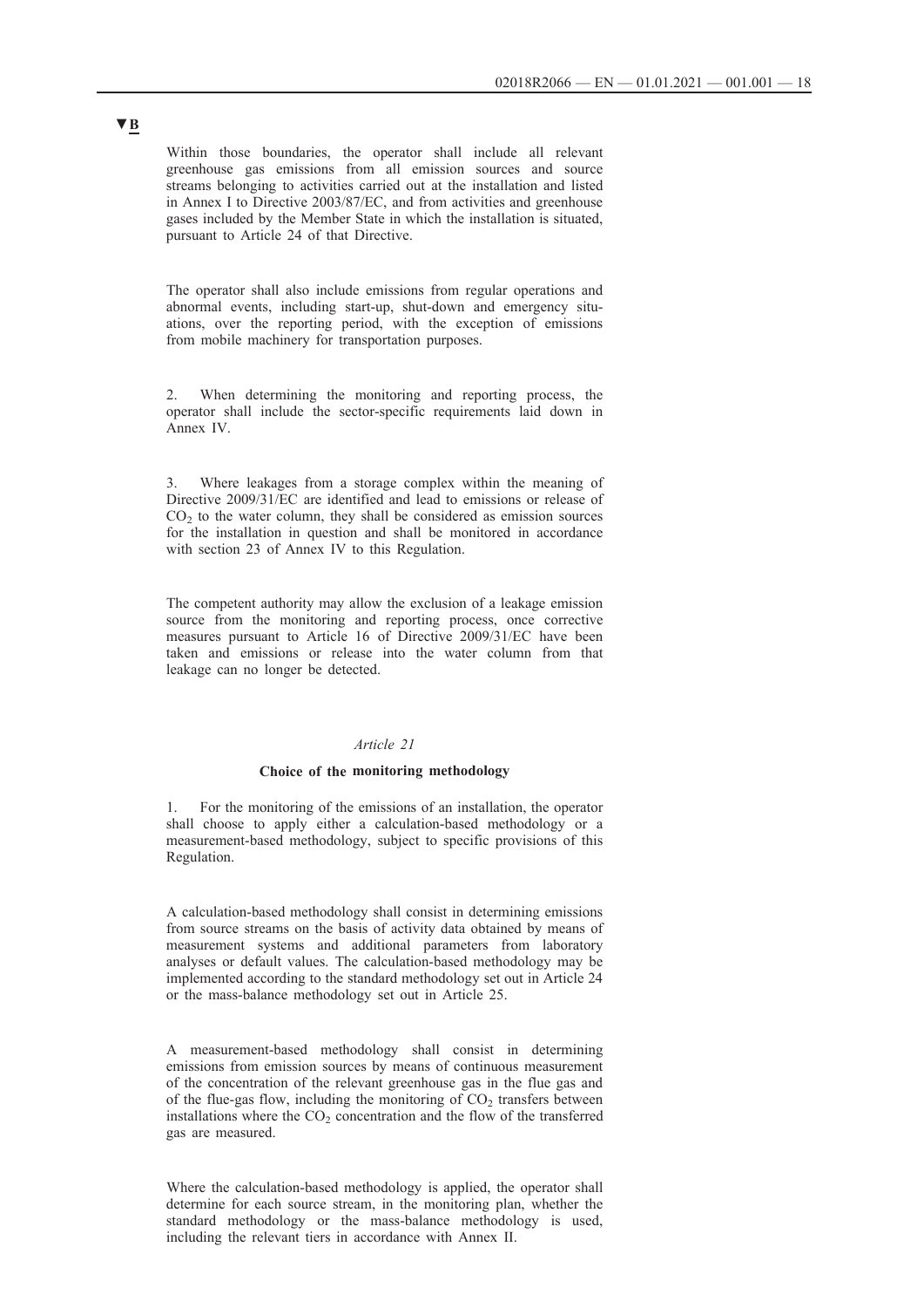▼B

Within those boundaries, the operator shall include all relevant greenhouse gas emissions from all emission sources and source streams belonging to activities carried out at the installation and listed in Annex I to Directive 2003/87/EC, and from activities and greenhouse gases included by the Member State in which the installation is situated, pursuant to Article 24 of that Directive.

The operator shall also include emissions from regular operations and abnormal events, including start-up, shut-down and emergency situations, over the reporting period, with the exception of emissions from mobile machinery for transportation purposes.

2. When determining the monitoring and reporting process, the operator shall include the sector-specific requirements laid down in Annex IV.

3. Where leakages from a storage complex within the meaning of Directive 2009/31/EC are identified and lead to emissions or release of $CO_2$ to the water column, they shall be considered as emission sources for the installation in question and shall be monitored in accordance with section 23 of Annex IV to this Regulation.

The competent authority may allow the exclusion of a leakage emission source from the monitoring and reporting process, once corrective measures pursuant to Article 16 of Directive 2009/31/EC have been taken and emissions or release into the water column from that leakage can no longer be detected.

*Article 21*

**Choice of the monitoring methodology**

1. For the monitoring of the emissions of an installation, the operator shall choose to apply either a calculation-based methodology or a measurement-based methodology, subject to specific provisions of this Regulation.

A calculation-based methodology shall consist in determining emissions from source streams on the basis of activity data obtained by means of measurement systems and additional parameters from laboratory analyses or default values. The calculation-based methodology may be implemented according to the standard methodology set out in Article 24 or the mass-balance methodology set out in Article 25.

A measurement-based methodology shall consist in determining emissions from emission sources by means of continuous measurement of the concentration of the relevant greenhouse gas in the flue gas and of the flue-gas flow, including the monitoring of $CO_2$ transfers between installations where the $CO_2$ concentration and the flow of the transferred gas are measured.

Where the calculation-based methodology is applied, the operator shall determine for each source stream, in the monitoring plan, whether the standard methodology or the mass-balance methodology is used, including the relevant tiers in accordance with Annex II.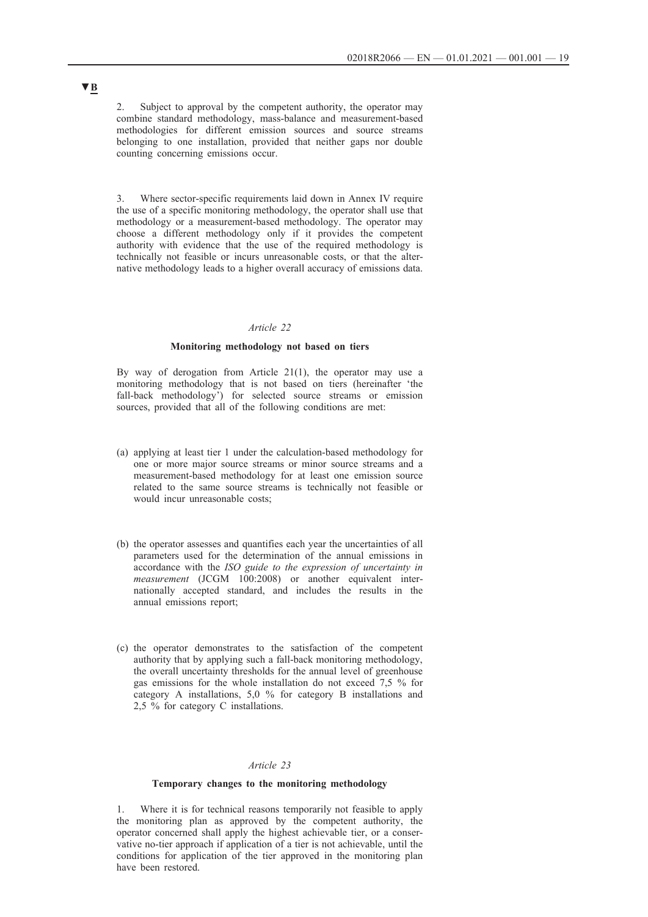▼B

2. Subject to approval by the competent authority, the operator may combine standard methodology, mass-balance and measurement-based methodologies for different emission sources and source streams belonging to one installation, provided that neither gaps nor double counting concerning emissions occur.

3. Where sector-specific requirements laid down in Annex IV require the use of a specific monitoring methodology, the operator shall use that methodology or a measurement-based methodology. The operator may choose a different methodology only if it provides the competent authority with evidence that the use of the required methodology is technically not feasible or incurs unreasonable costs, or that the alternative methodology leads to a higher overall accuracy of emissions data.

*Article 22*

**Monitoring methodology not based on tiers**

By way of derogation from Article 21(1), the operator may use a monitoring methodology that is not based on tiers (hereinafter 'the fall-back methodology') for selected source streams or emission sources, provided that all of the following conditions are met:

(a) applying at least tier 1 under the calculation-based methodology for one or more major source streams or minor source streams and a measurement-based methodology for at least one emission source related to the same source streams is technically not feasible or would incur unreasonable costs;

(b) the operator assesses and quantifies each year the uncertainties of all parameters used for the determination of the annual emissions in accordance with the *ISO guide to the expression of uncertainty in measurement* (JCGM 100:2008) or another equivalent internationally accepted standard, and includes the results in the annual emissions report;

(c) the operator demonstrates to the satisfaction of the competent authority that by applying such a fall-back monitoring methodology, the overall uncertainty thresholds for the annual level of greenhouse gas emissions for the whole installation do not exceed 7,5 % for category A installations, 5,0 % for category B installations and 2,5 % for category C installations.

*Article 23*

**Temporary changes to the monitoring methodology**

1. Where it is for technical reasons temporarily not feasible to apply the monitoring plan as approved by the competent authority, the operator concerned shall apply the highest achievable tier, or a conservative no-tier approach if application of a tier is not achievable, until the conditions for application of the tier approved in the monitoring plan have been restored.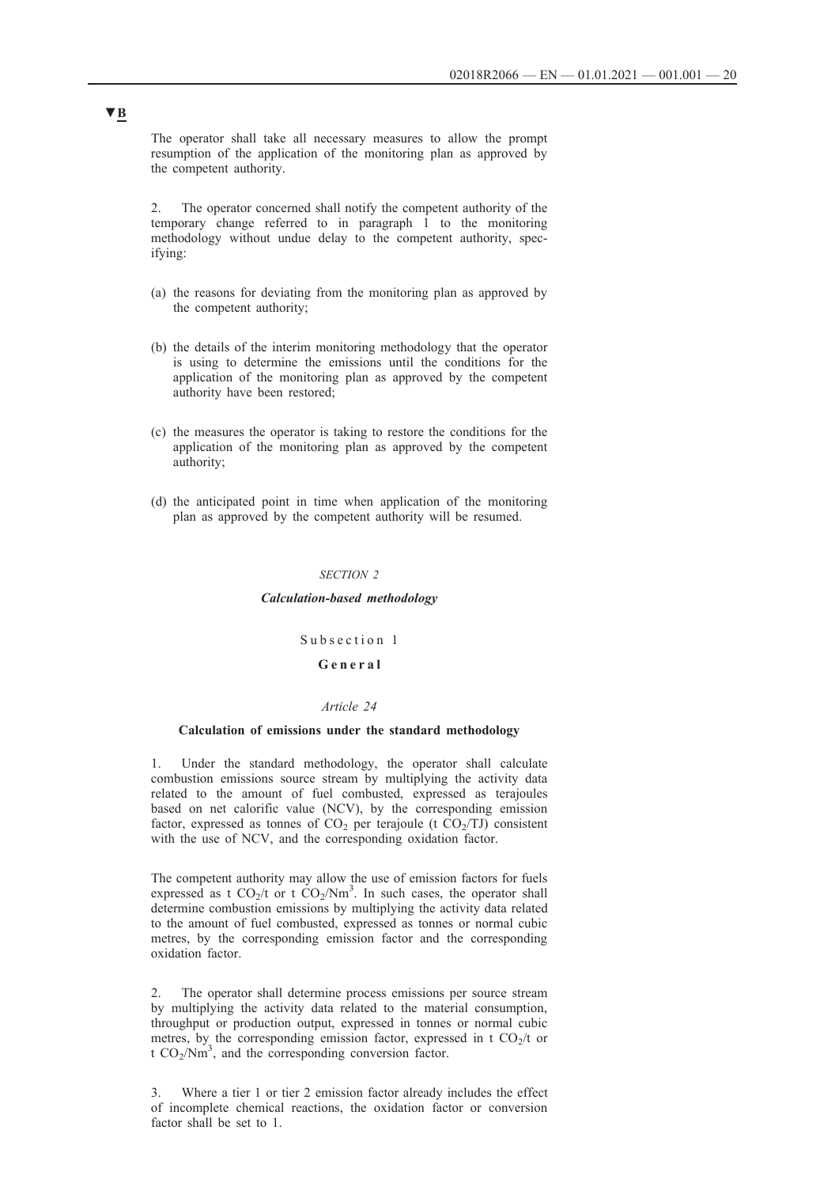▼B

The operator shall take all necessary measures to allow the prompt resumption of the application of the monitoring plan as approved by the competent authority.

2. The operator concerned shall notify the competent authority of the temporary change referred to in paragraph 1 to the monitoring methodology without undue delay to the competent authority, specifying:

(a) the reasons for deviating from the monitoring plan as approved by the competent authority;

(b) the details of the interim monitoring methodology that the operator is using to determine the emissions until the conditions for the application of the monitoring plan as approved by the competent authority have been restored;

(c) the measures the operator is taking to restore the conditions for the application of the monitoring plan as approved by the competent authority;

(d) the anticipated point in time when application of the monitoring plan as approved by the competent authority will be resumed.

*SECTION 2*

***Calculation-based methodology***

Subsection 1

**General**

*Article 24*

**Calculation of emissions under the standard methodology**

1. Under the standard methodology, the operator shall calculate combustion emissions source stream by multiplying the activity data related to the amount of fuel combusted, expressed as terajoules based on net calorific value (NCV), by the corresponding emission factor, expressed as tonnes of $CO_2$ per terajoule (t $CO_2$/TJ) consistent with the use of NCV, and the corresponding oxidation factor.

The competent authority may allow the use of emission factors for fuels expressed as t $CO_2$/t or t $CO_2$/$Nm^3$. In such cases, the operator shall determine combustion emissions by multiplying the activity data related to the amount of fuel combusted, expressed as tonnes or normal cubic metres, by the corresponding emission factor and the corresponding oxidation factor.

2. The operator shall determine process emissions per source stream by multiplying the activity data related to the material consumption, throughput or production output, expressed in tonnes or normal cubic metres, by the corresponding emission factor, expressed in t $CO_2$/t or t $CO_2$/$Nm^3$, and the corresponding conversion factor.

3. Where a tier 1 or tier 2 emission factor already includes the effect of incomplete chemical reactions, the oxidation factor or conversion factor shall be set to 1.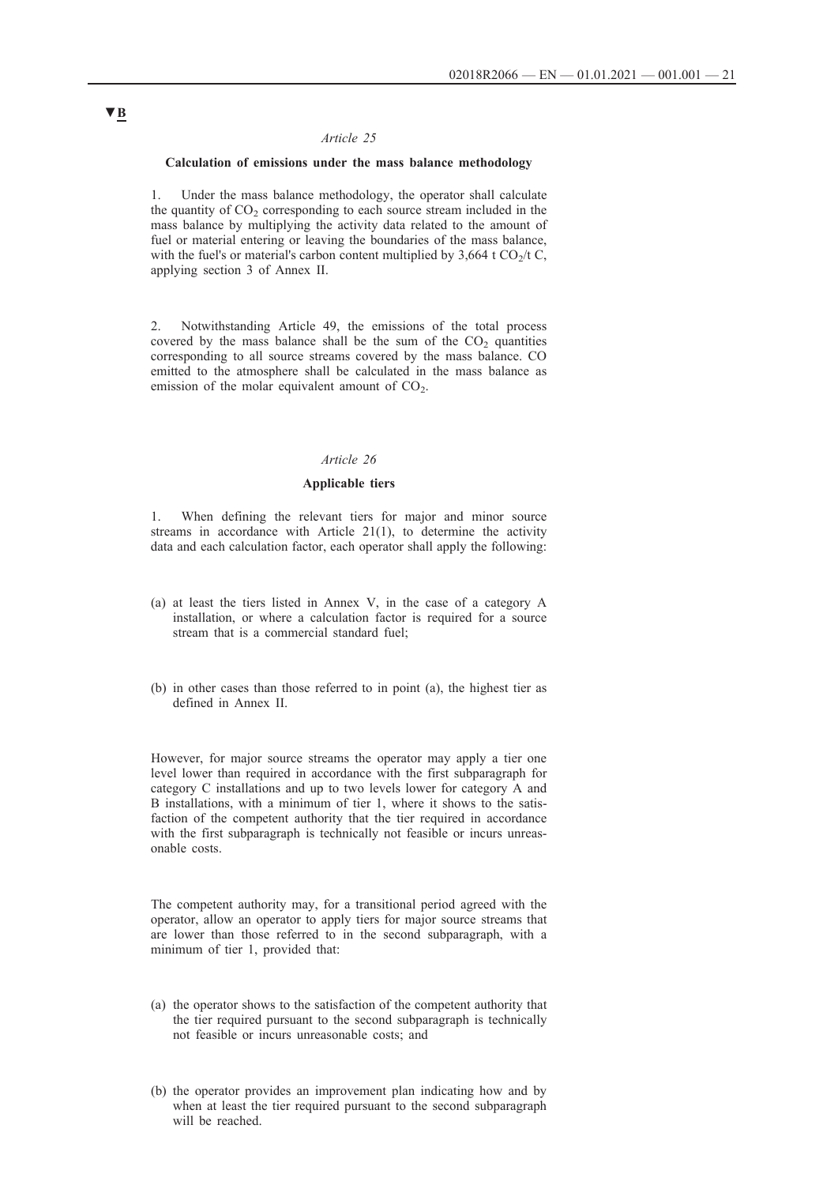▼B

*Article 25*

**Calculation of emissions under the mass balance methodology**

1. Under the mass balance methodology, the operator shall calculate the quantity of $CO_2$ corresponding to each source stream included in the mass balance by multiplying the activity data related to the amount of fuel or material entering or leaving the boundaries of the mass balance, with the fuel's or material's carbon content multiplied by 3,664 t $CO_2$/t C, applying section 3 of Annex II.

2. Notwithstanding Article 49, the emissions of the total process covered by the mass balance shall be the sum of the $CO_2$ quantities corresponding to all source streams covered by the mass balance. CO emitted to the atmosphere shall be calculated in the mass balance as emission of the molar equivalent amount of $CO_2$.

*Article 26*

**Applicable tiers**

1. When defining the relevant tiers for major and minor source streams in accordance with Article 21(1), to determine the activity data and each calculation factor, each operator shall apply the following:

(a) at least the tiers listed in Annex V, in the case of a category A installation, or where a calculation factor is required for a source stream that is a commercial standard fuel;

(b) in other cases than those referred to in point (a), the highest tier as defined in Annex II.

However, for major source streams the operator may apply a tier one level lower than required in accordance with the first subparagraph for category C installations and up to two levels lower for category A and B installations, with a minimum of tier 1, where it shows to the satisfaction of the competent authority that the tier required in accordance with the first subparagraph is technically not feasible or incurs unreasonable costs.

The competent authority may, for a transitional period agreed with the operator, allow an operator to apply tiers for major source streams that are lower than those referred to in the second subparagraph, with a minimum of tier 1, provided that:

(a) the operator shows to the satisfaction of the competent authority that the tier required pursuant to the second subparagraph is technically not feasible or incurs unreasonable costs; and

(b) the operator provides an improvement plan indicating how and by when at least the tier required pursuant to the second subparagraph will be reached.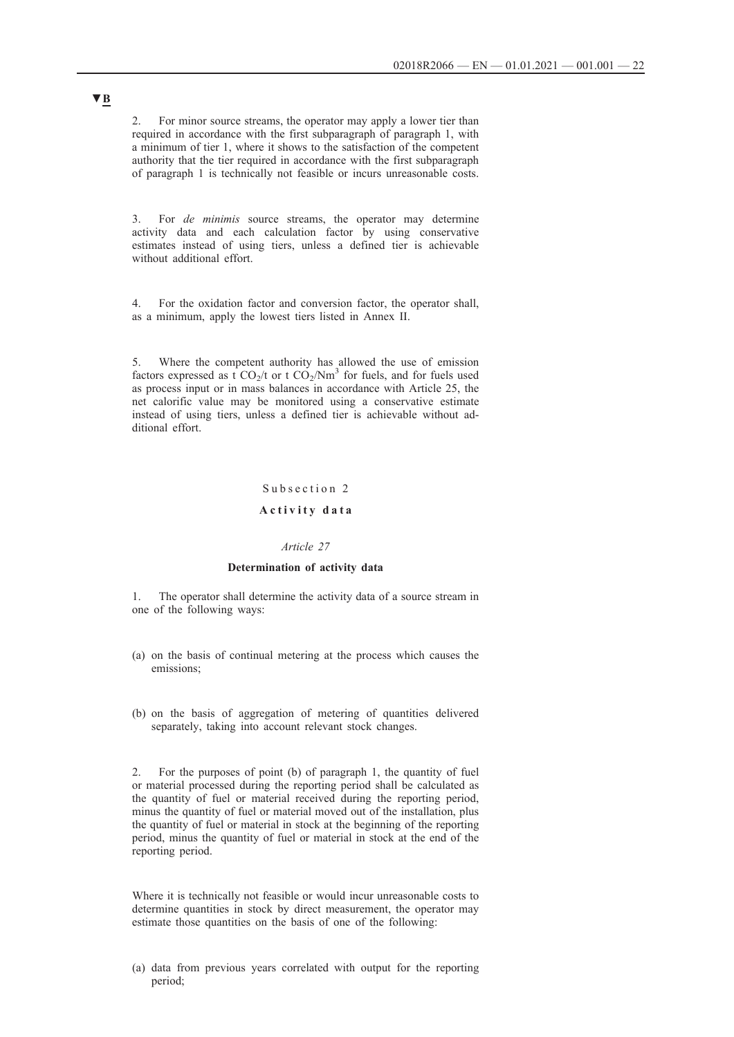▼B

2. For minor source streams, the operator may apply a lower tier than required in accordance with the first subparagraph of paragraph 1, with a minimum of tier 1, where it shows to the satisfaction of the competent authority that the tier required in accordance with the first subparagraph of paragraph 1 is technically not feasible or incurs unreasonable costs.

3. For *de minimis* source streams, the operator may determine activity data and each calculation factor by using conservative estimates instead of using tiers, unless a defined tier is achievable without additional effort.

4. For the oxidation factor and conversion factor, the operator shall, as a minimum, apply the lowest tiers listed in Annex II.

5. Where the competent authority has allowed the use of emission factors expressed as t $CO_2$/t or t $CO_2$/$Nm^3$ for fuels, and for fuels used as process input or in mass balances in accordance with Article 25, the net calorific value may be monitored using a conservative estimate instead of using tiers, unless a defined tier is achievable without additional effort.

Subsection 2

**Activity data**

*Article 27*

**Determination of activity data**

1. The operator shall determine the activity data of a source stream in one of the following ways:

(a) on the basis of continual metering at the process which causes the emissions;

(b) on the basis of aggregation of metering of quantities delivered separately, taking into account relevant stock changes.

2. For the purposes of point (b) of paragraph 1, the quantity of fuel or material processed during the reporting period shall be calculated as the quantity of fuel or material received during the reporting period, minus the quantity of fuel or material moved out of the installation, plus the quantity of fuel or material in stock at the beginning of the reporting period, minus the quantity of fuel or material in stock at the end of the reporting period.

Where it is technically not feasible or would incur unreasonable costs to determine quantities in stock by direct measurement, the operator may estimate those quantities on the basis of one of the following:

(a) data from previous years correlated with output for the reporting period;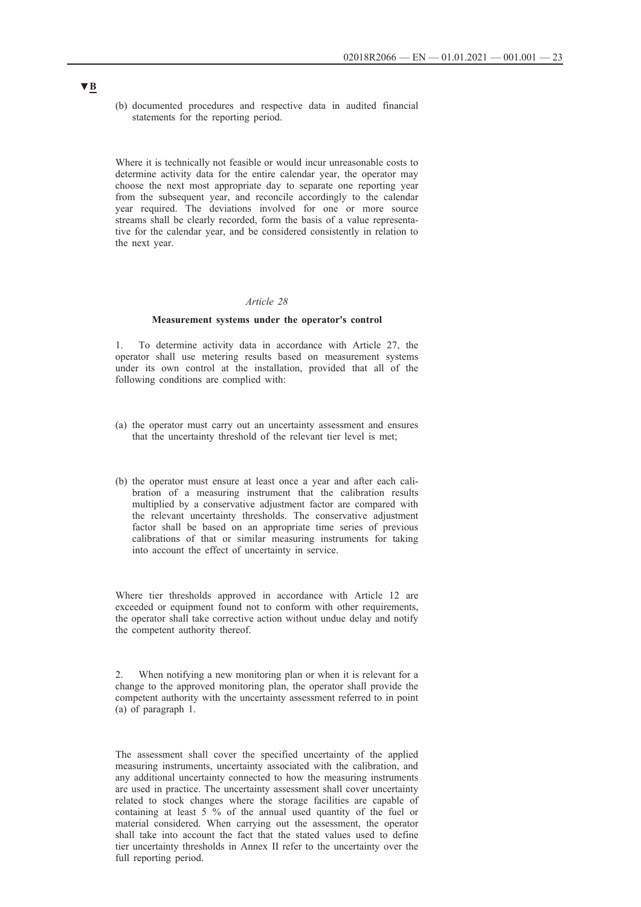▼B

(b) documented procedures and respective data in audited financial statements for the reporting period.

Where it is technically not feasible or would incur unreasonable costs to determine activity data for the entire calendar year, the operator may choose the next most appropriate day to separate one reporting year from the subsequent year, and reconcile accordingly to the calendar year required. The deviations involved for one or more source streams shall be clearly recorded, form the basis of a value representative for the calendar year, and be considered consistently in relation to the next year.

*Article 28*

**Measurement systems under the operator's control**

1. To determine activity data in accordance with Article 27, the operator shall use metering results based on measurement systems under its own control at the installation, provided that all of the following conditions are complied with:

(a) the operator must carry out an uncertainty assessment and ensures that the uncertainty threshold of the relevant tier level is met;

(b) the operator must ensure at least once a year and after each calibration of a measuring instrument that the calibration results multiplied by a conservative adjustment factor are compared with the relevant uncertainty thresholds. The conservative adjustment factor shall be based on an appropriate time series of previous calibrations of that or similar measuring instruments for taking into account the effect of uncertainty in service.

Where tier thresholds approved in accordance with Article 12 are exceeded or equipment found not to conform with other requirements, the operator shall take corrective action without undue delay and notify the competent authority thereof.

2. When notifying a new monitoring plan or when it is relevant for a change to the approved monitoring plan, the operator shall provide the competent authority with the uncertainty assessment referred to in point (a) of paragraph 1.

The assessment shall cover the specified uncertainty of the applied measuring instruments, uncertainty associated with the calibration, and any additional uncertainty connected to how the measuring instruments are used in practice. The uncertainty assessment shall cover uncertainty related to stock changes where the storage facilities are capable of containing at least 5 % of the annual used quantity of the fuel or material considered. When carrying out the assessment, the operator shall take into account the fact that the stated values used to define tier uncertainty thresholds in Annex II refer to the uncertainty over the full reporting period.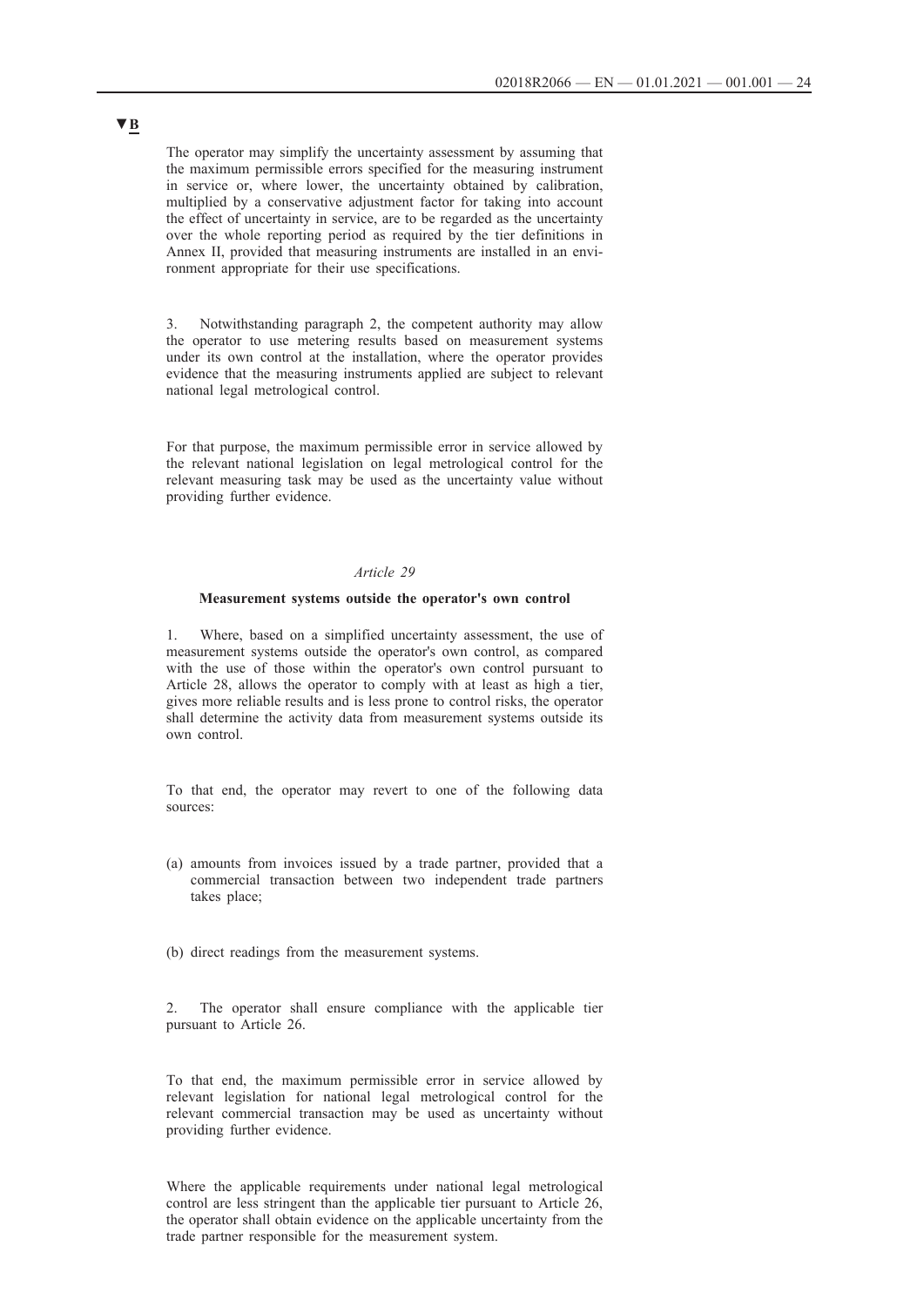▼B

The operator may simplify the uncertainty assessment by assuming that the maximum permissible errors specified for the measuring instrument in service or, where lower, the uncertainty obtained by calibration, multiplied by a conservative adjustment factor for taking into account the effect of uncertainty in service, are to be regarded as the uncertainty over the whole reporting period as required by the tier definitions in Annex II, provided that measuring instruments are installed in an environment appropriate for their use specifications.

3. Notwithstanding paragraph 2, the competent authority may allow the operator to use metering results based on measurement systems under its own control at the installation, where the operator provides evidence that the measuring instruments applied are subject to relevant national legal metrological control.

For that purpose, the maximum permissible error in service allowed by the relevant national legislation on legal metrological control for the relevant measuring task may be used as the uncertainty value without providing further evidence.

*Article 29*

**Measurement systems outside the operator's own control**

1. Where, based on a simplified uncertainty assessment, the use of measurement systems outside the operator's own control, as compared with the use of those within the operator's own control pursuant to Article 28, allows the operator to comply with at least as high a tier, gives more reliable results and is less prone to control risks, the operator shall determine the activity data from measurement systems outside its own control.

To that end, the operator may revert to one of the following data sources:

(a) amounts from invoices issued by a trade partner, provided that a commercial transaction between two independent trade partners takes place;

(b) direct readings from the measurement systems.

2. The operator shall ensure compliance with the applicable tier pursuant to Article 26.

To that end, the maximum permissible error in service allowed by relevant legislation for national legal metrological control for the relevant commercial transaction may be used as uncertainty without providing further evidence.

Where the applicable requirements under national legal metrological control are less stringent than the applicable tier pursuant to Article 26, the operator shall obtain evidence on the applicable uncertainty from the trade partner responsible for the measurement system.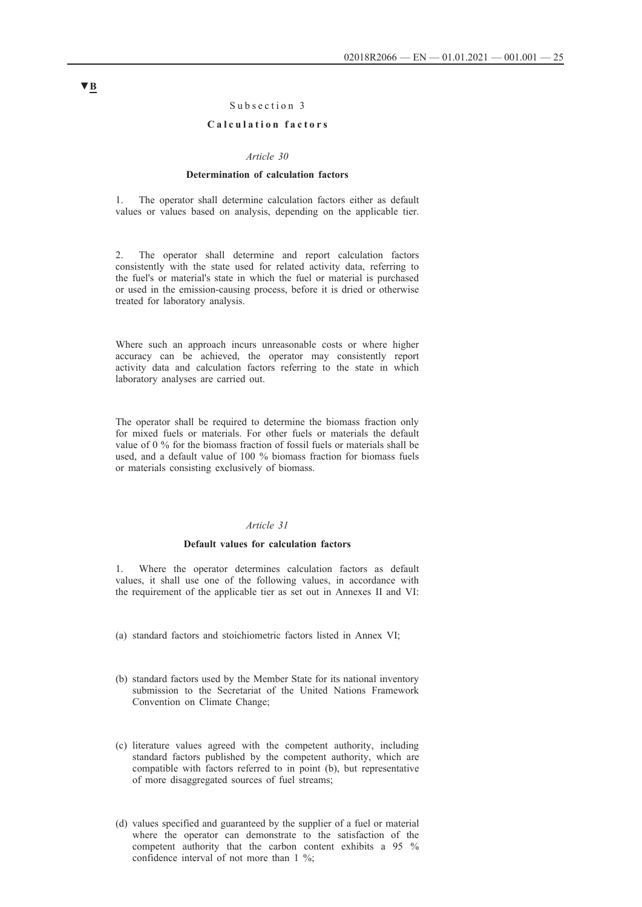▼B

### Subsection 3

### Calculation factors

*Article 30*

**Determination of calculation factors**

1. The operator shall determine calculation factors either as default values or values based on analysis, depending on the applicable tier.

2. The operator shall determine and report calculation factors consistently with the state used for related activity data, referring to the fuel's or material's state in which the fuel or material is purchased or used in the emission-causing process, before it is dried or otherwise treated for laboratory analysis.

Where such an approach incurs unreasonable costs or where higher accuracy can be achieved, the operator may consistently report activity data and calculation factors referring to the state in which laboratory analyses are carried out.

The operator shall be required to determine the biomass fraction only for mixed fuels or materials. For other fuels or materials the default value of 0 % for the biomass fraction of fossil fuels or materials shall be used, and a default value of 100 % biomass fraction for biomass fuels or materials consisting exclusively of biomass.

*Article 31*

**Default values for calculation factors**

1. Where the operator determines calculation factors as default values, it shall use one of the following values, in accordance with the requirement of the applicable tier as set out in Annexes II and VI:

(a) standard factors and stoichiometric factors listed in Annex VI;

(b) standard factors used by the Member State for its national inventory submission to the Secretariat of the United Nations Framework Convention on Climate Change;

(c) literature values agreed with the competent authority, including standard factors published by the competent authority, which are compatible with factors referred to in point (b), but representative of more disaggregated sources of fuel streams;

(d) values specified and guaranteed by the supplier of a fuel or material where the operator can demonstrate to the satisfaction of the competent authority that the carbon content exhibits a 95 % confidence interval of not more than 1 %;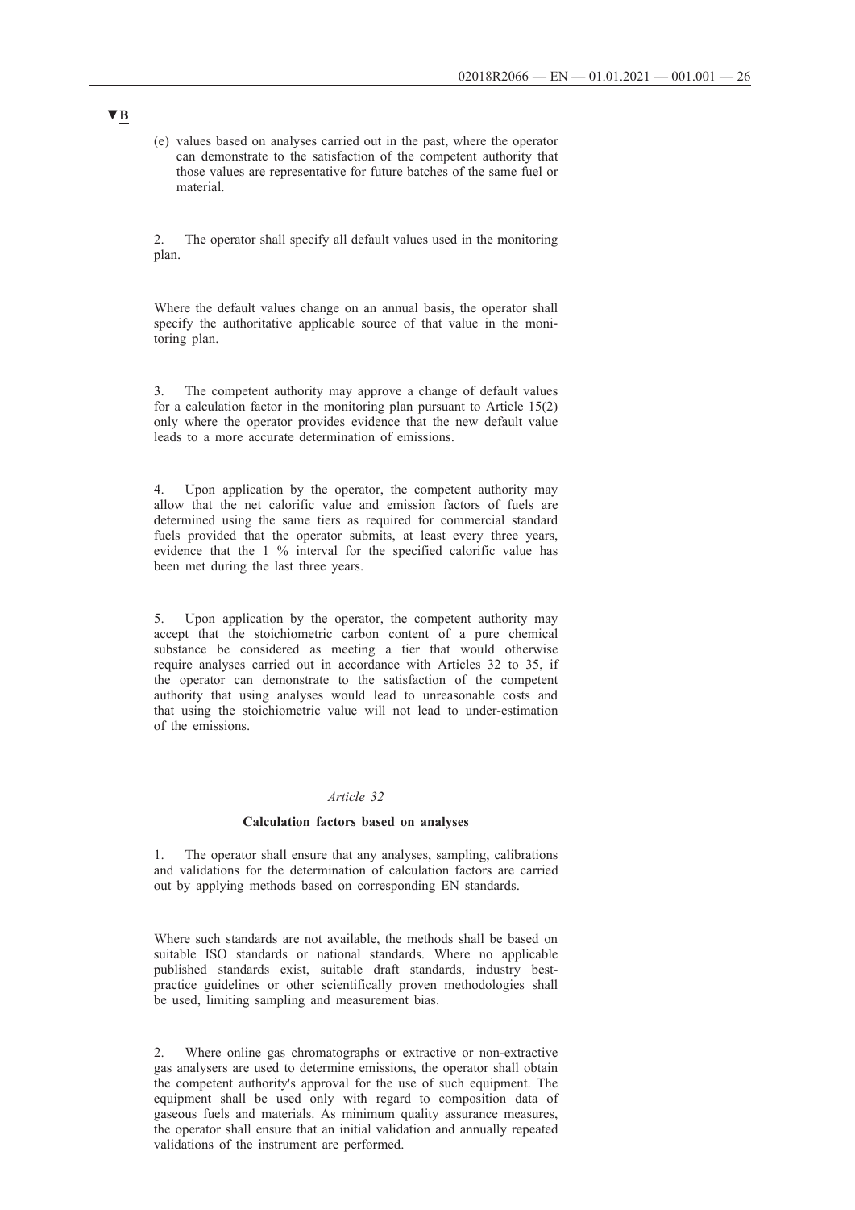▼B

(e) values based on analyses carried out in the past, where the operator can demonstrate to the satisfaction of the competent authority that those values are representative for future batches of the same fuel or material.

2. The operator shall specify all default values used in the monitoring plan.

Where the default values change on an annual basis, the operator shall specify the authoritative applicable source of that value in the monitoring plan.

3. The competent authority may approve a change of default values for a calculation factor in the monitoring plan pursuant to Article 15(2) only where the operator provides evidence that the new default value leads to a more accurate determination of emissions.

4. Upon application by the operator, the competent authority may allow that the net calorific value and emission factors of fuels are determined using the same tiers as required for commercial standard fuels provided that the operator submits, at least every three years, evidence that the 1 % interval for the specified calorific value has been met during the last three years.

5. Upon application by the operator, the competent authority may accept that the stoichiometric carbon content of a pure chemical substance be considered as meeting a tier that would otherwise require analyses carried out in accordance with Articles 32 to 35, if the operator can demonstrate to the satisfaction of the competent authority that using analyses would lead to unreasonable costs and that using the stoichiometric value will not lead to under-estimation of the emissions.

*Article 32*

**Calculation factors based on analyses**

1. The operator shall ensure that any analyses, sampling, calibrations and validations for the determination of calculation factors are carried out by applying methods based on corresponding EN standards.

Where such standards are not available, the methods shall be based on suitable ISO standards or national standards. Where no applicable published standards exist, suitable draft standards, industry best-practice guidelines or other scientifically proven methodologies shall be used, limiting sampling and measurement bias.

2. Where online gas chromatographs or extractive or non-extractive gas analysers are used to determine emissions, the operator shall obtain the competent authority's approval for the use of such equipment. The equipment shall be used only with regard to composition data of gaseous fuels and materials. As minimum quality assurance measures, the operator shall ensure that an initial validation and annually repeated validations of the instrument are performed.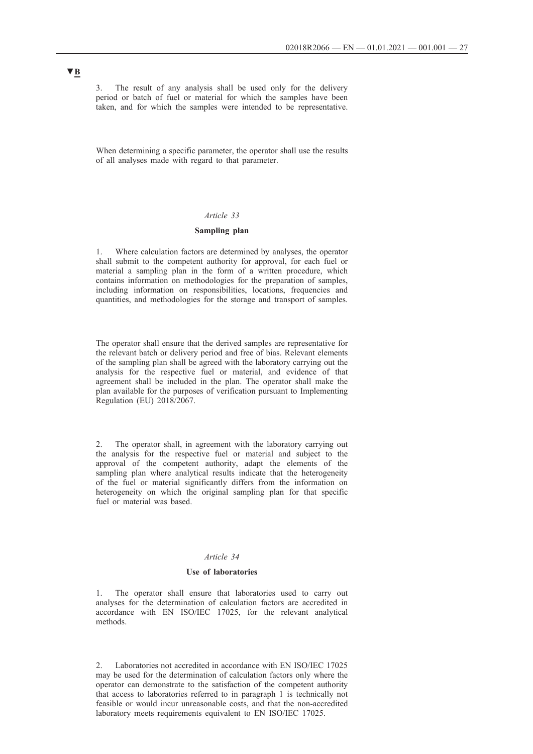▼B

3. The result of any analysis shall be used only for the delivery period or batch of fuel or material for which the samples have been taken, and for which the samples were intended to be representative.

When determining a specific parameter, the operator shall use the results of all analyses made with regard to that parameter.

*Article 33*

**Sampling plan**

1. Where calculation factors are determined by analyses, the operator shall submit to the competent authority for approval, for each fuel or material a sampling plan in the form of a written procedure, which contains information on methodologies for the preparation of samples, including information on responsibilities, locations, frequencies and quantities, and methodologies for the storage and transport of samples.

The operator shall ensure that the derived samples are representative for the relevant batch or delivery period and free of bias. Relevant elements of the sampling plan shall be agreed with the laboratory carrying out the analysis for the respective fuel or material, and evidence of that agreement shall be included in the plan. The operator shall make the plan available for the purposes of verification pursuant to Implementing Regulation (EU) 2018/2067.

2. The operator shall, in agreement with the laboratory carrying out the analysis for the respective fuel or material and subject to the approval of the competent authority, adapt the elements of the sampling plan where analytical results indicate that the heterogeneity of the fuel or material significantly differs from the information on heterogeneity on which the original sampling plan for that specific fuel or material was based.

*Article 34*

**Use of laboratories**

1. The operator shall ensure that laboratories used to carry out analyses for the determination of calculation factors are accredited in accordance with EN ISO/IEC 17025, for the relevant analytical methods.

2. Laboratories not accredited in accordance with EN ISO/IEC 17025 may be used for the determination of calculation factors only where the operator can demonstrate to the satisfaction of the competent authority that access to laboratories referred to in paragraph 1 is technically not feasible or would incur unreasonable costs, and that the non-accredited laboratory meets requirements equivalent to EN ISO/IEC 17025.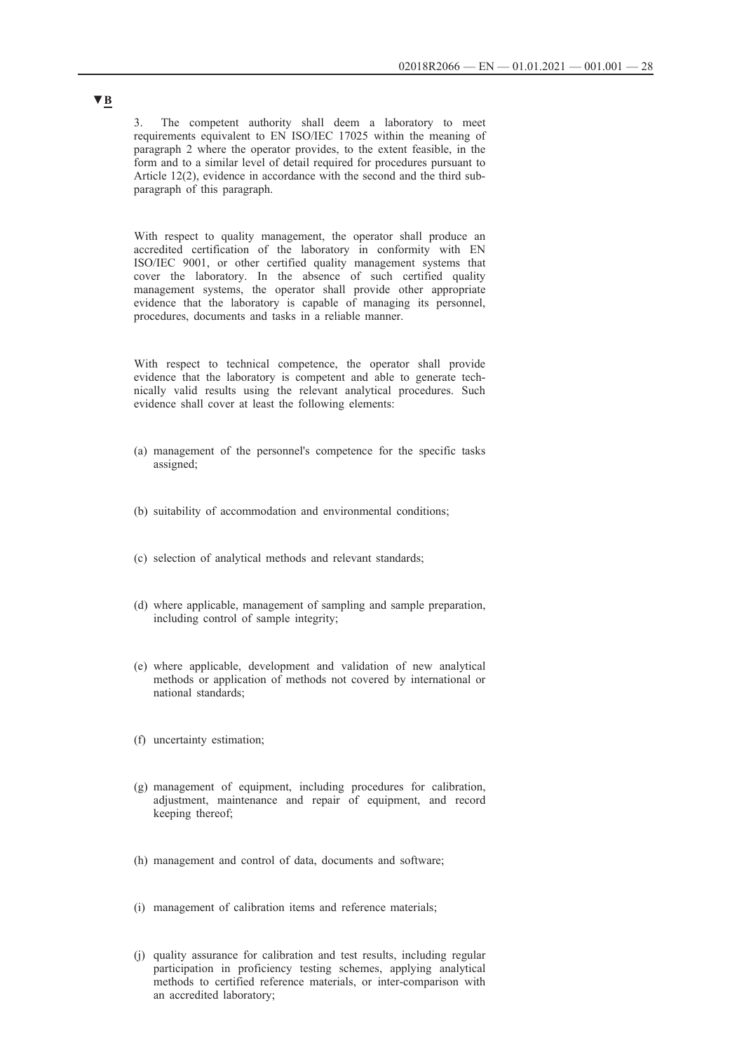▼B

3. The competent authority shall deem a laboratory to meet requirements equivalent to EN ISO/IEC 17025 within the meaning of paragraph 2 where the operator provides, to the extent feasible, in the form and to a similar level of detail required for procedures pursuant to Article 12(2), evidence in accordance with the second and the third subparagraph of this paragraph.

With respect to quality management, the operator shall produce an accredited certification of the laboratory in conformity with EN ISO/IEC 9001, or other certified quality management systems that cover the laboratory. In the absence of such certified quality management systems, the operator shall provide other appropriate evidence that the laboratory is capable of managing its personnel, procedures, documents and tasks in a reliable manner.

With respect to technical competence, the operator shall provide evidence that the laboratory is competent and able to generate technically valid results using the relevant analytical procedures. Such evidence shall cover at least the following elements:

(a) management of the personnel's competence for the specific tasks assigned;

(b) suitability of accommodation and environmental conditions;

(c) selection of analytical methods and relevant standards;

(d) where applicable, management of sampling and sample preparation, including control of sample integrity;

(e) where applicable, development and validation of new analytical methods or application of methods not covered by international or national standards;

(f) uncertainty estimation;

(g) management of equipment, including procedures for calibration, adjustment, maintenance and repair of equipment, and record keeping thereof;

(h) management and control of data, documents and software;

(i) management of calibration items and reference materials;

(j) quality assurance for calibration and test results, including regular participation in proficiency testing schemes, applying analytical methods to certified reference materials, or inter-comparison with an accredited laboratory;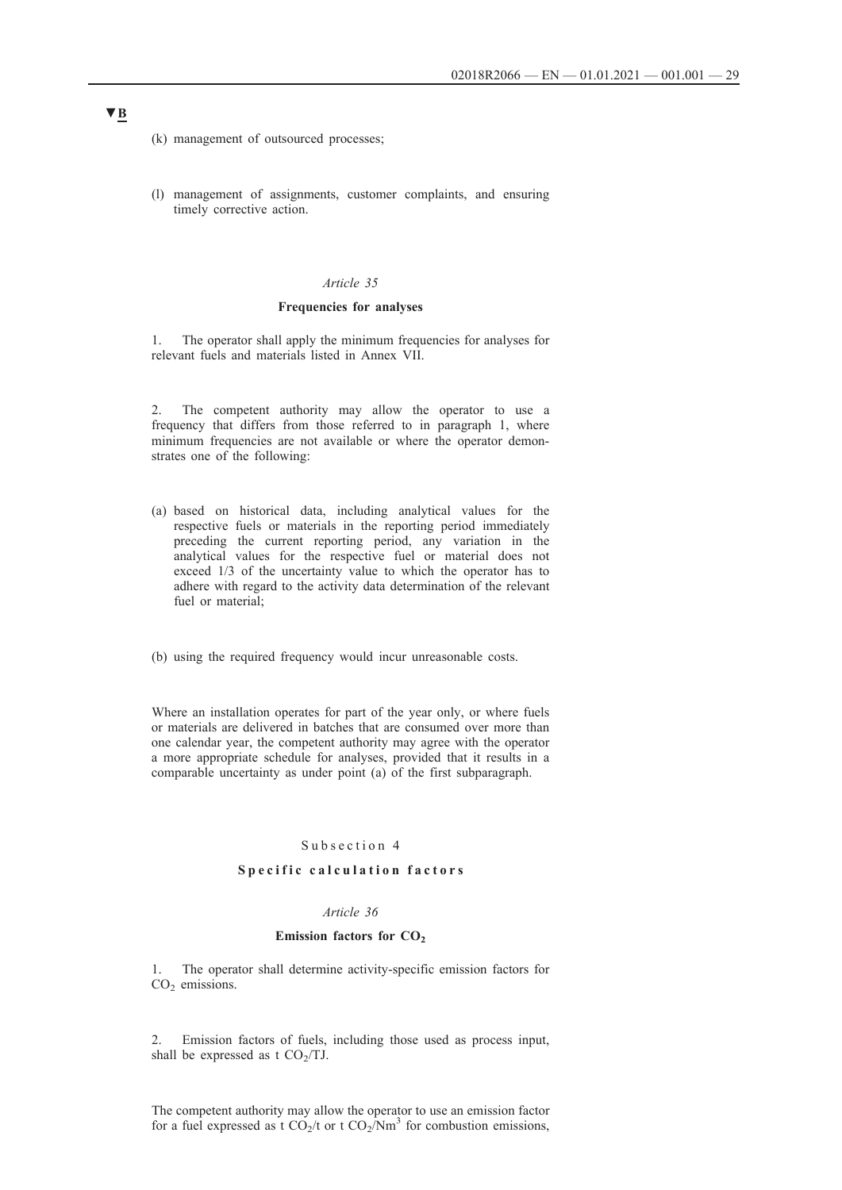▼B

(k) management of outsourced processes;

(l) management of assignments, customer complaints, and ensuring timely corrective action.

*Article 35*

**Frequencies for analyses**

1. The operator shall apply the minimum frequencies for analyses for relevant fuels and materials listed in Annex VII.

2. The competent authority may allow the operator to use a frequency that differs from those referred to in paragraph 1, where minimum frequencies are not available or where the operator demonstrates one of the following:

(a) based on historical data, including analytical values for the respective fuels or materials in the reporting period immediately preceding the current reporting period, any variation in the analytical values for the respective fuel or material does not exceed 1/3 of the uncertainty value to which the operator has to adhere with regard to the activity data determination of the relevant fuel or material;

(b) using the required frequency would incur unreasonable costs.

Where an installation operates for part of the year only, or where fuels or materials are delivered in batches that are consumed over more than one calendar year, the competent authority may agree with the operator a more appropriate schedule for analyses, provided that it results in a comparable uncertainty as under point (a) of the first subparagraph.

Subsection 4

**Specific calculation factors**

*Article 36*

**Emission factors for $CO_2$**

1. The operator shall determine activity-specific emission factors for $CO_2$ emissions.

2. Emission factors of fuels, including those used as process input, shall be expressed as t $CO_2$/TJ.

The competent authority may allow the operator to use an emission factor for a fuel expressed as t $CO_2$/t or t $CO_2$/$Nm^3$ for combustion emissions,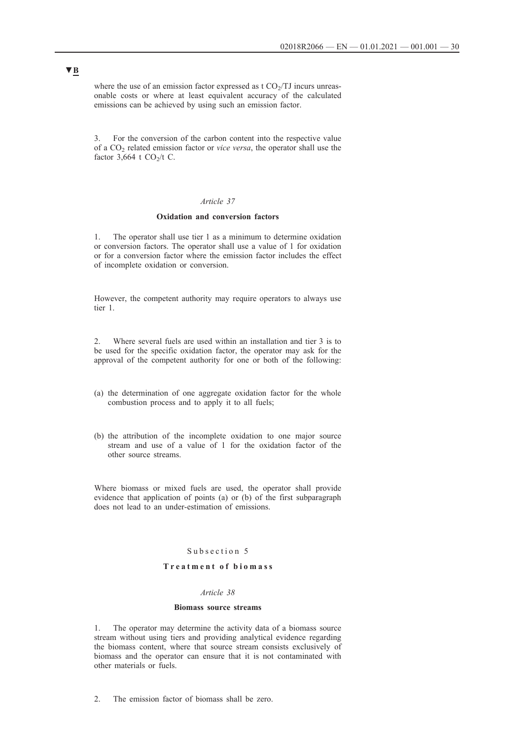▼B

where the use of an emission factor expressed as t $CO_2$/TJ incurs unreasonable costs or where at least equivalent accuracy of the calculated emissions can be achieved by using such an emission factor.

3. For the conversion of the carbon content into the respective value of a $CO_2$ related emission factor or *vice versa*, the operator shall use the factor 3,664 t $CO_2$/t C.

*Article 37*

**Oxidation and conversion factors**

1. The operator shall use tier 1 as a minimum to determine oxidation or conversion factors. The operator shall use a value of 1 for oxidation or for a conversion factor where the emission factor includes the effect of incomplete oxidation or conversion.

However, the competent authority may require operators to always use tier 1.

2. Where several fuels are used within an installation and tier 3 is to be used for the specific oxidation factor, the operator may ask for the approval of the competent authority for one or both of the following:

(a) the determination of one aggregate oxidation factor for the whole combustion process and to apply it to all fuels;

(b) the attribution of the incomplete oxidation to one major source stream and use of a value of 1 for the oxidation factor of the other source streams.

Where biomass or mixed fuels are used, the operator shall provide evidence that application of points (a) or (b) of the first subparagraph does not lead to an under-estimation of emissions.

Subsection 5

**Treatment of biomass**

*Article 38*

**Biomass source streams**

1. The operator may determine the activity data of a biomass source stream without using tiers and providing analytical evidence regarding the biomass content, where that source stream consists exclusively of biomass and the operator can ensure that it is not contaminated with other materials or fuels.

2. The emission factor of biomass shall be zero.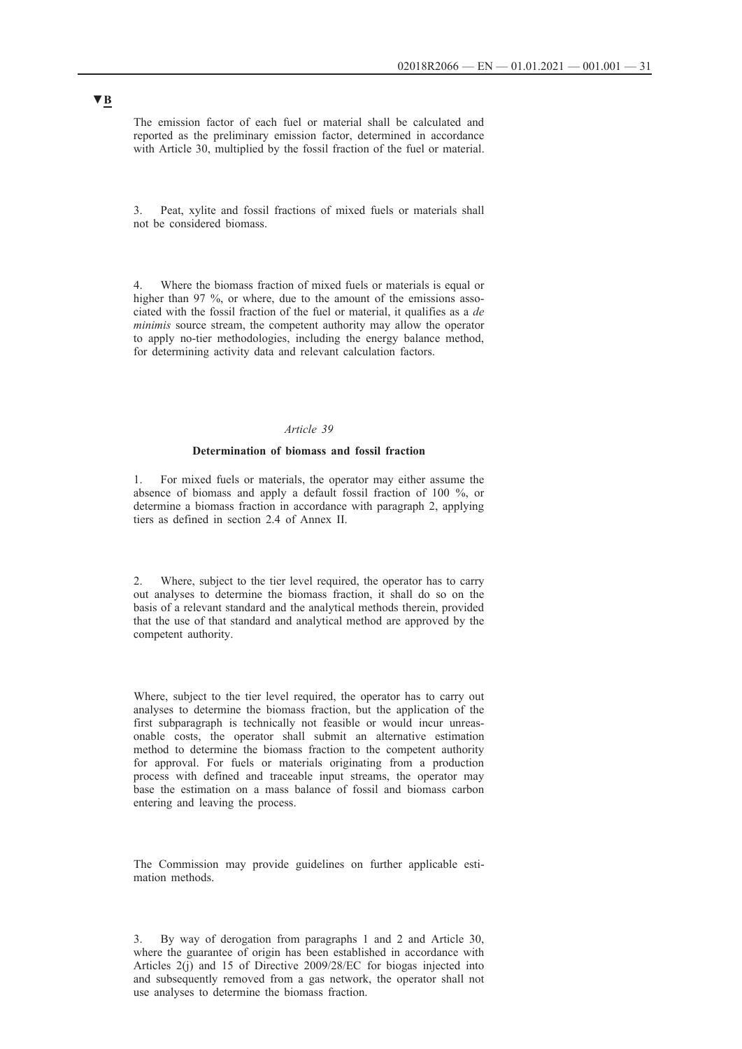▼B

The emission factor of each fuel or material shall be calculated and reported as the preliminary emission factor, determined in accordance with Article 30, multiplied by the fossil fraction of the fuel or material.

3. Peat, xylite and fossil fractions of mixed fuels or materials shall not be considered biomass.

4. Where the biomass fraction of mixed fuels or materials is equal or higher than 97 %, or where, due to the amount of the emissions associated with the fossil fraction of the fuel or material, it qualifies as a *de minimis* source stream, the competent authority may allow the operator to apply no-tier methodologies, including the energy balance method, for determining activity data and relevant calculation factors.

*Article 39*

**Determination of biomass and fossil fraction**

1. For mixed fuels or materials, the operator may either assume the absence of biomass and apply a default fossil fraction of 100 %, or determine a biomass fraction in accordance with paragraph 2, applying tiers as defined in section 2.4 of Annex II.

2. Where, subject to the tier level required, the operator has to carry out analyses to determine the biomass fraction, it shall do so on the basis of a relevant standard and the analytical methods therein, provided that the use of that standard and analytical method are approved by the competent authority.

Where, subject to the tier level required, the operator has to carry out analyses to determine the biomass fraction, but the application of the first subparagraph is technically not feasible or would incur unreasonable costs, the operator shall submit an alternative estimation method to determine the biomass fraction to the competent authority for approval. For fuels or materials originating from a production process with defined and traceable input streams, the operator may base the estimation on a mass balance of fossil and biomass carbon entering and leaving the process.

The Commission may provide guidelines on further applicable estimation methods.

3. By way of derogation from paragraphs 1 and 2 and Article 30, where the guarantee of origin has been established in accordance with Articles 2(j) and 15 of Directive 2009/28/EC for biogas injected into and subsequently removed from a gas network, the operator shall not use analyses to determine the biomass fraction.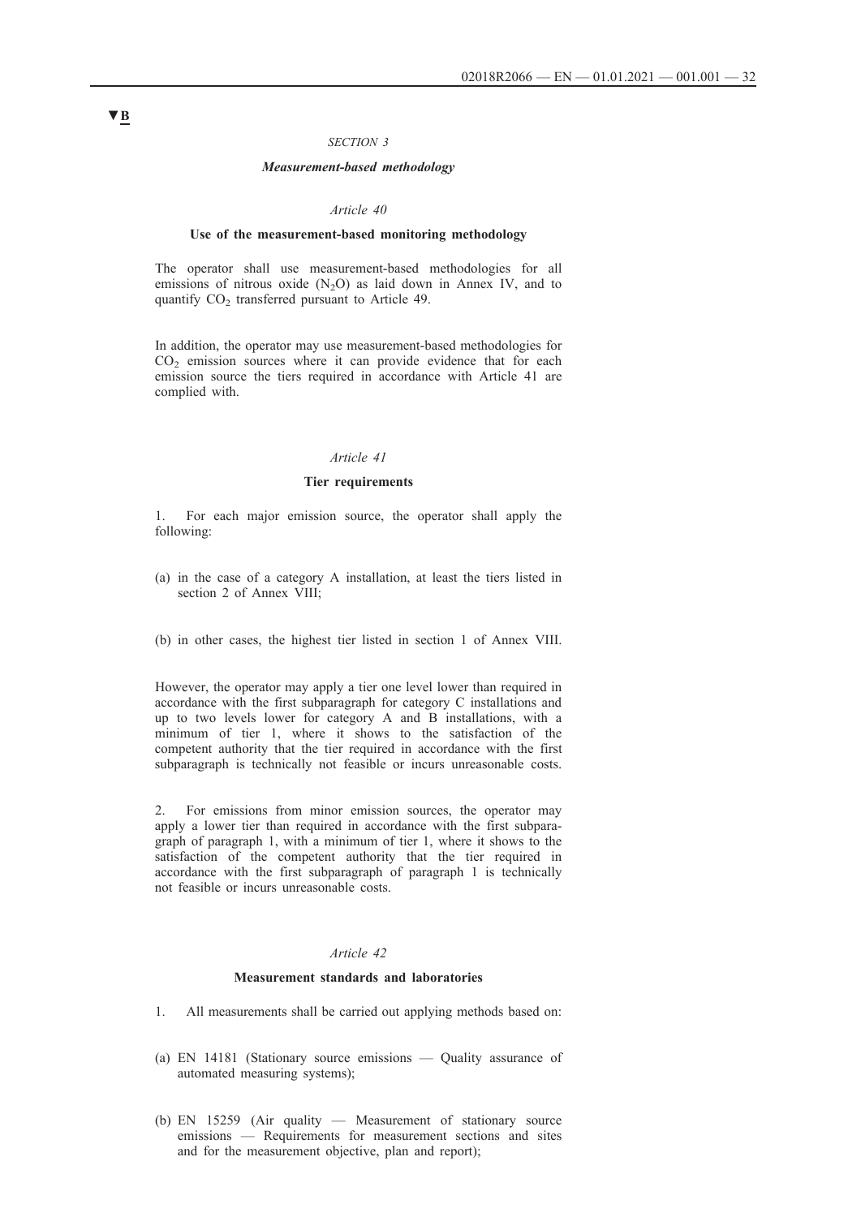▼B

*SECTION 3*

***Measurement-based methodology***

*Article 40*

**Use of the measurement-based monitoring methodology**

The operator shall use measurement-based methodologies for all emissions of nitrous oxide ($N_2O$) as laid down in Annex IV, and to quantify $CO_2$ transferred pursuant to Article 49.

In addition, the operator may use measurement-based methodologies for $CO_2$ emission sources where it can provide evidence that for each emission source the tiers required in accordance with Article 41 are complied with.

*Article 41*

**Tier requirements**

1. For each major emission source, the operator shall apply the following:

(a) in the case of a category A installation, at least the tiers listed in section 2 of Annex VIII;

(b) in other cases, the highest tier listed in section 1 of Annex VIII.

However, the operator may apply a tier one level lower than required in accordance with the first subparagraph for category C installations and up to two levels lower for category A and B installations, with a minimum of tier 1, where it shows to the satisfaction of the competent authority that the tier required in accordance with the first subparagraph is technically not feasible or incurs unreasonable costs.

2. For emissions from minor emission sources, the operator may apply a lower tier than required in accordance with the first subparagraph of paragraph 1, with a minimum of tier 1, where it shows to the satisfaction of the competent authority that the tier required in accordance with the first subparagraph of paragraph 1 is technically not feasible or incurs unreasonable costs.

*Article 42*

**Measurement standards and laboratories**

1. All measurements shall be carried out applying methods based on:

(a) EN 14181 (Stationary source emissions — Quality assurance of automated measuring systems);

(b) EN 15259 (Air quality — Measurement of stationary source emissions — Requirements for measurement sections and sites and for the measurement objective, plan and report);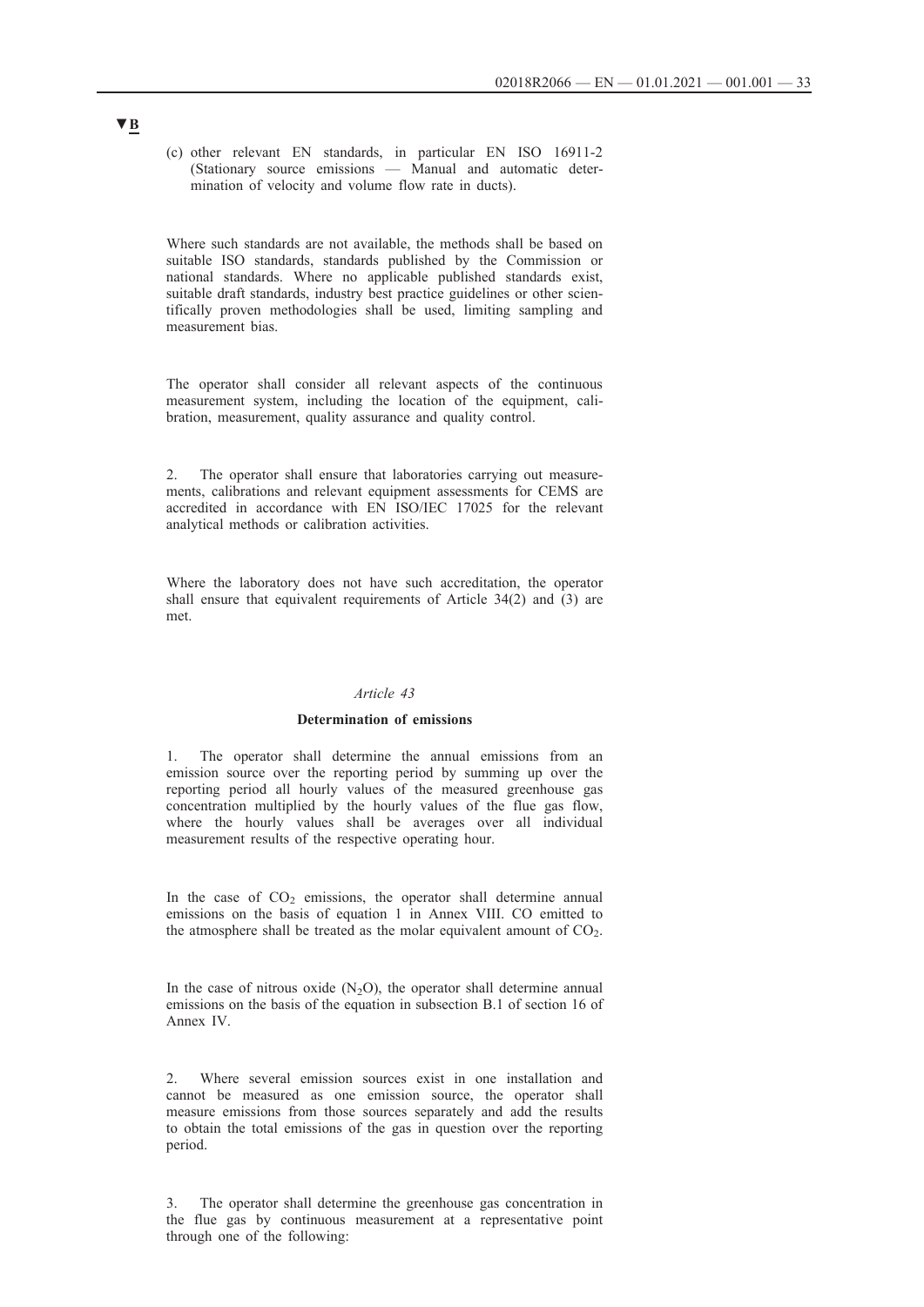▼B

(c) other relevant EN standards, in particular EN ISO 16911-2 (Stationary source emissions — Manual and automatic determination of velocity and volume flow rate in ducts).

Where such standards are not available, the methods shall be based on suitable ISO standards, standards published by the Commission or national standards. Where no applicable published standards exist, suitable draft standards, industry best practice guidelines or other scientifically proven methodologies shall be used, limiting sampling and measurement bias.

The operator shall consider all relevant aspects of the continuous measurement system, including the location of the equipment, calibration, measurement, quality assurance and quality control.

2. The operator shall ensure that laboratories carrying out measurements, calibrations and relevant equipment assessments for CEMS are accredited in accordance with EN ISO/IEC 17025 for the relevant analytical methods or calibration activities.

Where the laboratory does not have such accreditation, the operator shall ensure that equivalent requirements of Article 34(2) and (3) are met.

*Article 43*

**Determination of emissions**

1. The operator shall determine the annual emissions from an emission source over the reporting period by summing up over the reporting period all hourly values of the measured greenhouse gas concentration multiplied by the hourly values of the flue gas flow, where the hourly values shall be averages over all individual measurement results of the respective operating hour.

In the case of $CO_2$ emissions, the operator shall determine annual emissions on the basis of equation 1 in Annex VIII. CO emitted to the atmosphere shall be treated as the molar equivalent amount of $CO_2$.

In the case of nitrous oxide ($N_2O$), the operator shall determine annual emissions on the basis of the equation in subsection B.1 of section 16 of Annex IV.

2. Where several emission sources exist in one installation and cannot be measured as one emission source, the operator shall measure emissions from those sources separately and add the results to obtain the total emissions of the gas in question over the reporting period.

3. The operator shall determine the greenhouse gas concentration in the flue gas by continuous measurement at a representative point through one of the following: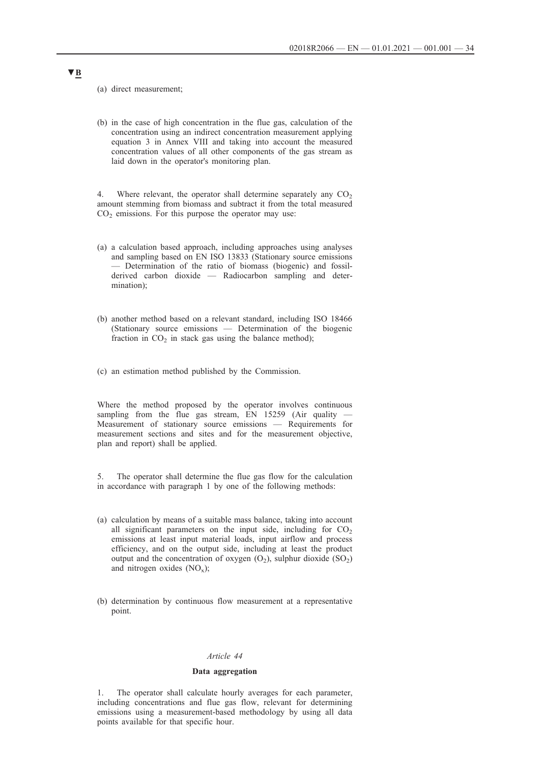▼B

(a) direct measurement;

(b) in the case of high concentration in the flue gas, calculation of the concentration using an indirect concentration measurement applying equation 3 in Annex VIII and taking into account the measured concentration values of all other components of the gas stream as laid down in the operator's monitoring plan.

4. Where relevant, the operator shall determine separately any $CO_2$ amount stemming from biomass and subtract it from the total measured $CO_2$ emissions. For this purpose the operator may use:

(a) a calculation based approach, including approaches using analyses and sampling based on EN ISO 13833 (Stationary source emissions — Determination of the ratio of biomass (biogenic) and fossil-derived carbon dioxide — Radiocarbon sampling and determination);

(b) another method based on a relevant standard, including ISO 18466 (Stationary source emissions — Determination of the biogenic fraction in $CO_2$ in stack gas using the balance method);

(c) an estimation method published by the Commission.

Where the method proposed by the operator involves continuous sampling from the flue gas stream, EN 15259 (Air quality — Measurement of stationary source emissions — Requirements for measurement sections and sites and for the measurement objective, plan and report) shall be applied.

5. The operator shall determine the flue gas flow for the calculation in accordance with paragraph 1 by one of the following methods:

(a) calculation by means of a suitable mass balance, taking into account all significant parameters on the input side, including for $CO_2$ emissions at least input material loads, input airflow and process efficiency, and on the output side, including at least the product output and the concentration of oxygen ($O_2$), sulphur dioxide ($SO_2$) and nitrogen oxides ($NO_x$);

(b) determination by continuous flow measurement at a representative point.

*Article 44*

**Data aggregation**

1. The operator shall calculate hourly averages for each parameter, including concentrations and flue gas flow, relevant for determining emissions using a measurement-based methodology by using all data points available for that specific hour.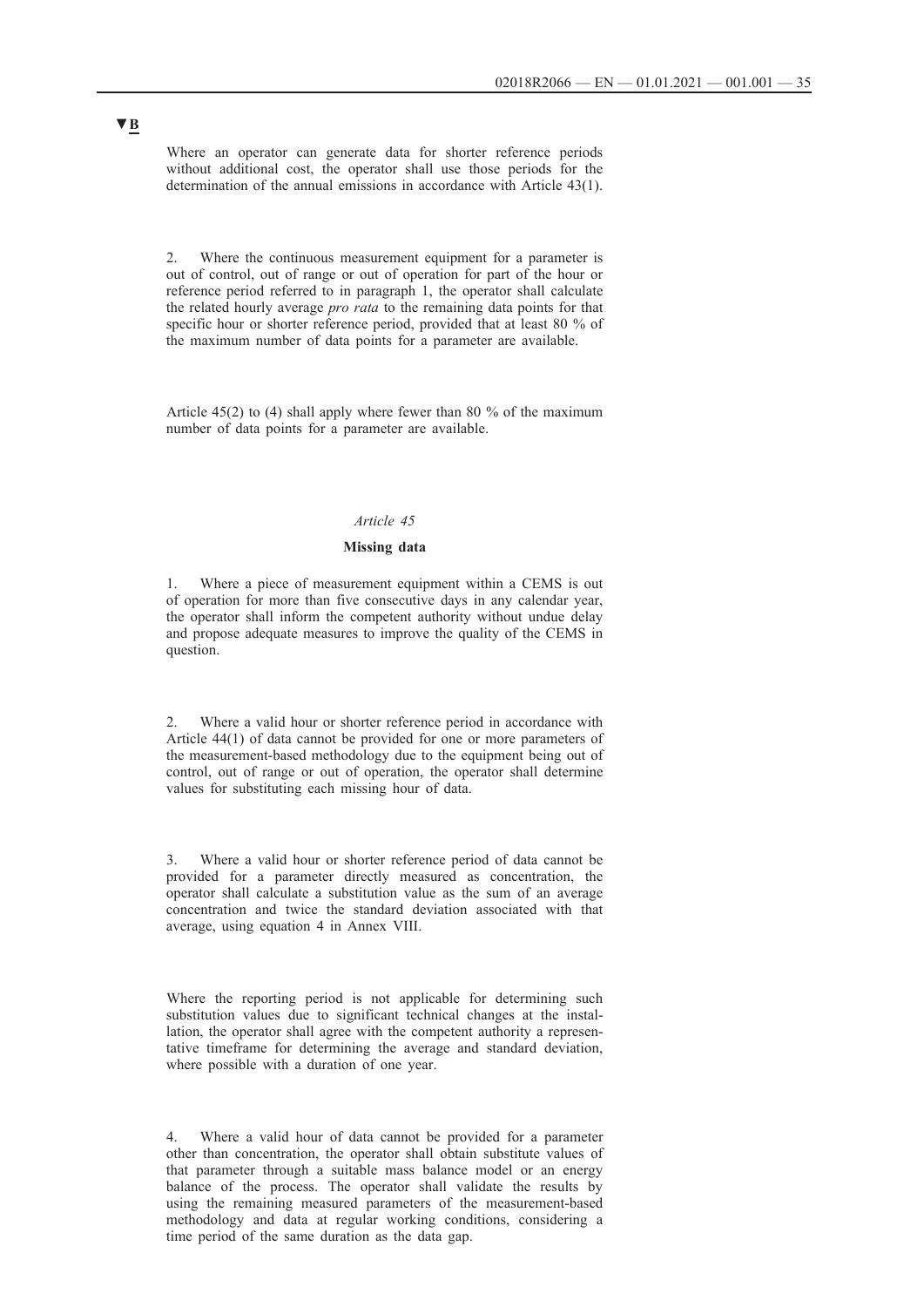▼B

Where an operator can generate data for shorter reference periods without additional cost, the operator shall use those periods for the determination of the annual emissions in accordance with Article 43(1).

2. Where the continuous measurement equipment for a parameter is out of control, out of range or out of operation for part of the hour or reference period referred to in paragraph 1, the operator shall calculate the related hourly average *pro rata* to the remaining data points for that specific hour or shorter reference period, provided that at least 80 % of the maximum number of data points for a parameter are available.

Article 45(2) to (4) shall apply where fewer than 80 % of the maximum number of data points for a parameter are available.

*Article 45*

**Missing data**

1. Where a piece of measurement equipment within a CEMS is out of operation for more than five consecutive days in any calendar year, the operator shall inform the competent authority without undue delay and propose adequate measures to improve the quality of the CEMS in question.

2. Where a valid hour or shorter reference period in accordance with Article 44(1) of data cannot be provided for one or more parameters of the measurement-based methodology due to the equipment being out of control, out of range or out of operation, the operator shall determine values for substituting each missing hour of data.

3. Where a valid hour or shorter reference period of data cannot be provided for a parameter directly measured as concentration, the operator shall calculate a substitution value as the sum of an average concentration and twice the standard deviation associated with that average, using equation 4 in Annex VIII.

Where the reporting period is not applicable for determining such substitution values due to significant technical changes at the installation, the operator shall agree with the competent authority a representative timeframe for determining the average and standard deviation, where possible with a duration of one year.

4. Where a valid hour of data cannot be provided for a parameter other than concentration, the operator shall obtain substitute values of that parameter through a suitable mass balance model or an energy balance of the process. The operator shall validate the results by using the remaining measured parameters of the measurement-based methodology and data at regular working conditions, considering a time period of the same duration as the data gap.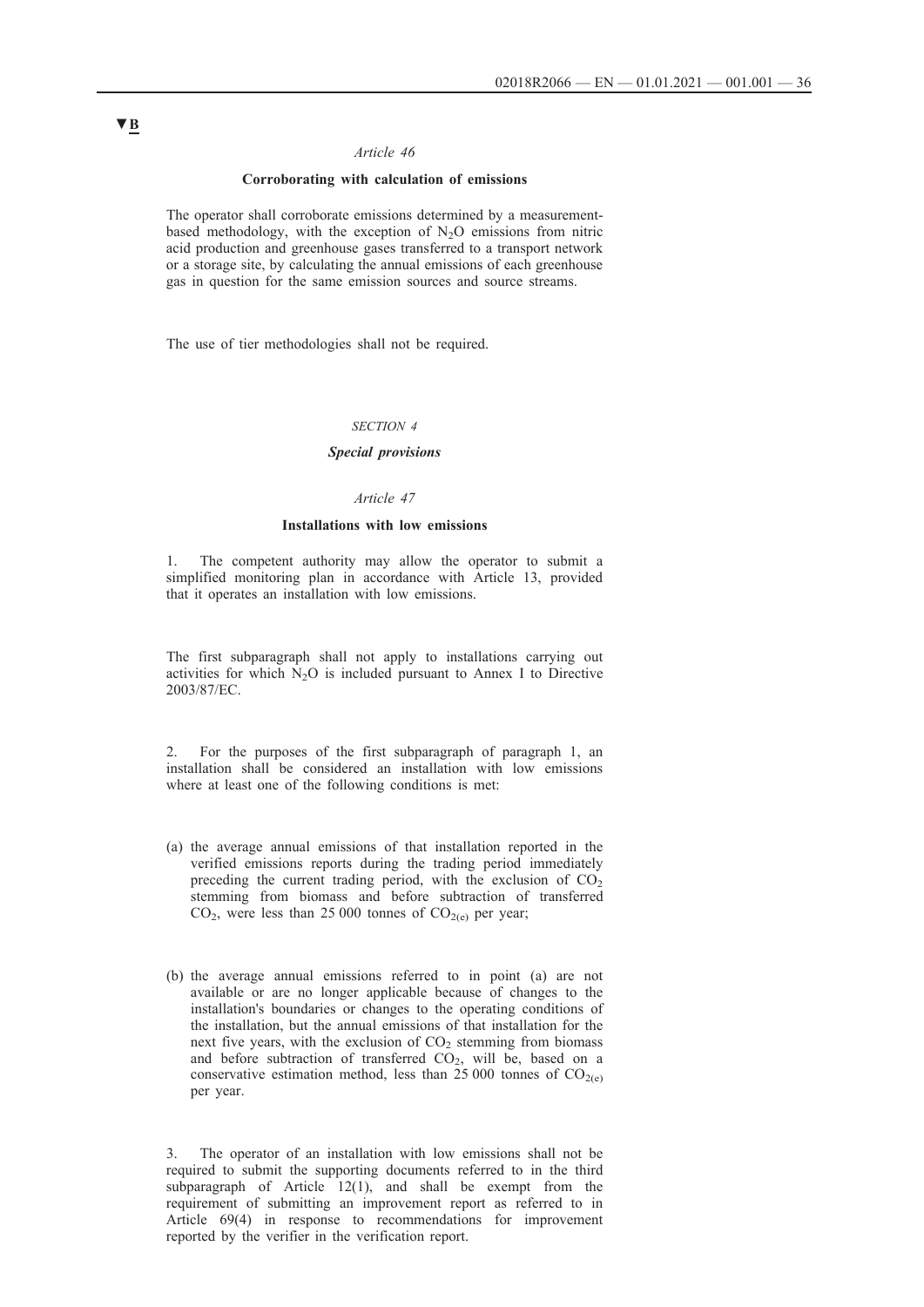▼B

*Article 46*

**Corroborating with calculation of emissions**

The operator shall corroborate emissions determined by a measurement-based methodology, with the exception of $N_2O$ emissions from nitric acid production and greenhouse gases transferred to a transport network or a storage site, by calculating the annual emissions of each greenhouse gas in question for the same emission sources and source streams.

The use of tier methodologies shall not be required.

*SECTION 4*

***Special provisions***

*Article 47*

**Installations with low emissions**

1. The competent authority may allow the operator to submit a simplified monitoring plan in accordance with Article 13, provided that it operates an installation with low emissions.

The first subparagraph shall not apply to installations carrying out activities for which $N_2O$ is included pursuant to Annex I to Directive 2003/87/EC.

2. For the purposes of the first subparagraph of paragraph 1, an installation shall be considered an installation with low emissions where at least one of the following conditions is met:

(a) the average annual emissions of that installation reported in the verified emissions reports during the trading period immediately preceding the current trading period, with the exclusion of $CO_2$ stemming from biomass and before subtraction of transferred $CO_2$, were less than 25 000 tonnes of $CO_{2(e)}$ per year;

(b) the average annual emissions referred to in point (a) are not available or are no longer applicable because of changes to the installation's boundaries or changes to the operating conditions of the installation, but the annual emissions of that installation for the next five years, with the exclusion of $CO_2$ stemming from biomass and before subtraction of transferred $CO_2$, will be, based on a conservative estimation method, less than 25 000 tonnes of $CO_{2(e)}$ per year.

3. The operator of an installation with low emissions shall not be required to submit the supporting documents referred to in the third subparagraph of Article 12(1), and shall be exempt from the requirement of submitting an improvement report as referred to in Article 69(4) in response to recommendations for improvement reported by the verifier in the verification report.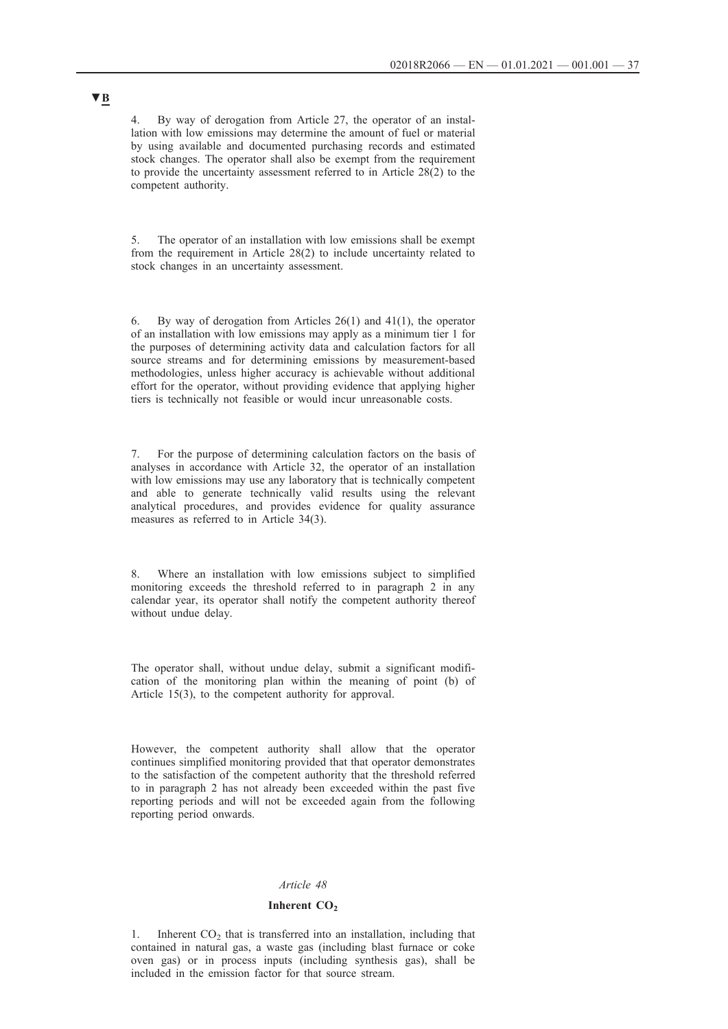▼B

4. By way of derogation from Article 27, the operator of an installation with low emissions may determine the amount of fuel or material by using available and documented purchasing records and estimated stock changes. The operator shall also be exempt from the requirement to provide the uncertainty assessment referred to in Article 28(2) to the competent authority.

5. The operator of an installation with low emissions shall be exempt from the requirement in Article 28(2) to include uncertainty related to stock changes in an uncertainty assessment.

6. By way of derogation from Articles 26(1) and 41(1), the operator of an installation with low emissions may apply as a minimum tier 1 for the purposes of determining activity data and calculation factors for all source streams and for determining emissions by measurement-based methodologies, unless higher accuracy is achievable without additional effort for the operator, without providing evidence that applying higher tiers is technically not feasible or would incur unreasonable costs.

7. For the purpose of determining calculation factors on the basis of analyses in accordance with Article 32, the operator of an installation with low emissions may use any laboratory that is technically competent and able to generate technically valid results using the relevant analytical procedures, and provides evidence for quality assurance measures as referred to in Article 34(3).

8. Where an installation with low emissions subject to simplified monitoring exceeds the threshold referred to in paragraph 2 in any calendar year, its operator shall notify the competent authority thereof without undue delay.

The operator shall, without undue delay, submit a significant modification of the monitoring plan within the meaning of point (b) of Article 15(3), to the competent authority for approval.

However, the competent authority shall allow that the operator continues simplified monitoring provided that that operator demonstrates to the satisfaction of the competent authority that the threshold referred to in paragraph 2 has not already been exceeded within the past five reporting periods and will not be exceeded again from the following reporting period onwards.

*Article 48*

**Inherent $CO_2$**

1. Inherent $CO_2$ that is transferred into an installation, including that contained in natural gas, a waste gas (including blast furnace or coke oven gas) or in process inputs (including synthesis gas), shall be included in the emission factor for that source stream.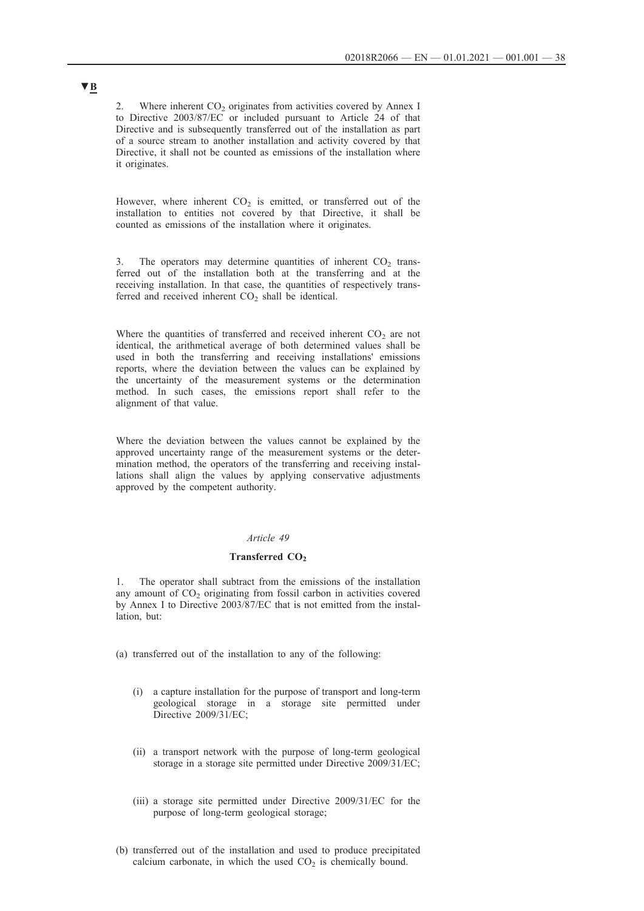▼B

2. Where inherent $CO_2$ originates from activities covered by Annex I to Directive 2003/87/EC or included pursuant to Article 24 of that Directive and is subsequently transferred out of the installation as part of a source stream to another installation and activity covered by that Directive, it shall not be counted as emissions of the installation where it originates.

However, where inherent $CO_2$ is emitted, or transferred out of the installation to entities not covered by that Directive, it shall be counted as emissions of the installation where it originates.

3. The operators may determine quantities of inherent $CO_2$ transferred out of the installation both at the transferring and at the receiving installation. In that case, the quantities of respectively transferred and received inherent $CO_2$ shall be identical.

Where the quantities of transferred and received inherent $CO_2$ are not identical, the arithmetical average of both determined values shall be used in both the transferring and receiving installations' emissions reports, where the deviation between the values can be explained by the uncertainty of the measurement systems or the determination method. In such cases, the emissions report shall refer to the alignment of that value.

Where the deviation between the values cannot be explained by the approved uncertainty range of the measurement systems or the determination method, the operators of the transferring and receiving installations shall align the values by applying conservative adjustments approved by the competent authority.

*Article 49*

**Transferred $CO_2$**

1. The operator shall subtract from the emissions of the installation any amount of $CO_2$ originating from fossil carbon in activities covered by Annex I to Directive 2003/87/EC that is not emitted from the installation, but:

(a) transferred out of the installation to any of the following:

(i) a capture installation for the purpose of transport and long-term geological storage in a storage site permitted under Directive 2009/31/EC;

(ii) a transport network with the purpose of long-term geological storage in a storage site permitted under Directive 2009/31/EC;

(iii) a storage site permitted under Directive 2009/31/EC for the purpose of long-term geological storage;

(b) transferred out of the installation and used to produce precipitated calcium carbonate, in which the used $CO_2$ is chemically bound.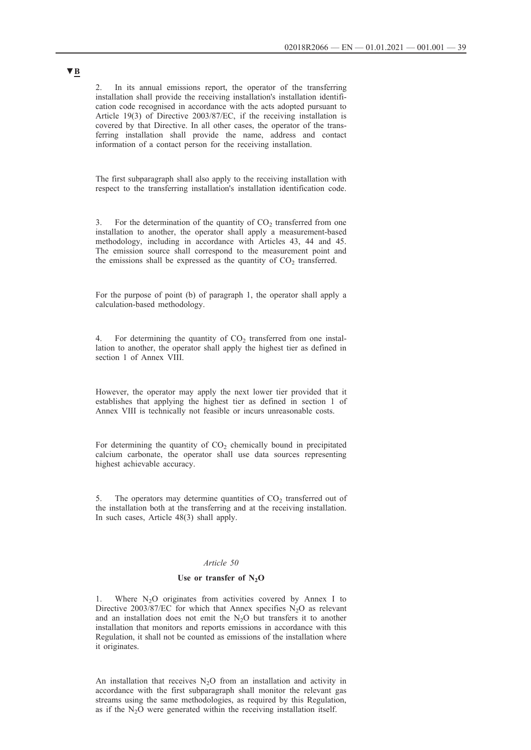▼B

2. In its annual emissions report, the operator of the transferring installation shall provide the receiving installation's installation identification code recognised in accordance with the acts adopted pursuant to Article 19(3) of Directive 2003/87/EC, if the receiving installation is covered by that Directive. In all other cases, the operator of the transferring installation shall provide the name, address and contact information of a contact person for the receiving installation.

The first subparagraph shall also apply to the receiving installation with respect to the transferring installation's installation identification code.

3. For the determination of the quantity of $CO_2$ transferred from one installation to another, the operator shall apply a measurement-based methodology, including in accordance with Articles 43, 44 and 45. The emission source shall correspond to the measurement point and the emissions shall be expressed as the quantity of $CO_2$ transferred.

For the purpose of point (b) of paragraph 1, the operator shall apply a calculation-based methodology.

4. For determining the quantity of $CO_2$ transferred from one installation to another, the operator shall apply the highest tier as defined in section 1 of Annex VIII.

However, the operator may apply the next lower tier provided that it establishes that applying the highest tier as defined in section 1 of Annex VIII is technically not feasible or incurs unreasonable costs.

For determining the quantity of $CO_2$ chemically bound in precipitated calcium carbonate, the operator shall use data sources representing highest achievable accuracy.

5. The operators may determine quantities of $CO_2$ transferred out of the installation both at the transferring and at the receiving installation. In such cases, Article 48(3) shall apply.

*Article 50*

**Use or transfer of $N_2O$**

1. Where $N_2O$ originates from activities covered by Annex I to Directive 2003/87/EC for which that Annex specifies $N_2O$ as relevant and an installation does not emit the $N_2O$ but transfers it to another installation that monitors and reports emissions in accordance with this Regulation, it shall not be counted as emissions of the installation where it originates.

An installation that receives $N_2O$ from an installation and activity in accordance with the first subparagraph shall monitor the relevant gas streams using the same methodologies, as required by this Regulation, as if the $N_2O$ were generated within the receiving installation itself.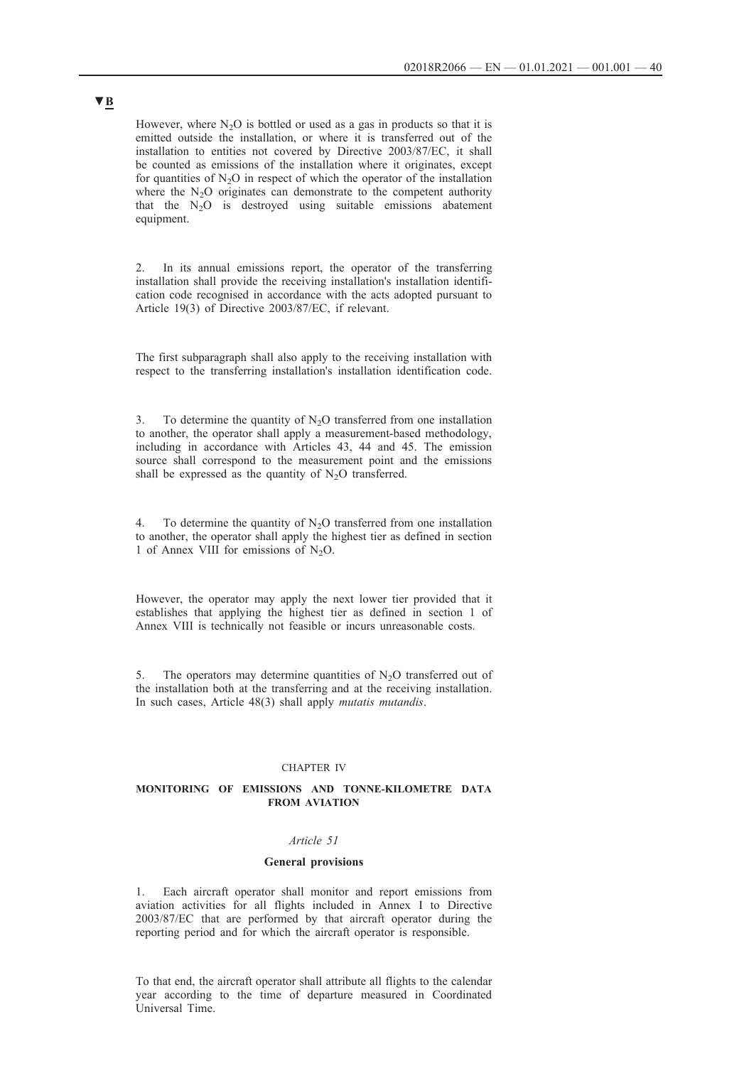▼B

However, where $N_2O$ is bottled or used as a gas in products so that it is emitted outside the installation, or where it is transferred out of the installation to entities not covered by Directive 2003/87/EC, it shall be counted as emissions of the installation where it originates, except for quantities of $N_2O$ in respect of which the operator of the installation where the $N_2O$ originates can demonstrate to the competent authority that the $N_2O$ is destroyed using suitable emissions abatement equipment.

2. In its annual emissions report, the operator of the transferring installation shall provide the receiving installation's installation identification code recognised in accordance with the acts adopted pursuant to Article 19(3) of Directive 2003/87/EC, if relevant.

The first subparagraph shall also apply to the receiving installation with respect to the transferring installation's installation identification code.

3. To determine the quantity of $N_2O$ transferred from one installation to another, the operator shall apply a measurement-based methodology, including in accordance with Articles 43, 44 and 45. The emission source shall correspond to the measurement point and the emissions shall be expressed as the quantity of $N_2O$ transferred.

4. To determine the quantity of $N_2O$ transferred from one installation to another, the operator shall apply the highest tier as defined in section 1 of Annex VIII for emissions of $N_2O$.

However, the operator may apply the next lower tier provided that it establishes that applying the highest tier as defined in section 1 of Annex VIII is technically not feasible or incurs unreasonable costs.

5. The operators may determine quantities of $N_2O$ transferred out of the installation both at the transferring and at the receiving installation. In such cases, Article 48(3) shall apply *mutatis mutandis*.

CHAPTER IV

**MONITORING OF EMISSIONS AND TONNE-KILOMETRE DATA FROM AVIATION**

*Article 51*

**General provisions**

1. Each aircraft operator shall monitor and report emissions from aviation activities for all flights included in Annex I to Directive 2003/87/EC that are performed by that aircraft operator during the reporting period and for which the aircraft operator is responsible.

To that end, the aircraft operator shall attribute all flights to the calendar year according to the time of departure measured in Coordinated Universal Time.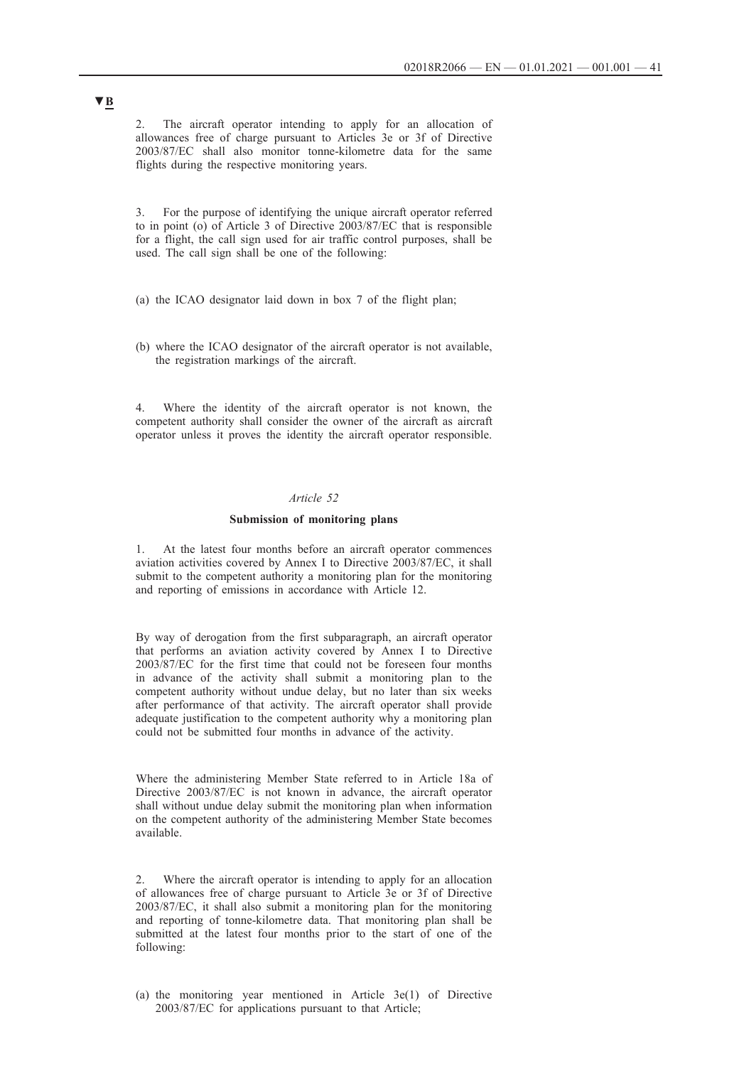▼B

2. The aircraft operator intending to apply for an allocation of allowances free of charge pursuant to Articles 3e or 3f of Directive 2003/87/EC shall also monitor tonne-kilometre data for the same flights during the respective monitoring years.

3. For the purpose of identifying the unique aircraft operator referred to in point (o) of Article 3 of Directive 2003/87/EC that is responsible for a flight, the call sign used for air traffic control purposes, shall be used. The call sign shall be one of the following:

(a) the ICAO designator laid down in box 7 of the flight plan;

(b) where the ICAO designator of the aircraft operator is not available, the registration markings of the aircraft.

4. Where the identity of the aircraft operator is not known, the competent authority shall consider the owner of the aircraft as aircraft operator unless it proves the identity the aircraft operator responsible.

*Article 52*

**Submission of monitoring plans**

1. At the latest four months before an aircraft operator commences aviation activities covered by Annex I to Directive 2003/87/EC, it shall submit to the competent authority a monitoring plan for the monitoring and reporting of emissions in accordance with Article 12.

By way of derogation from the first subparagraph, an aircraft operator that performs an aviation activity covered by Annex I to Directive 2003/87/EC for the first time that could not be foreseen four months in advance of the activity shall submit a monitoring plan to the competent authority without undue delay, but no later than six weeks after performance of that activity. The aircraft operator shall provide adequate justification to the competent authority why a monitoring plan could not be submitted four months in advance of the activity.

Where the administering Member State referred to in Article 18a of Directive 2003/87/EC is not known in advance, the aircraft operator shall without undue delay submit the monitoring plan when information on the competent authority of the administering Member State becomes available.

2. Where the aircraft operator is intending to apply for an allocation of allowances free of charge pursuant to Article 3e or 3f of Directive 2003/87/EC, it shall also submit a monitoring plan for the monitoring and reporting of tonne-kilometre data. That monitoring plan shall be submitted at the latest four months prior to the start of one of the following:

(a) the monitoring year mentioned in Article 3e(1) of Directive 2003/87/EC for applications pursuant to that Article;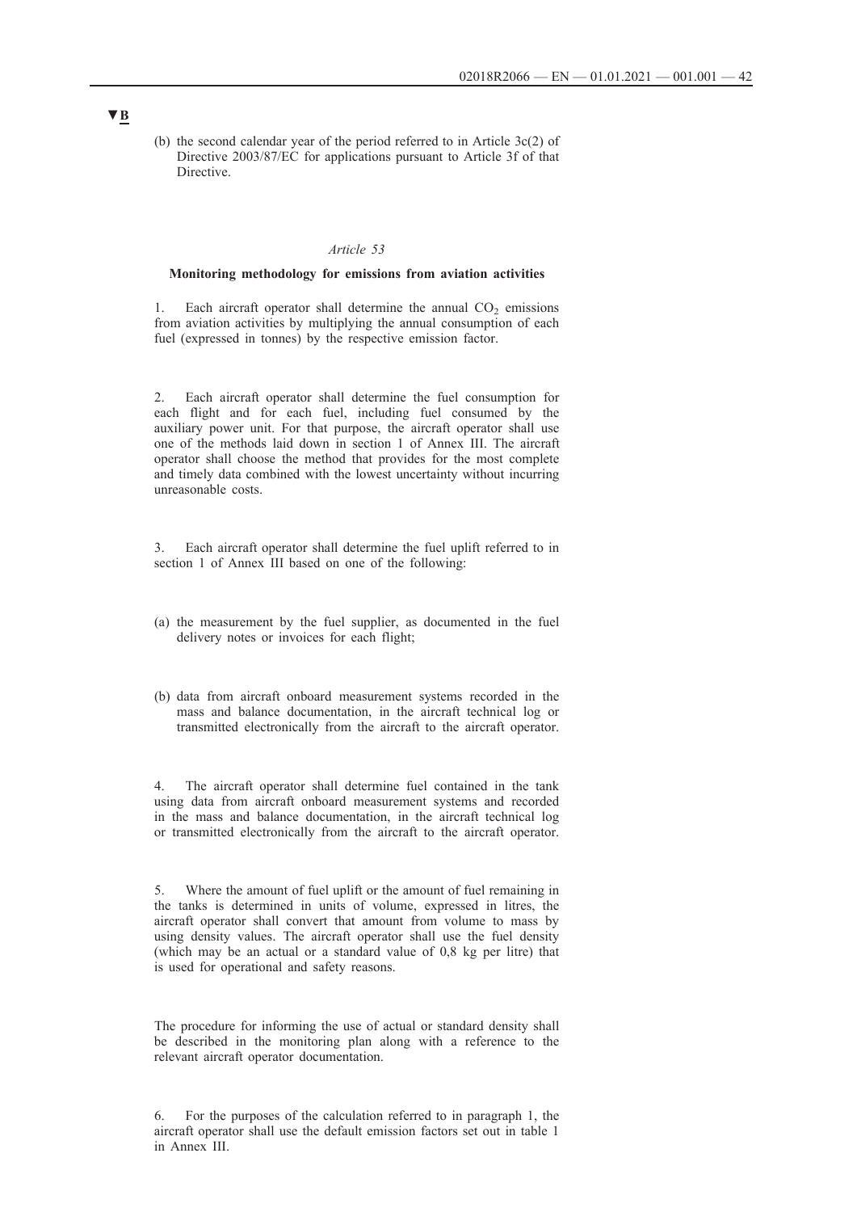▼B

(b) the second calendar year of the period referred to in Article 3c(2) of Directive 2003/87/EC for applications pursuant to Article 3f of that Directive.

*Article 53*

**Monitoring methodology for emissions from aviation activities**

1. Each aircraft operator shall determine the annual $CO_2$ emissions from aviation activities by multiplying the annual consumption of each fuel (expressed in tonnes) by the respective emission factor.

2. Each aircraft operator shall determine the fuel consumption for each flight and for each fuel, including fuel consumed by the auxiliary power unit. For that purpose, the aircraft operator shall use one of the methods laid down in section 1 of Annex III. The aircraft operator shall choose the method that provides for the most complete and timely data combined with the lowest uncertainty without incurring unreasonable costs.

3. Each aircraft operator shall determine the fuel uplift referred to in section 1 of Annex III based on one of the following:

(a) the measurement by the fuel supplier, as documented in the fuel delivery notes or invoices for each flight;

(b) data from aircraft onboard measurement systems recorded in the mass and balance documentation, in the aircraft technical log or transmitted electronically from the aircraft to the aircraft operator.

4. The aircraft operator shall determine fuel contained in the tank using data from aircraft onboard measurement systems and recorded in the mass and balance documentation, in the aircraft technical log or transmitted electronically from the aircraft to the aircraft operator.

5. Where the amount of fuel uplift or the amount of fuel remaining in the tanks is determined in units of volume, expressed in litres, the aircraft operator shall convert that amount from volume to mass by using density values. The aircraft operator shall use the fuel density (which may be an actual or a standard value of 0,8 kg per litre) that is used for operational and safety reasons.

The procedure for informing the use of actual or standard density shall be described in the monitoring plan along with a reference to the relevant aircraft operator documentation.

6. For the purposes of the calculation referred to in paragraph 1, the aircraft operator shall use the default emission factors set out in table 1 in Annex III.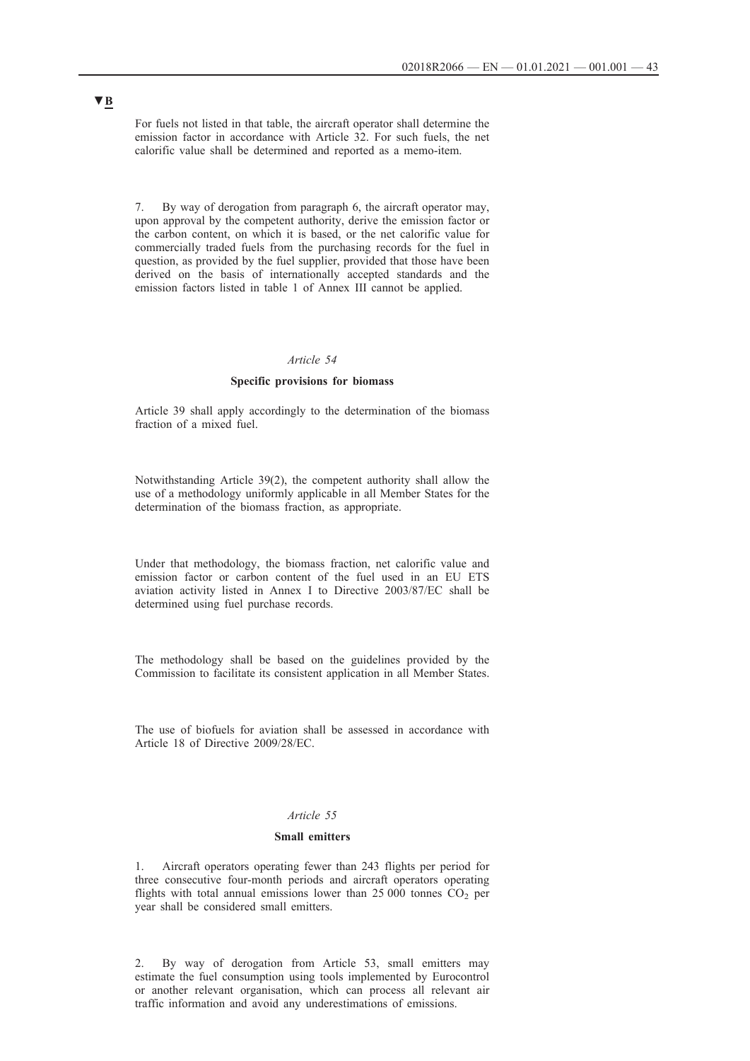▼B

For fuels not listed in that table, the aircraft operator shall determine the emission factor in accordance with Article 32. For such fuels, the net calorific value shall be determined and reported as a memo-item.

7. By way of derogation from paragraph 6, the aircraft operator may, upon approval by the competent authority, derive the emission factor or the carbon content, on which it is based, or the net calorific value for commercially traded fuels from the purchasing records for the fuel in question, as provided by the fuel supplier, provided that those have been derived on the basis of internationally accepted standards and the emission factors listed in table 1 of Annex III cannot be applied.

*Article 54*

**Specific provisions for biomass**

Article 39 shall apply accordingly to the determination of the biomass fraction of a mixed fuel.

Notwithstanding Article 39(2), the competent authority shall allow the use of a methodology uniformly applicable in all Member States for the determination of the biomass fraction, as appropriate.

Under that methodology, the biomass fraction, net calorific value and emission factor or carbon content of the fuel used in an EU ETS aviation activity listed in Annex I to Directive 2003/87/EC shall be determined using fuel purchase records.

The methodology shall be based on the guidelines provided by the Commission to facilitate its consistent application in all Member States.

The use of biofuels for aviation shall be assessed in accordance with Article 18 of Directive 2009/28/EC.

*Article 55*

**Small emitters**

1. Aircraft operators operating fewer than 243 flights per period for three consecutive four-month periods and aircraft operators operating flights with total annual emissions lower than 25 000 tonnes $CO_2$ per year shall be considered small emitters.

2. By way of derogation from Article 53, small emitters may estimate the fuel consumption using tools implemented by Eurocontrol or another relevant organisation, which can process all relevant air traffic information and avoid any underestimations of emissions.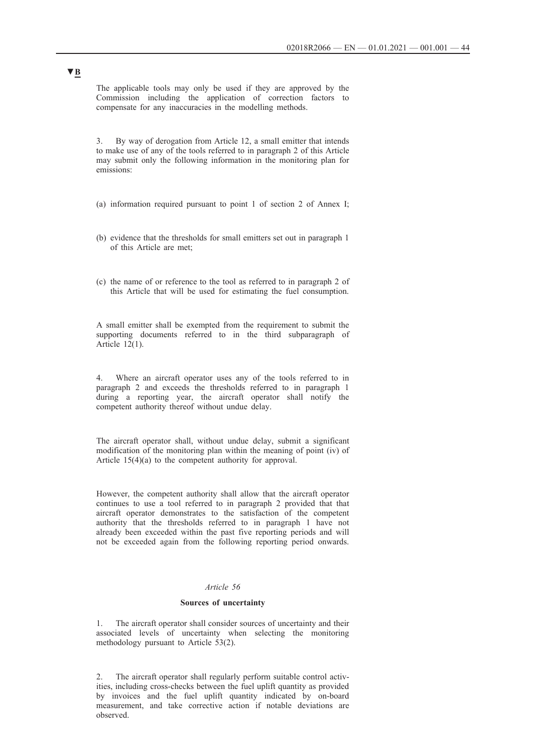▼B

The applicable tools may only be used if they are approved by the Commission including the application of correction factors to compensate for any inaccuracies in the modelling methods.

3. By way of derogation from Article 12, a small emitter that intends to make use of any of the tools referred to in paragraph 2 of this Article may submit only the following information in the monitoring plan for emissions:

(a) information required pursuant to point 1 of section 2 of Annex I;

(b) evidence that the thresholds for small emitters set out in paragraph 1 of this Article are met;

(c) the name of or reference to the tool as referred to in paragraph 2 of this Article that will be used for estimating the fuel consumption.

A small emitter shall be exempted from the requirement to submit the supporting documents referred to in the third subparagraph of Article 12(1).

4. Where an aircraft operator uses any of the tools referred to in paragraph 2 and exceeds the thresholds referred to in paragraph 1 during a reporting year, the aircraft operator shall notify the competent authority thereof without undue delay.

The aircraft operator shall, without undue delay, submit a significant modification of the monitoring plan within the meaning of point (iv) of Article 15(4)(a) to the competent authority for approval.

However, the competent authority shall allow that the aircraft operator continues to use a tool referred to in paragraph 2 provided that that aircraft operator demonstrates to the satisfaction of the competent authority that the thresholds referred to in paragraph 1 have not already been exceeded within the past five reporting periods and will not be exceeded again from the following reporting period onwards.

*Article 56*

**Sources of uncertainty**

1. The aircraft operator shall consider sources of uncertainty and their associated levels of uncertainty when selecting the monitoring methodology pursuant to Article 53(2).

2. The aircraft operator shall regularly perform suitable control activities, including cross-checks between the fuel uplift quantity as provided by invoices and the fuel uplift quantity indicated by on-board measurement, and take corrective action if notable deviations are observed.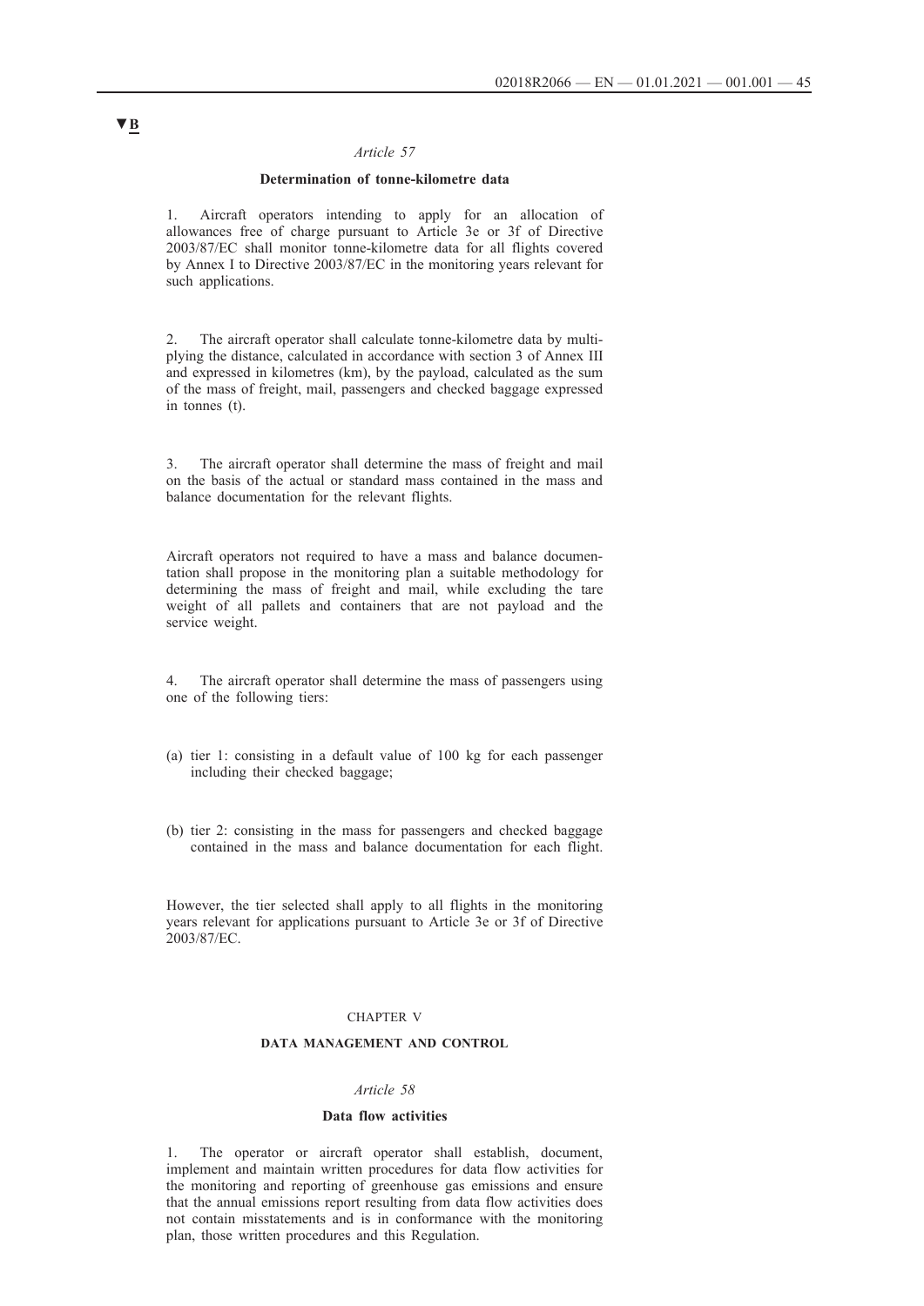▼B

*Article 57*

**Determination of tonne-kilometre data**

1. Aircraft operators intending to apply for an allocation of allowances free of charge pursuant to Article 3e or 3f of Directive 2003/87/EC shall monitor tonne-kilometre data for all flights covered by Annex I to Directive 2003/87/EC in the monitoring years relevant for such applications.

2. The aircraft operator shall calculate tonne-kilometre data by multiplying the distance, calculated in accordance with section 3 of Annex III and expressed in kilometres (km), by the payload, calculated as the sum of the mass of freight, mail, passengers and checked baggage expressed in tonnes (t).

3. The aircraft operator shall determine the mass of freight and mail on the basis of the actual or standard mass contained in the mass and balance documentation for the relevant flights.

Aircraft operators not required to have a mass and balance documentation shall propose in the monitoring plan a suitable methodology for determining the mass of freight and mail, while excluding the tare weight of all pallets and containers that are not payload and the service weight.

4. The aircraft operator shall determine the mass of passengers using one of the following tiers:

(a) tier 1: consisting in a default value of 100 kg for each passenger including their checked baggage;

(b) tier 2: consisting in the mass for passengers and checked baggage contained in the mass and balance documentation for each flight.

However, the tier selected shall apply to all flights in the monitoring years relevant for applications pursuant to Article 3e or 3f of Directive 2003/87/EC.

CHAPTER V

**DATA MANAGEMENT AND CONTROL**

*Article 58*

**Data flow activities**

1. The operator or aircraft operator shall establish, document, implement and maintain written procedures for data flow activities for the monitoring and reporting of greenhouse gas emissions and ensure that the annual emissions report resulting from data flow activities does not contain misstatements and is in conformance with the monitoring plan, those written procedures and this Regulation.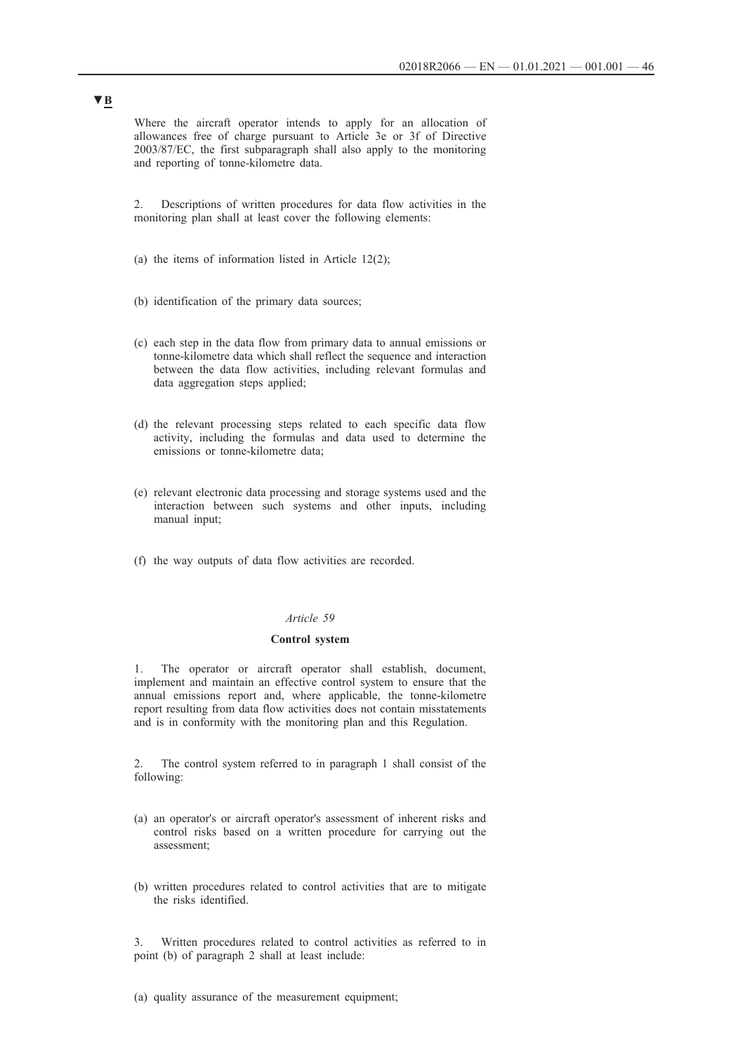**▼B**

Where the aircraft operator intends to apply for an allocation of allowances free of charge pursuant to Article 3e or 3f of Directive 2003/87/EC, the first subparagraph shall also apply to the monitoring and reporting of tonne-kilometre data.

2. Descriptions of written procedures for data flow activities in the monitoring plan shall at least cover the following elements:

(a) the items of information listed in Article 12(2);

(b) identification of the primary data sources;

(c) each step in the data flow from primary data to annual emissions or tonne-kilometre data which shall reflect the sequence and interaction between the data flow activities, including relevant formulas and data aggregation steps applied;

(d) the relevant processing steps related to each specific data flow activity, including the formulas and data used to determine the emissions or tonne-kilometre data;

(e) relevant electronic data processing and storage systems used and the interaction between such systems and other inputs, including manual input;

(f) the way outputs of data flow activities are recorded.

*Article 59*

**Control system**

1. The operator or aircraft operator shall establish, document, implement and maintain an effective control system to ensure that the annual emissions report and, where applicable, the tonne-kilometre report resulting from data flow activities does not contain misstatements and is in conformity with the monitoring plan and this Regulation.

2. The control system referred to in paragraph 1 shall consist of the following:

(a) an operator's or aircraft operator's assessment of inherent risks and control risks based on a written procedure for carrying out the assessment;

(b) written procedures related to control activities that are to mitigate the risks identified.

3. Written procedures related to control activities as referred to in point (b) of paragraph 2 shall at least include:

(a) quality assurance of the measurement equipment;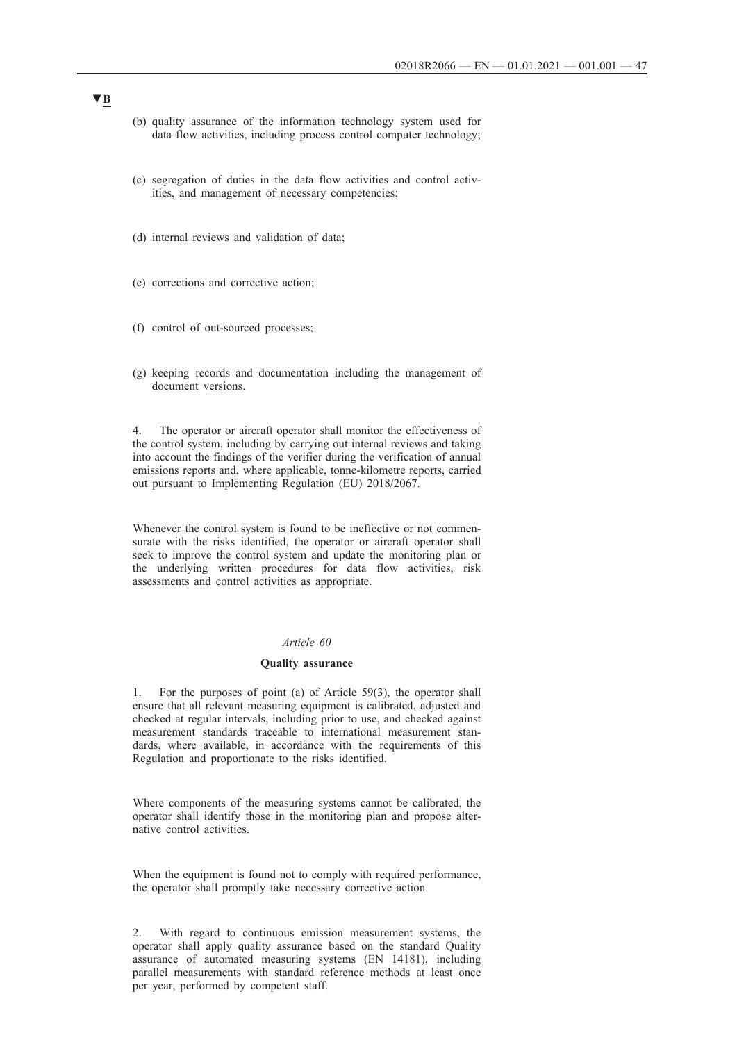▼B

(b) quality assurance of the information technology system used for data flow activities, including process control computer technology;

(c) segregation of duties in the data flow activities and control activities, and management of necessary competencies;

(d) internal reviews and validation of data;

(e) corrections and corrective action;

(f) control of out-sourced processes;

(g) keeping records and documentation including the management of document versions.

4. The operator or aircraft operator shall monitor the effectiveness of the control system, including by carrying out internal reviews and taking into account the findings of the verifier during the verification of annual emissions reports and, where applicable, tonne-kilometre reports, carried out pursuant to Implementing Regulation (EU) 2018/2067.

Whenever the control system is found to be ineffective or not commensurate with the risks identified, the operator or aircraft operator shall seek to improve the control system and update the monitoring plan or the underlying written procedures for data flow activities, risk assessments and control activities as appropriate.

*Article 60*

**Quality assurance**

1. For the purposes of point (a) of Article 59(3), the operator shall ensure that all relevant measuring equipment is calibrated, adjusted and checked at regular intervals, including prior to use, and checked against measurement standards traceable to international measurement standards, where available, in accordance with the requirements of this Regulation and proportionate to the risks identified.

Where components of the measuring systems cannot be calibrated, the operator shall identify those in the monitoring plan and propose alternative control activities.

When the equipment is found not to comply with required performance, the operator shall promptly take necessary corrective action.

2. With regard to continuous emission measurement systems, the operator shall apply quality assurance based on the standard Quality assurance of automated measuring systems (EN 14181), including parallel measurements with standard reference methods at least once per year, performed by competent staff.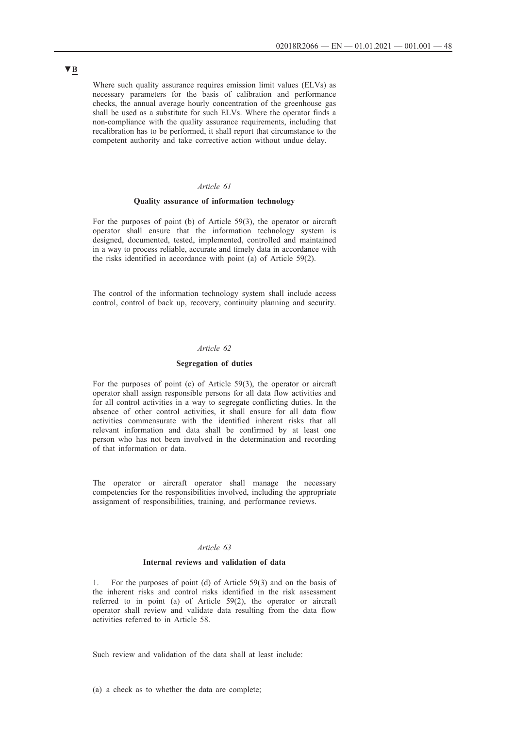▼B

Where such quality assurance requires emission limit values (ELVs) as necessary parameters for the basis of calibration and performance checks, the annual average hourly concentration of the greenhouse gas shall be used as a substitute for such ELVs. Where the operator finds a non-compliance with the quality assurance requirements, including that recalibration has to be performed, it shall report that circumstance to the competent authority and take corrective action without undue delay.

*Article 61*

**Quality assurance of information technology**

For the purposes of point (b) of Article 59(3), the operator or aircraft operator shall ensure that the information technology system is designed, documented, tested, implemented, controlled and maintained in a way to process reliable, accurate and timely data in accordance with the risks identified in accordance with point (a) of Article 59(2).

The control of the information technology system shall include access control, control of back up, recovery, continuity planning and security.

*Article 62*

**Segregation of duties**

For the purposes of point (c) of Article 59(3), the operator or aircraft operator shall assign responsible persons for all data flow activities and for all control activities in a way to segregate conflicting duties. In the absence of other control activities, it shall ensure for all data flow activities commensurate with the identified inherent risks that all relevant information and data shall be confirmed by at least one person who has not been involved in the determination and recording of that information or data.

The operator or aircraft operator shall manage the necessary competencies for the responsibilities involved, including the appropriate assignment of responsibilities, training, and performance reviews.

*Article 63*

**Internal reviews and validation of data**

1. For the purposes of point (d) of Article 59(3) and on the basis of the inherent risks and control risks identified in the risk assessment referred to in point (a) of Article 59(2), the operator or aircraft operator shall review and validate data resulting from the data flow activities referred to in Article 58.

Such review and validation of the data shall at least include:

(a) a check as to whether the data are complete;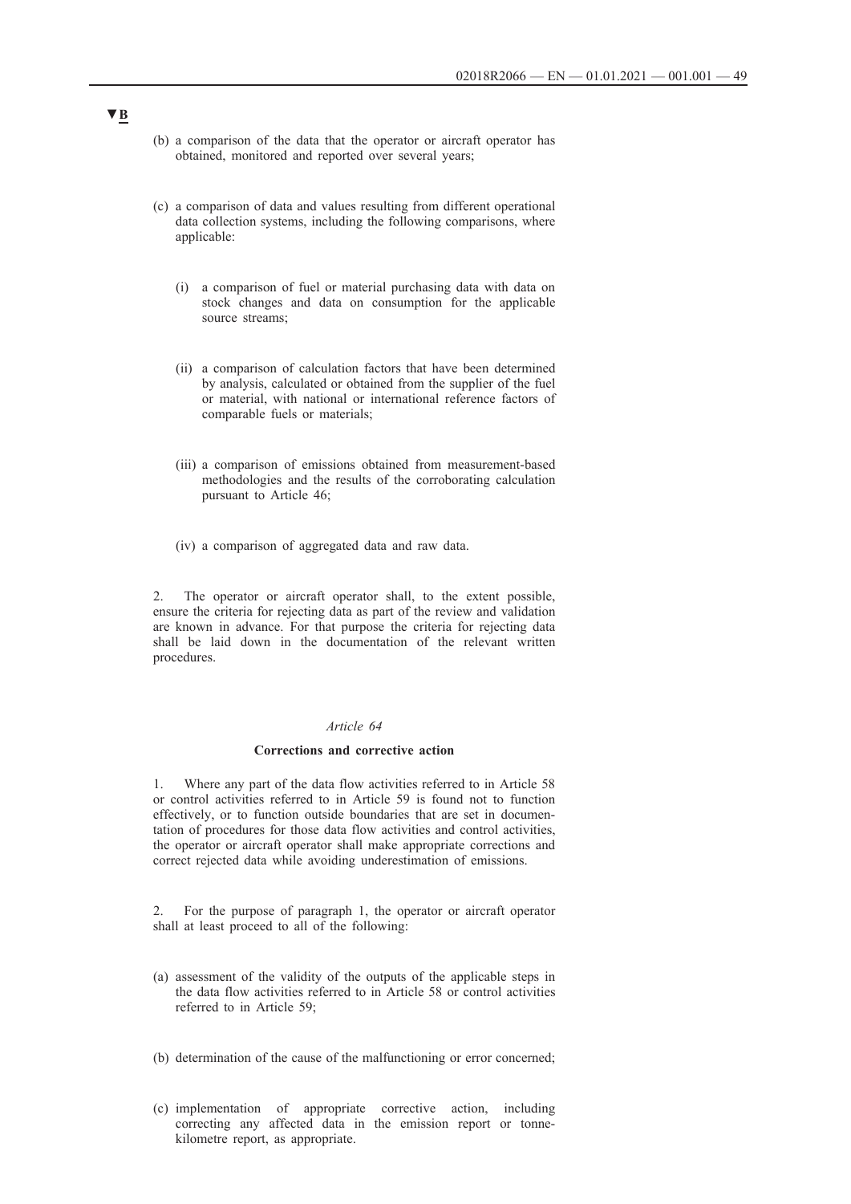▼B

(b) a comparison of the data that the operator or aircraft operator has obtained, monitored and reported over several years;

(c) a comparison of data and values resulting from different operational data collection systems, including the following comparisons, where applicable:

   (i) a comparison of fuel or material purchasing data with data on stock changes and data on consumption for the applicable source streams;

   (ii) a comparison of calculation factors that have been determined by analysis, calculated or obtained from the supplier of the fuel or material, with national or international reference factors of comparable fuels or materials;

   (iii) a comparison of emissions obtained from measurement-based methodologies and the results of the corroborating calculation pursuant to Article 46;

   (iv) a comparison of aggregated data and raw data.

2. The operator or aircraft operator shall, to the extent possible, ensure the criteria for rejecting data as part of the review and validation are known in advance. For that purpose the criteria for rejecting data shall be laid down in the documentation of the relevant written procedures.

*Article 64*

**Corrections and corrective action**

1. Where any part of the data flow activities referred to in Article 58 or control activities referred to in Article 59 is found not to function effectively, or to function outside boundaries that are set in documentation of procedures for those data flow activities and control activities, the operator or aircraft operator shall make appropriate corrections and correct rejected data while avoiding underestimation of emissions.

2. For the purpose of paragraph 1, the operator or aircraft operator shall at least proceed to all of the following:

(a) assessment of the validity of the outputs of the applicable steps in the data flow activities referred to in Article 58 or control activities referred to in Article 59;

(b) determination of the cause of the malfunctioning or error concerned;

(c) implementation of appropriate corrective action, including correcting any affected data in the emission report or tonne-kilometre report, as appropriate.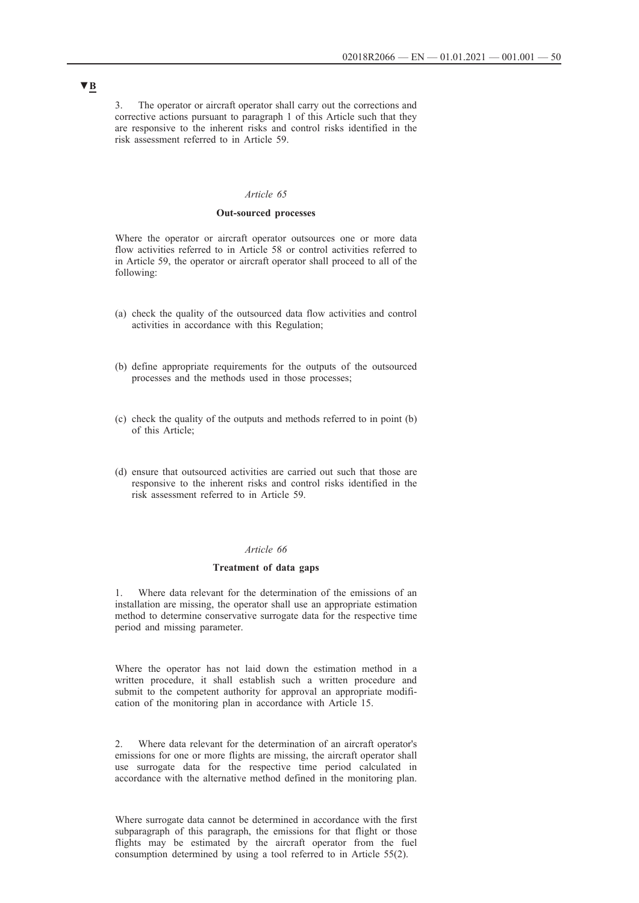▼B

3. The operator or aircraft operator shall carry out the corrections and corrective actions pursuant to paragraph 1 of this Article such that they are responsive to the inherent risks and control risks identified in the risk assessment referred to in Article 59.

*Article 65*

**Out-sourced processes**

Where the operator or aircraft operator outsources one or more data flow activities referred to in Article 58 or control activities referred to in Article 59, the operator or aircraft operator shall proceed to all of the following:

(a) check the quality of the outsourced data flow activities and control activities in accordance with this Regulation;

(b) define appropriate requirements for the outputs of the outsourced processes and the methods used in those processes;

(c) check the quality of the outputs and methods referred to in point (b) of this Article;

(d) ensure that outsourced activities are carried out such that those are responsive to the inherent risks and control risks identified in the risk assessment referred to in Article 59.

*Article 66*

**Treatment of data gaps**

1. Where data relevant for the determination of the emissions of an installation are missing, the operator shall use an appropriate estimation method to determine conservative surrogate data for the respective time period and missing parameter.

Where the operator has not laid down the estimation method in a written procedure, it shall establish such a written procedure and submit to the competent authority for approval an appropriate modification of the monitoring plan in accordance with Article 15.

2. Where data relevant for the determination of an aircraft operator's emissions for one or more flights are missing, the aircraft operator shall use surrogate data for the respective time period calculated in accordance with the alternative method defined in the monitoring plan.

Where surrogate data cannot be determined in accordance with the first subparagraph of this paragraph, the emissions for that flight or those flights may be estimated by the aircraft operator from the fuel consumption determined by using a tool referred to in Article 55(2).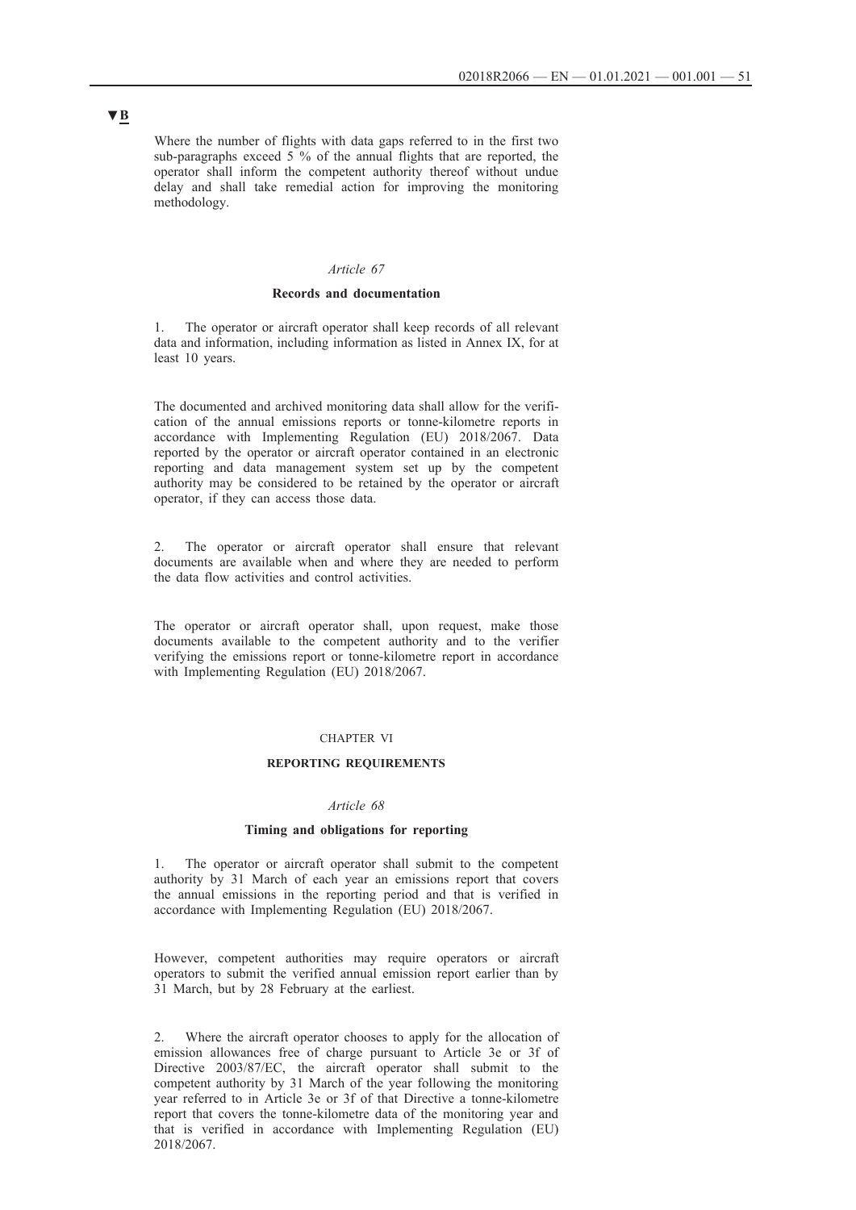▼B

Where the number of flights with data gaps referred to in the first two sub-paragraphs exceed 5 % of the annual flights that are reported, the operator shall inform the competent authority thereof without undue delay and shall take remedial action for improving the monitoring methodology.

*Article 67*

**Records and documentation**

1. The operator or aircraft operator shall keep records of all relevant data and information, including information as listed in Annex IX, for at least 10 years.

The documented and archived monitoring data shall allow for the verification of the annual emissions reports or tonne-kilometre reports in accordance with Implementing Regulation (EU) 2018/2067. Data reported by the operator or aircraft operator contained in an electronic reporting and data management system set up by the competent authority may be considered to be retained by the operator or aircraft operator, if they can access those data.

2. The operator or aircraft operator shall ensure that relevant documents are available when and where they are needed to perform the data flow activities and control activities.

The operator or aircraft operator shall, upon request, make those documents available to the competent authority and to the verifier verifying the emissions report or tonne-kilometre report in accordance with Implementing Regulation (EU) 2018/2067.

CHAPTER VI

**REPORTING REQUIREMENTS**

*Article 68*

**Timing and obligations for reporting**

1. The operator or aircraft operator shall submit to the competent authority by 31 March of each year an emissions report that covers the annual emissions in the reporting period and that is verified in accordance with Implementing Regulation (EU) 2018/2067.

However, competent authorities may require operators or aircraft operators to submit the verified annual emission report earlier than by 31 March, but by 28 February at the earliest.

2. Where the aircraft operator chooses to apply for the allocation of emission allowances free of charge pursuant to Article 3e or 3f of Directive 2003/87/EC, the aircraft operator shall submit to the competent authority by 31 March of the year following the monitoring year referred to in Article 3e or 3f of that Directive a tonne-kilometre report that covers the tonne-kilometre data of the monitoring year and that is verified in accordance with Implementing Regulation (EU) 2018/2067.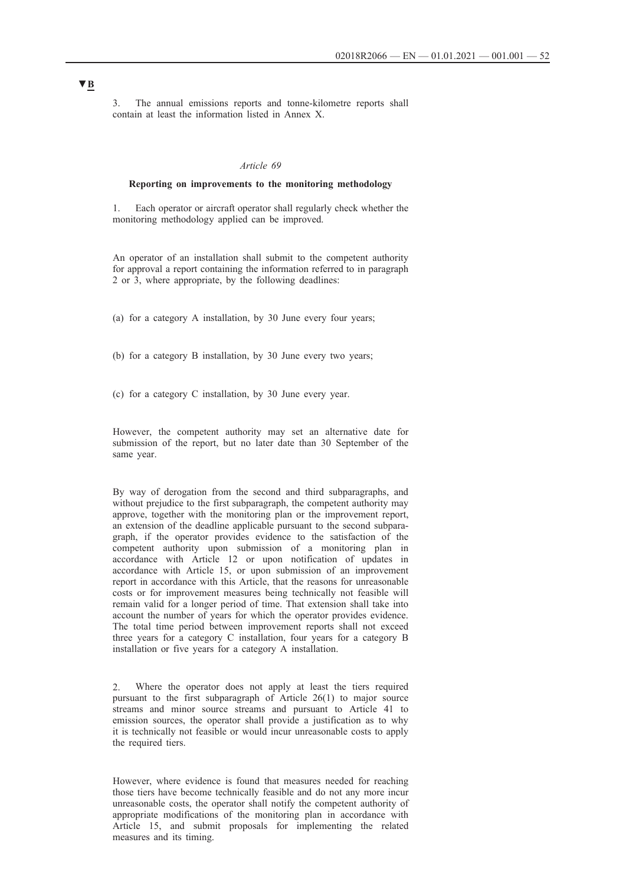▼B

3. The annual emissions reports and tonne-kilometre reports shall contain at least the information listed in Annex X.

*Article 69*

**Reporting on improvements to the monitoring methodology**

1. Each operator or aircraft operator shall regularly check whether the monitoring methodology applied can be improved.

An operator of an installation shall submit to the competent authority for approval a report containing the information referred to in paragraph 2 or 3, where appropriate, by the following deadlines:

(a) for a category A installation, by 30 June every four years;

(b) for a category B installation, by 30 June every two years;

(c) for a category C installation, by 30 June every year.

However, the competent authority may set an alternative date for submission of the report, but no later date than 30 September of the same year.

By way of derogation from the second and third subparagraphs, and without prejudice to the first subparagraph, the competent authority may approve, together with the monitoring plan or the improvement report, an extension of the deadline applicable pursuant to the second subparagraph, if the operator provides evidence to the satisfaction of the competent authority upon submission of a monitoring plan in accordance with Article 12 or upon notification of updates in accordance with Article 15, or upon submission of an improvement report in accordance with this Article, that the reasons for unreasonable costs or for improvement measures being technically not feasible will remain valid for a longer period of time. That extension shall take into account the number of years for which the operator provides evidence. The total time period between improvement reports shall not exceed three years for a category C installation, four years for a category B installation or five years for a category A installation.

2. Where the operator does not apply at least the tiers required pursuant to the first subparagraph of Article 26(1) to major source streams and minor source streams and pursuant to Article 41 to emission sources, the operator shall provide a justification as to why it is technically not feasible or would incur unreasonable costs to apply the required tiers.

However, where evidence is found that measures needed for reaching those tiers have become technically feasible and do not any more incur unreasonable costs, the operator shall notify the competent authority of appropriate modifications of the monitoring plan in accordance with Article 15, and submit proposals for implementing the related measures and its timing.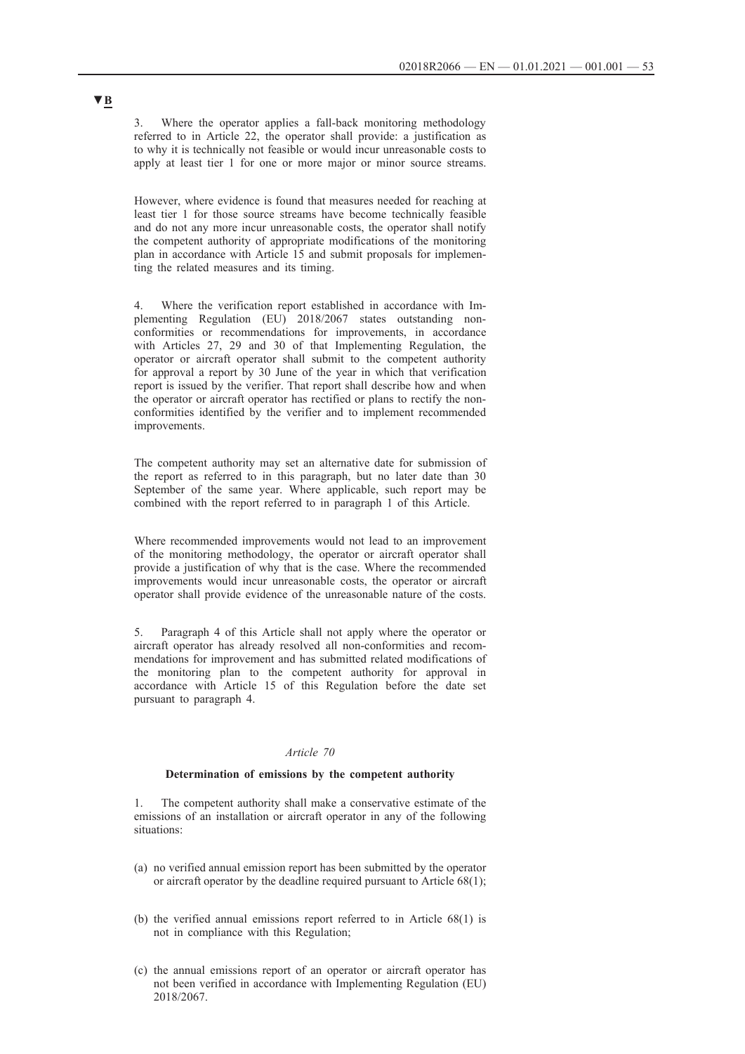▼B

3. Where the operator applies a fall-back monitoring methodology referred to in Article 22, the operator shall provide: a justification as to why it is technically not feasible or would incur unreasonable costs to apply at least tier 1 for one or more major or minor source streams.

However, where evidence is found that measures needed for reaching at least tier 1 for those source streams have become technically feasible and do not any more incur unreasonable costs, the operator shall notify the competent authority of appropriate modifications of the monitoring plan in accordance with Article 15 and submit proposals for implementing the related measures and its timing.

4. Where the verification report established in accordance with Implementing Regulation (EU) 2018/2067 states outstanding non-conformities or recommendations for improvements, in accordance with Articles 27, 29 and 30 of that Implementing Regulation, the operator or aircraft operator shall submit to the competent authority for approval a report by 30 June of the year in which that verification report is issued by the verifier. That report shall describe how and when the operator or aircraft operator has rectified or plans to rectify the non-conformities identified by the verifier and to implement recommended improvements.

The competent authority may set an alternative date for submission of the report as referred to in this paragraph, but no later date than 30 September of the same year. Where applicable, such report may be combined with the report referred to in paragraph 1 of this Article.

Where recommended improvements would not lead to an improvement of the monitoring methodology, the operator or aircraft operator shall provide a justification of why that is the case. Where the recommended improvements would incur unreasonable costs, the operator or aircraft operator shall provide evidence of the unreasonable nature of the costs.

5. Paragraph 4 of this Article shall not apply where the operator or aircraft operator has already resolved all non-conformities and recommendations for improvement and has submitted related modifications of the monitoring plan to the competent authority for approval in accordance with Article 15 of this Regulation before the date set pursuant to paragraph 4.

*Article 70*

**Determination of emissions by the competent authority**

1. The competent authority shall make a conservative estimate of the emissions of an installation or aircraft operator in any of the following situations:

(a) no verified annual emission report has been submitted by the operator or aircraft operator by the deadline required pursuant to Article 68(1);

(b) the verified annual emissions report referred to in Article 68(1) is not in compliance with this Regulation;

(c) the annual emissions report of an operator or aircraft operator has not been verified in accordance with Implementing Regulation (EU) 2018/2067.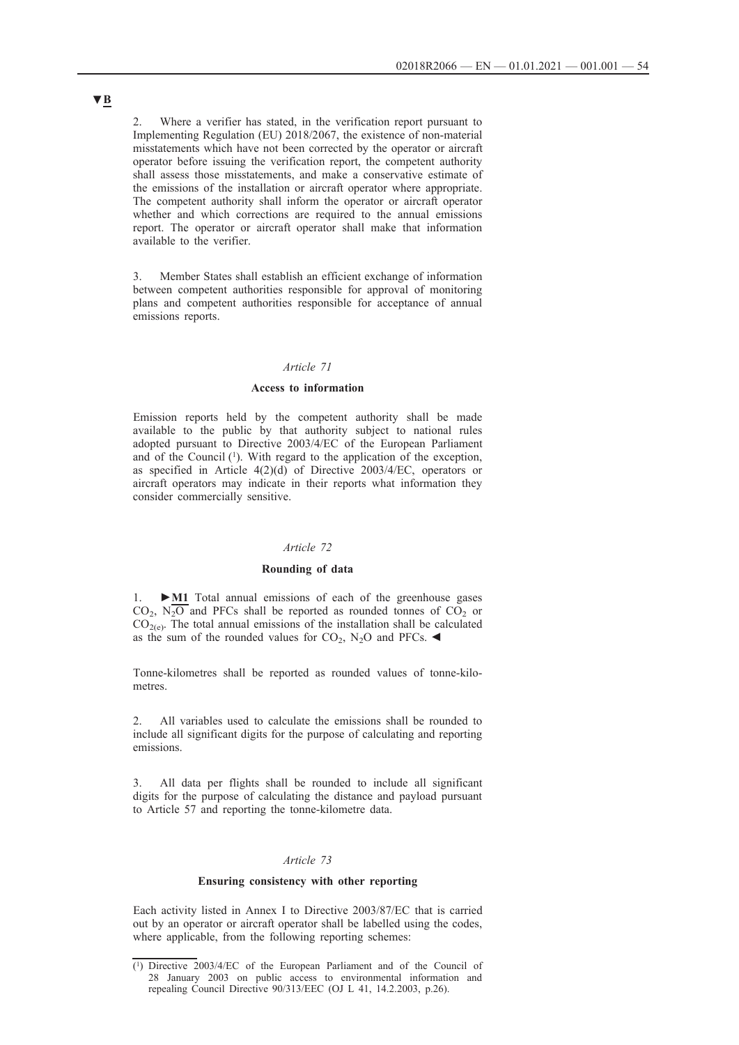▼B

2. Where a verifier has stated, in the verification report pursuant to Implementing Regulation (EU) 2018/2067, the existence of non-material misstatements which have not been corrected by the operator or aircraft operator before issuing the verification report, the competent authority shall assess those misstatements, and make a conservative estimate of the emissions of the installation or aircraft operator where appropriate. The competent authority shall inform the operator or aircraft operator whether and which corrections are required to the annual emissions report. The operator or aircraft operator shall make that information available to the verifier.

3. Member States shall establish an efficient exchange of information between competent authorities responsible for approval of monitoring plans and competent authorities responsible for acceptance of annual emissions reports.

*Article 71*

**Access to information**

Emission reports held by the competent authority shall be made available to the public by that authority subject to national rules adopted pursuant to Directive 2003/4/EC of the European Parliament and of the Council [1]. With regard to the application of the exception, as specified in Article 4(2)(d) of Directive 2003/4/EC, operators or aircraft operators may indicate in their reports what information they consider commercially sensitive.

*Article 72*

**Rounding of data**

1. ►M1 Total annual emissions of each of the greenhouse gases $CO_2$, $N_2O$ and PFCs shall be reported as rounded tonnes of $CO_2$ or $CO_{2(e)}$. The total annual emissions of the installation shall be calculated as the sum of the rounded values for $CO_2$, $N_2O$ and PFCs. ◄

Tonne-kilometres shall be reported as rounded values of tonne-kilometres.

2. All variables used to calculate the emissions shall be rounded to include all significant digits for the purpose of calculating and reporting emissions.

3. All data per flights shall be rounded to include all significant digits for the purpose of calculating the distance and payload pursuant to Article 57 and reporting the tonne-kilometre data.

*Article 73*

**Ensuring consistency with other reporting**

Each activity listed in Annex I to Directive 2003/87/EC that is carried out by an operator or aircraft operator shall be labelled using the codes, where applicable, from the following reporting schemes:

[1] Directive 2003/4/EC of the European Parliament and of the Council of 28 January 2003 on public access to environmental information and repealing Council Directive 90/313/EEC (OJ L 41, 14.2.2003, p.26).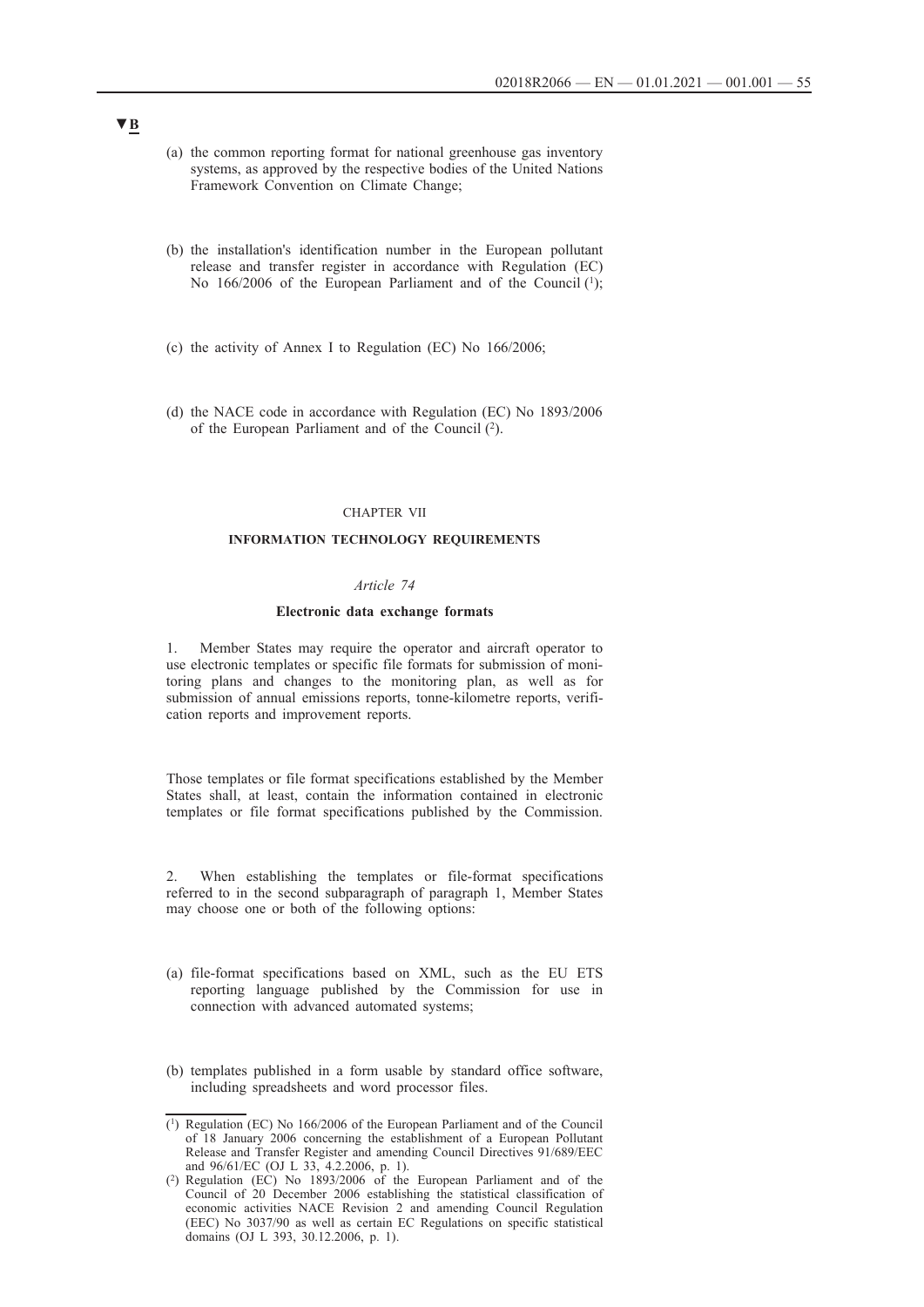▼B

(a) the common reporting format for national greenhouse gas inventory systems, as approved by the respective bodies of the United Nations Framework Convention on Climate Change;

(b) the installation's identification number in the European pollutant release and transfer register in accordance with Regulation (EC) No 166/2006 of the European Parliament and of the Council [1];

(c) the activity of Annex I to Regulation (EC) No 166/2006;

(d) the NACE code in accordance with Regulation (EC) No 1893/2006 of the European Parliament and of the Council [2].

CHAPTER VII

**INFORMATION TECHNOLOGY REQUIREMENTS**

*Article 74*

**Electronic data exchange formats**

1. Member States may require the operator and aircraft operator to use electronic templates or specific file formats for submission of monitoring plans and changes to the monitoring plan, as well as for submission of annual emissions reports, tonne-kilometre reports, verification reports and improvement reports.

Those templates or file format specifications established by the Member States shall, at least, contain the information contained in electronic templates or file format specifications published by the Commission.

2. When establishing the templates or file-format specifications referred to in the second subparagraph of paragraph 1, Member States may choose one or both of the following options:

(a) file-format specifications based on XML, such as the EU ETS reporting language published by the Commission for use in connection with advanced automated systems;

(b) templates published in a form usable by standard office software, including spreadsheets and word processor files.

---

[1] Regulation (EC) No 166/2006 of the European Parliament and of the Council of 18 January 2006 concerning the establishment of a European Pollutant Release and Transfer Register and amending Council Directives 91/689/EEC and 96/61/EC (OJ L 33, 4.2.2006, p. 1).

[2] Regulation (EC) No 1893/2006 of the European Parliament and of the Council of 20 December 2006 establishing the statistical classification of economic activities NACE Revision 2 and amending Council Regulation (EEC) No 3037/90 as well as certain EC Regulations on specific statistical domains (OJ L 393, 30.12.2006, p. 1).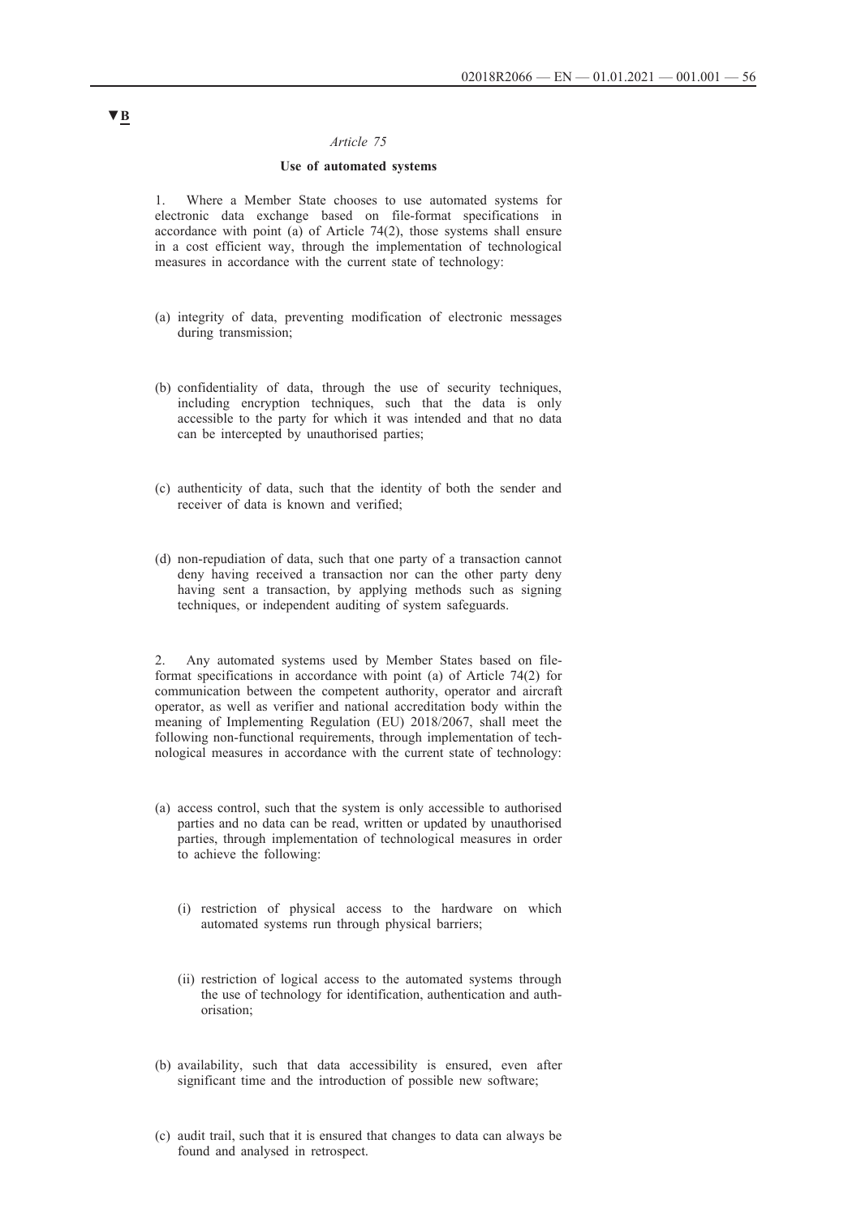▼B

*Article 75*

**Use of automated systems**

1. Where a Member State chooses to use automated systems for electronic data exchange based on file-format specifications in accordance with point (a) of Article 74(2), those systems shall ensure in a cost efficient way, through the implementation of technological measures in accordance with the current state of technology:

(a) integrity of data, preventing modification of electronic messages during transmission;

(b) confidentiality of data, through the use of security techniques, including encryption techniques, such that the data is only accessible to the party for which it was intended and that no data can be intercepted by unauthorised parties;

(c) authenticity of data, such that the identity of both the sender and receiver of data is known and verified;

(d) non-repudiation of data, such that one party of a transaction cannot deny having received a transaction nor can the other party deny having sent a transaction, by applying methods such as signing techniques, or independent auditing of system safeguards.

2. Any automated systems used by Member States based on file-format specifications in accordance with point (a) of Article 74(2) for communication between the competent authority, operator and aircraft operator, as well as verifier and national accreditation body within the meaning of Implementing Regulation (EU) 2018/2067, shall meet the following non-functional requirements, through implementation of technological measures in accordance with the current state of technology:

(a) access control, such that the system is only accessible to authorised parties and no data can be read, written or updated by unauthorised parties, through implementation of technological measures in order to achieve the following:

   (i) restriction of physical access to the hardware on which automated systems run through physical barriers;

   (ii) restriction of logical access to the automated systems through the use of technology for identification, authentication and authorisation;

(b) availability, such that data accessibility is ensured, even after significant time and the introduction of possible new software;

(c) audit trail, such that it is ensured that changes to data can always be found and analysed in retrospect.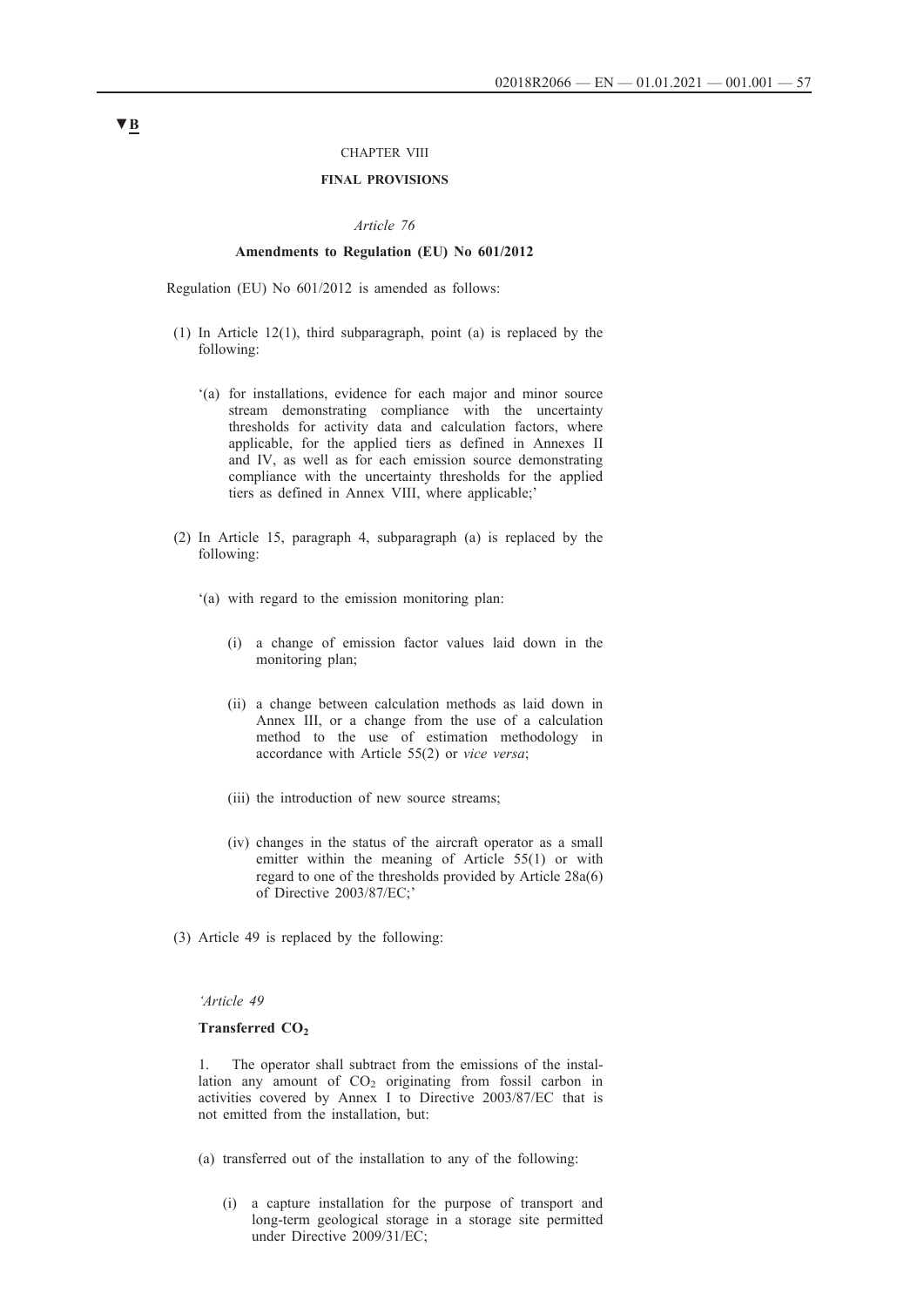▼B

CHAPTER VIII

**FINAL PROVISIONS**

*Article 76*

**Amendments to Regulation (EU) No 601/2012**

Regulation (EU) No 601/2012 is amended as follows:

(1) In Article 12(1), third subparagraph, point (a) is replaced by the following:

'(a) for installations, evidence for each major and minor source stream demonstrating compliance with the uncertainty thresholds for activity data and calculation factors, where applicable, for the applied tiers as defined in Annexes II and IV, as well as for each emission source demonstrating compliance with the uncertainty thresholds for the applied tiers as defined in Annex VIII, where applicable;'

(2) In Article 15, paragraph 4, subparagraph (a) is replaced by the following:

'(a) with regard to the emission monitoring plan:

(i) a change of emission factor values laid down in the monitoring plan;

(ii) a change between calculation methods as laid down in Annex III, or a change from the use of a calculation method to the use of estimation methodology in accordance with Article 55(2) or *vice versa*;

(iii) the introduction of new source streams;

(iv) changes in the status of the aircraft operator as a small emitter within the meaning of Article 55(1) or with regard to one of the thresholds provided by Article 28a(6) of Directive 2003/87/EC;'

(3) Article 49 is replaced by the following:

*'Article 49*

**Transferred $CO_2$**

1. The operator shall subtract from the emissions of the installation any amount of $CO_2$ originating from fossil carbon in activities covered by Annex I to Directive 2003/87/EC that is not emitted from the installation, but:

(a) transferred out of the installation to any of the following:

(i) a capture installation for the purpose of transport and long-term geological storage in a storage site permitted under Directive 2009/31/EC;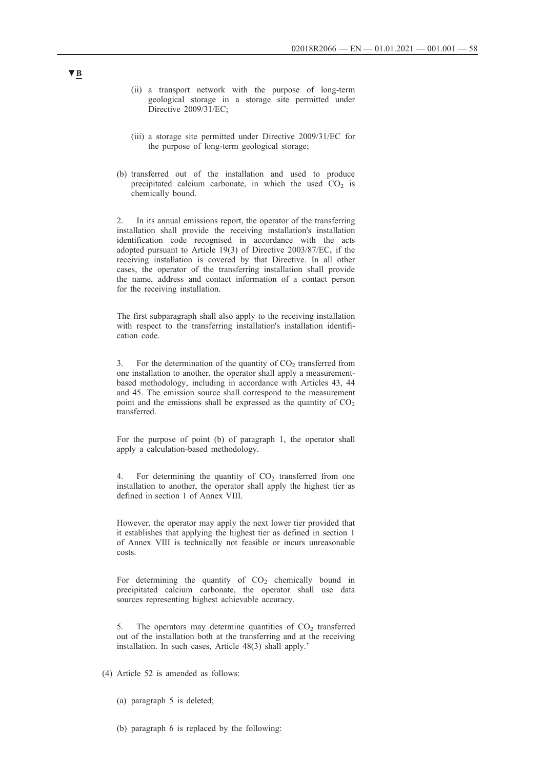**▼B**

(ii) a transport network with the purpose of long-term geological storage in a storage site permitted under Directive 2009/31/EC;

(iii) a storage site permitted under Directive 2009/31/EC for the purpose of long-term geological storage;

(b) transferred out of the installation and used to produce precipitated calcium carbonate, in which the used $CO_2$ is chemically bound.

2. In its annual emissions report, the operator of the transferring installation shall provide the receiving installation's installation identification code recognised in accordance with the acts adopted pursuant to Article 19(3) of Directive 2003/87/EC, if the receiving installation is covered by that Directive. In all other cases, the operator of the transferring installation shall provide the name, address and contact information of a contact person for the receiving installation.

The first subparagraph shall also apply to the receiving installation with respect to the transferring installation's installation identification code.

3. For the determination of the quantity of $CO_2$ transferred from one installation to another, the operator shall apply a measurement-based methodology, including in accordance with Articles 43, 44 and 45. The emission source shall correspond to the measurement point and the emissions shall be expressed as the quantity of $CO_2$ transferred.

For the purpose of point (b) of paragraph 1, the operator shall apply a calculation-based methodology.

4. For determining the quantity of $CO_2$ transferred from one installation to another, the operator shall apply the highest tier as defined in section 1 of Annex VIII.

However, the operator may apply the next lower tier provided that it establishes that applying the highest tier as defined in section 1 of Annex VIII is technically not feasible or incurs unreasonable costs.

For determining the quantity of $CO_2$ chemically bound in precipitated calcium carbonate, the operator shall use data sources representing highest achievable accuracy.

5. The operators may determine quantities of $CO_2$ transferred out of the installation both at the transferring and at the receiving installation. In such cases, Article 48(3) shall apply.'

(4) Article 52 is amended as follows:

(a) paragraph 5 is deleted;

(b) paragraph 6 is replaced by the following: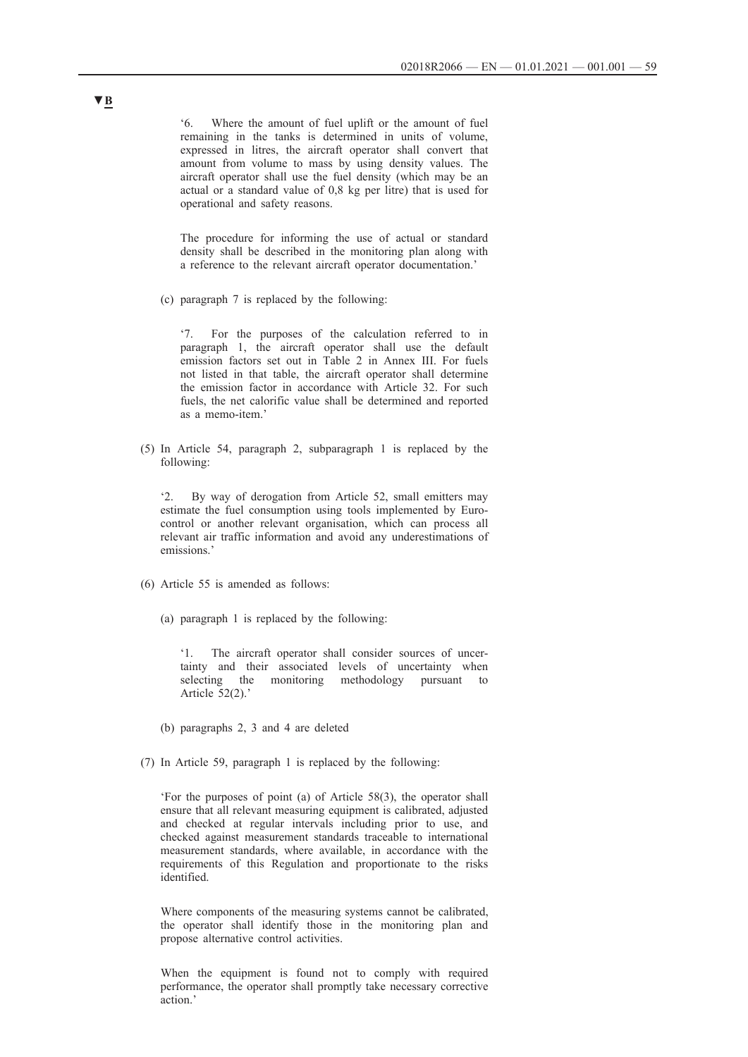**▼B**

'6. Where the amount of fuel uplift or the amount of fuel remaining in the tanks is determined in units of volume, expressed in litres, the aircraft operator shall convert that amount from volume to mass by using density values. The aircraft operator shall use the fuel density (which may be an actual or a standard value of 0,8 kg per litre) that is used for operational and safety reasons.

The procedure for informing the use of actual or standard density shall be described in the monitoring plan along with a reference to the relevant aircraft operator documentation.'

(c) paragraph 7 is replaced by the following:

'7. For the purposes of the calculation referred to in paragraph 1, the aircraft operator shall use the default emission factors set out in Table 2 in Annex III. For fuels not listed in that table, the aircraft operator shall determine the emission factor in accordance with Article 32. For such fuels, the net calorific value shall be determined and reported as a memo-item.'

(5) In Article 54, paragraph 2, subparagraph 1 is replaced by the following:

'2. By way of derogation from Article 52, small emitters may estimate the fuel consumption using tools implemented by Eurocontrol or another relevant organisation, which can process all relevant air traffic information and avoid any underestimations of emissions.'

(6) Article 55 is amended as follows:

(a) paragraph 1 is replaced by the following:

'1. The aircraft operator shall consider sources of uncertainty and their associated levels of uncertainty when selecting the monitoring methodology pursuant to Article 52(2).'

(b) paragraphs 2, 3 and 4 are deleted

(7) In Article 59, paragraph 1 is replaced by the following:

'For the purposes of point (a) of Article 58(3), the operator shall ensure that all relevant measuring equipment is calibrated, adjusted and checked at regular intervals including prior to use, and checked against measurement standards traceable to international measurement standards, where available, in accordance with the requirements of this Regulation and proportionate to the risks identified.

Where components of the measuring systems cannot be calibrated, the operator shall identify those in the monitoring plan and propose alternative control activities.

When the equipment is found not to comply with required performance, the operator shall promptly take necessary corrective action.'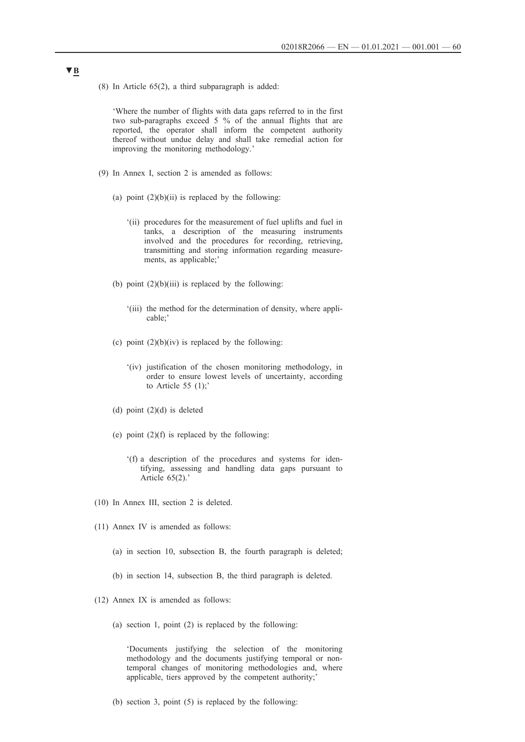▼B

(8) In Article 65(2), a third subparagraph is added:

'Where the number of flights with data gaps referred to in the first two sub-paragraphs exceed 5 % of the annual flights that are reported, the operator shall inform the competent authority thereof without undue delay and shall take remedial action for improving the monitoring methodology.'

(9) In Annex I, section 2 is amended as follows:

(a) point (2)(b)(ii) is replaced by the following:

'(ii) procedures for the measurement of fuel uplifts and fuel in tanks, a description of the measuring instruments involved and the procedures for recording, retrieving, transmitting and storing information regarding measurements, as applicable;'

(b) point (2)(b)(iii) is replaced by the following:

'(iii) the method for the determination of density, where applicable;'

(c) point (2)(b)(iv) is replaced by the following:

'(iv) justification of the chosen monitoring methodology, in order to ensure lowest levels of uncertainty, according to Article 55 (1);'

(d) point (2)(d) is deleted

(e) point (2)(f) is replaced by the following:

'(f) a description of the procedures and systems for identifying, assessing and handling data gaps pursuant to Article 65(2).'

(10) In Annex III, section 2 is deleted.

(11) Annex IV is amended as follows:

(a) in section 10, subsection B, the fourth paragraph is deleted;

(b) in section 14, subsection B, the third paragraph is deleted.

(12) Annex IX is amended as follows:

(a) section 1, point (2) is replaced by the following:

'Documents justifying the selection of the monitoring methodology and the documents justifying temporal or non-temporal changes of monitoring methodologies and, where applicable, tiers approved by the competent authority;'

(b) section 3, point (5) is replaced by the following: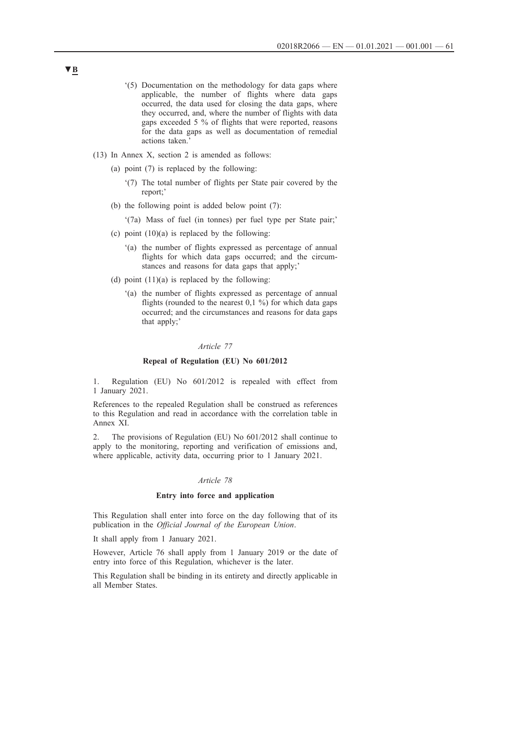▼B

'(5) Documentation on the methodology for data gaps where applicable, the number of flights where data gaps occurred, the data used for closing the data gaps, where they occurred, and, where the number of flights with data gaps exceeded 5 % of flights that were reported, reasons for the data gaps as well as documentation of remedial actions taken.'

(13) In Annex X, section 2 is amended as follows:

(a) point (7) is replaced by the following:

'(7) The total number of flights per State pair covered by the report;'

(b) the following point is added below point (7):

'(7a) Mass of fuel (in tonnes) per fuel type per State pair;'

(c) point (10)(a) is replaced by the following:

'(a) the number of flights expressed as percentage of annual flights for which data gaps occurred; and the circumstances and reasons for data gaps that apply;'

(d) point (11)(a) is replaced by the following:

'(a) the number of flights expressed as percentage of annual flights (rounded to the nearest 0,1 %) for which data gaps occurred; and the circumstances and reasons for data gaps that apply;'

*Article 77*

**Repeal of Regulation (EU) No 601/2012**

1. Regulation (EU) No 601/2012 is repealed with effect from 1 January 2021.

References to the repealed Regulation shall be construed as references to this Regulation and read in accordance with the correlation table in Annex XI.

2. The provisions of Regulation (EU) No 601/2012 shall continue to apply to the monitoring, reporting and verification of emissions and, where applicable, activity data, occurring prior to 1 January 2021.

*Article 78*

**Entry into force and application**

This Regulation shall enter into force on the day following that of its publication in the *Official Journal of the European Union*.

It shall apply from 1 January 2021.

However, Article 76 shall apply from 1 January 2019 or the date of entry into force of this Regulation, whichever is the later.

This Regulation shall be binding in its entirety and directly applicable in all Member States.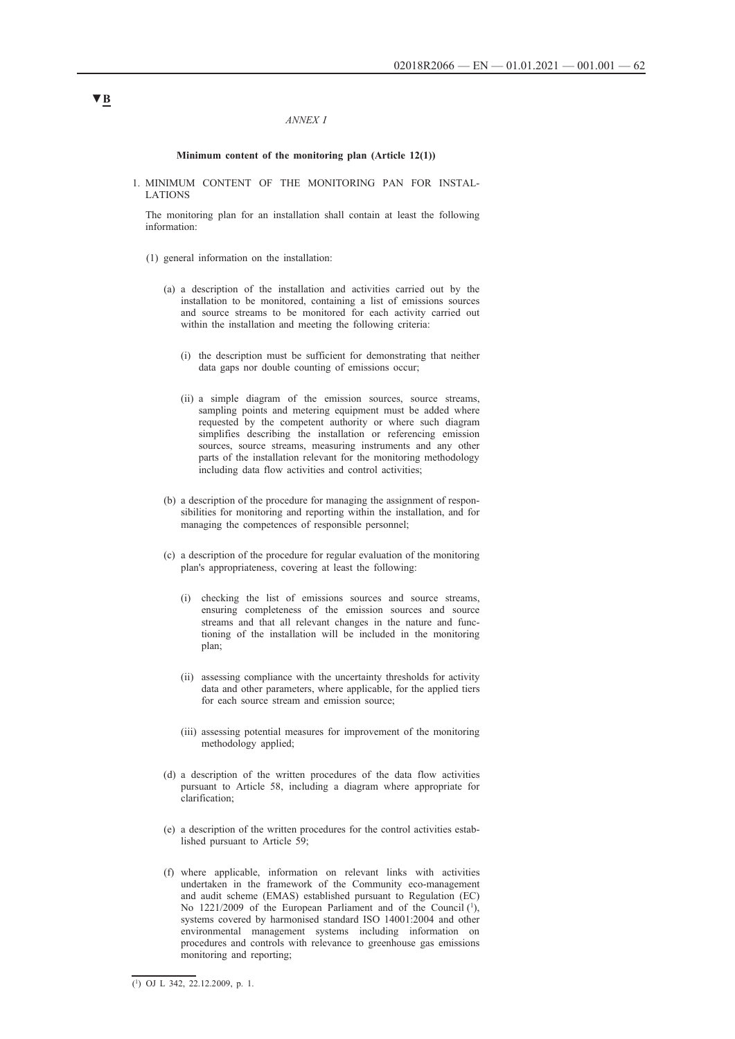▼B

*ANNEX I*

**Minimum content of the monitoring plan (Article 12(1))**

1. MINIMUM CONTENT OF THE MONITORING PAN FOR INSTALLATIONS

The monitoring plan for an installation shall contain at least the following information:

(1) general information on the installation:

(a) a description of the installation and activities carried out by the installation to be monitored, containing a list of emissions sources and source streams to be monitored for each activity carried out within the installation and meeting the following criteria:

(i) the description must be sufficient for demonstrating that neither data gaps nor double counting of emissions occur;

(ii) a simple diagram of the emission sources, source streams, sampling points and metering equipment must be added where requested by the competent authority or where such diagram simplifies describing the installation or referencing emission sources, source streams, measuring instruments and any other parts of the installation relevant for the monitoring methodology including data flow activities and control activities;

(b) a description of the procedure for managing the assignment of responsibilities for monitoring and reporting within the installation, and for managing the competences of responsible personnel;

(c) a description of the procedure for regular evaluation of the monitoring plan's appropriateness, covering at least the following:

(i) checking the list of emissions sources and source streams, ensuring completeness of the emission sources and source streams and that all relevant changes in the nature and functioning of the installation will be included in the monitoring plan;

(ii) assessing compliance with the uncertainty thresholds for activity data and other parameters, where applicable, for the applied tiers for each source stream and emission source;

(iii) assessing potential measures for improvement of the monitoring methodology applied;

(d) a description of the written procedures of the data flow activities pursuant to Article 58, including a diagram where appropriate for clarification;

(e) a description of the written procedures for the control activities established pursuant to Article 59;

(f) where applicable, information on relevant links with activities undertaken in the framework of the Community eco-management and audit scheme (EMAS) established pursuant to Regulation (EC) No 1221/2009 of the European Parliament and of the Council [1], systems covered by harmonised standard ISO 14001:2004 and other environmental management systems including information on procedures and controls with relevance to greenhouse gas emissions monitoring and reporting;

---

[1] OJ L 342, 22.12.2009, p. 1.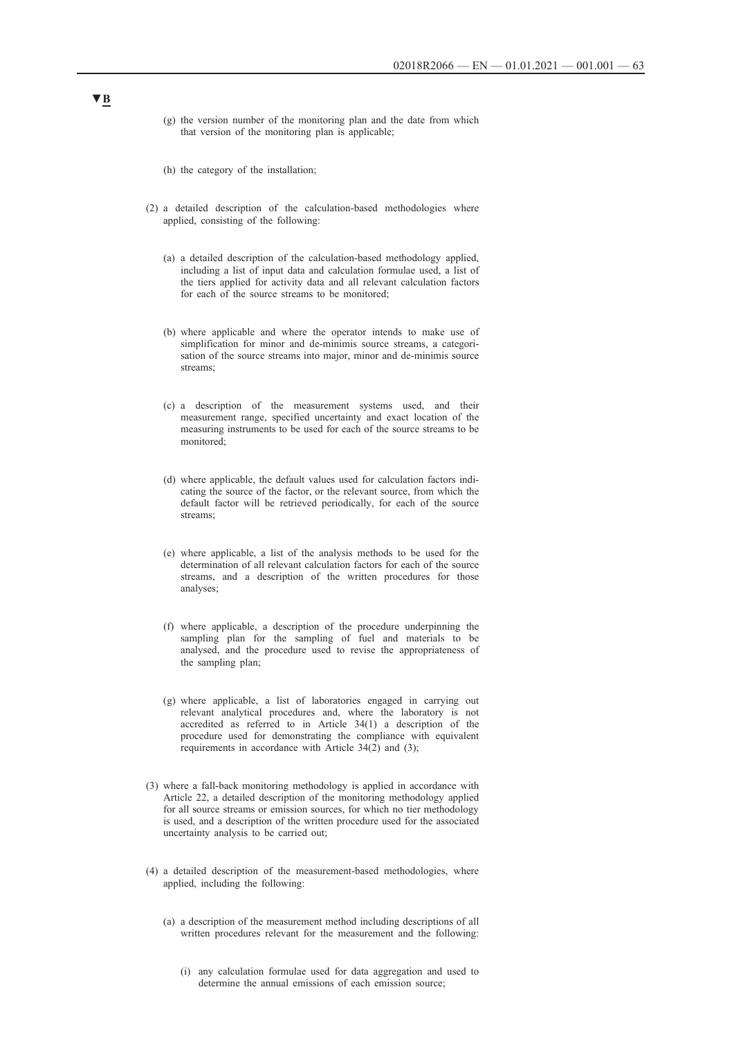▼B

(g) the version number of the monitoring plan and the date from which that version of the monitoring plan is applicable;

(h) the category of the installation;

(2) a detailed description of the calculation-based methodologies where applied, consisting of the following:

(a) a detailed description of the calculation-based methodology applied, including a list of input data and calculation formulae used, a list of the tiers applied for activity data and all relevant calculation factors for each of the source streams to be monitored;

(b) where applicable and where the operator intends to make use of simplification for minor and de-minimis source streams, a categorisation of the source streams into major, minor and de-minimis source streams;

(c) a description of the measurement systems used, and their measurement range, specified uncertainty and exact location of the measuring instruments to be used for each of the source streams to be monitored;

(d) where applicable, the default values used for calculation factors indicating the source of the factor, or the relevant source, from which the default factor will be retrieved periodically, for each of the source streams;

(e) where applicable, a list of the analysis methods to be used for the determination of all relevant calculation factors for each of the source streams, and a description of the written procedures for those analyses;

(f) where applicable, a description of the procedure underpinning the sampling plan for the sampling of fuel and materials to be analysed, and the procedure used to revise the appropriateness of the sampling plan;

(g) where applicable, a list of laboratories engaged in carrying out relevant analytical procedures and, where the laboratory is not accredited as referred to in Article 34(1) a description of the procedure used for demonstrating the compliance with equivalent requirements in accordance with Article 34(2) and (3);

(3) where a fall-back monitoring methodology is applied in accordance with Article 22, a detailed description of the monitoring methodology applied for all source streams or emission sources, for which no tier methodology is used, and a description of the written procedure used for the associated uncertainty analysis to be carried out;

(4) a detailed description of the measurement-based methodologies, where applied, including the following:

(a) a description of the measurement method including descriptions of all written procedures relevant for the measurement and the following:

(i) any calculation formulae used for data aggregation and used to determine the annual emissions of each emission source;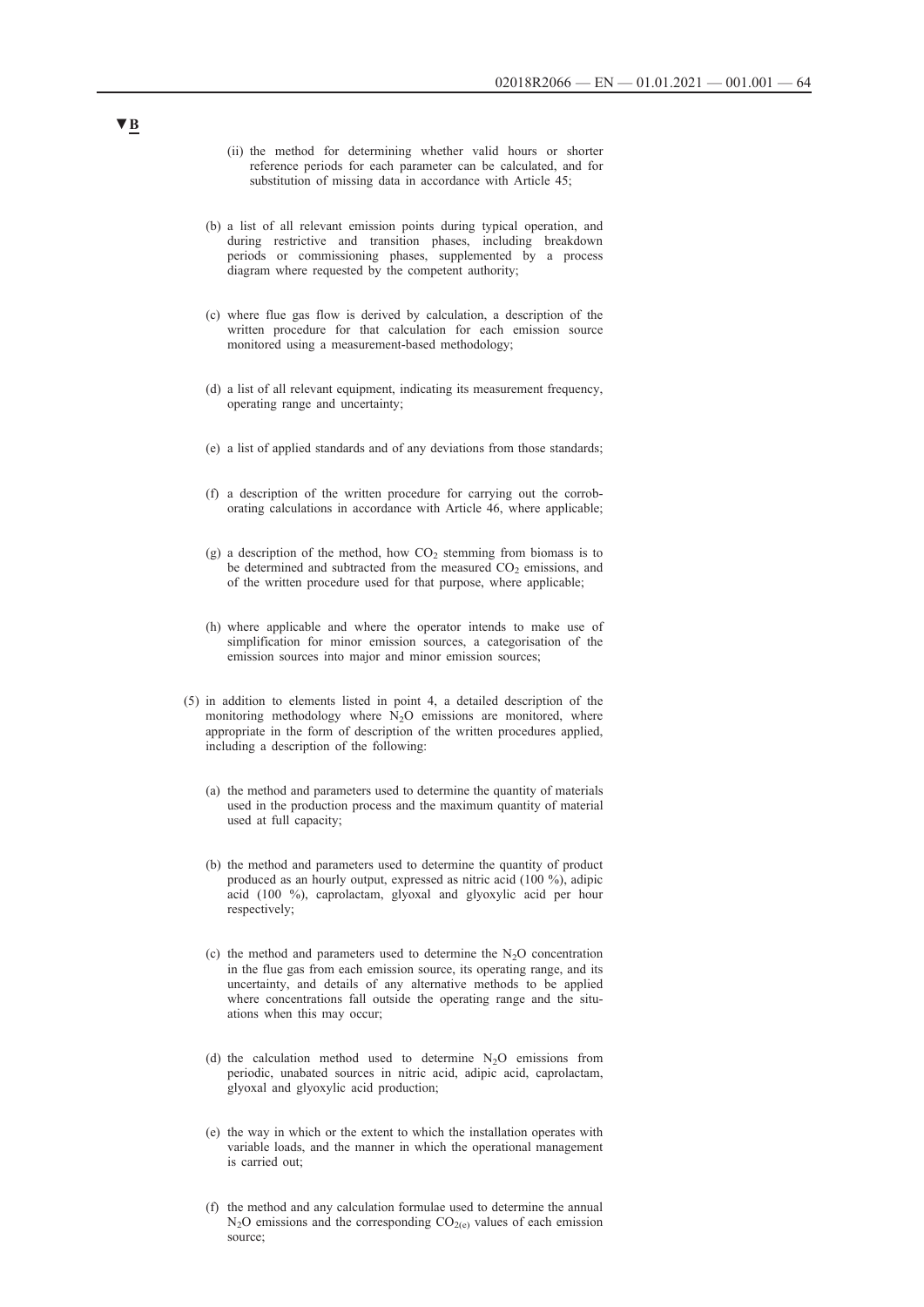**▼B**

(ii) the method for determining whether valid hours or shorter reference periods for each parameter can be calculated, and for substitution of missing data in accordance with Article 45;

(b) a list of all relevant emission points during typical operation, and during restrictive and transition phases, including breakdown periods or commissioning phases, supplemented by a process diagram where requested by the competent authority;

(c) where flue gas flow is derived by calculation, a description of the written procedure for that calculation for each emission source monitored using a measurement-based methodology;

(d) a list of all relevant equipment, indicating its measurement frequency, operating range and uncertainty;

(e) a list of applied standards and of any deviations from those standards;

(f) a description of the written procedure for carrying out the corroborating calculations in accordance with Article 46, where applicable;

(g) a description of the method, how $CO_2$ stemming from biomass is to be determined and subtracted from the measured $CO_2$ emissions, and of the written procedure used for that purpose, where applicable;

(h) where applicable and where the operator intends to make use of simplification for minor emission sources, a categorisation of the emission sources into major and minor emission sources;

(5) in addition to elements listed in point 4, a detailed description of the monitoring methodology where $N_2O$ emissions are monitored, where appropriate in the form of description of the written procedures applied, including a description of the following:

(a) the method and parameters used to determine the quantity of materials used in the production process and the maximum quantity of material used at full capacity;

(b) the method and parameters used to determine the quantity of product produced as an hourly output, expressed as nitric acid (100 %), adipic acid (100 %), caprolactam, glyoxal and glyoxylic acid per hour respectively;

(c) the method and parameters used to determine the $N_2O$ concentration in the flue gas from each emission source, its operating range, and its uncertainty, and details of any alternative methods to be applied where concentrations fall outside the operating range and the situations when this may occur;

(d) the calculation method used to determine $N_2O$ emissions from periodic, unabated sources in nitric acid, adipic acid, caprolactam, glyoxal and glyoxylic acid production;

(e) the way in which or the extent to which the installation operates with variable loads, and the manner in which the operational management is carried out;

(f) the method and any calculation formulae used to determine the annual $N_2O$ emissions and the corresponding $CO_{2(e)}$ values of each emission source;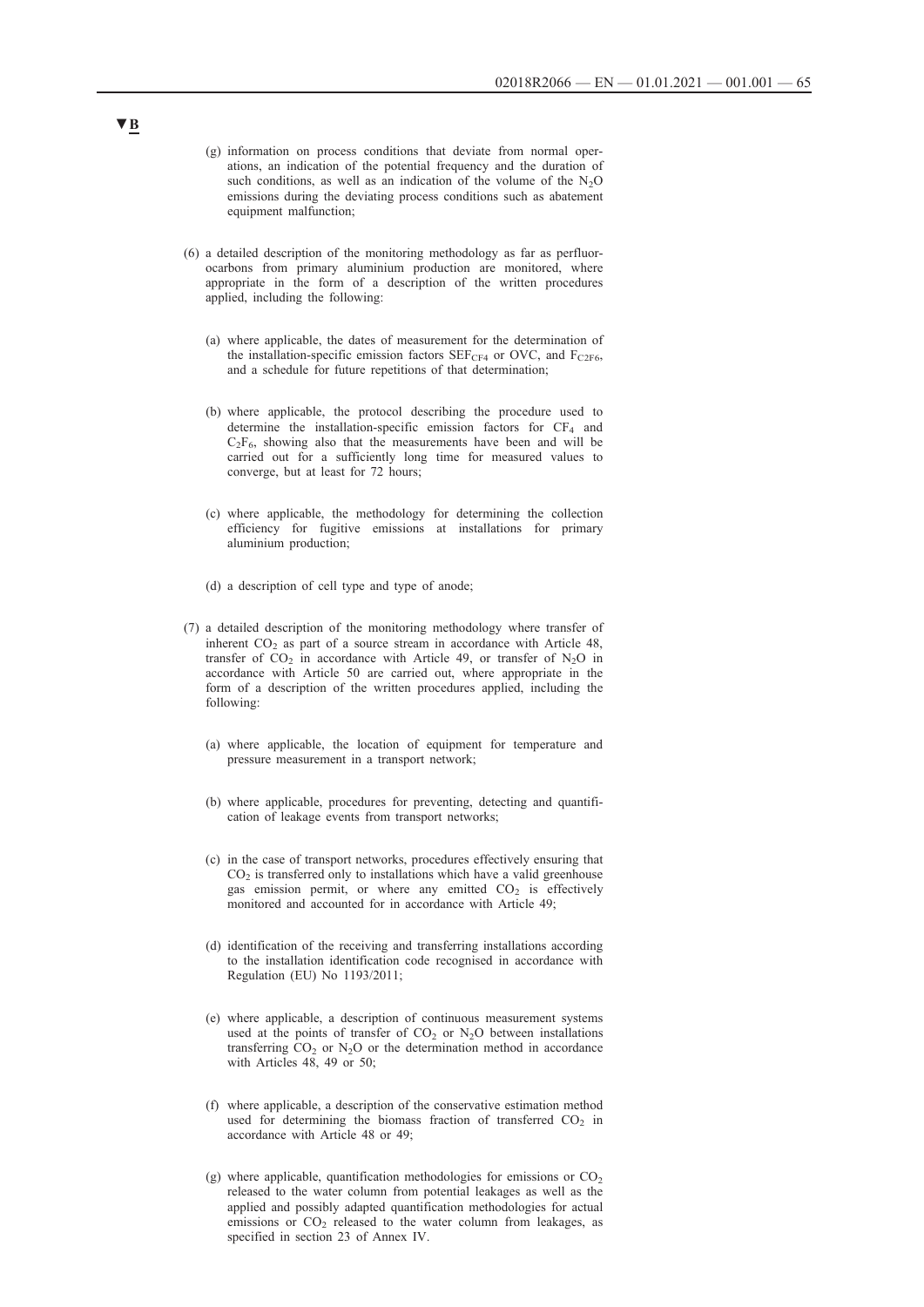▼B

(g) information on process conditions that deviate from normal operations, an indication of the potential frequency and the duration of such conditions, as well as an indication of the volume of the $N_2O$ emissions during the deviating process conditions such as abatement equipment malfunction;

(6) a detailed description of the monitoring methodology as far as perfluorocarbons from primary aluminium production are monitored, where appropriate in the form of a description of the written procedures applied, including the following:

(a) where applicable, the dates of measurement for the determination of the installation-specific emission factors $SEF_{CF4}$ or OVC, and $F_{C2F6}$, and a schedule for future repetitions of that determination;

(b) where applicable, the protocol describing the procedure used to determine the installation-specific emission factors for $CF_4$ and $C_2F_6$, showing also that the measurements have been and will be carried out for a sufficiently long time for measured values to converge, but at least for 72 hours;

(c) where applicable, the methodology for determining the collection efficiency for fugitive emissions at installations for primary aluminium production;

(d) a description of cell type and type of anode;

(7) a detailed description of the monitoring methodology where transfer of inherent $CO_2$ as part of a source stream in accordance with Article 48, transfer of $CO_2$ in accordance with Article 49, or transfer of $N_2O$ in accordance with Article 50 are carried out, where appropriate in the form of a description of the written procedures applied, including the following:

(a) where applicable, the location of equipment for temperature and pressure measurement in a transport network;

(b) where applicable, procedures for preventing, detecting and quantification of leakage events from transport networks;

(c) in the case of transport networks, procedures effectively ensuring that $CO_2$ is transferred only to installations which have a valid greenhouse gas emission permit, or where any emitted $CO_2$ is effectively monitored and accounted for in accordance with Article 49;

(d) identification of the receiving and transferring installations according to the installation identification code recognised in accordance with Regulation (EU) No 1193/2011;

(e) where applicable, a description of continuous measurement systems used at the points of transfer of $CO_2$ or $N_2O$ between installations transferring $CO_2$ or $N_2O$ or the determination method in accordance with Articles 48, 49 or 50;

(f) where applicable, a description of the conservative estimation method used for determining the biomass fraction of transferred $CO_2$ in accordance with Article 48 or 49;

(g) where applicable, quantification methodologies for emissions or $CO_2$ released to the water column from potential leakages as well as the applied and possibly adapted quantification methodologies for actual emissions or $CO_2$ released to the water column from leakages, as specified in section 23 of Annex IV.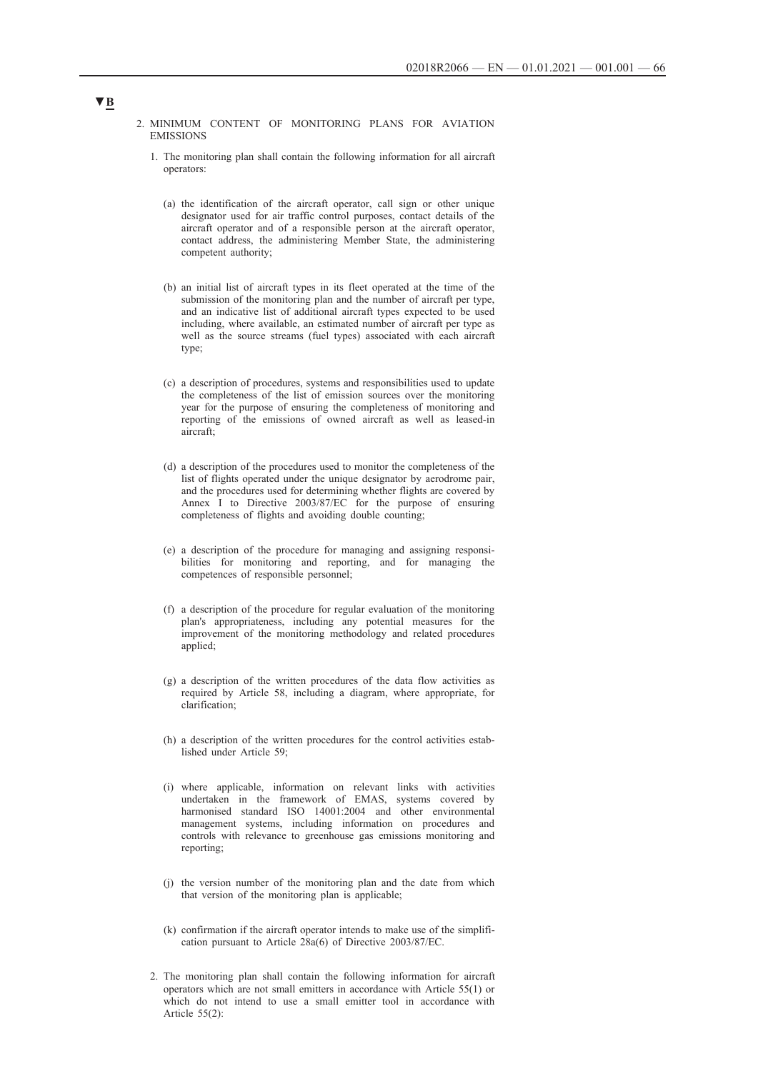▼B

2. MINIMUM CONTENT OF MONITORING PLANS FOR AVIATION EMISSIONS

1. The monitoring plan shall contain the following information for all aircraft operators:

   (a) the identification of the aircraft operator, call sign or other unique designator used for air traffic control purposes, contact details of the aircraft operator and of a responsible person at the aircraft operator, contact address, the administering Member State, the administering competent authority;

   (b) an initial list of aircraft types in its fleet operated at the time of the submission of the monitoring plan and the number of aircraft per type, and an indicative list of additional aircraft types expected to be used including, where available, an estimated number of aircraft per type as well as the source streams (fuel types) associated with each aircraft type;

   (c) a description of procedures, systems and responsibilities used to update the completeness of the list of emission sources over the monitoring year for the purpose of ensuring the completeness of monitoring and reporting of the emissions of owned aircraft as well as leased-in aircraft;

   (d) a description of the procedures used to monitor the completeness of the list of flights operated under the unique designator by aerodrome pair, and the procedures used for determining whether flights are covered by Annex I to Directive 2003/87/EC for the purpose of ensuring completeness of flights and avoiding double counting;

   (e) a description of the procedure for managing and assigning responsibilities for monitoring and reporting, and for managing the competences of responsible personnel;

   (f) a description of the procedure for regular evaluation of the monitoring plan's appropriateness, including any potential measures for the improvement of the monitoring methodology and related procedures applied;

   (g) a description of the written procedures of the data flow activities as required by Article 58, including a diagram, where appropriate, for clarification;

   (h) a description of the written procedures for the control activities established under Article 59;

   (i) where applicable, information on relevant links with activities undertaken in the framework of EMAS, systems covered by harmonised standard ISO 14001:2004 and other environmental management systems, including information on procedures and controls with relevance to greenhouse gas emissions monitoring and reporting;

   (j) the version number of the monitoring plan and the date from which that version of the monitoring plan is applicable;

   (k) confirmation if the aircraft operator intends to make use of the simplification pursuant to Article 28a(6) of Directive 2003/87/EC.

2. The monitoring plan shall contain the following information for aircraft operators which are not small emitters in accordance with Article 55(1) or which do not intend to use a small emitter tool in accordance with Article 55(2):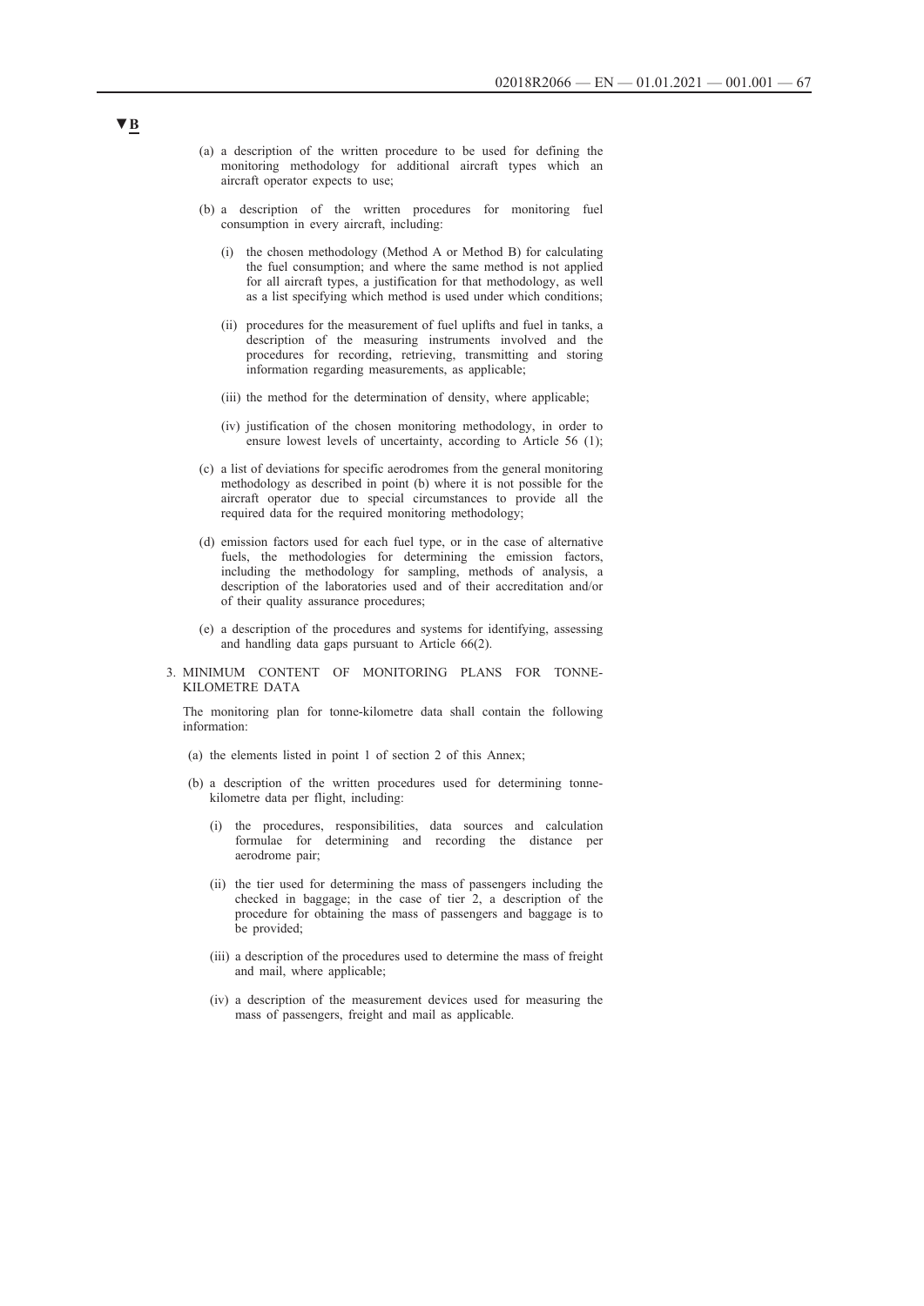▼B

(a) a description of the written procedure to be used for defining the monitoring methodology for additional aircraft types which an aircraft operator expects to use;

(b) a description of the written procedures for monitoring fuel consumption in every aircraft, including:

   (i) the chosen methodology (Method A or Method B) for calculating the fuel consumption; and where the same method is not applied for all aircraft types, a justification for that methodology, as well as a list specifying which method is used under which conditions;

   (ii) procedures for the measurement of fuel uplifts and fuel in tanks, a description of the measuring instruments involved and the procedures for recording, retrieving, transmitting and storing information regarding measurements, as applicable;

   (iii) the method for the determination of density, where applicable;

   (iv) justification of the chosen monitoring methodology, in order to ensure lowest levels of uncertainty, according to Article 56 (1);

(c) a list of deviations for specific aerodromes from the general monitoring methodology as described in point (b) where it is not possible for the aircraft operator due to special circumstances to provide all the required data for the required monitoring methodology;

(d) emission factors used for each fuel type, or in the case of alternative fuels, the methodologies for determining the emission factors, including the methodology for sampling, methods of analysis, a description of the laboratories used and of their accreditation and/or of their quality assurance procedures;

(e) a description of the procedures and systems for identifying, assessing and handling data gaps pursuant to Article 66(2).

3. MINIMUM CONTENT OF MONITORING PLANS FOR TONNE-KILOMETRE DATA

The monitoring plan for tonne-kilometre data shall contain the following information:

(a) the elements listed in point 1 of section 2 of this Annex;

(b) a description of the written procedures used for determining tonne-kilometre data per flight, including:

   (i) the procedures, responsibilities, data sources and calculation formulae for determining and recording the distance per aerodrome pair;

   (ii) the tier used for determining the mass of passengers including the checked in baggage; in the case of tier 2, a description of the procedure for obtaining the mass of passengers and baggage is to be provided;

   (iii) a description of the procedures used to determine the mass of freight and mail, where applicable;

   (iv) a description of the measurement devices used for measuring the mass of passengers, freight and mail as applicable.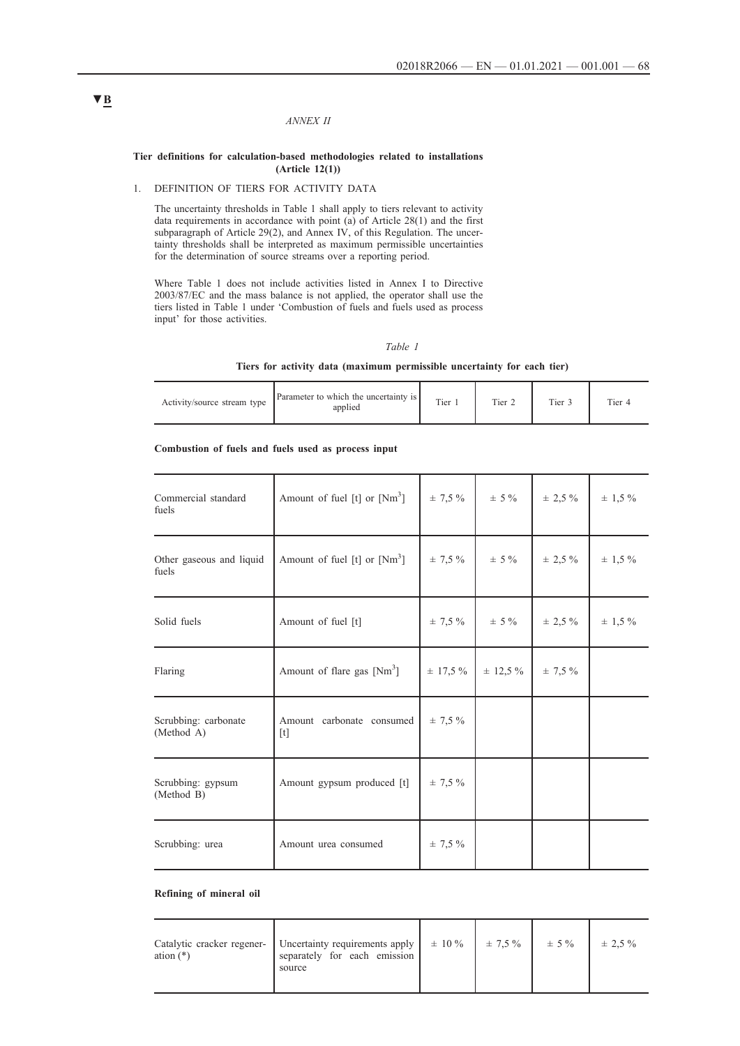▼B

*ANNEX II*

**Tier definitions for calculation-based methodologies related to installations (Article 12(1))**

1. DEFINITION OF TIERS FOR ACTIVITY DATA

The uncertainty thresholds in Table 1 shall apply to tiers relevant to activity data requirements in accordance with point (a) of Article 28(1) and the first subparagraph of Article 29(2), and Annex IV, of this Regulation. The uncertainty thresholds shall be interpreted as maximum permissible uncertainties for the determination of source streams over a reporting period.

Where Table 1 does not include activities listed in Annex I to Directive 2003/87/EC and the mass balance is not applied, the operator shall use the tiers listed in Table 1 under 'Combustion of fuels and fuels used as process input' for those activities.

*Table 1*

**Tiers for activity data (maximum permissible uncertainty for each tier)**

| Activity/source stream type | Parameter to which the uncertainty is applied | Tier 1 | Tier 2 | Tier 3 | Tier 4 |
|---|---|---|---|---|---|
| **Combustion of fuels and fuels used as process input** | | | | | |
| Commercial standard fuels | Amount of fuel [t] or [$Nm^3$] | ± 7,5 % | ± 5 % | ± 2,5 % | ± 1,5 % |
| Other gaseous and liquid fuels | Amount of fuel [t] or [$Nm^3$] | ± 7,5 % | ± 5 % | ± 2,5 % | ± 1,5 % |
| Solid fuels | Amount of fuel [t] | ± 7,5 % | ± 5 % | ± 2,5 % | ± 1,5 % |
| Flaring | Amount of flare gas [$Nm^3$] | ± 17,5 % | ± 12,5 % | ± 7,5 % | |
| Scrubbing: carbonate (Method A) | Amount carbonate consumed [t] | ± 7,5 % | | | |
| Scrubbing: gypsum (Method B) | Amount gypsum produced [t] | ± 7,5 % | | | |
| Scrubbing: urea | Amount urea consumed | ± 7,5 % | | | |
| **Refining of mineral oil** | | | | | |
| Catalytic cracker regeneration (*) | Uncertainty requirements apply separately for each emission source | ± 10 % | ± 7,5 % | ± 5 % | ± 2,5 % |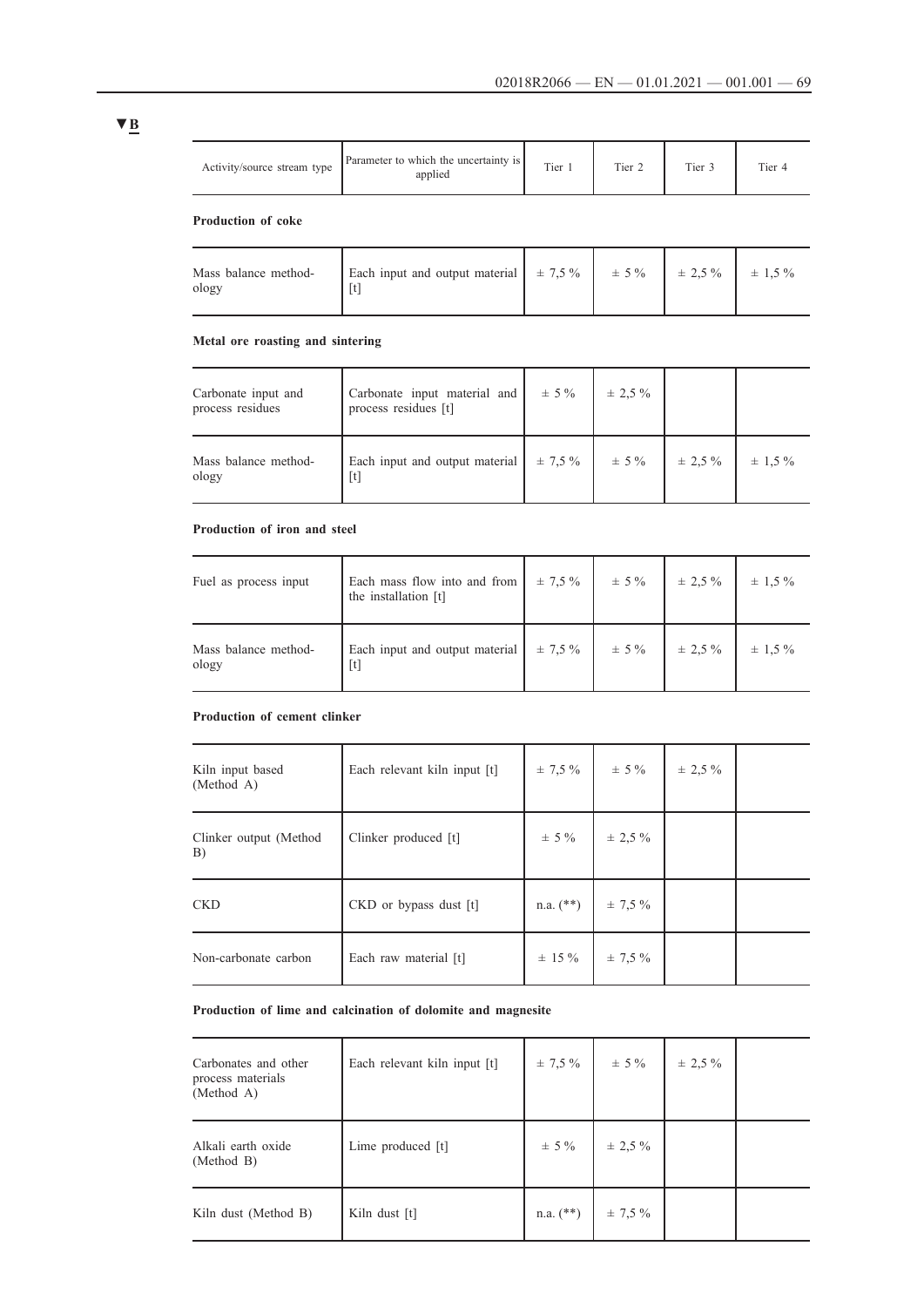▼B

| Activity/source stream type | Parameter to which the uncertainty is applied | Tier 1 | Tier 2 | Tier 3 | Tier 4 |
|---|---|---|---|---|---|
| **Production of coke** | | | | | |
| Mass balance methodology | Each input and output material [t] | ± 7,5 % | ± 5 % | ± 2,5 % | ± 1,5 % |
| **Metal ore roasting and sintering** | | | | | |
| Carbonate input and process residues | Carbonate input material and process residues [t] | ± 5 % | ± 2,5 % | | |
| Mass balance methodology | Each input and output material [t] | ± 7,5 % | ± 5 % | ± 2,5 % | ± 1,5 % |
| **Production of iron and steel** | | | | | |
| Fuel as process input | Each mass flow into and from the installation [t] | ± 7,5 % | ± 5 % | ± 2,5 % | ± 1,5 % |
| Mass balance methodology | Each input and output material [t] | ± 7,5 % | ± 5 % | ± 2,5 % | ± 1,5 % |
| **Production of cement clinker** | | | | | |
| Kiln input based (Method A) | Each relevant kiln input [t] | ± 7,5 % | ± 5 % | ± 2,5 % | |
| Clinker output (Method B) | Clinker produced [t] | ± 5 % | ± 2,5 % | | |
| CKD | CKD or bypass dust [t] | n.a. (**) | ± 7,5 % | | |
| Non-carbonate carbon | Each raw material [t] | ± 15 % | ± 7,5 % | | |
| **Production of lime and calcination of dolomite and magnesite** | | | | | |
| Carbonates and other process materials (Method A) | Each relevant kiln input [t] | ± 7,5 % | ± 5 % | ± 2,5 % | |
| Alkali earth oxide (Method B) | Lime produced [t] | ± 5 % | ± 2,5 % | | |
| Kiln dust (Method B) | Kiln dust [t] | n.a. (**) | ± 7,5 % | | |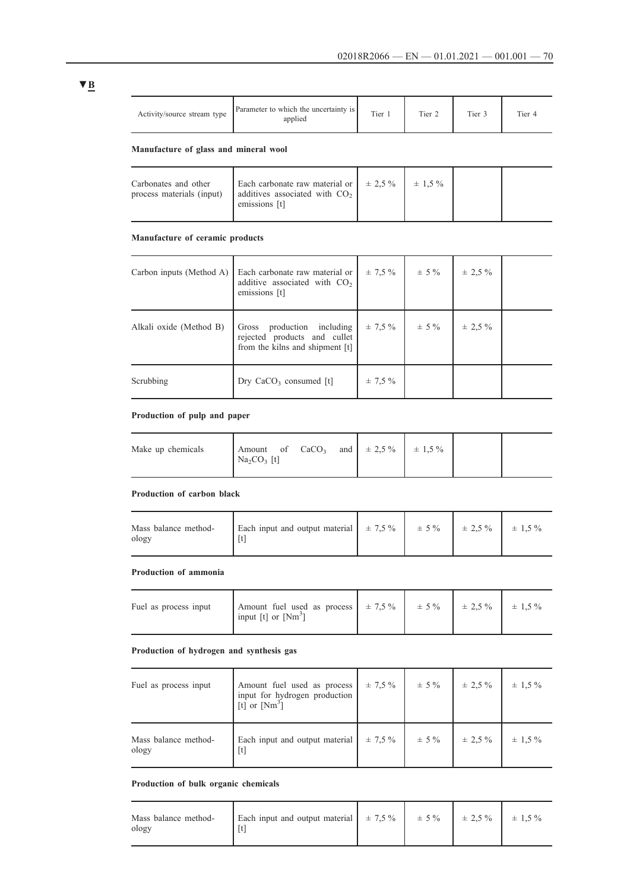▼B

| Activity/source stream type | Parameter to which the uncertainty is applied | Tier 1 | Tier 2 | Tier 3 | Tier 4 |
|---|---|---|---|---|---|
| **Manufacture of glass and mineral wool** | | | | | |
| Carbonates and other process materials (input) | Each carbonate raw material or additives associated with $CO_2$ emissions [t] | ± 2,5 % | ± 1,5 % | | |
| **Manufacture of ceramic products** | | | | | |
| Carbon inputs (Method A) | Each carbonate raw material or additive associated with $CO_2$ emissions [t] | ± 7,5 % | ± 5 % | ± 2,5 % | |
| Alkali oxide (Method B) | Gross production including rejected products and cullet from the kilns and shipment [t] | ± 7,5 % | ± 5 % | ± 2,5 % | |
| Scrubbing | Dry $CaCO_3$ consumed [t] | ± 7,5 % | | | |
| **Production of pulp and paper** | | | | | |
| Make up chemicals | Amount of $CaCO_3$ and $Na_2CO_3$ [t] | ± 2,5 % | ± 1,5 % | | |
| **Production of carbon black** | | | | | |
| Mass balance methodology | Each input and output material [t] | ± 7,5 % | ± 5 % | ± 2,5 % | ± 1,5 % |
| **Production of ammonia** | | | | | |
| Fuel as process input | Amount fuel used as process input [t] or [$Nm^3$] | ± 7,5 % | ± 5 % | ± 2,5 % | ± 1,5 % |
| **Production of hydrogen and synthesis gas** | | | | | |
| Fuel as process input | Amount fuel used as process input for hydrogen production [t] or [$Nm^3$] | ± 7,5 % | ± 5 % | ± 2,5 % | ± 1,5 % |
| Mass balance methodology | Each input and output material [t] | ± 7,5 % | ± 5 % | ± 2,5 % | ± 1,5 % |
| **Production of bulk organic chemicals** | | | | | |
| Mass balance methodology | Each input and output material [t] | ± 7,5 % | ± 5 % | ± 2,5 % | ± 1,5 % |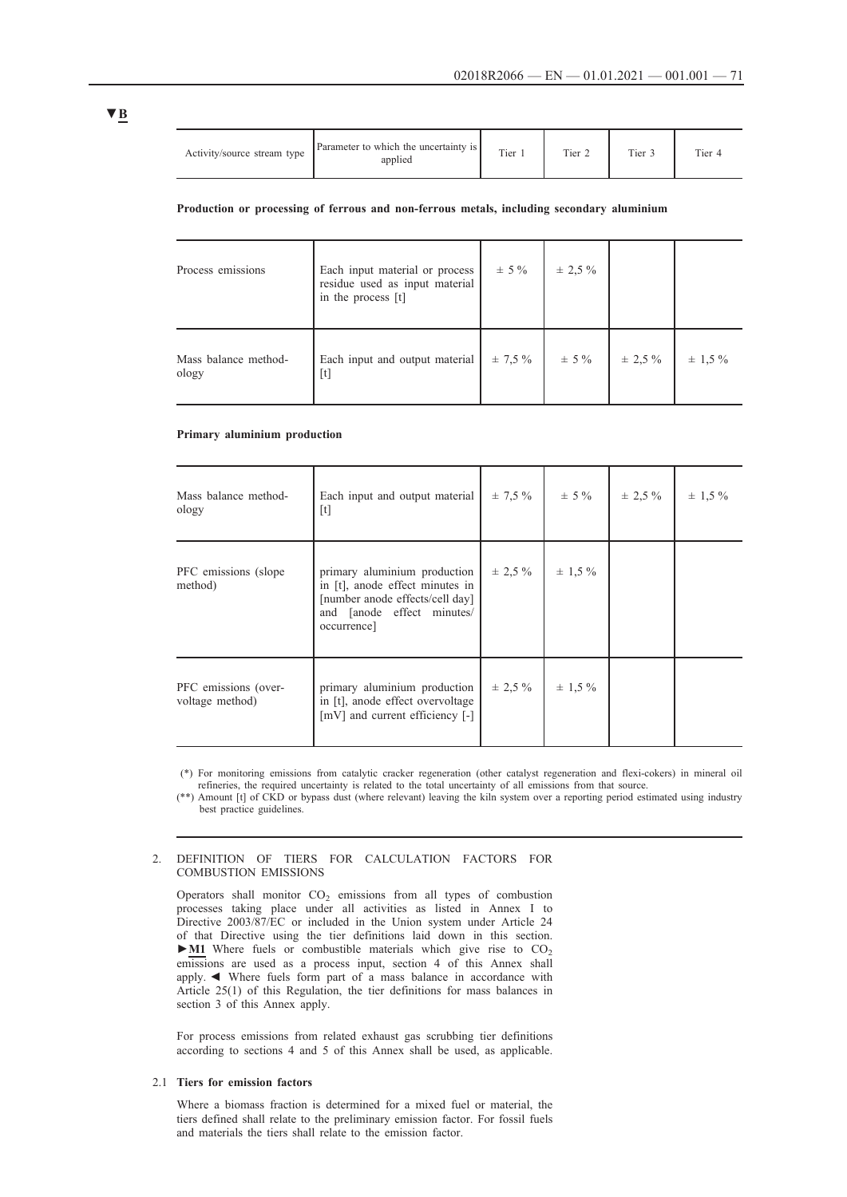▼B

| Activity/source stream type | Parameter to which the uncertainty is applied | Tier 1 | Tier 2 | Tier 3 | Tier 4 |
|---|---|---|---|---|---|
| **Production or processing of ferrous and non-ferrous metals, including secondary aluminium** | | | | | |
| Process emissions | Each input material or process residue used as input material in the process [t] | ± 5 % | ± 2,5 % | | |
| Mass balance methodology | Each input and output material [t] | ± 7,5 % | ± 5 % | ± 2,5 % | ± 1,5 % |
| **Primary aluminium production** | | | | | |
| Mass balance methodology | Each input and output material [t] | ± 7,5 % | ± 5 % | ± 2,5 % | ± 1,5 % |
| PFC emissions (slope method) | primary aluminium production in [t], anode effect minutes in [number anode effects/cell day] and [anode effect minutes/occurrence] | ± 2,5 % | ± 1,5 % | | |
| PFC emissions (overvoltage method) | primary aluminium production in [t], anode effect overvoltage [mV] and current efficiency [-] | ± 2,5 % | ± 1,5 % | | |

(*) For monitoring emissions from catalytic cracker regeneration (other catalyst regeneration and flexi-cokers) in mineral oil refineries, the required uncertainty is related to the total uncertainty of all emissions from that source.

(**) Amount [t] of CKD or bypass dust (where relevant) leaving the kiln system over a reporting period estimated using industry best practice guidelines.

## 2. DEFINITION OF TIERS FOR CALCULATION FACTORS FOR COMBUSTION EMISSIONS

Operators shall monitor $CO_2$ emissions from all types of combustion processes taking place under all activities as listed in Annex I to Directive 2003/87/EC or included in the Union system under Article 24 of that Directive using the tier definitions laid down in this section. ►M1 Where fuels or combustible materials which give rise to $CO_2$ emissions are used as a process input, section 4 of this Annex shall apply. ◄ Where fuels form part of a mass balance in accordance with Article 25(1) of this Regulation, the tier definitions for mass balances in section 3 of this Annex apply.

For process emissions from related exhaust gas scrubbing tier definitions according to sections 4 and 5 of this Annex shall be used, as applicable.

### 2.1 Tiers for emission factors

Where a biomass fraction is determined for a mixed fuel or material, the tiers defined shall relate to the preliminary emission factor. For fossil fuels and materials the tiers shall relate to the emission factor.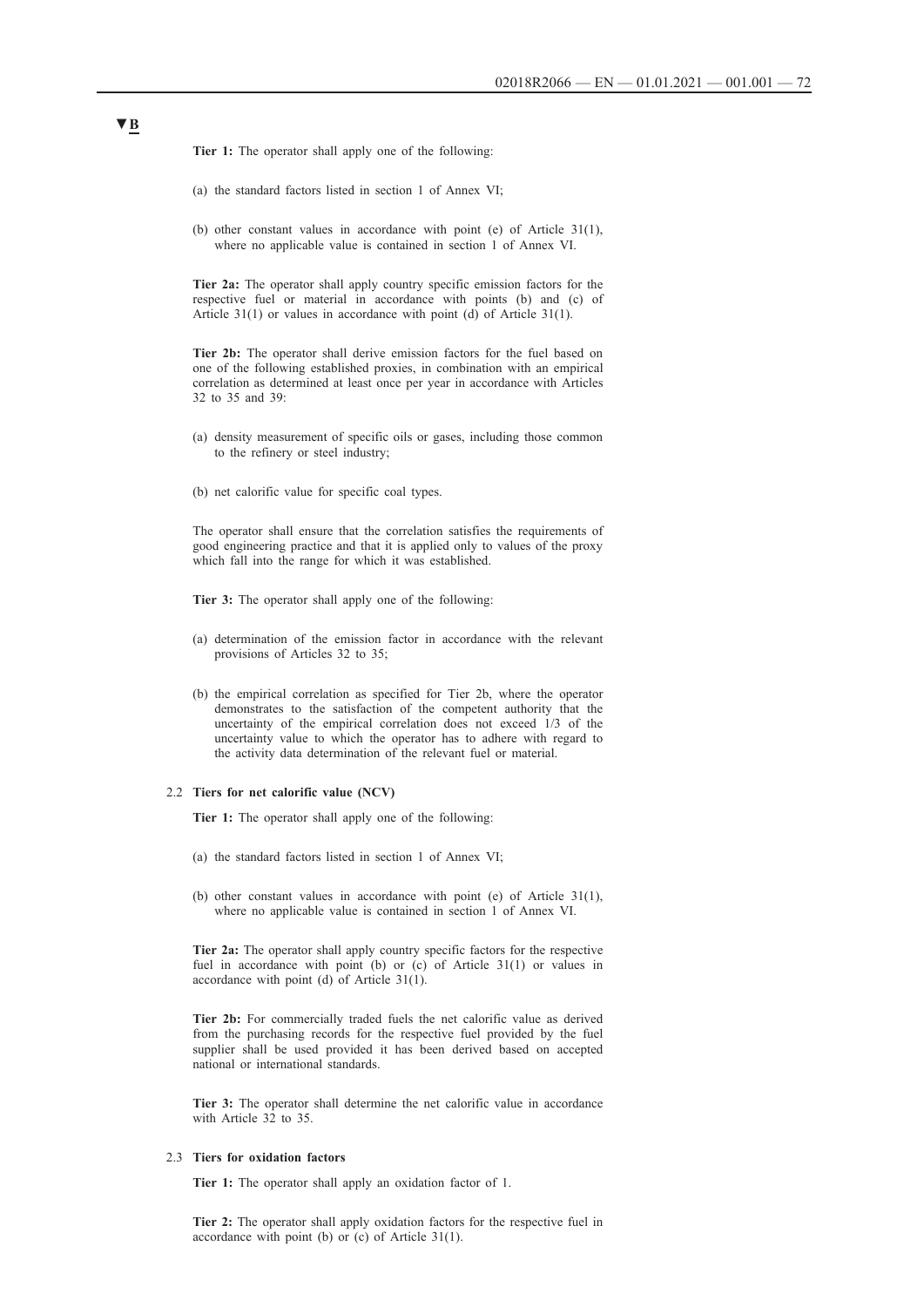**▼B**

**Tier 1:** The operator shall apply one of the following:

(a) the standard factors listed in section 1 of Annex VI;

(b) other constant values in accordance with point (e) of Article 31(1), where no applicable value is contained in section 1 of Annex VI.

**Tier 2a:** The operator shall apply country specific emission factors for the respective fuel or material in accordance with points (b) and (c) of Article 31(1) or values in accordance with point (d) of Article 31(1).

**Tier 2b:** The operator shall derive emission factors for the fuel based on one of the following established proxies, in combination with an empirical correlation as determined at least once per year in accordance with Articles 32 to 35 and 39:

(a) density measurement of specific oils or gases, including those common to the refinery or steel industry;

(b) net calorific value for specific coal types.

The operator shall ensure that the correlation satisfies the requirements of good engineering practice and that it is applied only to values of the proxy which fall into the range for which it was established.

**Tier 3:** The operator shall apply one of the following:

(a) determination of the emission factor in accordance with the relevant provisions of Articles 32 to 35;

(b) the empirical correlation as specified for Tier 2b, where the operator demonstrates to the satisfaction of the competent authority that the uncertainty of the empirical correlation does not exceed 1/3 of the uncertainty value to which the operator has to adhere with regard to the activity data determination of the relevant fuel or material.

### 2.2 Tiers for net calorific value (NCV)

**Tier 1:** The operator shall apply one of the following:

(a) the standard factors listed in section 1 of Annex VI;

(b) other constant values in accordance with point (e) of Article 31(1), where no applicable value is contained in section 1 of Annex VI.

**Tier 2a:** The operator shall apply country specific factors for the respective fuel in accordance with point (b) or (c) of Article 31(1) or values in accordance with point (d) of Article 31(1).

**Tier 2b:** For commercially traded fuels the net calorific value as derived from the purchasing records for the respective fuel provided by the fuel supplier shall be used provided it has been derived based on accepted national or international standards.

**Tier 3:** The operator shall determine the net calorific value in accordance with Article 32 to 35.

### 2.3 Tiers for oxidation factors

**Tier 1:** The operator shall apply an oxidation factor of 1.

**Tier 2:** The operator shall apply oxidation factors for the respective fuel in accordance with point (b) or (c) of Article 31(1).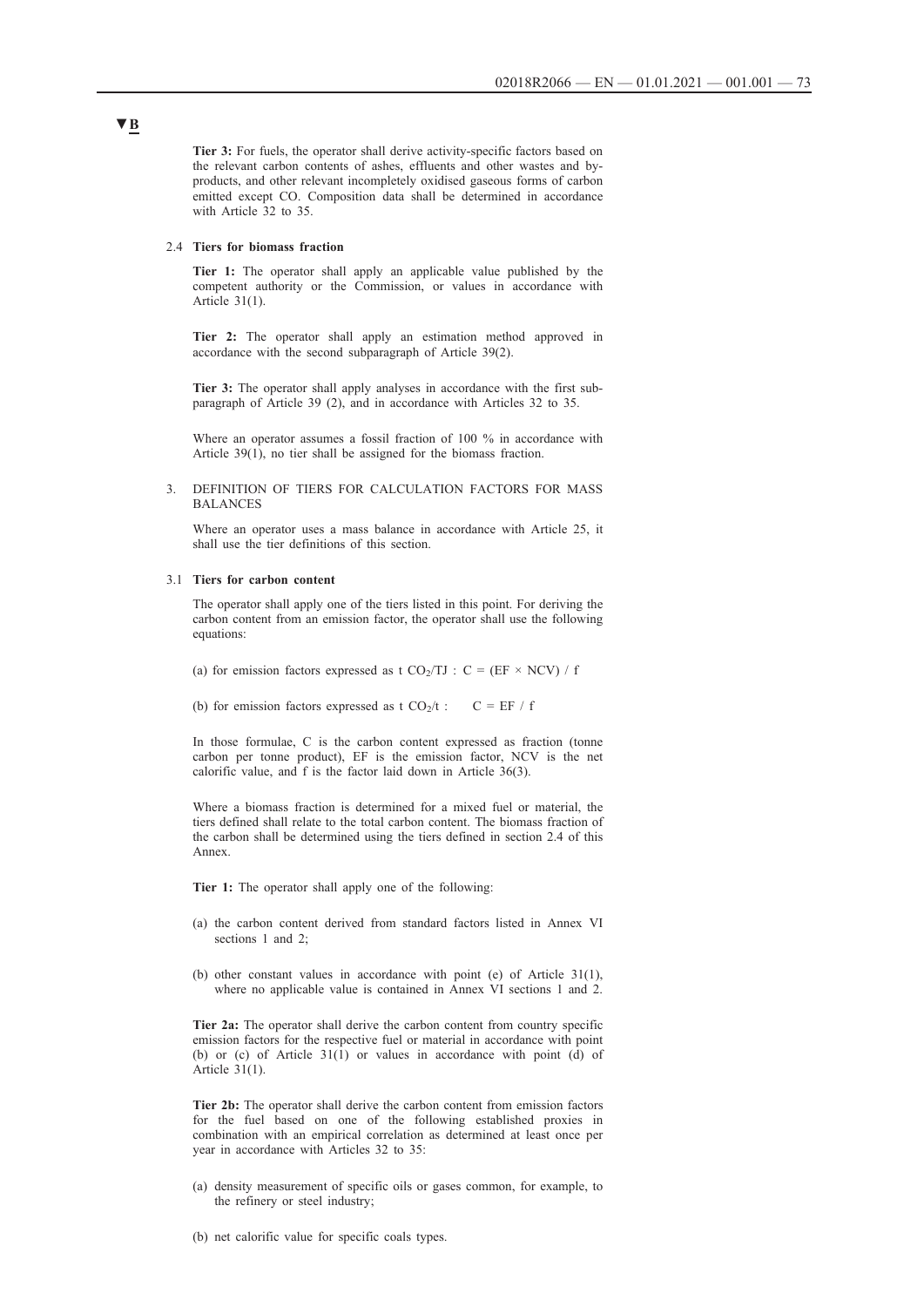**▼B**

**Tier 3:** For fuels, the operator shall derive activity-specific factors based on the relevant carbon contents of ashes, effluents and other wastes and by-products, and other relevant incompletely oxidised gaseous forms of carbon emitted except CO. Composition data shall be determined in accordance with Article 32 to 35.

### 2.4 Tiers for biomass fraction

**Tier 1:** The operator shall apply an applicable value published by the competent authority or the Commission, or values in accordance with Article 31(1).

**Tier 2:** The operator shall apply an estimation method approved in accordance with the second subparagraph of Article 39(2).

**Tier 3:** The operator shall apply analyses in accordance with the first sub-paragraph of Article 39 (2), and in accordance with Articles 32 to 35.

Where an operator assumes a fossil fraction of 100 % in accordance with Article 39(1), no tier shall be assigned for the biomass fraction.

## 3. DEFINITION OF TIERS FOR CALCULATION FACTORS FOR MASS BALANCES

Where an operator uses a mass balance in accordance with Article 25, it shall use the tier definitions of this section.

### 3.1 Tiers for carbon content

The operator shall apply one of the tiers listed in this point. For deriving the carbon content from an emission factor, the operator shall use the following equations:

(a) for emission factors expressed as t $CO_2$/TJ : $C = (EF \times NCV) / f$

(b) for emission factors expressed as t $CO_2$/t : $C = EF / f$

In those formulae, C is the carbon content expressed as fraction (tonne carbon per tonne product), EF is the emission factor, NCV is the net calorific value, and f is the factor laid down in Article 36(3).

Where a biomass fraction is determined for a mixed fuel or material, the tiers defined shall relate to the total carbon content. The biomass fraction of the carbon shall be determined using the tiers defined in section 2.4 of this Annex.

**Tier 1:** The operator shall apply one of the following:

(a) the carbon content derived from standard factors listed in Annex VI sections 1 and 2;

(b) other constant values in accordance with point (e) of Article 31(1), where no applicable value is contained in Annex VI sections 1 and 2.

**Tier 2a:** The operator shall derive the carbon content from country specific emission factors for the respective fuel or material in accordance with point (b) or (c) of Article 31(1) or values in accordance with point (d) of Article 31(1).

**Tier 2b:** The operator shall derive the carbon content from emission factors for the fuel based on one of the following established proxies in combination with an empirical correlation as determined at least once per year in accordance with Articles 32 to 35:

(a) density measurement of specific oils or gases common, for example, to the refinery or steel industry;

(b) net calorific value for specific coals types.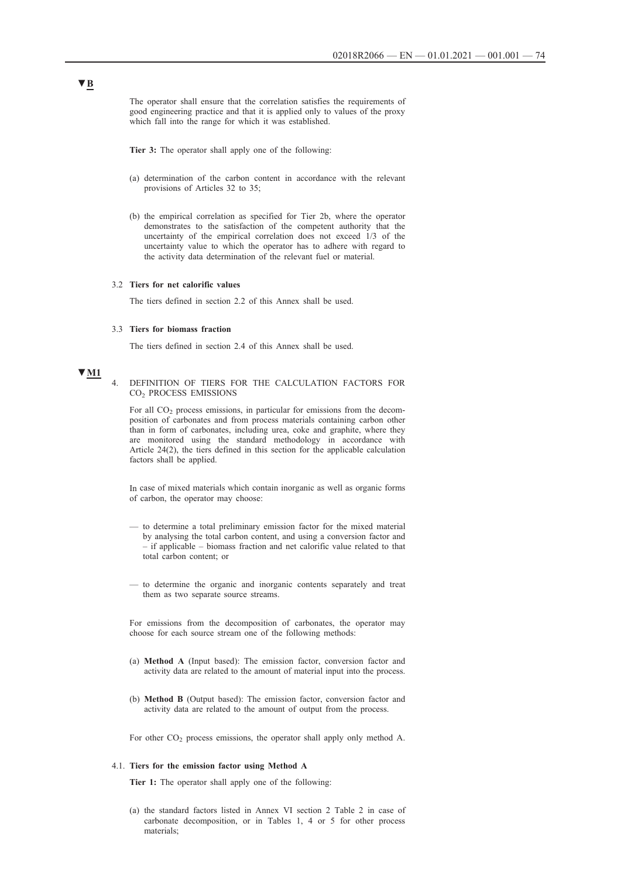▼B

The operator shall ensure that the correlation satisfies the requirements of good engineering practice and that it is applied only to values of the proxy which fall into the range for which it was established.

**Tier 3:** The operator shall apply one of the following:

(a) determination of the carbon content in accordance with the relevant provisions of Articles 32 to 35;

(b) the empirical correlation as specified for Tier 2b, where the operator demonstrates to the satisfaction of the competent authority that the uncertainty of the empirical correlation does not exceed 1/3 of the uncertainty value to which the operator has to adhere with regard to the activity data determination of the relevant fuel or material.

3.2 **Tiers for net calorific values**

The tiers defined in section 2.2 of this Annex shall be used.

3.3 **Tiers for biomass fraction**

The tiers defined in section 2.4 of this Annex shall be used.

▼M1

4. DEFINITION OF TIERS FOR THE CALCULATION FACTORS FOR $CO_2$ PROCESS EMISSIONS

For all $CO_2$ process emissions, in particular for emissions from the decomposition of carbonates and from process materials containing carbon other than in form of carbonates, including urea, coke and graphite, where they are monitored using the standard methodology in accordance with Article 24(2), the tiers defined in this section for the applicable calculation factors shall be applied.

In case of mixed materials which contain inorganic as well as organic forms of carbon, the operator may choose:

— to determine a total preliminary emission factor for the mixed material by analysing the total carbon content, and using a conversion factor and – if applicable – biomass fraction and net calorific value related to that total carbon content; or

— to determine the organic and inorganic contents separately and treat them as two separate source streams.

For emissions from the decomposition of carbonates, the operator may choose for each source stream one of the following methods:

(a) **Method A** (Input based): The emission factor, conversion factor and activity data are related to the amount of material input into the process.

(b) **Method B** (Output based): The emission factor, conversion factor and activity data are related to the amount of output from the process.

For other $CO_2$ process emissions, the operator shall apply only method A.

4.1. **Tiers for the emission factor using Method A**

**Tier 1:** The operator shall apply one of the following:

(a) the standard factors listed in Annex VI section 2 Table 2 in case of carbonate decomposition, or in Tables 1, 4 or 5 for other process materials;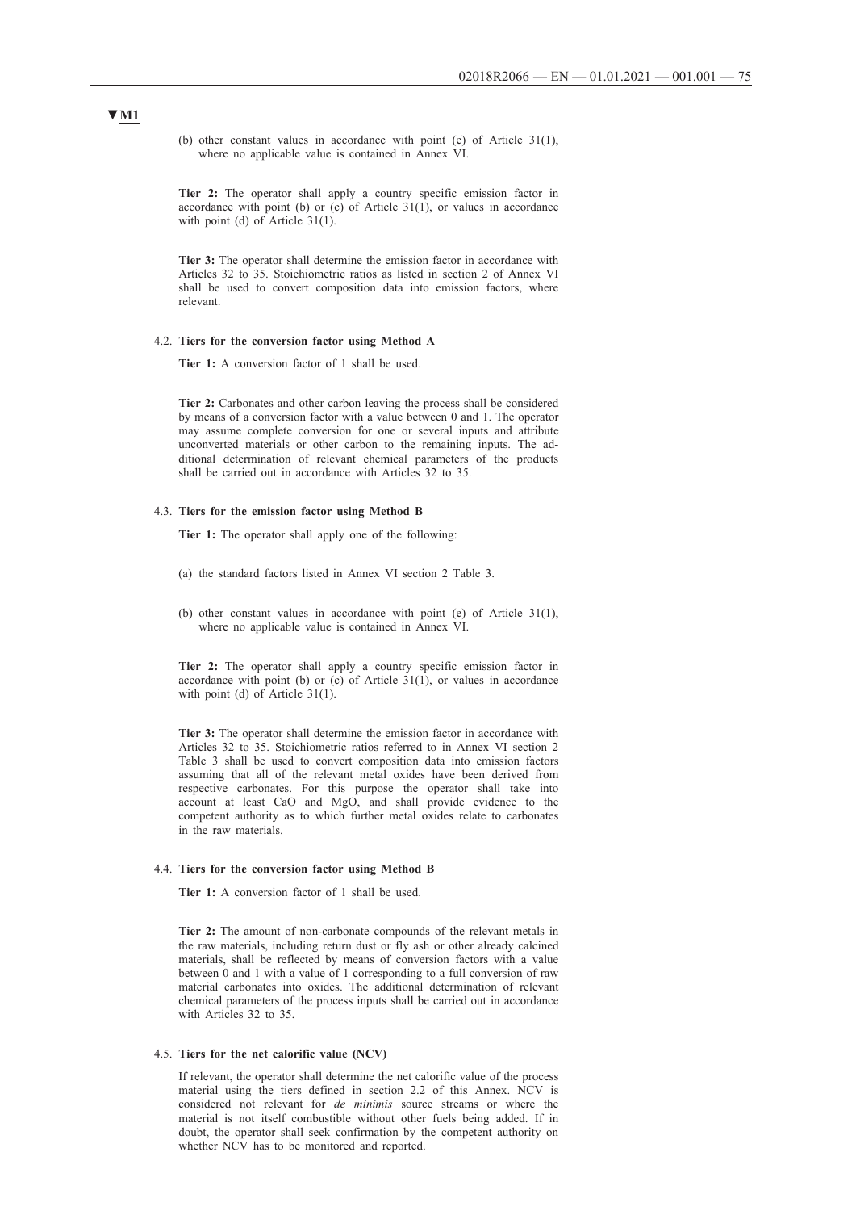▼M1

(b) other constant values in accordance with point (e) of Article 31(1), where no applicable value is contained in Annex VI.

**Tier 2:** The operator shall apply a country specific emission factor in accordance with point (b) or (c) of Article 31(1), or values in accordance with point (d) of Article 31(1).

**Tier 3:** The operator shall determine the emission factor in accordance with Articles 32 to 35. Stoichiometric ratios as listed in section 2 of Annex VI shall be used to convert composition data into emission factors, where relevant.

4.2. **Tiers for the conversion factor using Method A**

**Tier 1:** A conversion factor of 1 shall be used.

**Tier 2:** Carbonates and other carbon leaving the process shall be considered by means of a conversion factor with a value between 0 and 1. The operator may assume complete conversion for one or several inputs and attribute unconverted materials or other carbon to the remaining inputs. The additional determination of relevant chemical parameters of the products shall be carried out in accordance with Articles 32 to 35.

4.3. **Tiers for the emission factor using Method B**

**Tier 1:** The operator shall apply one of the following:

(a) the standard factors listed in Annex VI section 2 Table 3.

(b) other constant values in accordance with point (e) of Article 31(1), where no applicable value is contained in Annex VI.

**Tier 2:** The operator shall apply a country specific emission factor in accordance with point (b) or (c) of Article 31(1), or values in accordance with point (d) of Article 31(1).

**Tier 3:** The operator shall determine the emission factor in accordance with Articles 32 to 35. Stoichiometric ratios referred to in Annex VI section 2 Table 3 shall be used to convert composition data into emission factors assuming that all of the relevant metal oxides have been derived from respective carbonates. For this purpose the operator shall take into account at least CaO and MgO, and shall provide evidence to the competent authority as to which further metal oxides relate to carbonates in the raw materials.

4.4. **Tiers for the conversion factor using Method B**

**Tier 1:** A conversion factor of 1 shall be used.

**Tier 2:** The amount of non-carbonate compounds of the relevant metals in the raw materials, including return dust or fly ash or other already calcined materials, shall be reflected by means of conversion factors with a value between 0 and 1 with a value of 1 corresponding to a full conversion of raw material carbonates into oxides. The additional determination of relevant chemical parameters of the process inputs shall be carried out in accordance with Articles 32 to 35.

4.5. **Tiers for the net calorific value (NCV)**

If relevant, the operator shall determine the net calorific value of the process material using the tiers defined in section 2.2 of this Annex. NCV is considered not relevant for *de minimis* source streams or where the material is not itself combustible without other fuels being added. If in doubt, the operator shall seek confirmation by the competent authority on whether NCV has to be monitored and reported.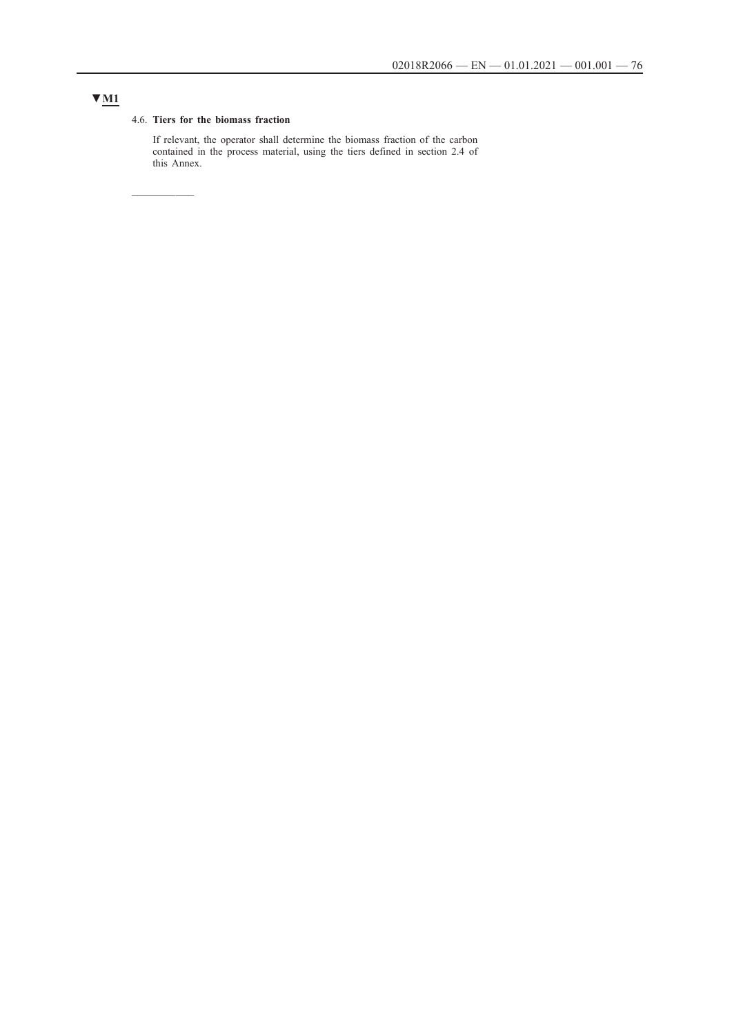▼M1

#### 4.6. **Tiers for the biomass fraction**

If relevant, the operator shall determine the biomass fraction of the carbon contained in the process material, using the tiers defined in section 2.4 of this Annex.

---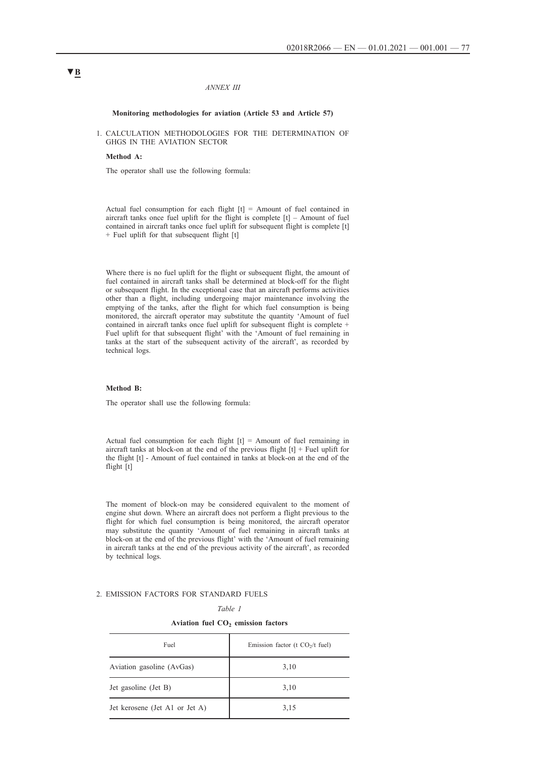▼B

*ANNEX III*

**Monitoring methodologies for aviation (Article 53 and Article 57)**

1. CALCULATION METHODOLOGIES FOR THE DETERMINATION OF GHGS IN THE AVIATION SECTOR

**Method A:**

The operator shall use the following formula:

Actual fuel consumption for each flight [t] = Amount of fuel contained in aircraft tanks once fuel uplift for the flight is complete [t] – Amount of fuel contained in aircraft tanks once fuel uplift for subsequent flight is complete [t] + Fuel uplift for that subsequent flight [t]

Where there is no fuel uplift for the flight or subsequent flight, the amount of fuel contained in aircraft tanks shall be determined at block-off for the flight or subsequent flight. In the exceptional case that an aircraft performs activities other than a flight, including undergoing major maintenance involving the emptying of the tanks, after the flight for which fuel consumption is being monitored, the aircraft operator may substitute the quantity 'Amount of fuel contained in aircraft tanks once fuel uplift for subsequent flight is complete + Fuel uplift for that subsequent flight' with the 'Amount of fuel remaining in tanks at the start of the subsequent activity of the aircraft', as recorded by technical logs.

**Method B:**

The operator shall use the following formula:

Actual fuel consumption for each flight [t] = Amount of fuel remaining in aircraft tanks at block-on at the end of the previous flight [t] + Fuel uplift for the flight [t] - Amount of fuel contained in tanks at block-on at the end of the flight [t]

The moment of block-on may be considered equivalent to the moment of engine shut down. Where an aircraft does not perform a flight previous to the flight for which fuel consumption is being monitored, the aircraft operator may substitute the quantity 'Amount of fuel remaining in aircraft tanks at block-on at the end of the previous flight' with the 'Amount of fuel remaining in aircraft tanks at the end of the previous activity of the aircraft', as recorded by technical logs.

2. EMISSION FACTORS FOR STANDARD FUELS

*Table 1*

**Aviation fuel $CO_2$ emission factors**

| Fuel | Emission factor (t $CO_2$/t fuel) |
|---|---|
| Aviation gasoline (AvGas) | 3,10 |
| Jet gasoline (Jet B) | 3,10 |
| Jet kerosene (Jet A1 or Jet A) | 3,15 |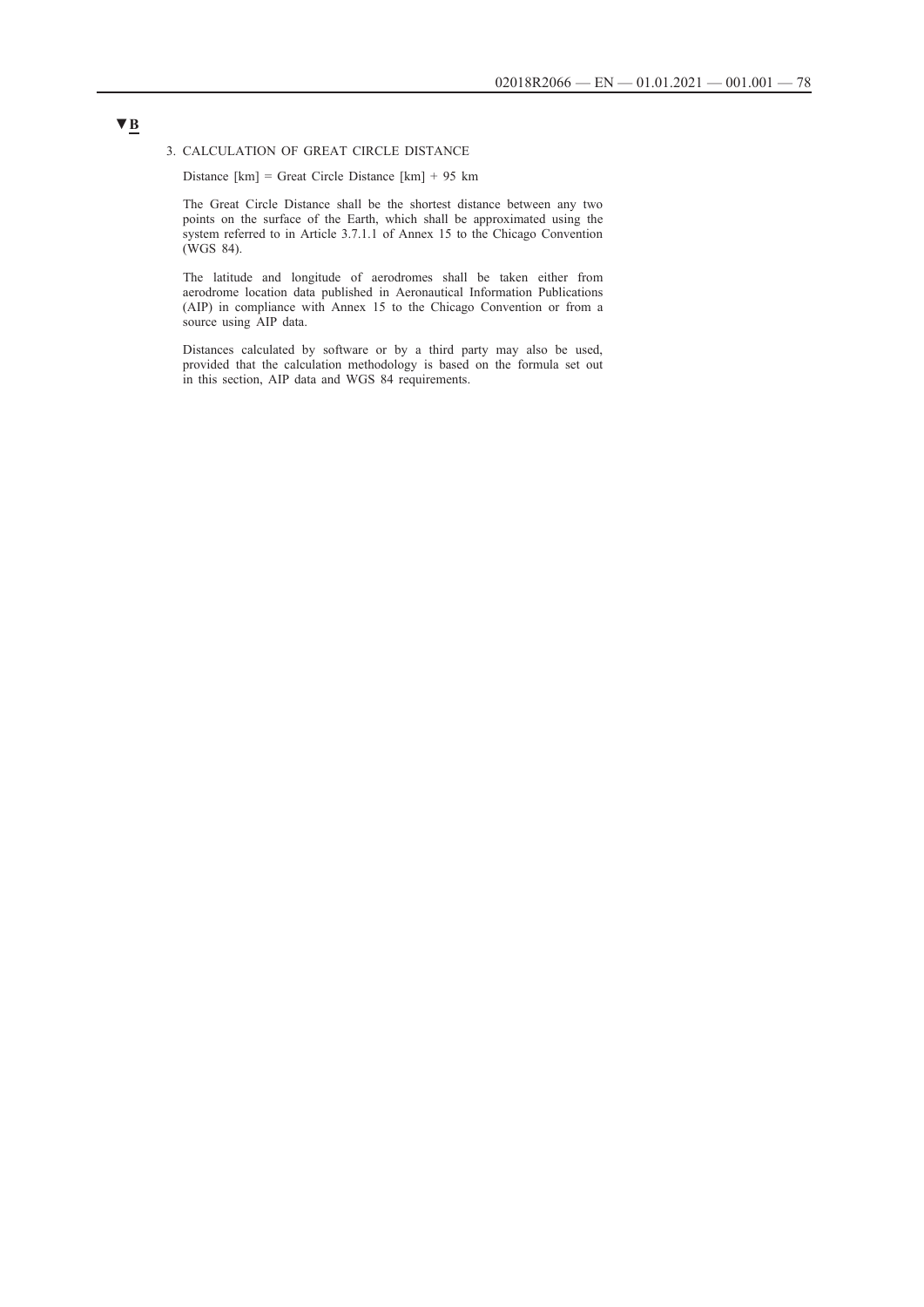▼B

### 3. CALCULATION OF GREAT CIRCLE DISTANCE

Distance [km] = Great Circle Distance [km] + 95 km

The Great Circle Distance shall be the shortest distance between any two points on the surface of the Earth, which shall be approximated using the system referred to in Article 3.7.1.1 of Annex 15 to the Chicago Convention (WGS 84).

The latitude and longitude of aerodromes shall be taken either from aerodrome location data published in Aeronautical Information Publications (AIP) in compliance with Annex 15 to the Chicago Convention or from a source using AIP data.

Distances calculated by software or by a third party may also be used, provided that the calculation methodology is based on the formula set out in this section, AIP data and WGS 84 requirements.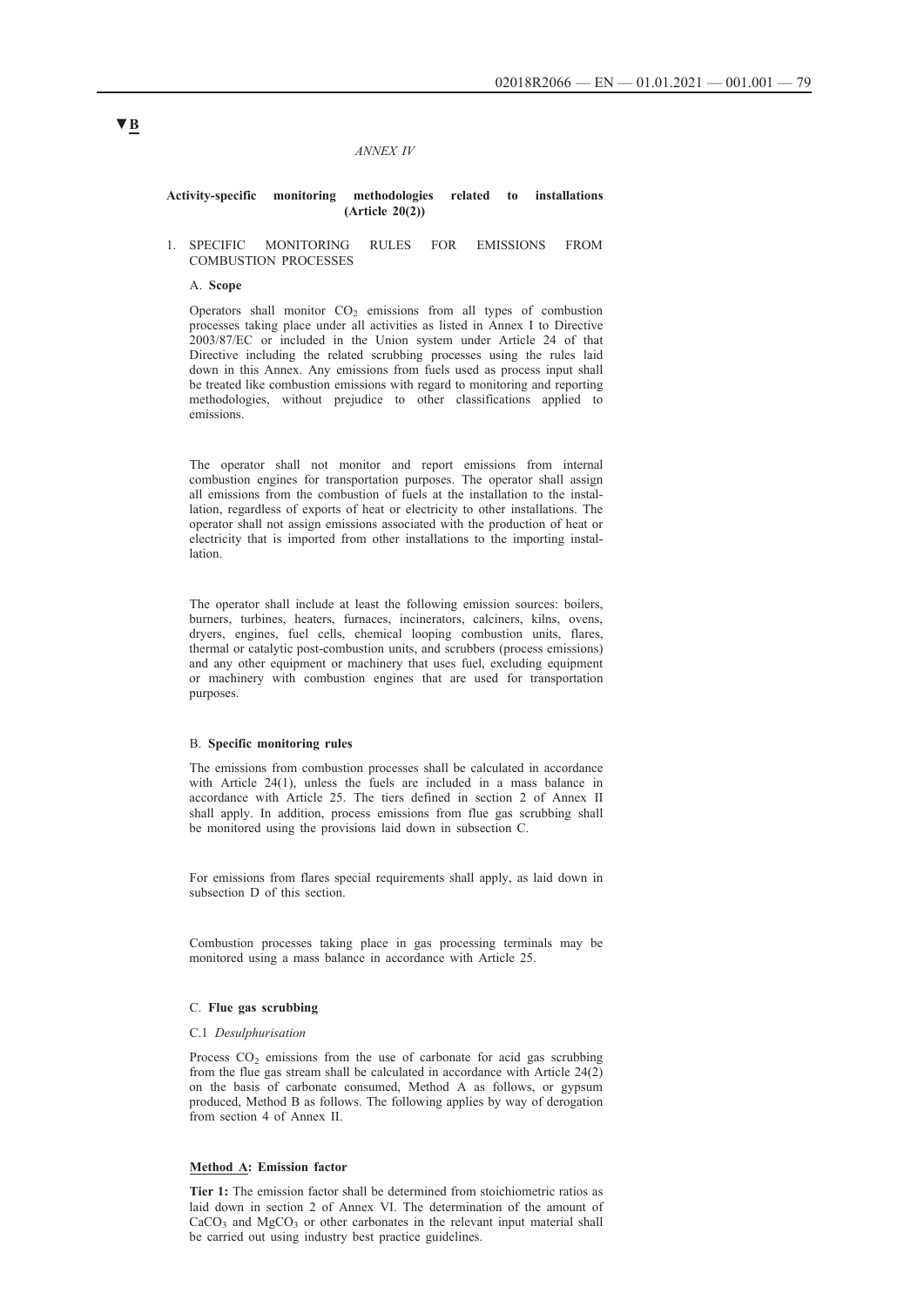▼B

*ANNEX IV*

**Activity-specific monitoring methodologies related to installations (Article 20(2))**

1. SPECIFIC MONITORING RULES FOR EMISSIONS FROM COMBUSTION PROCESSES

A. **Scope**

Operators shall monitor $CO_2$ emissions from all types of combustion processes taking place under all activities as listed in Annex I to Directive 2003/87/EC or included in the Union system under Article 24 of that Directive including the related scrubbing processes using the rules laid down in this Annex. Any emissions from fuels used as process input shall be treated like combustion emissions with regard to monitoring and reporting methodologies, without prejudice to other classifications applied to emissions.

The operator shall not monitor and report emissions from internal combustion engines for transportation purposes. The operator shall assign all emissions from the combustion of fuels at the installation to the installation, regardless of exports of heat or electricity to other installations. The operator shall not assign emissions associated with the production of heat or electricity that is imported from other installations to the importing installation.

The operator shall include at least the following emission sources: boilers, burners, turbines, heaters, furnaces, incinerators, calciners, kilns, ovens, dryers, engines, fuel cells, chemical looping combustion units, flares, thermal or catalytic post-combustion units, and scrubbers (process emissions) and any other equipment or machinery that uses fuel, excluding equipment or machinery with combustion engines that are used for transportation purposes.

B. **Specific monitoring rules**

The emissions from combustion processes shall be calculated in accordance with Article 24(1), unless the fuels are included in a mass balance in accordance with Article 25. The tiers defined in section 2 of Annex II shall apply. In addition, process emissions from flue gas scrubbing shall be monitored using the provisions laid down in subsection C.

For emissions from flares special requirements shall apply, as laid down in subsection D of this section.

Combustion processes taking place in gas processing terminals may be monitored using a mass balance in accordance with Article 25.

C. **Flue gas scrubbing**

C.1 *Desulphurisation*

Process $CO_2$ emissions from the use of carbonate for acid gas scrubbing from the flue gas stream shall be calculated in accordance with Article 24(2) on the basis of carbonate consumed, Method A as follows, or gypsum produced, Method B as follows. The following applies by way of derogation from section 4 of Annex II.

**Method A: Emission factor**

**Tier 1:** The emission factor shall be determined from stoichiometric ratios as laid down in section 2 of Annex VI. The determination of the amount of $CaCO_3$ and $MgCO_3$ or other carbonates in the relevant input material shall be carried out using industry best practice guidelines.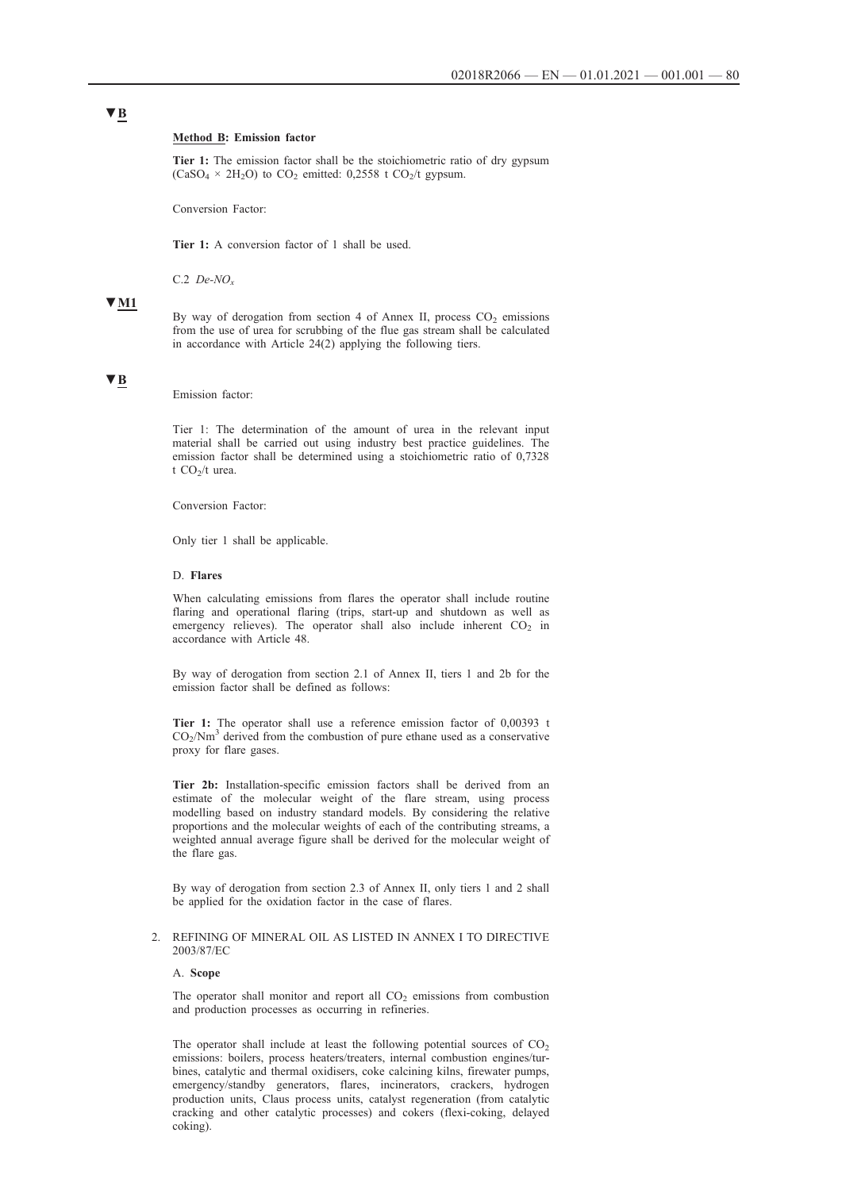▼B

**Method B: Emission factor**

**Tier 1:** The emission factor shall be the stoichiometric ratio of dry gypsum ($CaSO_4 \times 2H_2O$) to $CO_2$ emitted: 0,2558 t $CO_2$/t gypsum.

Conversion Factor:

**Tier 1:** A conversion factor of 1 shall be used.

C.2 *De-$NO_x$*

▼M1

By way of derogation from section 4 of Annex II, process $CO_2$ emissions from the use of urea for scrubbing of the flue gas stream shall be calculated in accordance with Article 24(2) applying the following tiers.

▼B

Emission factor:

Tier 1: The determination of the amount of urea in the relevant input material shall be carried out using industry best practice guidelines. The emission factor shall be determined using a stoichiometric ratio of 0,7328 t $CO_2$/t urea.

Conversion Factor:

Only tier 1 shall be applicable.

D. **Flares**

When calculating emissions from flares the operator shall include routine flaring and operational flaring (trips, start-up and shutdown as well as emergency relieves). The operator shall also include inherent $CO_2$ in accordance with Article 48.

By way of derogation from section 2.1 of Annex II, tiers 1 and 2b for the emission factor shall be defined as follows:

**Tier 1:** The operator shall use a reference emission factor of 0,00393 t $CO_2$/$Nm^3$ derived from the combustion of pure ethane used as a conservative proxy for flare gases.

**Tier 2b:** Installation-specific emission factors shall be derived from an estimate of the molecular weight of the flare stream, using process modelling based on industry standard models. By considering the relative proportions and the molecular weights of each of the contributing streams, a weighted annual average figure shall be derived for the molecular weight of the flare gas.

By way of derogation from section 2.3 of Annex II, only tiers 1 and 2 shall be applied for the oxidation factor in the case of flares.

2. REFINING OF MINERAL OIL AS LISTED IN ANNEX I TO DIRECTIVE 2003/87/EC

A. **Scope**

The operator shall monitor and report all $CO_2$ emissions from combustion and production processes as occurring in refineries.

The operator shall include at least the following potential sources of $CO_2$ emissions: boilers, process heaters/treaters, internal combustion engines/turbines, catalytic and thermal oxidisers, coke calcining kilns, firewater pumps, emergency/standby generators, flares, incinerators, crackers, hydrogen production units, Claus process units, catalyst regeneration (from catalytic cracking and other catalytic processes) and cokers (flexi-coking, delayed coking).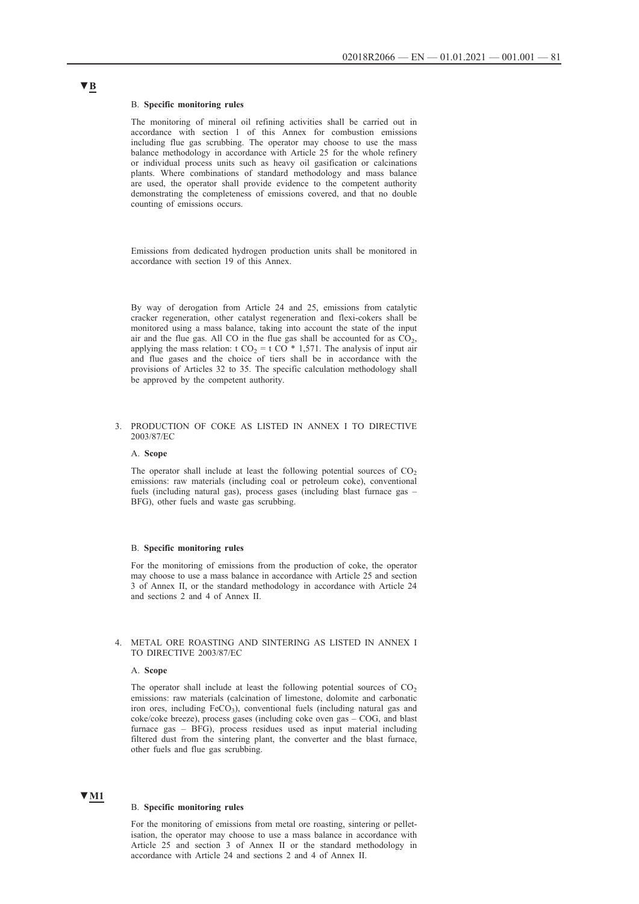▼B

B. **Specific monitoring rules**

The monitoring of mineral oil refining activities shall be carried out in accordance with section 1 of this Annex for combustion emissions including flue gas scrubbing. The operator may choose to use the mass balance methodology in accordance with Article 25 for the whole refinery or individual process units such as heavy oil gasification or calcinations plants. Where combinations of standard methodology and mass balance are used, the operator shall provide evidence to the competent authority demonstrating the completeness of emissions covered, and that no double counting of emissions occurs.

Emissions from dedicated hydrogen production units shall be monitored in accordance with section 19 of this Annex.

By way of derogation from Article 24 and 25, emissions from catalytic cracker regeneration, other catalyst regeneration and flexi-cokers shall be monitored using a mass balance, taking into account the state of the input air and the flue gas. All CO in the flue gas shall be accounted for as $CO_2$, applying the mass relation: t $CO_2$ = t CO * 1,571. The analysis of input air and flue gases and the choice of tiers shall be in accordance with the provisions of Articles 32 to 35. The specific calculation methodology shall be approved by the competent authority.

3. PRODUCTION OF COKE AS LISTED IN ANNEX I TO DIRECTIVE 2003/87/EC

A. **Scope**

The operator shall include at least the following potential sources of $CO_2$ emissions: raw materials (including coal or petroleum coke), conventional fuels (including natural gas), process gases (including blast furnace gas – BFG), other fuels and waste gas scrubbing.

B. **Specific monitoring rules**

For the monitoring of emissions from the production of coke, the operator may choose to use a mass balance in accordance with Article 25 and section 3 of Annex II, or the standard methodology in accordance with Article 24 and sections 2 and 4 of Annex II.

4. METAL ORE ROASTING AND SINTERING AS LISTED IN ANNEX I TO DIRECTIVE 2003/87/EC

A. **Scope**

The operator shall include at least the following potential sources of $CO_2$ emissions: raw materials (calcination of limestone, dolomite and carbonatic iron ores, including $FeCO_3$), conventional fuels (including natural gas and coke/coke breeze), process gases (including coke oven gas – COG, and blast furnace gas – BFG), process residues used as input material including filtered dust from the sintering plant, the converter and the blast furnace, other fuels and flue gas scrubbing.

▼M1

B. **Specific monitoring rules**

For the monitoring of emissions from metal ore roasting, sintering or pelletisation, the operator may choose to use a mass balance in accordance with Article 25 and section 3 of Annex II or the standard methodology in accordance with Article 24 and sections 2 and 4 of Annex II.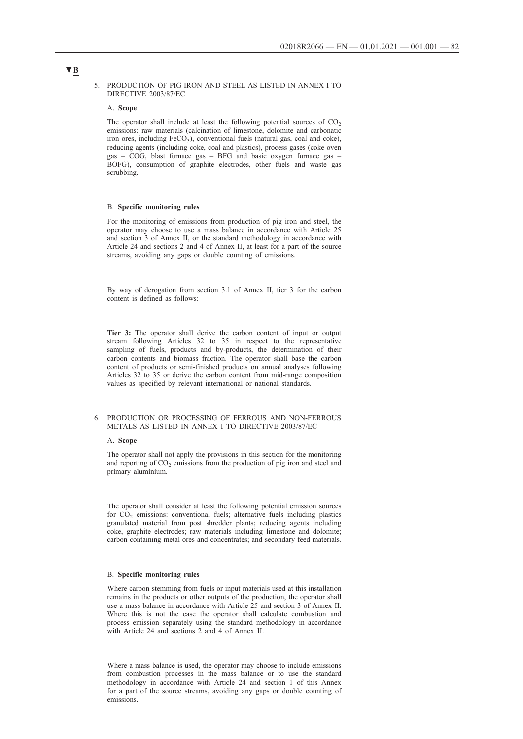▼B

5. PRODUCTION OF PIG IRON AND STEEL AS LISTED IN ANNEX I TO DIRECTIVE 2003/87/EC

A. **Scope**

The operator shall include at least the following potential sources of $CO_2$ emissions: raw materials (calcination of limestone, dolomite and carbonatic iron ores, including $FeCO_3$), conventional fuels (natural gas, coal and coke), reducing agents (including coke, coal and plastics), process gases (coke oven gas – COG, blast furnace gas – BFG and basic oxygen furnace gas – BOFG), consumption of graphite electrodes, other fuels and waste gas scrubbing.

B. **Specific monitoring rules**

For the monitoring of emissions from production of pig iron and steel, the operator may choose to use a mass balance in accordance with Article 25 and section 3 of Annex II, or the standard methodology in accordance with Article 24 and sections 2 and 4 of Annex II, at least for a part of the source streams, avoiding any gaps or double counting of emissions.

By way of derogation from section 3.1 of Annex II, tier 3 for the carbon content is defined as follows:

**Tier 3:** The operator shall derive the carbon content of input or output stream following Articles 32 to 35 in respect to the representative sampling of fuels, products and by-products, the determination of their carbon contents and biomass fraction. The operator shall base the carbon content of products or semi-finished products on annual analyses following Articles 32 to 35 or derive the carbon content from mid-range composition values as specified by relevant international or national standards.

6. PRODUCTION OR PROCESSING OF FERROUS AND NON-FERROUS METALS AS LISTED IN ANNEX I TO DIRECTIVE 2003/87/EC

A. **Scope**

The operator shall not apply the provisions in this section for the monitoring and reporting of $CO_2$ emissions from the production of pig iron and steel and primary aluminium.

The operator shall consider at least the following potential emission sources for $CO_2$ emissions: conventional fuels; alternative fuels including plastics granulated material from post shredder plants; reducing agents including coke, graphite electrodes; raw materials including limestone and dolomite; carbon containing metal ores and concentrates; and secondary feed materials.

B. **Specific monitoring rules**

Where carbon stemming from fuels or input materials used at this installation remains in the products or other outputs of the production, the operator shall use a mass balance in accordance with Article 25 and section 3 of Annex II. Where this is not the case the operator shall calculate combustion and process emission separately using the standard methodology in accordance with Article 24 and sections 2 and 4 of Annex II.

Where a mass balance is used, the operator may choose to include emissions from combustion processes in the mass balance or to use the standard methodology in accordance with Article 24 and section 1 of this Annex for a part of the source streams, avoiding any gaps or double counting of emissions.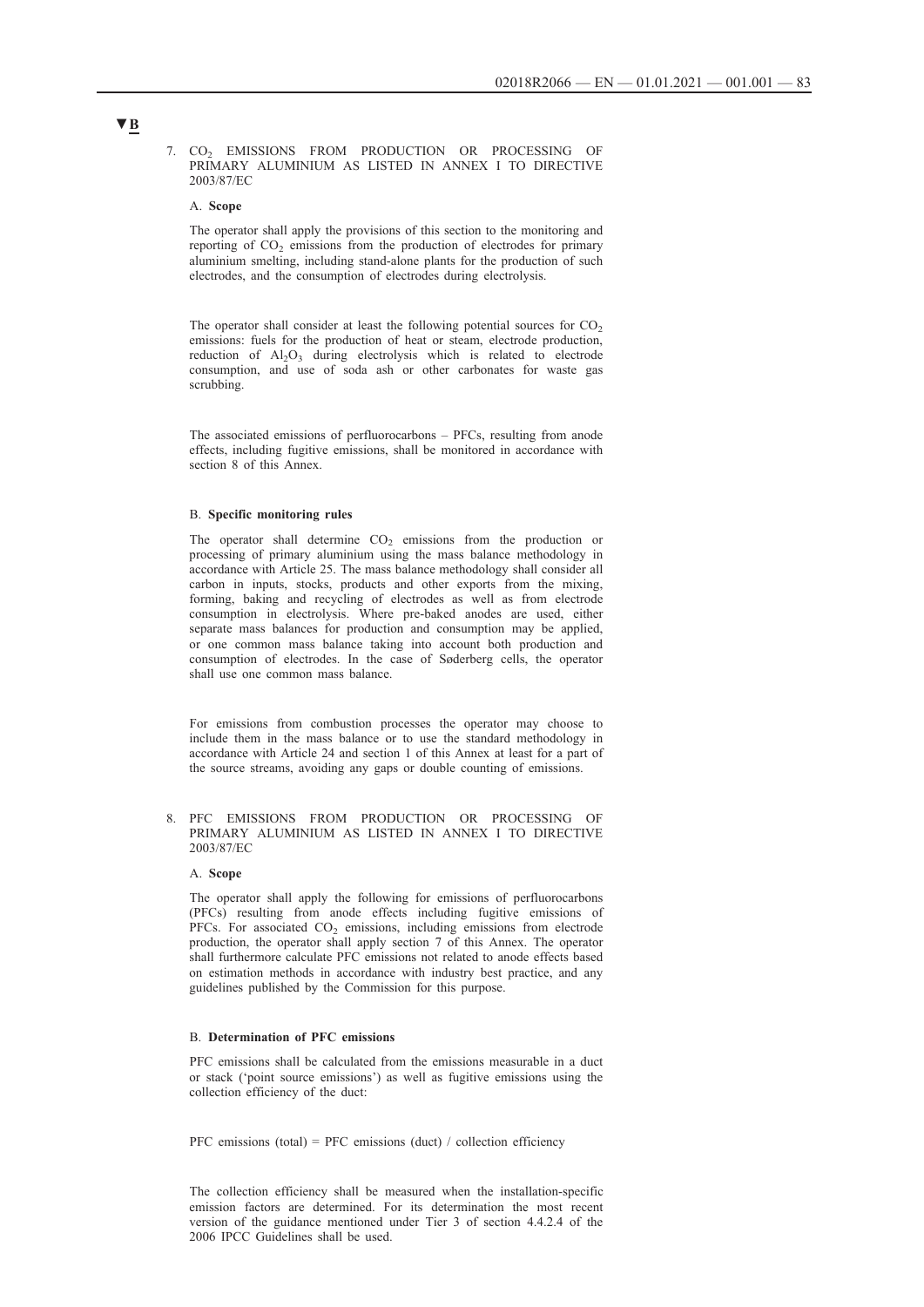▼B

7. $CO_2$ EMISSIONS FROM PRODUCTION OR PROCESSING OF PRIMARY ALUMINIUM AS LISTED IN ANNEX I TO DIRECTIVE 2003/87/EC

A. **Scope**

The operator shall apply the provisions of this section to the monitoring and reporting of $CO_2$ emissions from the production of electrodes for primary aluminium smelting, including stand-alone plants for the production of such electrodes, and the consumption of electrodes during electrolysis.

The operator shall consider at least the following potential sources for $CO_2$ emissions: fuels for the production of heat or steam, electrode production, reduction of $Al_2O_3$ during electrolysis which is related to electrode consumption, and use of soda ash or other carbonates for waste gas scrubbing.

The associated emissions of perfluorocarbons – PFCs, resulting from anode effects, including fugitive emissions, shall be monitored in accordance with section 8 of this Annex.

B. **Specific monitoring rules**

The operator shall determine $CO_2$ emissions from the production or processing of primary aluminium using the mass balance methodology in accordance with Article 25. The mass balance methodology shall consider all carbon in inputs, stocks, products and other exports from the mixing, forming, baking and recycling of electrodes as well as from electrode consumption in electrolysis. Where pre-baked anodes are used, either separate mass balances for production and consumption may be applied, or one common mass balance taking into account both production and consumption of electrodes. In the case of Søderberg cells, the operator shall use one common mass balance.

For emissions from combustion processes the operator may choose to include them in the mass balance or to use the standard methodology in accordance with Article 24 and section 1 of this Annex at least for a part of the source streams, avoiding any gaps or double counting of emissions.

8. PFC EMISSIONS FROM PRODUCTION OR PROCESSING OF PRIMARY ALUMINIUM AS LISTED IN ANNEX I TO DIRECTIVE 2003/87/EC

A. **Scope**

The operator shall apply the following for emissions of perfluorocarbons (PFCs) resulting from anode effects including fugitive emissions of PFCs. For associated $CO_2$ emissions, including emissions from electrode production, the operator shall apply section 7 of this Annex. The operator shall furthermore calculate PFC emissions not related to anode effects based on estimation methods in accordance with industry best practice, and any guidelines published by the Commission for this purpose.

B. **Determination of PFC emissions**

PFC emissions shall be calculated from the emissions measurable in a duct or stack ('point source emissions') as well as fugitive emissions using the collection efficiency of the duct:

PFC emissions (total) = PFC emissions (duct) / collection efficiency

The collection efficiency shall be measured when the installation-specific emission factors are determined. For its determination the most recent version of the guidance mentioned under Tier 3 of section 4.4.2.4 of the 2006 IPCC Guidelines shall be used.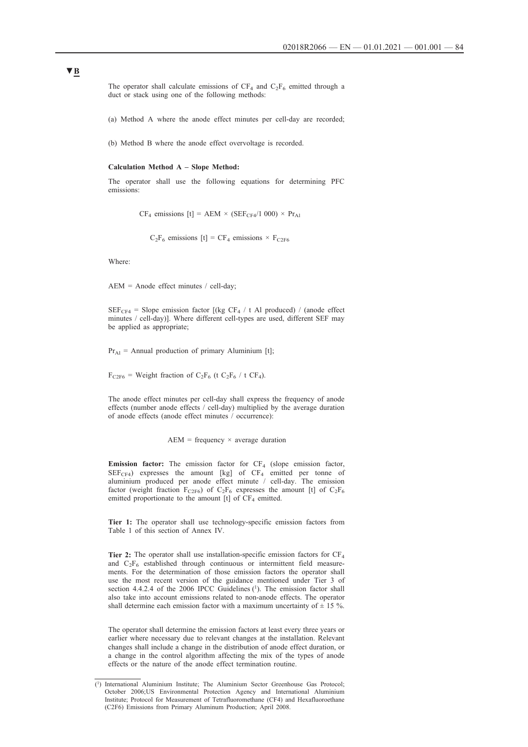**▼B**

The operator shall calculate emissions of $CF_4$ and $C_2F_6$ emitted through a duct or stack using one of the following methods:

(a) Method A where the anode effect minutes per cell-day are recorded;

(b) Method B where the anode effect overvoltage is recorded.

**Calculation Method A – Slope Method:**

The operator shall use the following equations for determining PFC emissions:

$$CF_4 \text{ emissions [t]} = AEM \times (SEF_{CF4}/1\,000) \times Pr_{Al}$$

$$C_2F_6 \text{ emissions [t]} = CF_4 \text{ emissions} \times F_{C2F6}$$

Where:

AEM = Anode effect minutes / cell-day;

$SEF_{CF4}$ = Slope emission factor [(kg $CF_4$ / t Al produced) / (anode effect minutes / cell-day)]. Where different cell-types are used, different SEF may be applied as appropriate;

$Pr_{Al}$ = Annual production of primary Aluminium [t];

$F_{C2F6}$ = Weight fraction of $C_2F_6$ (t $C_2F_6$ / t $CF_4$).

The anode effect minutes per cell-day shall express the frequency of anode effects (number anode effects / cell-day) multiplied by the average duration of anode effects (anode effect minutes / occurrence):

$$AEM = \text{frequency} \times \text{average duration}$$

**Emission factor:** The emission factor for $CF_4$ (slope emission factor, $SEF_{CF4}$) expresses the amount [kg] of $CF_4$ emitted per tonne of aluminium produced per anode effect minute / cell-day. The emission factor (weight fraction $F_{C2F6}$) of $C_2F_6$ expresses the amount [t] of $C_2F_6$ emitted proportionate to the amount [t] of $CF_4$ emitted.

**Tier 1:** The operator shall use technology-specific emission factors from Table 1 of this section of Annex IV.

**Tier 2:** The operator shall use installation-specific emission factors for $CF_4$ and $C_2F_6$ established through continuous or intermittent field measurements. For the determination of those emission factors the operator shall use the most recent version of the guidance mentioned under Tier 3 of section 4.4.2.4 of the 2006 IPCC Guidelines [1]. The emission factor shall also take into account emissions related to non-anode effects. The operator shall determine each emission factor with a maximum uncertainty of ± 15 %.

The operator shall determine the emission factors at least every three years or earlier where necessary due to relevant changes at the installation. Relevant changes shall include a change in the distribution of anode effect duration, or a change in the control algorithm affecting the mix of the types of anode effects or the nature of the anode effect termination routine.

---

[1] International Aluminium Institute; The Aluminium Sector Greenhouse Gas Protocol; October 2006;US Environmental Protection Agency and International Aluminium Institute; Protocol for Measurement of Tetrafluoromethane (CF4) and Hexafluoroethane (C2F6) Emissions from Primary Aluminum Production; April 2008.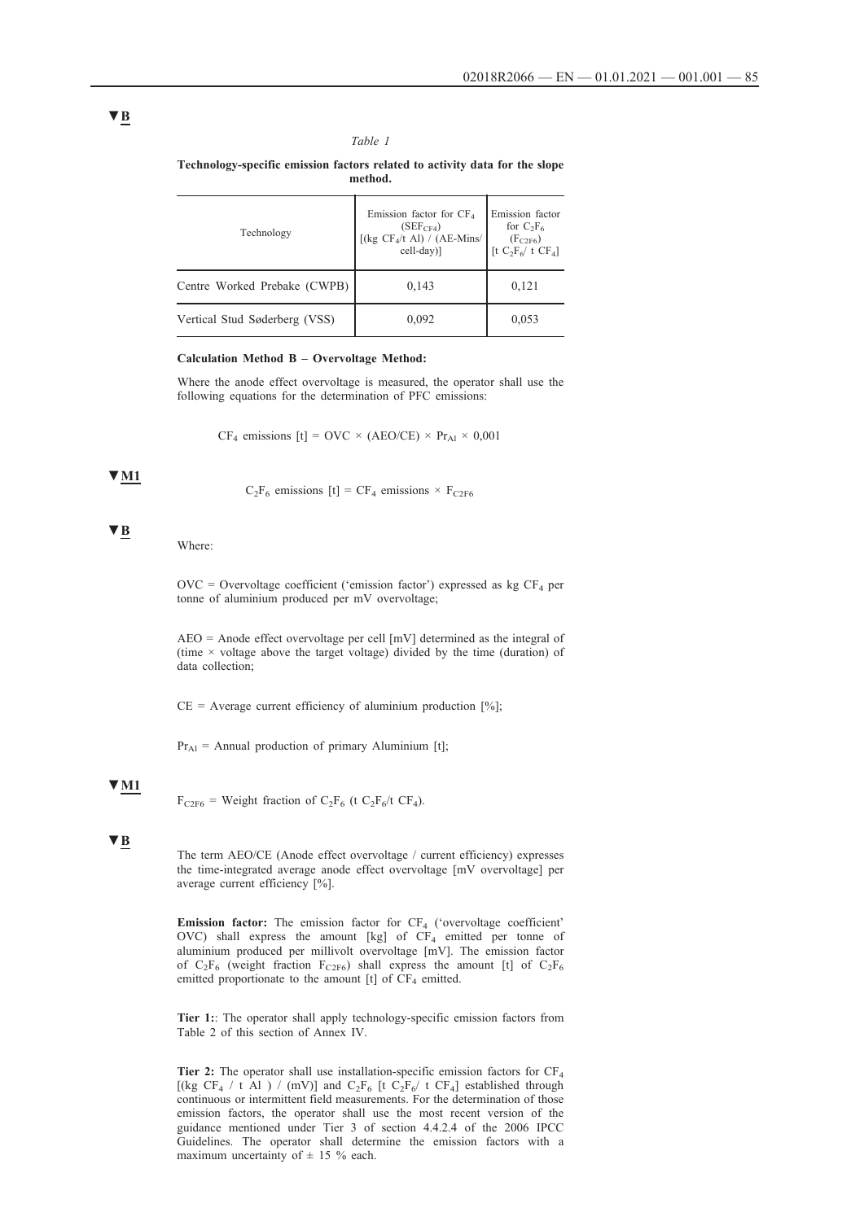▼B

*Table 1*

**Technology-specific emission factors related to activity data for the slope method.**

| Technology | Emission factor for $CF_4$ ($SEF_{CF4}$) [(kg $CF_4$/t Al) / (AE-Mins/ cell-day)] | Emission factor for $C_2F_6$ ($F_{C2F6}$) [t $C_2F_6$/ t $CF_4$] |
|---|---|---|
| Centre Worked Prebake (CWPB) | 0,143 | 0,121 |
| Vertical Stud Søderberg (VSS) | 0,092 | 0,053 |

**Calculation Method B – Overvoltage Method:**

Where the anode effect overvoltage is measured, the operator shall use the following equations for the determination of PFC emissions:

$$CF_4 \text{ emissions [t]} = OVC \times (AEO/CE) \times Pr_{Al} \times 0{,}001$$

▼M1

$$C_2F_6 \text{ emissions [t]} = CF_4 \text{ emissions} \times F_{C2F6}$$

▼B

Where:

OVC = Overvoltage coefficient ('emission factor') expressed as kg $CF_4$ per tonne of aluminium produced per mV overvoltage;

AEO = Anode effect overvoltage per cell [mV] determined as the integral of (time × voltage above the target voltage) divided by the time (duration) of data collection;

CE = Average current efficiency of aluminium production [%];

$Pr_{Al}$ = Annual production of primary Aluminium [t];

▼M1

$F_{C2F6}$ = Weight fraction of $C_2F_6$ (t $C_2F_6$/t $CF_4$).

▼B

The term AEO/CE (Anode effect overvoltage / current efficiency) expresses the time-integrated average anode effect overvoltage [mV overvoltage] per average current efficiency [%].

**Emission factor:** The emission factor for $CF_4$ ('overvoltage coefficient' OVC) shall express the amount [kg] of $CF_4$ emitted per tonne of aluminium produced per millivolt overvoltage [mV]. The emission factor of $C_2F_6$ (weight fraction $F_{C2F6}$) shall express the amount [t] of $C_2F_6$ emitted proportionate to the amount [t] of $CF_4$ emitted.

**Tier 1:**: The operator shall apply technology-specific emission factors from Table 2 of this section of Annex IV.

**Tier 2:** The operator shall use installation-specific emission factors for $CF_4$ [(kg $CF_4$ / t Al ) / (mV)] and $C_2F_6$ [t $C_2F_6$/ t $CF_4$] established through continuous or intermittent field measurements. For the determination of those emission factors, the operator shall use the most recent version of the guidance mentioned under Tier 3 of section 4.4.2.4 of the 2006 IPCC Guidelines. The operator shall determine the emission factors with a maximum uncertainty of ± 15 % each.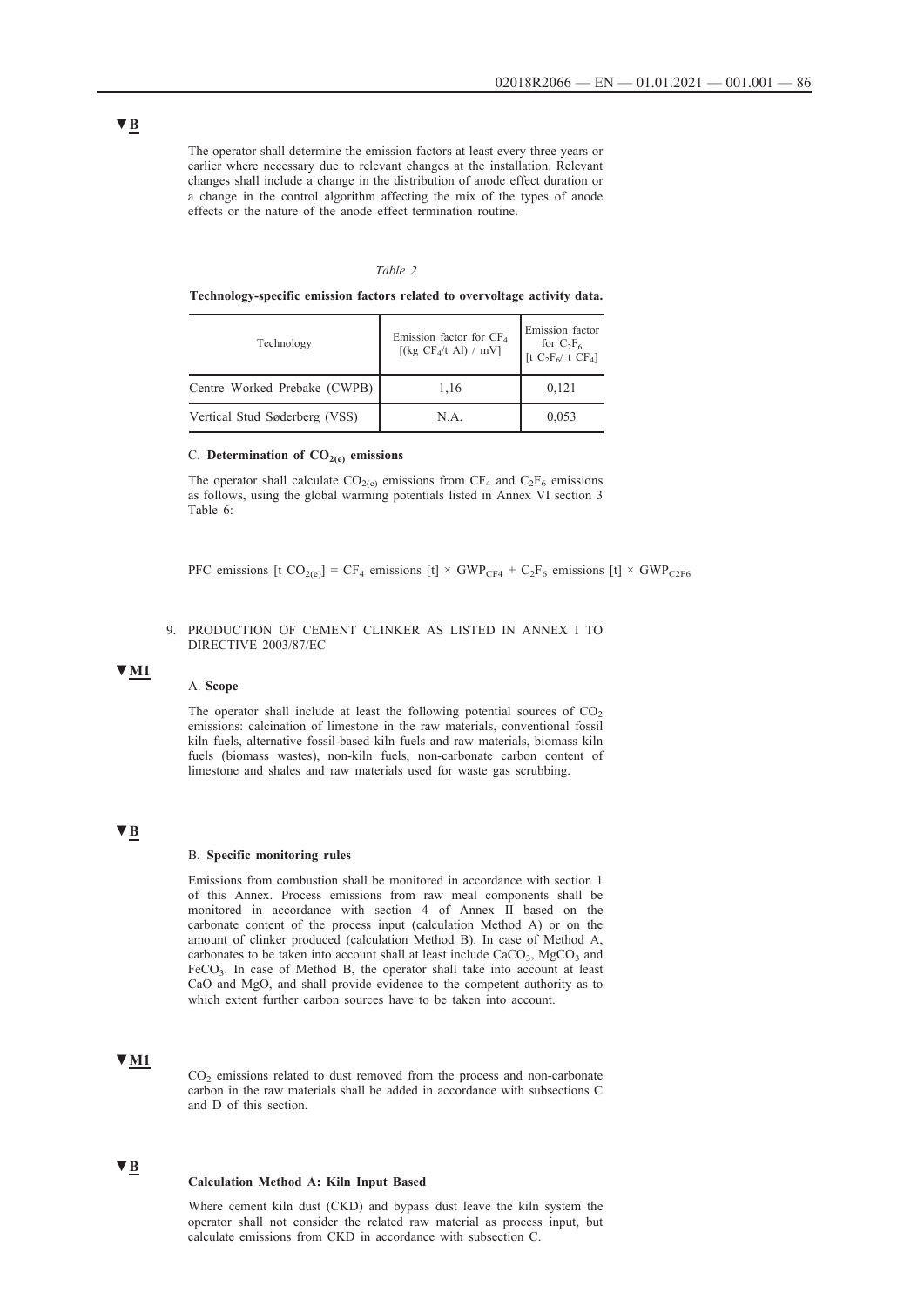▼B

The operator shall determine the emission factors at least every three years or earlier where necessary due to relevant changes at the installation. Relevant changes shall include a change in the distribution of anode effect duration or a change in the control algorithm affecting the mix of the types of anode effects or the nature of the anode effect termination routine.

*Table 2*

**Technology-specific emission factors related to overvoltage activity data.**

| Technology | Emission factor for $CF_4$ [(kg $CF_4$/t Al) / mV] | Emission factor for $C_2F_6$ [t $C_2F_6$/ t $CF_4$] |
|---|---|---|
| Centre Worked Prebake (CWPB) | 1,16 | 0,121 |
| Vertical Stud Søderberg (VSS) | N.A. | 0,053 |

C. **Determination of $CO_{2(e)}$ emissions**

The operator shall calculate $CO_{2(e)}$ emissions from $CF_4$ and $C_2F_6$ emissions as follows, using the global warming potentials listed in Annex VI section 3 Table 6:

$$\text{PFC emissions } [t\ CO_{2(e)}] = CF_4 \text{ emissions } [t] \times GWP_{CF4} + C_2F_6 \text{ emissions } [t] \times GWP_{C2F6}$$

9. PRODUCTION OF CEMENT CLINKER AS LISTED IN ANNEX I TO DIRECTIVE 2003/87/EC

▼M1

A. **Scope**

The operator shall include at least the following potential sources of $CO_2$ emissions: calcination of limestone in the raw materials, conventional fossil kiln fuels, alternative fossil-based kiln fuels and raw materials, biomass kiln fuels (biomass wastes), non-kiln fuels, non-carbonate carbon content of limestone and shales and raw materials used for waste gas scrubbing.

▼B

B. **Specific monitoring rules**

Emissions from combustion shall be monitored in accordance with section 1 of this Annex. Process emissions from raw meal components shall be monitored in accordance with section 4 of Annex II based on the carbonate content of the process input (calculation Method A) or on the amount of clinker produced (calculation Method B). In case of Method A, carbonates to be taken into account shall at least include $CaCO_3$, $MgCO_3$ and $FeCO_3$. In case of Method B, the operator shall take into account at least CaO and MgO, and shall provide evidence to the competent authority as to which extent further carbon sources have to be taken into account.

▼M1

$CO_2$ emissions related to dust removed from the process and non-carbonate carbon in the raw materials shall be added in accordance with subsections C and D of this section.

▼B

**Calculation Method A: Kiln Input Based**

Where cement kiln dust (CKD) and bypass dust leave the kiln system the operator shall not consider the related raw material as process input, but calculate emissions from CKD in accordance with subsection C.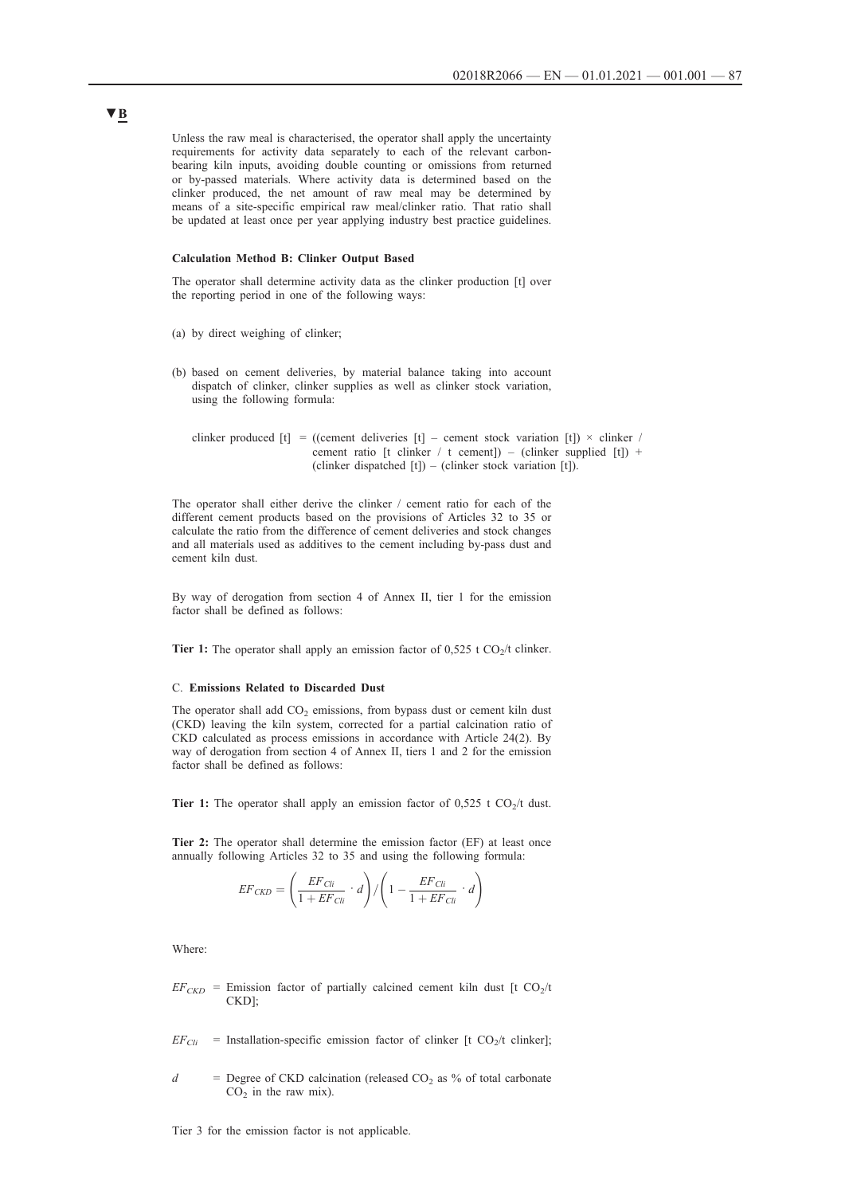▼B

Unless the raw meal is characterised, the operator shall apply the uncertainty requirements for activity data separately to each of the relevant carbon-bearing kiln inputs, avoiding double counting or omissions from returned or by-passed materials. Where activity data is determined based on the clinker produced, the net amount of raw meal may be determined by means of a site-specific empirical raw meal/clinker ratio. That ratio shall be updated at least once per year applying industry best practice guidelines.

**Calculation Method B: Clinker Output Based**

The operator shall determine activity data as the clinker production [t] over the reporting period in one of the following ways:

(a) by direct weighing of clinker;

(b) based on cement deliveries, by material balance taking into account dispatch of clinker, clinker supplies as well as clinker stock variation, using the following formula:

clinker produced [t] = ((cement deliveries [t] – cement stock variation [t]) × clinker / cement ratio [t clinker / t cement]) – (clinker supplied [t]) + (clinker dispatched [t]) – (clinker stock variation [t]).

The operator shall either derive the clinker / cement ratio for each of the different cement products based on the provisions of Articles 32 to 35 or calculate the ratio from the difference of cement deliveries and stock changes and all materials used as additives to the cement including by-pass dust and cement kiln dust.

By way of derogation from section 4 of Annex II, tier 1 for the emission factor shall be defined as follows:

**Tier 1:** The operator shall apply an emission factor of 0,525 t $CO_2$/t clinker.

C. **Emissions Related to Discarded Dust**

The operator shall add $CO_2$ emissions, from bypass dust or cement kiln dust (CKD) leaving the kiln system, corrected for a partial calcination ratio of CKD calculated as process emissions in accordance with Article 24(2). By way of derogation from section 4 of Annex II, tiers 1 and 2 for the emission factor shall be defined as follows:

**Tier 1:** The operator shall apply an emission factor of 0,525 t $CO_2$/t dust.

**Tier 2:** The operator shall determine the emission factor (EF) at least once annually following Articles 32 to 35 and using the following formula:

$$EF_{CKD} = \left( \frac{EF_{Cli}}{1 + EF_{Cli}} \cdot d \right) / \left( 1 - \frac{EF_{Cli}}{1 + EF_{Cli}} \cdot d \right)$$

Where:

$EF_{CKD}$ = Emission factor of partially calcined cement kiln dust [t $CO_2$/t CKD];

$EF_{Cli}$ = Installation-specific emission factor of clinker [t $CO_2$/t clinker];

$d$ = Degree of CKD calcination (released $CO_2$ as % of total carbonate $CO_2$ in the raw mix).

Tier 3 for the emission factor is not applicable.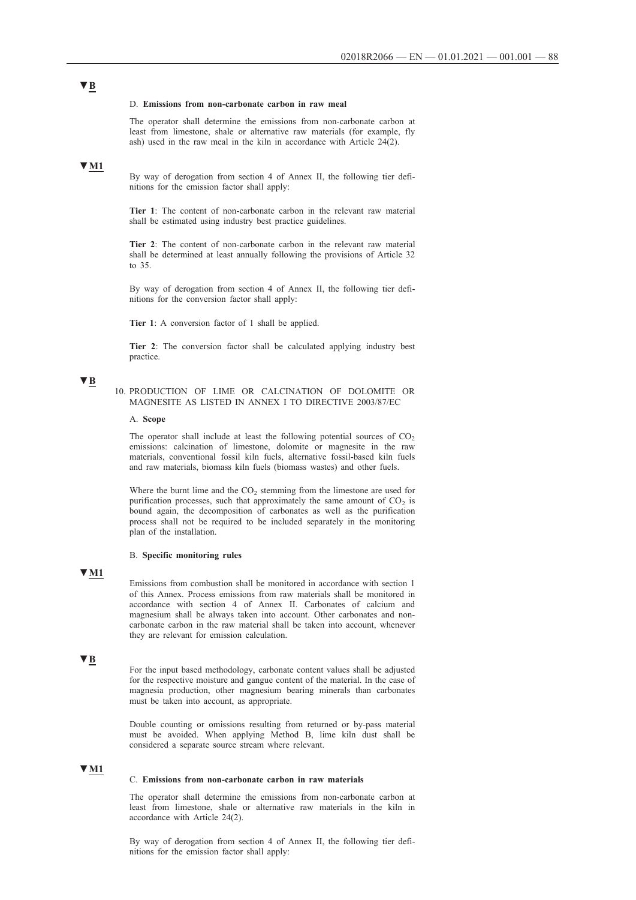▼B

D. **Emissions from non-carbonate carbon in raw meal**

The operator shall determine the emissions from non-carbonate carbon at least from limestone, shale or alternative raw materials (for example, fly ash) used in the raw meal in the kiln in accordance with Article 24(2).

▼M1

By way of derogation from section 4 of Annex II, the following tier definitions for the emission factor shall apply:

**Tier 1**: The content of non-carbonate carbon in the relevant raw material shall be estimated using industry best practice guidelines.

**Tier 2**: The content of non-carbonate carbon in the relevant raw material shall be determined at least annually following the provisions of Article 32 to 35.

By way of derogation from section 4 of Annex II, the following tier definitions for the conversion factor shall apply:

**Tier 1**: A conversion factor of 1 shall be applied.

**Tier 2**: The conversion factor shall be calculated applying industry best practice.

▼B

10. PRODUCTION OF LIME OR CALCINATION OF DOLOMITE OR MAGNESITE AS LISTED IN ANNEX I TO DIRECTIVE 2003/87/EC

A. **Scope**

The operator shall include at least the following potential sources of $CO_2$ emissions: calcination of limestone, dolomite or magnesite in the raw materials, conventional fossil kiln fuels, alternative fossil-based kiln fuels and raw materials, biomass kiln fuels (biomass wastes) and other fuels.

Where the burnt lime and the $CO_2$ stemming from the limestone are used for purification processes, such that approximately the same amount of $CO_2$ is bound again, the decomposition of carbonates as well as the purification process shall not be required to be included separately in the monitoring plan of the installation.

B. **Specific monitoring rules**

▼M1

Emissions from combustion shall be monitored in accordance with section 1 of this Annex. Process emissions from raw materials shall be monitored in accordance with section 4 of Annex II. Carbonates of calcium and magnesium shall be always taken into account. Other carbonates and non-carbonate carbon in the raw material shall be taken into account, whenever they are relevant for emission calculation.

▼B

For the input based methodology, carbonate content values shall be adjusted for the respective moisture and gangue content of the material. In the case of magnesia production, other magnesium bearing minerals than carbonates must be taken into account, as appropriate.

Double counting or omissions resulting from returned or by-pass material must be avoided. When applying Method B, lime kiln dust shall be considered a separate source stream where relevant.

▼M1

C. **Emissions from non-carbonate carbon in raw materials**

The operator shall determine the emissions from non-carbonate carbon at least from limestone, shale or alternative raw materials in the kiln in accordance with Article 24(2).

By way of derogation from section 4 of Annex II, the following tier definitions for the emission factor shall apply: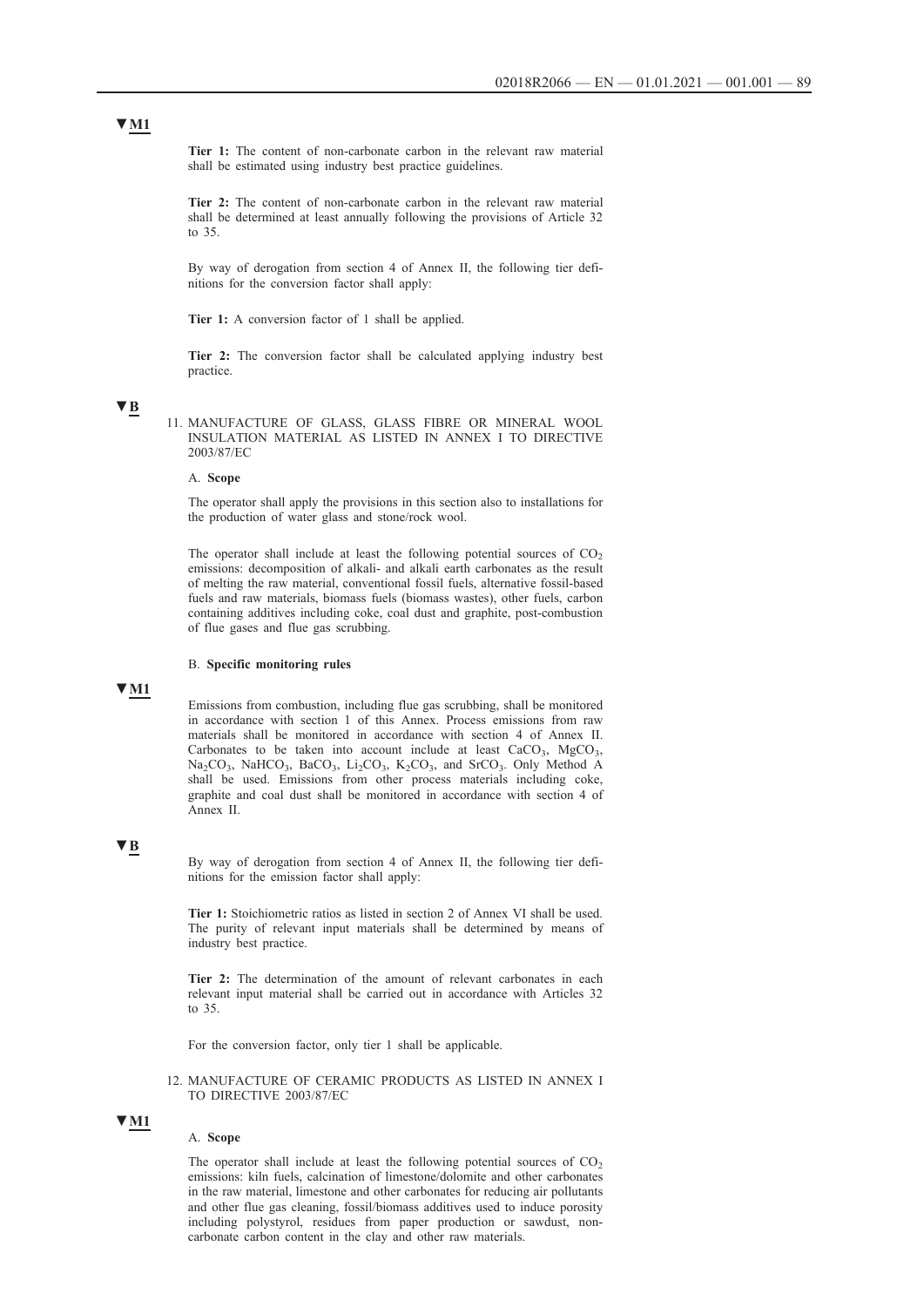▼M1

**Tier 1:** The content of non-carbonate carbon in the relevant raw material shall be estimated using industry best practice guidelines.

**Tier 2:** The content of non-carbonate carbon in the relevant raw material shall be determined at least annually following the provisions of Article 32 to 35.

By way of derogation from section 4 of Annex II, the following tier definitions for the conversion factor shall apply:

**Tier 1:** A conversion factor of 1 shall be applied.

**Tier 2:** The conversion factor shall be calculated applying industry best practice.

▼B

11. MANUFACTURE OF GLASS, GLASS FIBRE OR MINERAL WOOL INSULATION MATERIAL AS LISTED IN ANNEX I TO DIRECTIVE 2003/87/EC

A. **Scope**

The operator shall apply the provisions in this section also to installations for the production of water glass and stone/rock wool.

The operator shall include at least the following potential sources of $CO_2$ emissions: decomposition of alkali- and alkali earth carbonates as the result of melting the raw material, conventional fossil fuels, alternative fossil-based fuels and raw materials, biomass fuels (biomass wastes), other fuels, carbon containing additives including coke, coal dust and graphite, post-combustion of flue gases and flue gas scrubbing.

B. **Specific monitoring rules**

▼M1

Emissions from combustion, including flue gas scrubbing, shall be monitored in accordance with section 1 of this Annex. Process emissions from raw materials shall be monitored in accordance with section 4 of Annex II. Carbonates to be taken into account include at least $CaCO_3$, $MgCO_3$, $Na_2CO_3$, $NaHCO_3$, $BaCO_3$, $Li_2CO_3$, $K_2CO_3$, and $SrCO_3$. Only Method A shall be used. Emissions from other process materials including coke, graphite and coal dust shall be monitored in accordance with section 4 of Annex II.

▼B

By way of derogation from section 4 of Annex II, the following tier definitions for the emission factor shall apply:

**Tier 1:** Stoichiometric ratios as listed in section 2 of Annex VI shall be used. The purity of relevant input materials shall be determined by means of industry best practice.

**Tier 2:** The determination of the amount of relevant carbonates in each relevant input material shall be carried out in accordance with Articles 32 to 35.

For the conversion factor, only tier 1 shall be applicable.

12. MANUFACTURE OF CERAMIC PRODUCTS AS LISTED IN ANNEX I TO DIRECTIVE 2003/87/EC

▼M1

A. **Scope**

The operator shall include at least the following potential sources of $CO_2$ emissions: kiln fuels, calcination of limestone/dolomite and other carbonates in the raw material, limestone and other carbonates for reducing air pollutants and other flue gas cleaning, fossil/biomass additives used to induce porosity including polystyrol, residues from paper production or sawdust, non-carbonate carbon content in the clay and other raw materials.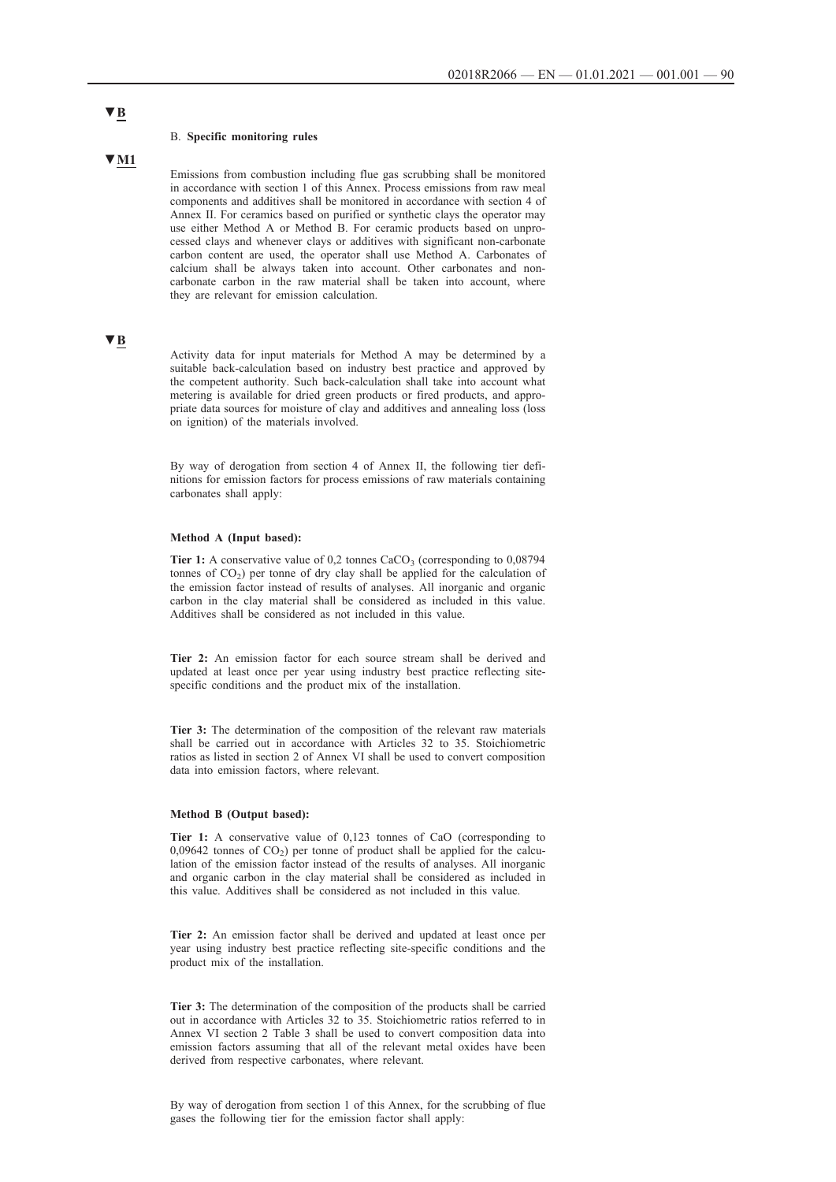▼B

B. **Specific monitoring rules**

▼M1

Emissions from combustion including flue gas scrubbing shall be monitored in accordance with section 1 of this Annex. Process emissions from raw meal components and additives shall be monitored in accordance with section 4 of Annex II. For ceramics based on purified or synthetic clays the operator may use either Method A or Method B. For ceramic products based on unprocessed clays and whenever clays or additives with significant non-carbonate carbon content are used, the operator shall use Method A. Carbonates of calcium shall be always taken into account. Other carbonates and non-carbonate carbon in the raw material shall be taken into account, where they are relevant for emission calculation.

▼B

Activity data for input materials for Method A may be determined by a suitable back-calculation based on industry best practice and approved by the competent authority. Such back-calculation shall take into account what metering is available for dried green products or fired products, and appropriate data sources for moisture of clay and additives and annealing loss (loss on ignition) of the materials involved.

By way of derogation from section 4 of Annex II, the following tier definitions for emission factors for process emissions of raw materials containing carbonates shall apply:

**Method A (Input based):**

**Tier 1:** A conservative value of 0,2 tonnes $CaCO_3$ (corresponding to 0,08794 tonnes of $CO_2$) per tonne of dry clay shall be applied for the calculation of the emission factor instead of results of analyses. All inorganic and organic carbon in the clay material shall be considered as included in this value. Additives shall be considered as not included in this value.

**Tier 2:** An emission factor for each source stream shall be derived and updated at least once per year using industry best practice reflecting site-specific conditions and the product mix of the installation.

**Tier 3:** The determination of the composition of the relevant raw materials shall be carried out in accordance with Articles 32 to 35. Stoichiometric ratios as listed in section 2 of Annex VI shall be used to convert composition data into emission factors, where relevant.

**Method B (Output based):**

**Tier 1:** A conservative value of 0,123 tonnes of CaO (corresponding to 0,09642 tonnes of $CO_2$) per tonne of product shall be applied for the calculation of the emission factor instead of the results of analyses. All inorganic and organic carbon in the clay material shall be considered as included in this value. Additives shall be considered as not included in this value.

**Tier 2:** An emission factor shall be derived and updated at least once per year using industry best practice reflecting site-specific conditions and the product mix of the installation.

**Tier 3:** The determination of the composition of the products shall be carried out in accordance with Articles 32 to 35. Stoichiometric ratios referred to in Annex VI section 2 Table 3 shall be used to convert composition data into emission factors assuming that all of the relevant metal oxides have been derived from respective carbonates, where relevant.

By way of derogation from section 1 of this Annex, for the scrubbing of flue gases the following tier for the emission factor shall apply: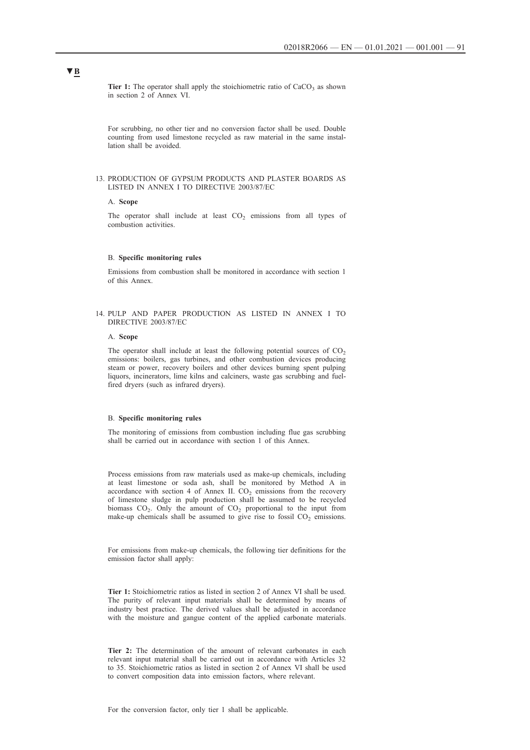**▼B**

**Tier 1:** The operator shall apply the stoichiometric ratio of $CaCO_3$ as shown in section 2 of Annex VI.

For scrubbing, no other tier and no conversion factor shall be used. Double counting from used limestone recycled as raw material in the same installation shall be avoided.

13. PRODUCTION OF GYPSUM PRODUCTS AND PLASTER BOARDS AS LISTED IN ANNEX I TO DIRECTIVE 2003/87/EC

A. **Scope**

The operator shall include at least $CO_2$ emissions from all types of combustion activities.

B. **Specific monitoring rules**

Emissions from combustion shall be monitored in accordance with section 1 of this Annex.

14. PULP AND PAPER PRODUCTION AS LISTED IN ANNEX I TO DIRECTIVE 2003/87/EC

A. **Scope**

The operator shall include at least the following potential sources of $CO_2$ emissions: boilers, gas turbines, and other combustion devices producing steam or power, recovery boilers and other devices burning spent pulping liquors, incinerators, lime kilns and calciners, waste gas scrubbing and fuel-fired dryers (such as infrared dryers).

B. **Specific monitoring rules**

The monitoring of emissions from combustion including flue gas scrubbing shall be carried out in accordance with section 1 of this Annex.

Process emissions from raw materials used as make-up chemicals, including at least limestone or soda ash, shall be monitored by Method A in accordance with section 4 of Annex II. $CO_2$ emissions from the recovery of limestone sludge in pulp production shall be assumed to be recycled biomass $CO_2$. Only the amount of $CO_2$ proportional to the input from make-up chemicals shall be assumed to give rise to fossil $CO_2$ emissions.

For emissions from make-up chemicals, the following tier definitions for the emission factor shall apply:

**Tier 1:** Stoichiometric ratios as listed in section 2 of Annex VI shall be used. The purity of relevant input materials shall be determined by means of industry best practice. The derived values shall be adjusted in accordance with the moisture and gangue content of the applied carbonate materials.

**Tier 2:** The determination of the amount of relevant carbonates in each relevant input material shall be carried out in accordance with Articles 32 to 35. Stoichiometric ratios as listed in section 2 of Annex VI shall be used to convert composition data into emission factors, where relevant.

For the conversion factor, only tier 1 shall be applicable.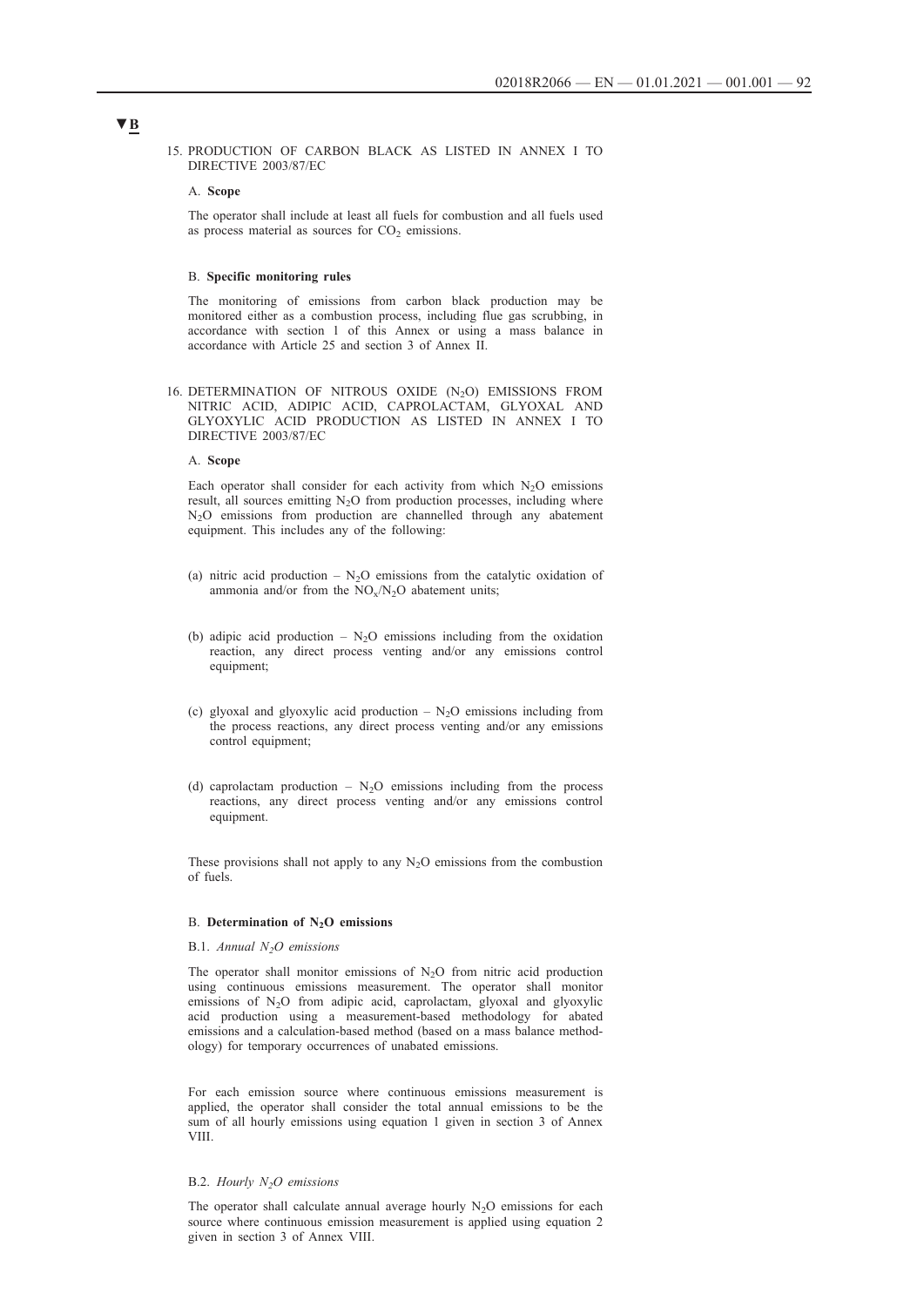▼B

15. PRODUCTION OF CARBON BLACK AS LISTED IN ANNEX I TO DIRECTIVE 2003/87/EC

A. **Scope**

The operator shall include at least all fuels for combustion and all fuels used as process material as sources for $CO_2$ emissions.

B. **Specific monitoring rules**

The monitoring of emissions from carbon black production may be monitored either as a combustion process, including flue gas scrubbing, in accordance with section 1 of this Annex or using a mass balance in accordance with Article 25 and section 3 of Annex II.

16. DETERMINATION OF NITROUS OXIDE ($N_2O$) EMISSIONS FROM NITRIC ACID, ADIPIC ACID, CAPROLACTAM, GLYOXAL AND GLYOXYLIC ACID PRODUCTION AS LISTED IN ANNEX I TO DIRECTIVE 2003/87/EC

A. **Scope**

Each operator shall consider for each activity from which $N_2O$ emissions result, all sources emitting $N_2O$ from production processes, including where $N_2O$ emissions from production are channelled through any abatement equipment. This includes any of the following:

(a) nitric acid production – $N_2O$ emissions from the catalytic oxidation of ammonia and/or from the $NO_x/N_2O$ abatement units;

(b) adipic acid production – $N_2O$ emissions including from the oxidation reaction, any direct process venting and/or any emissions control equipment;

(c) glyoxal and glyoxylic acid production – $N_2O$ emissions including from the process reactions, any direct process venting and/or any emissions control equipment;

(d) caprolactam production – $N_2O$ emissions including from the process reactions, any direct process venting and/or any emissions control equipment.

These provisions shall not apply to any $N_2O$ emissions from the combustion of fuels.

B. **Determination of $N_2O$ emissions**

B.1. *Annual $N_2O$ emissions*

The operator shall monitor emissions of $N_2O$ from nitric acid production using continuous emissions measurement. The operator shall monitor emissions of $N_2O$ from adipic acid, caprolactam, glyoxal and glyoxylic acid production using a measurement-based methodology for abated emissions and a calculation-based method (based on a mass balance methodology) for temporary occurrences of unabated emissions.

For each emission source where continuous emissions measurement is applied, the operator shall consider the total annual emissions to be the sum of all hourly emissions using equation 1 given in section 3 of Annex VIII.

B.2. *Hourly $N_2O$ emissions*

The operator shall calculate annual average hourly $N_2O$ emissions for each source where continuous emission measurement is applied using equation 2 given in section 3 of Annex VIII.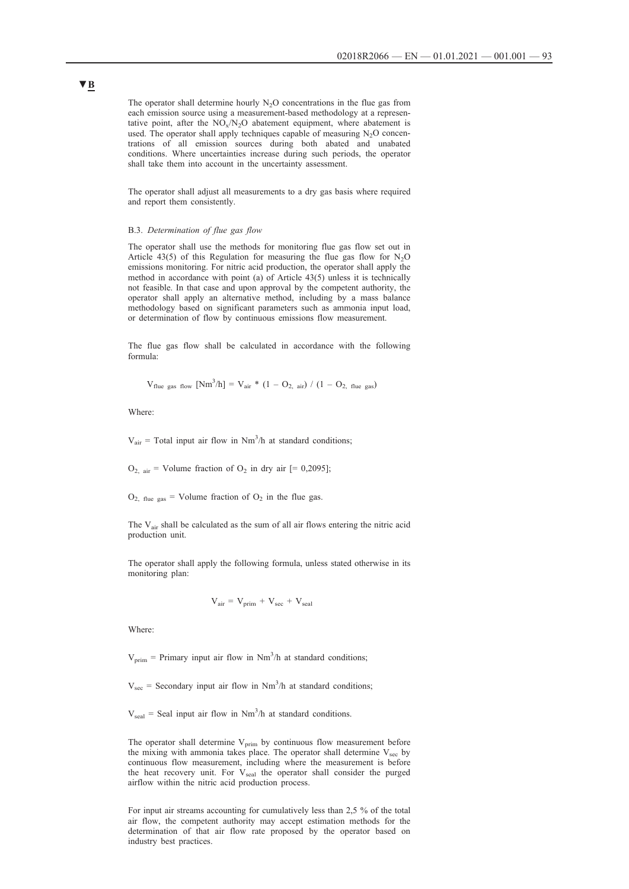▼B

The operator shall determine hourly $N_2O$ concentrations in the flue gas from each emission source using a measurement-based methodology at a representative point, after the $NO_x/N_2O$ abatement equipment, where abatement is used. The operator shall apply techniques capable of measuring $N_2O$ concentrations of all emission sources during both abated and unabated conditions. Where uncertainties increase during such periods, the operator shall take them into account in the uncertainty assessment.

The operator shall adjust all measurements to a dry gas basis where required and report them consistently.

B.3. *Determination of flue gas flow*

The operator shall use the methods for monitoring flue gas flow set out in Article 43(5) of this Regulation for measuring the flue gas flow for $N_2O$ emissions monitoring. For nitric acid production, the operator shall apply the method in accordance with point (a) of Article 43(5) unless it is technically not feasible. In that case and upon approval by the competent authority, the operator shall apply an alternative method, including by a mass balance methodology based on significant parameters such as ammonia input load, or determination of flow by continuous emissions flow measurement.

The flue gas flow shall be calculated in accordance with the following formula:

$$V_{flue\ gas\ flow}\ [Nm^3/h] = V_{air} * (1 - O_{2,\ air}) / (1 - O_{2,\ flue\ gas})$$

Where:

$V_{air}$ = Total input air flow in $Nm^3/h$ at standard conditions;

$O_{2,\ air}$ = Volume fraction of $O_2$ in dry air [= 0,2095];

$O_{2,\ flue\ gas}$ = Volume fraction of $O_2$ in the flue gas.

The $V_{air}$ shall be calculated as the sum of all air flows entering the nitric acid production unit.

The operator shall apply the following formula, unless stated otherwise in its monitoring plan:

$$V_{air} = V_{prim} + V_{sec} + V_{seal}$$

Where:

$V_{prim}$ = Primary input air flow in $Nm^3/h$ at standard conditions;

$V_{sec}$ = Secondary input air flow in $Nm^3/h$ at standard conditions;

$V_{seal}$ = Seal input air flow in $Nm^3/h$ at standard conditions.

The operator shall determine $V_{prim}$ by continuous flow measurement before the mixing with ammonia takes place. The operator shall determine $V_{sec}$ by continuous flow measurement, including where the measurement is before the heat recovery unit. For $V_{seal}$ the operator shall consider the purged airflow within the nitric acid production process.

For input air streams accounting for cumulatively less than 2,5 % of the total air flow, the competent authority may accept estimation methods for the determination of that air flow rate proposed by the operator based on industry best practices.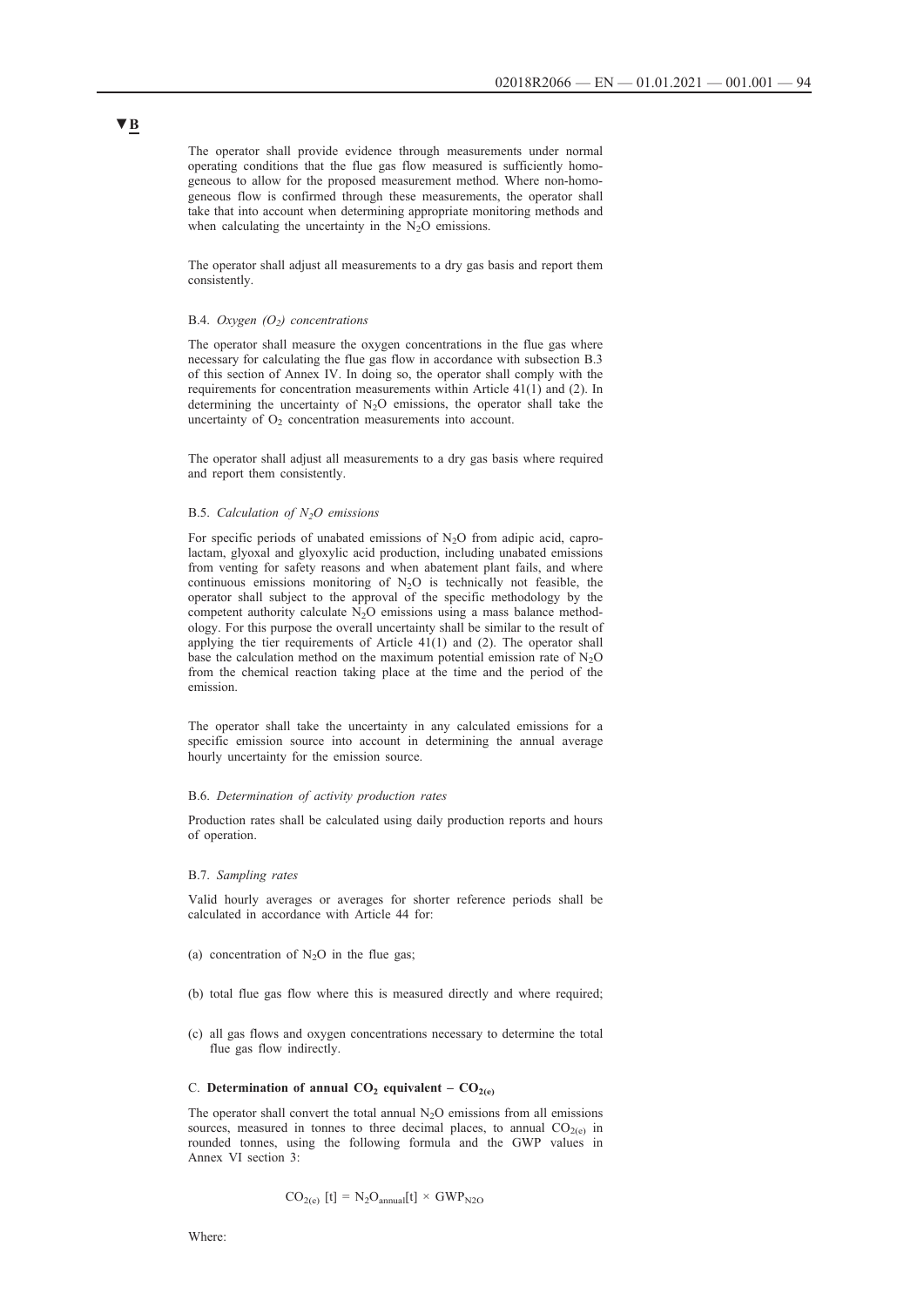▼B

The operator shall provide evidence through measurements under normal operating conditions that the flue gas flow measured is sufficiently homogeneous to allow for the proposed measurement method. Where non-homogeneous flow is confirmed through these measurements, the operator shall take that into account when determining appropriate monitoring methods and when calculating the uncertainty in the $N_2O$ emissions.

The operator shall adjust all measurements to a dry gas basis and report them consistently.

B.4. *Oxygen ($O_2$) concentrations*

The operator shall measure the oxygen concentrations in the flue gas where necessary for calculating the flue gas flow in accordance with subsection B.3 of this section of Annex IV. In doing so, the operator shall comply with the requirements for concentration measurements within Article 41(1) and (2). In determining the uncertainty of $N_2O$ emissions, the operator shall take the uncertainty of $O_2$ concentration measurements into account.

The operator shall adjust all measurements to a dry gas basis where required and report them consistently.

B.5. *Calculation of $N_2O$ emissions*

For specific periods of unabated emissions of $N_2O$ from adipic acid, caprolactam, glyoxal and glyoxylic acid production, including unabated emissions from venting for safety reasons and when abatement plant fails, and where continuous emissions monitoring of $N_2O$ is technically not feasible, the operator shall subject to the approval of the specific methodology by the competent authority calculate $N_2O$ emissions using a mass balance methodology. For this purpose the overall uncertainty shall be similar to the result of applying the tier requirements of Article 41(1) and (2). The operator shall base the calculation method on the maximum potential emission rate of $N_2O$ from the chemical reaction taking place at the time and the period of the emission.

The operator shall take the uncertainty in any calculated emissions for a specific emission source into account in determining the annual average hourly uncertainty for the emission source.

B.6. *Determination of activity production rates*

Production rates shall be calculated using daily production reports and hours of operation.

B.7. *Sampling rates*

Valid hourly averages or averages for shorter reference periods shall be calculated in accordance with Article 44 for:

(a) concentration of $N_2O$ in the flue gas;

(b) total flue gas flow where this is measured directly and where required;

(c) all gas flows and oxygen concentrations necessary to determine the total flue gas flow indirectly.

C. **Determination of annual $CO_2$ equivalent – $CO_{2(e)}$**

The operator shall convert the total annual $N_2O$ emissions from all emissions sources, measured in tonnes to three decimal places, to annual $CO_{2(e)}$ in rounded tonnes, using the following formula and the GWP values in Annex VI section 3:

$$CO_{2(e)}\ [t] = N_2O_{annual}[t] \times GWP_{N2O}$$

Where: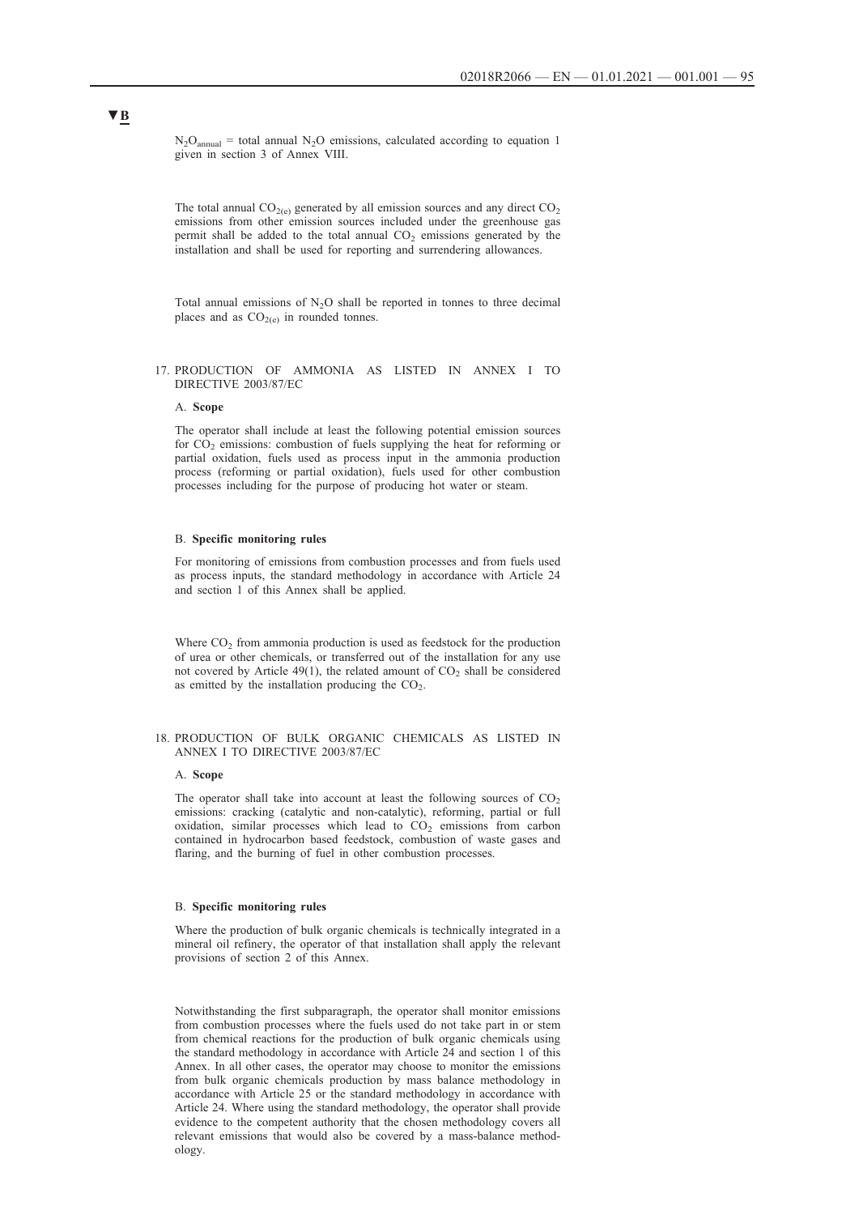▼B

$N_2O_{annual}$ = total annual $N_2O$ emissions, calculated according to equation 1 given in section 3 of Annex VIII.

The total annual $CO_{2(e)}$ generated by all emission sources and any direct $CO_2$ emissions from other emission sources included under the greenhouse gas permit shall be added to the total annual $CO_2$ emissions generated by the installation and shall be used for reporting and surrendering allowances.

Total annual emissions of $N_2O$ shall be reported in tonnes to three decimal places and as $CO_{2(e)}$ in rounded tonnes.

## 17. PRODUCTION OF AMMONIA AS LISTED IN ANNEX I TO DIRECTIVE 2003/87/EC

### A. **Scope**

The operator shall include at least the following potential emission sources for $CO_2$ emissions: combustion of fuels supplying the heat for reforming or partial oxidation, fuels used as process input in the ammonia production process (reforming or partial oxidation), fuels used for other combustion processes including for the purpose of producing hot water or steam.

### B. **Specific monitoring rules**

For monitoring of emissions from combustion processes and from fuels used as process inputs, the standard methodology in accordance with Article 24 and section 1 of this Annex shall be applied.

Where $CO_2$ from ammonia production is used as feedstock for the production of urea or other chemicals, or transferred out of the installation for any use not covered by Article 49(1), the related amount of $CO_2$ shall be considered as emitted by the installation producing the $CO_2$.

## 18. PRODUCTION OF BULK ORGANIC CHEMICALS AS LISTED IN ANNEX I TO DIRECTIVE 2003/87/EC

### A. **Scope**

The operator shall take into account at least the following sources of $CO_2$ emissions: cracking (catalytic and non-catalytic), reforming, partial or full oxidation, similar processes which lead to $CO_2$ emissions from carbon contained in hydrocarbon based feedstock, combustion of waste gases and flaring, and the burning of fuel in other combustion processes.

### B. **Specific monitoring rules**

Where the production of bulk organic chemicals is technically integrated in a mineral oil refinery, the operator of that installation shall apply the relevant provisions of section 2 of this Annex.

Notwithstanding the first subparagraph, the operator shall monitor emissions from combustion processes where the fuels used do not take part in or stem from chemical reactions for the production of bulk organic chemicals using the standard methodology in accordance with Article 24 and section 1 of this Annex. In all other cases, the operator may choose to monitor the emissions from bulk organic chemicals production by mass balance methodology in accordance with Article 25 or the standard methodology in accordance with Article 24. Where using the standard methodology, the operator shall provide evidence to the competent authority that the chosen methodology covers all relevant emissions that would also be covered by a mass-balance methodology.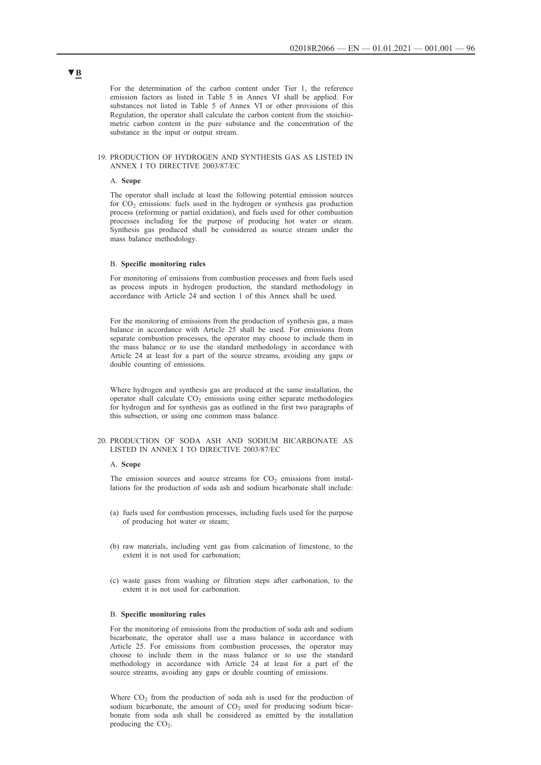▼B

For the determination of the carbon content under Tier 1, the reference emission factors as listed in Table 5 in Annex VI shall be applied. For substances not listed in Table 5 of Annex VI or other provisions of this Regulation, the operator shall calculate the carbon content from the stoichiometric carbon content in the pure substance and the concentration of the substance in the input or output stream.

## 19. PRODUCTION OF HYDROGEN AND SYNTHESIS GAS AS LISTED IN ANNEX I TO DIRECTIVE 2003/87/EC

### A. **Scope**

The operator shall include at least the following potential emission sources for $CO_2$ emissions: fuels used in the hydrogen or synthesis gas production process (reforming or partial oxidation), and fuels used for other combustion processes including for the purpose of producing hot water or steam. Synthesis gas produced shall be considered as source stream under the mass balance methodology.

### B. **Specific monitoring rules**

For monitoring of emissions from combustion processes and from fuels used as process inputs in hydrogen production, the standard methodology in accordance with Article 24 and section 1 of this Annex shall be used.

For the monitoring of emissions from the production of synthesis gas, a mass balance in accordance with Article 25 shall be used. For emissions from separate combustion processes, the operator may choose to include them in the mass balance or to use the standard methodology in accordance with Article 24 at least for a part of the source streams, avoiding any gaps or double counting of emissions.

Where hydrogen and synthesis gas are produced at the same installation, the operator shall calculate $CO_2$ emissions using either separate methodologies for hydrogen and for synthesis gas as outlined in the first two paragraphs of this subsection, or using one common mass balance.

## 20. PRODUCTION OF SODA ASH AND SODIUM BICARBONATE AS LISTED IN ANNEX I TO DIRECTIVE 2003/87/EC

### A. **Scope**

The emission sources and source streams for $CO_2$ emissions from installations for the production of soda ash and sodium bicarbonate shall include:

(a) fuels used for combustion processes, including fuels used for the purpose of producing hot water or steam;

(b) raw materials, including vent gas from calcination of limestone, to the extent it is not used for carbonation;

(c) waste gases from washing or filtration steps after carbonation, to the extent it is not used for carbonation.

### B. **Specific monitoring rules**

For the monitoring of emissions from the production of soda ash and sodium bicarbonate, the operator shall use a mass balance in accordance with Article 25. For emissions from combustion processes, the operator may choose to include them in the mass balance or to use the standard methodology in accordance with Article 24 at least for a part of the source streams, avoiding any gaps or double counting of emissions.

Where $CO_2$ from the production of soda ash is used for the production of sodium bicarbonate, the amount of $CO_2$ used for producing sodium bicarbonate from soda ash shall be considered as emitted by the installation producing the $CO_2$.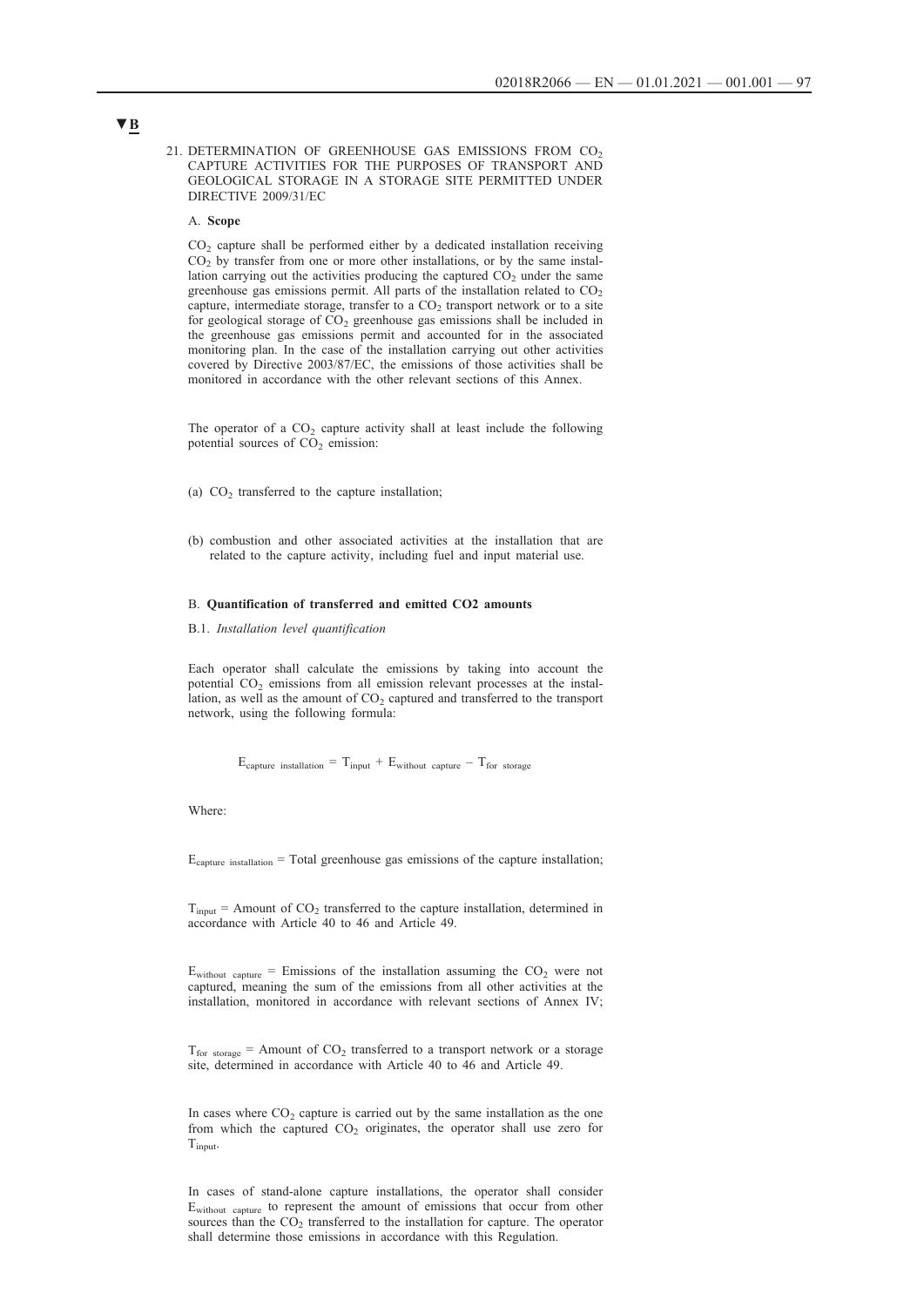▼B

21. DETERMINATION OF GREENHOUSE GAS EMISSIONS FROM $CO_2$ CAPTURE ACTIVITIES FOR THE PURPOSES OF TRANSPORT AND GEOLOGICAL STORAGE IN A STORAGE SITE PERMITTED UNDER DIRECTIVE 2009/31/EC

A. **Scope**

$CO_2$ capture shall be performed either by a dedicated installation receiving $CO_2$ by transfer from one or more other installations, or by the same installation carrying out the activities producing the captured $CO_2$ under the same greenhouse gas emissions permit. All parts of the installation related to $CO_2$ capture, intermediate storage, transfer to a $CO_2$ transport network or to a site for geological storage of $CO_2$ greenhouse gas emissions shall be included in the greenhouse gas emissions permit and accounted for in the associated monitoring plan. In the case of the installation carrying out other activities covered by Directive 2003/87/EC, the emissions of those activities shall be monitored in accordance with the other relevant sections of this Annex.

The operator of a $CO_2$ capture activity shall at least include the following potential sources of $CO_2$ emission:

(a) $CO_2$ transferred to the capture installation;

(b) combustion and other associated activities at the installation that are related to the capture activity, including fuel and input material use.

B. **Quantification of transferred and emitted CO2 amounts**

B.1. *Installation level quantification*

Each operator shall calculate the emissions by taking into account the potential $CO_2$ emissions from all emission relevant processes at the installation, as well as the amount of $CO_2$ captured and transferred to the transport network, using the following formula:

$$E_{capture\ installation} = T_{input} + E_{without\ capture} - T_{for\ storage}$$

Where:

$E_{capture\ installation}$ = Total greenhouse gas emissions of the capture installation;

$T_{input}$ = Amount of $CO_2$ transferred to the capture installation, determined in accordance with Article 40 to 46 and Article 49.

$E_{without\ capture}$ = Emissions of the installation assuming the $CO_2$ were not captured, meaning the sum of the emissions from all other activities at the installation, monitored in accordance with relevant sections of Annex IV;

$T_{for\ storage}$ = Amount of $CO_2$ transferred to a transport network or a storage site, determined in accordance with Article 40 to 46 and Article 49.

In cases where $CO_2$ capture is carried out by the same installation as the one from which the captured $CO_2$ originates, the operator shall use zero for $T_{input}$.

In cases of stand-alone capture installations, the operator shall consider $E_{without\ capture}$ to represent the amount of emissions that occur from other sources than the $CO_2$ transferred to the installation for capture. The operator shall determine those emissions in accordance with this Regulation.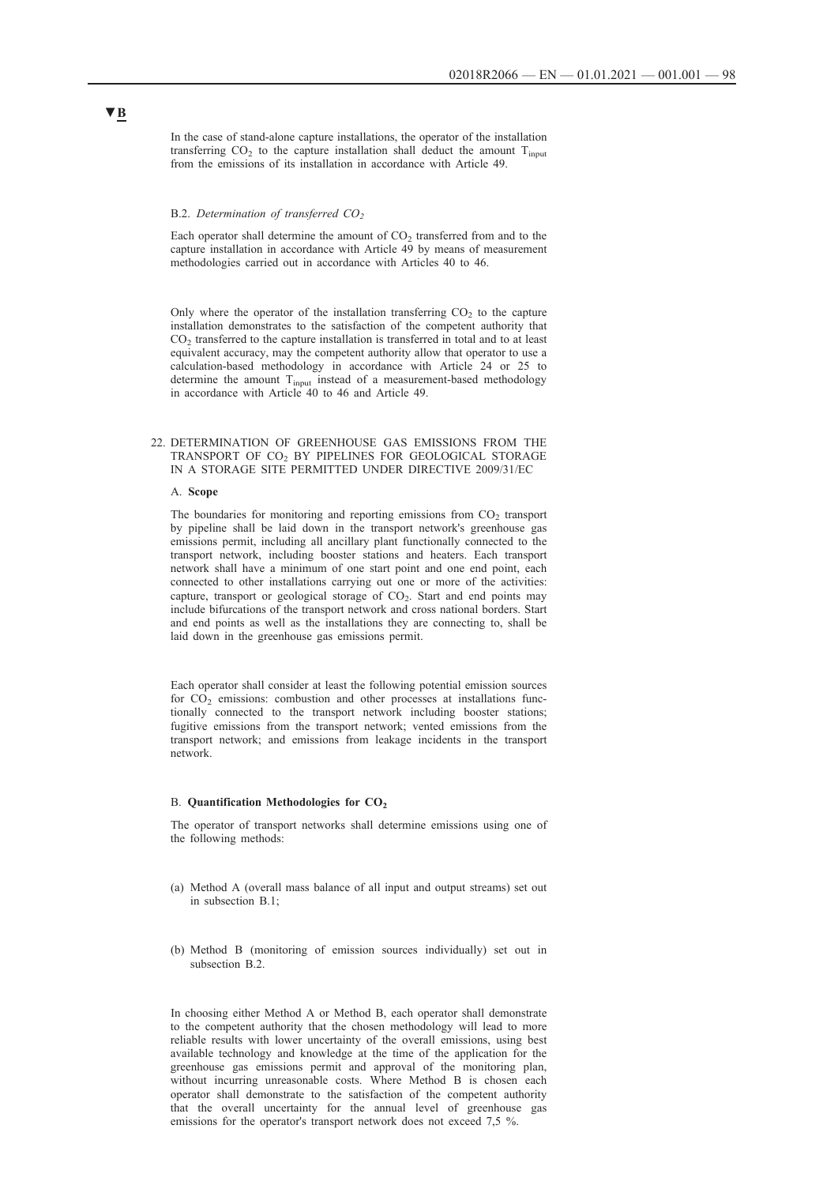**▼B**

In the case of stand-alone capture installations, the operator of the installation transferring $CO_2$ to the capture installation shall deduct the amount $T_{input}$ from the emissions of its installation in accordance with Article 49.

B.2. *Determination of transferred $CO_2$*

Each operator shall determine the amount of $CO_2$ transferred from and to the capture installation in accordance with Article 49 by means of measurement methodologies carried out in accordance with Articles 40 to 46.

Only where the operator of the installation transferring $CO_2$ to the capture installation demonstrates to the satisfaction of the competent authority that $CO_2$ transferred to the capture installation is transferred in total and to at least equivalent accuracy, may the competent authority allow that operator to use a calculation-based methodology in accordance with Article 24 or 25 to determine the amount $T_{input}$ instead of a measurement-based methodology in accordance with Article 40 to 46 and Article 49.

22. DETERMINATION OF GREENHOUSE GAS EMISSIONS FROM THE TRANSPORT OF $CO_2$ BY PIPELINES FOR GEOLOGICAL STORAGE IN A STORAGE SITE PERMITTED UNDER DIRECTIVE 2009/31/EC

A. **Scope**

The boundaries for monitoring and reporting emissions from $CO_2$ transport by pipeline shall be laid down in the transport network's greenhouse gas emissions permit, including all ancillary plant functionally connected to the transport network, including booster stations and heaters. Each transport network shall have a minimum of one start point and one end point, each connected to other installations carrying out one or more of the activities: capture, transport or geological storage of $CO_2$. Start and end points may include bifurcations of the transport network and cross national borders. Start and end points as well as the installations they are connecting to, shall be laid down in the greenhouse gas emissions permit.

Each operator shall consider at least the following potential emission sources for $CO_2$ emissions: combustion and other processes at installations functionally connected to the transport network including booster stations; fugitive emissions from the transport network; vented emissions from the transport network; and emissions from leakage incidents in the transport network.

B. **Quantification Methodologies for $CO_2$**

The operator of transport networks shall determine emissions using one of the following methods:

(a) Method A (overall mass balance of all input and output streams) set out in subsection B.1;

(b) Method B (monitoring of emission sources individually) set out in subsection B.2.

In choosing either Method A or Method B, each operator shall demonstrate to the competent authority that the chosen methodology will lead to more reliable results with lower uncertainty of the overall emissions, using best available technology and knowledge at the time of the application for the greenhouse gas emissions permit and approval of the monitoring plan, without incurring unreasonable costs. Where Method B is chosen each operator shall demonstrate to the satisfaction of the competent authority that the overall uncertainty for the annual level of greenhouse gas emissions for the operator's transport network does not exceed 7,5 %.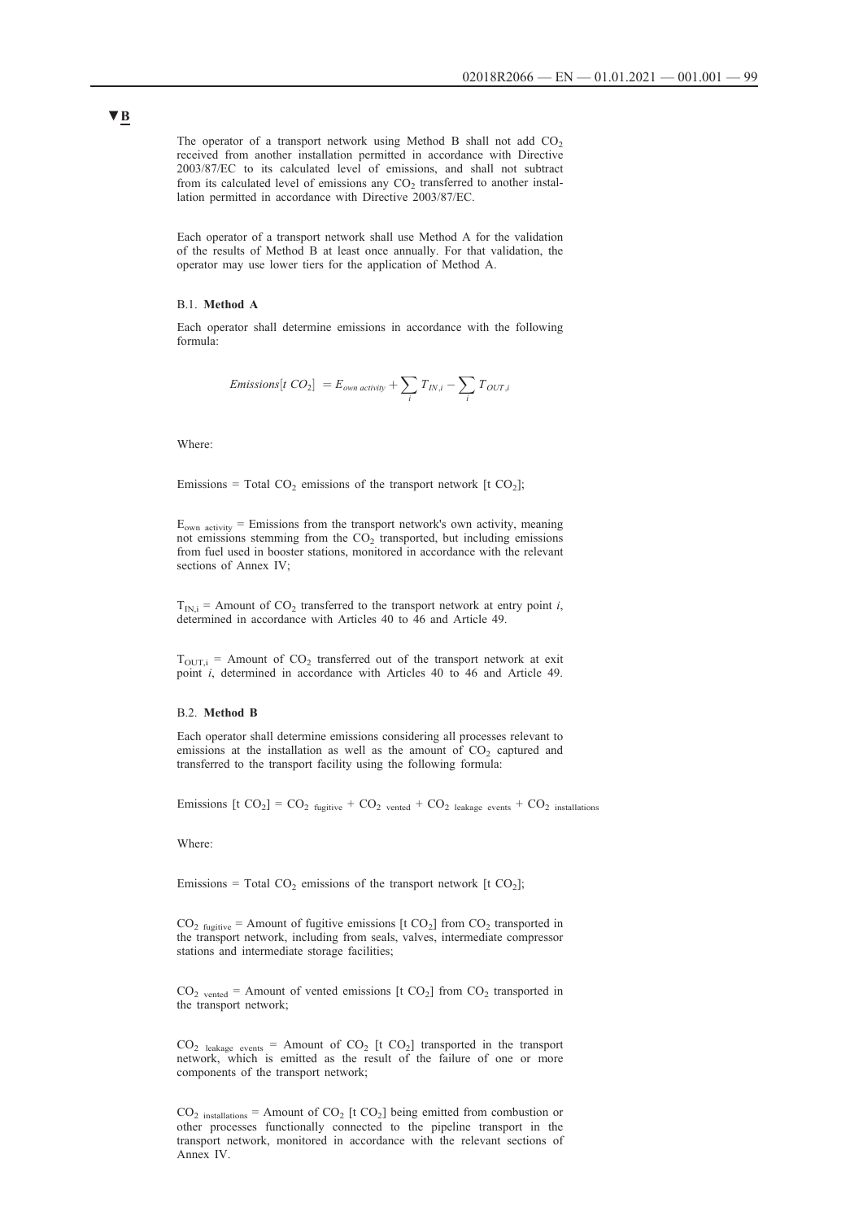▼B

The operator of a transport network using Method B shall not add $CO_2$ received from another installation permitted in accordance with Directive 2003/87/EC to its calculated level of emissions, and shall not subtract from its calculated level of emissions any $CO_2$ transferred to another installation permitted in accordance with Directive 2003/87/EC.

Each operator of a transport network shall use Method A for the validation of the results of Method B at least once annually. For that validation, the operator may use lower tiers for the application of Method A.

B.1. **Method A**

Each operator shall determine emissions in accordance with the following formula:

$$Emissions[t\ CO_2] = E_{own\ activity} + \sum_i T_{IN,i} - \sum_i T_{OUT,i}$$

Where:

Emissions = Total $CO_2$ emissions of the transport network [t $CO_2$];

$E_{own\ activity}$ = Emissions from the transport network's own activity, meaning not emissions stemming from the $CO_2$ transported, but including emissions from fuel used in booster stations, monitored in accordance with the relevant sections of Annex IV;

$T_{IN,i}$ = Amount of $CO_2$ transferred to the transport network at entry point *i*, determined in accordance with Articles 40 to 46 and Article 49.

$T_{OUT,i}$ = Amount of $CO_2$ transferred out of the transport network at exit point *i*, determined in accordance with Articles 40 to 46 and Article 49.

B.2. **Method B**

Each operator shall determine emissions considering all processes relevant to emissions at the installation as well as the amount of $CO_2$ captured and transferred to the transport facility using the following formula:

$$\text{Emissions}\ [t\ CO_2] = CO_{2\ fugitive} + CO_{2\ vented} + CO_{2\ leakage\ events} + CO_{2\ installations}$$

Where:

Emissions = Total $CO_2$ emissions of the transport network [t $CO_2$];

$CO_{2\ fugitive}$ = Amount of fugitive emissions [t $CO_2$] from $CO_2$ transported in the transport network, including from seals, valves, intermediate compressor stations and intermediate storage facilities;

$CO_{2\ vented}$ = Amount of vented emissions [t $CO_2$] from $CO_2$ transported in the transport network;

$CO_{2\ leakage\ events}$ = Amount of $CO_2$ [t $CO_2$] transported in the transport network, which is emitted as the result of the failure of one or more components of the transport network;

$CO_{2\ installations}$ = Amount of $CO_2$ [t $CO_2$] being emitted from combustion or other processes functionally connected to the pipeline transport in the transport network, monitored in accordance with the relevant sections of Annex IV.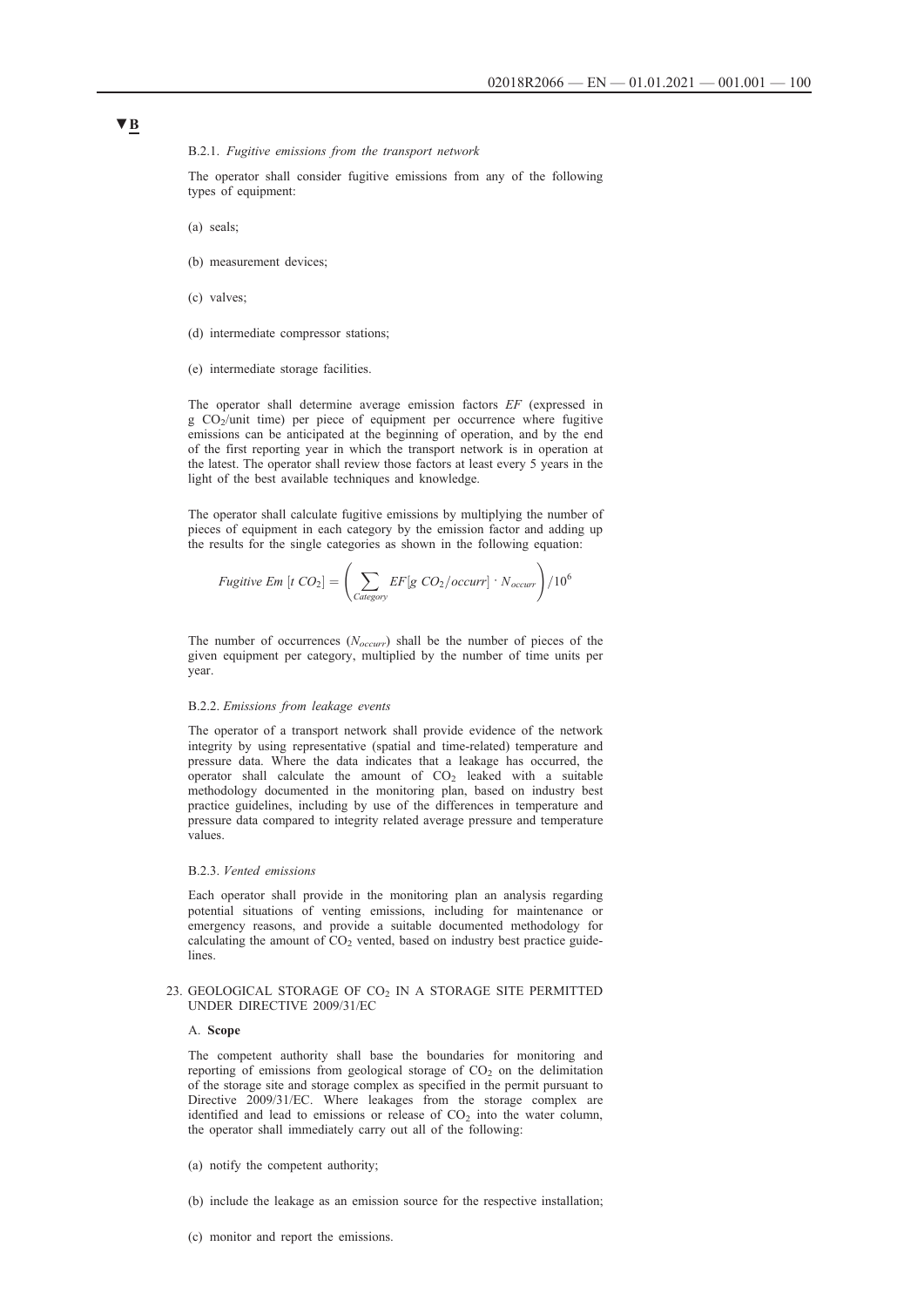▼B

B.2.1. *Fugitive emissions from the transport network*

The operator shall consider fugitive emissions from any of the following types of equipment:

(a) seals;

(b) measurement devices;

(c) valves;

(d) intermediate compressor stations;

(e) intermediate storage facilities.

The operator shall determine average emission factors *EF* (expressed in g $CO_2$/unit time) per piece of equipment per occurrence where fugitive emissions can be anticipated at the beginning of operation, and by the end of the first reporting year in which the transport network is in operation at the latest. The operator shall review those factors at least every 5 years in the light of the best available techniques and knowledge.

The operator shall calculate fugitive emissions by multiplying the number of pieces of equipment in each category by the emission factor and adding up the results for the single categories as shown in the following equation:

$$Fugitive\ Em\ [t\ CO_2] = \left( \sum_{Category} EF[g\ CO_2/occurr] \cdot N_{occurr} \right) / 10^6$$

The number of occurrences ($N_{occurr}$) shall be the number of pieces of the given equipment per category, multiplied by the number of time units per year.

B.2.2. *Emissions from leakage events*

The operator of a transport network shall provide evidence of the network integrity by using representative (spatial and time-related) temperature and pressure data. Where the data indicates that a leakage has occurred, the operator shall calculate the amount of $CO_2$ leaked with a suitable methodology documented in the monitoring plan, based on industry best practice guidelines, including by use of the differences in temperature and pressure data compared to integrity related average pressure and temperature values.

B.2.3. *Vented emissions*

Each operator shall provide in the monitoring plan an analysis regarding potential situations of venting emissions, including for maintenance or emergency reasons, and provide a suitable documented methodology for calculating the amount of $CO_2$ vented, based on industry best practice guidelines.

23. GEOLOGICAL STORAGE OF $CO_2$ IN A STORAGE SITE PERMITTED UNDER DIRECTIVE 2009/31/EC

A. **Scope**

The competent authority shall base the boundaries for monitoring and reporting of emissions from geological storage of $CO_2$ on the delimitation of the storage site and storage complex as specified in the permit pursuant to Directive 2009/31/EC. Where leakages from the storage complex are identified and lead to emissions or release of $CO_2$ into the water column, the operator shall immediately carry out all of the following:

(a) notify the competent authority;

(b) include the leakage as an emission source for the respective installation;

(c) monitor and report the emissions.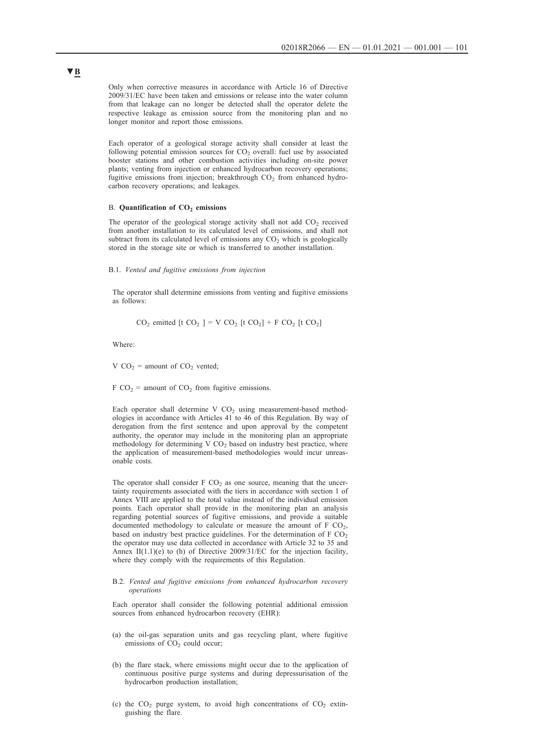**▼B**

Only when corrective measures in accordance with Article 16 of Directive 2009/31/EC have been taken and emissions or release into the water column from that leakage can no longer be detected shall the operator delete the respective leakage as emission source from the monitoring plan and no longer monitor and report those emissions.

Each operator of a geological storage activity shall consider at least the following potential emission sources for $CO_2$ overall: fuel use by associated booster stations and other combustion activities including on-site power plants; venting from injection or enhanced hydrocarbon recovery operations; fugitive emissions from injection; breakthrough $CO_2$ from enhanced hydrocarbon recovery operations; and leakages.

B. **Quantification of $CO_2$ emissions**

The operator of the geological storage activity shall not add $CO_2$ received from another installation to its calculated level of emissions, and shall not subtract from its calculated level of emissions any $CO_2$ which is geologically stored in the storage site or which is transferred to another installation.

B.1. *Vented and fugitive emissions from injection*

The operator shall determine emissions from venting and fugitive emissions as follows:

$$CO_2 \text{ emitted } [t\ CO_2] = V\ CO_2\ [t\ CO_2] + F\ CO_2\ [t\ CO_2]$$

Where:

$V\ CO_2$ = amount of $CO_2$ vented;

$F\ CO_2$ = amount of $CO_2$ from fugitive emissions.

Each operator shall determine $V\ CO_2$ using measurement-based methodologies in accordance with Articles 41 to 46 of this Regulation. By way of derogation from the first sentence and upon approval by the competent authority, the operator may include in the monitoring plan an appropriate methodology for determining $V\ CO_2$ based on industry best practice, where the application of measurement-based methodologies would incur unreasonable costs.

The operator shall consider $F\ CO_2$ as one source, meaning that the uncertainty requirements associated with the tiers in accordance with section 1 of Annex VIII are applied to the total value instead of the individual emission points. Each operator shall provide in the monitoring plan an analysis regarding potential sources of fugitive emissions, and provide a suitable documented methodology to calculate or measure the amount of $F\ CO_2$, based on industry best practice guidelines. For the determination of $F\ CO_2$ the operator may use data collected in accordance with Article 32 to 35 and Annex II(1.1)(e) to (h) of Directive 2009/31/EC for the injection facility, where they comply with the requirements of this Regulation.

B.2. *Vented and fugitive emissions from enhanced hydrocarbon recovery operations*

Each operator shall consider the following potential additional emission sources from enhanced hydrocarbon recovery (EHR):

(a) the oil-gas separation units and gas recycling plant, where fugitive emissions of $CO_2$ could occur;

(b) the flare stack, where emissions might occur due to the application of continuous positive purge systems and during depressurisation of the hydrocarbon production installation;

(c) the $CO_2$ purge system, to avoid high concentrations of $CO_2$ extinguishing the flare.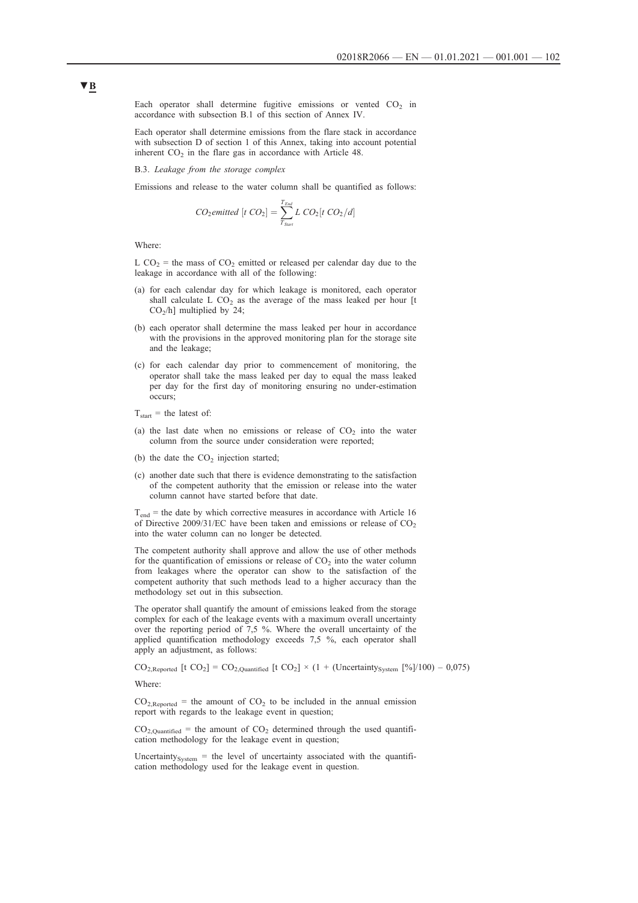▼B

Each operator shall determine fugitive emissions or vented $CO_2$ in accordance with subsection B.1 of this section of Annex IV.

Each operator shall determine emissions from the flare stack in accordance with subsection D of section 1 of this Annex, taking into account potential inherent $CO_2$ in the flare gas in accordance with Article 48.

B.3. *Leakage from the storage complex*

Emissions and release to the water column shall be quantified as follows:

$$CO_2 emitted\ [t\ CO_2] = \sum_{T_{Start}}^{T_{End}} L\ CO_2 [t\ CO_2/d]$$

Where:

L $CO_2$ = the mass of $CO_2$ emitted or released per calendar day due to the leakage in accordance with all of the following:

(a) for each calendar day for which leakage is monitored, each operator shall calculate L $CO_2$ as the average of the mass leaked per hour [t $CO_2$/h] multiplied by 24;

(b) each operator shall determine the mass leaked per hour in accordance with the provisions in the approved monitoring plan for the storage site and the leakage;

(c) for each calendar day prior to commencement of monitoring, the operator shall take the mass leaked per day to equal the mass leaked per day for the first day of monitoring ensuring no under-estimation occurs;

$T_{start}$ = the latest of:

(a) the last date when no emissions or release of $CO_2$ into the water column from the source under consideration were reported;

(b) the date the $CO_2$ injection started;

(c) another date such that there is evidence demonstrating to the satisfaction of the competent authority that the emission or release into the water column cannot have started before that date.

$T_{end}$ = the date by which corrective measures in accordance with Article 16 of Directive 2009/31/EC have been taken and emissions or release of $CO_2$ into the water column can no longer be detected.

The competent authority shall approve and allow the use of other methods for the quantification of emissions or release of $CO_2$ into the water column from leakages where the operator can show to the satisfaction of the competent authority that such methods lead to a higher accuracy than the methodology set out in this subsection.

The operator shall quantify the amount of emissions leaked from the storage complex for each of the leakage events with a maximum overall uncertainty over the reporting period of 7,5 %. Where the overall uncertainty of the applied quantification methodology exceeds 7,5 %, each operator shall apply an adjustment, as follows:

$CO_{2,Reported}$ [t $CO_2$] = $CO_{2,Quantified}$ [t $CO_2$] × (1 + ($Uncertainty_{System}$ [%]/100) – 0,075)

Where:

$CO_{2,Reported}$ = the amount of $CO_2$ to be included in the annual emission report with regards to the leakage event in question;

$CO_{2,Quantified}$ = the amount of $CO_2$ determined through the used quantification methodology for the leakage event in question;

$Uncertainty_{System}$ = the level of uncertainty associated with the quantification methodology used for the leakage event in question.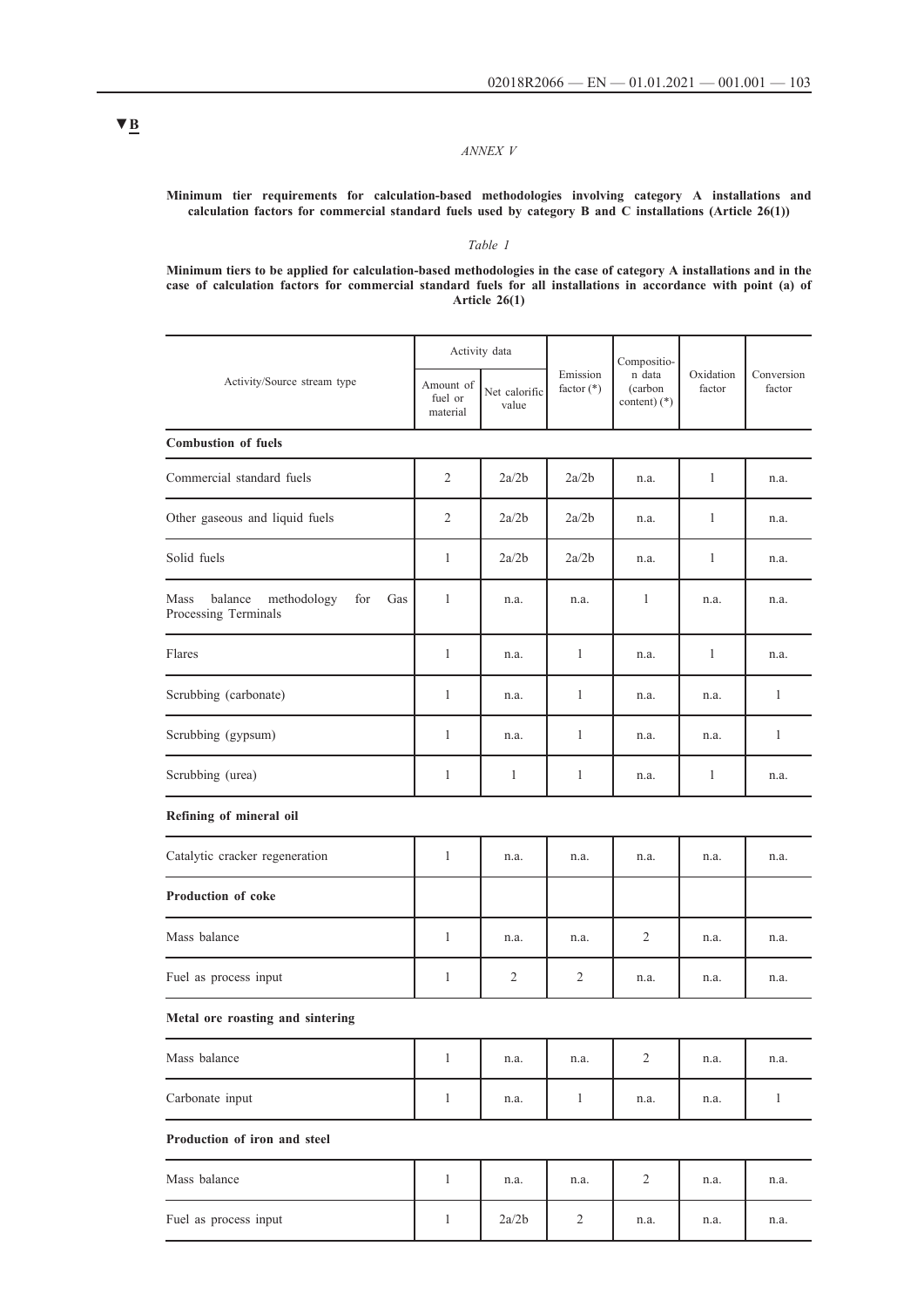▼B

*ANNEX V*

**Minimum tier requirements for calculation-based methodologies involving category A installations and calculation factors for commercial standard fuels used by category B and C installations (Article 26(1))**

*Table 1*

**Minimum tiers to be applied for calculation-based methodologies in the case of category A installations and in the case of calculation factors for commercial standard fuels for all installations in accordance with point (a) of Article 26(1)**

| Activity/Source stream type | Activity data | | Emission factor (*) | Composition data (carbon content) (*) | Oxidation factor | Conversion factor |
|---|---|---|---|---|---|---|
| | Amount of fuel or material | Net calorific value | | | | |
| **Combustion of fuels** | | | | | | |
| Commercial standard fuels | 2 | 2a/2b | 2a/2b | n.a. | 1 | n.a. |
| Other gaseous and liquid fuels | 2 | 2a/2b | 2a/2b | n.a. | 1 | n.a. |
| Solid fuels | 1 | 2a/2b | 2a/2b | n.a. | 1 | n.a. |
| Mass balance methodology for Gas Processing Terminals | 1 | n.a. | n.a. | 1 | n.a. | n.a. |
| Flares | 1 | n.a. | 1 | n.a. | 1 | n.a. |
| Scrubbing (carbonate) | 1 | n.a. | 1 | n.a. | n.a. | 1 |
| Scrubbing (gypsum) | 1 | n.a. | 1 | n.a. | n.a. | 1 |
| Scrubbing (urea) | 1 | 1 | 1 | n.a. | 1 | n.a. |
| **Refining of mineral oil** | | | | | | |
| Catalytic cracker regeneration | 1 | n.a. | n.a. | n.a. | n.a. | n.a. |
| **Production of coke** | | | | | | |
| Mass balance | 1 | n.a. | n.a. | 2 | n.a. | n.a. |
| Fuel as process input | 1 | 2 | 2 | n.a. | n.a. | n.a. |
| **Metal ore roasting and sintering** | | | | | | |
| Mass balance | 1 | n.a. | n.a. | 2 | n.a. | n.a. |
| Carbonate input | 1 | n.a. | 1 | n.a. | n.a. | 1 |
| **Production of iron and steel** | | | | | | |
| Mass balance | 1 | n.a. | n.a. | 2 | n.a. | n.a. |
| Fuel as process input | 1 | 2a/2b | 2 | n.a. | n.a. | n.a. |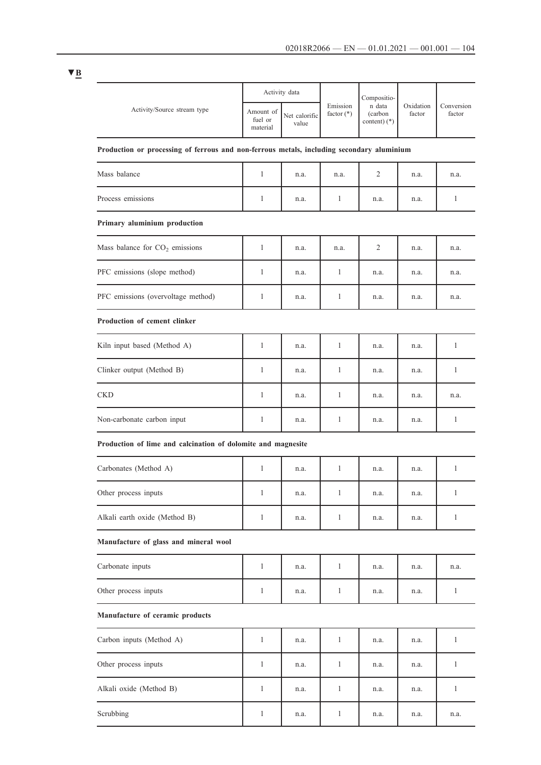▼B

| Activity/Source stream type | Activity data | | Emission factor (*) | Composition data (carbon content) (*) | Oxidation factor | Conversion factor |
|---|---|---|---|---|---|---|
| | Amount of fuel or material | Net calorific value | | | | |
| **Production or processing of ferrous and non-ferrous metals, including secondary aluminium** | | | | | | |
| Mass balance | 1 | n.a. | n.a. | 2 | n.a. | n.a. |
| Process emissions | 1 | n.a. | 1 | n.a. | n.a. | 1 |
| **Primary aluminium production** | | | | | | |
| Mass balance for $CO_2$ emissions | 1 | n.a. | n.a. | 2 | n.a. | n.a. |
| PFC emissions (slope method) | 1 | n.a. | 1 | n.a. | n.a. | n.a. |
| PFC emissions (overvoltage method) | 1 | n.a. | 1 | n.a. | n.a. | n.a. |
| **Production of cement clinker** | | | | | | |
| Kiln input based (Method A) | 1 | n.a. | 1 | n.a. | n.a. | 1 |
| Clinker output (Method B) | 1 | n.a. | 1 | n.a. | n.a. | 1 |
| CKD | 1 | n.a. | 1 | n.a. | n.a. | n.a. |
| Non-carbonate carbon input | 1 | n.a. | 1 | n.a. | n.a. | 1 |
| **Production of lime and calcination of dolomite and magnesite** | | | | | | |
| Carbonates (Method A) | 1 | n.a. | 1 | n.a. | n.a. | 1 |
| Other process inputs | 1 | n.a. | 1 | n.a. | n.a. | 1 |
| Alkali earth oxide (Method B) | 1 | n.a. | 1 | n.a. | n.a. | 1 |
| **Manufacture of glass and mineral wool** | | | | | | |
| Carbonate inputs | 1 | n.a. | 1 | n.a. | n.a. | n.a. |
| Other process inputs | 1 | n.a. | 1 | n.a. | n.a. | 1 |
| **Manufacture of ceramic products** | | | | | | |
| Carbon inputs (Method A) | 1 | n.a. | 1 | n.a. | n.a. | 1 |
| Other process inputs | 1 | n.a. | 1 | n.a. | n.a. | 1 |
| Alkali oxide (Method B) | 1 | n.a. | 1 | n.a. | n.a. | 1 |
| Scrubbing | 1 | n.a. | 1 | n.a. | n.a. | n.a. |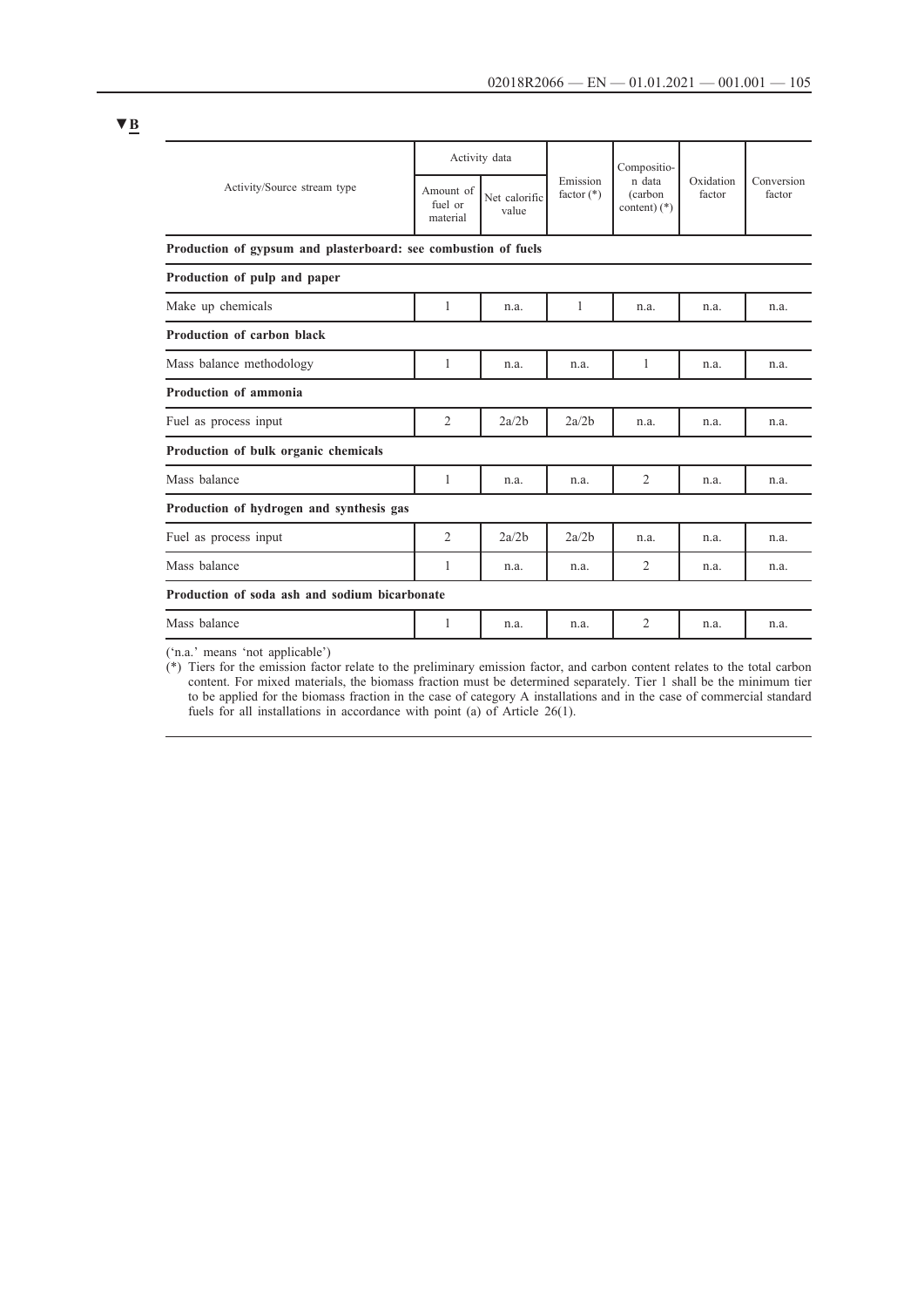▼B

| Activity/Source stream type | Activity data | | Emission factor (*) | Composition data (carbon content) (*) | Oxidation factor | Conversion factor |
|---|---|---|---|---|---|---|
| | Amount of fuel or material | Net calorific value | | | | |
| **Production of gypsum and plasterboard: see combustion of fuels** | | | | | | |
| **Production of pulp and paper** | | | | | | |
| Make up chemicals | 1 | n.a. | 1 | n.a. | n.a. | n.a. |
| **Production of carbon black** | | | | | | |
| Mass balance methodology | 1 | n.a. | n.a. | 1 | n.a. | n.a. |
| **Production of ammonia** | | | | | | |
| Fuel as process input | 2 | 2a/2b | 2a/2b | n.a. | n.a. | n.a. |
| **Production of bulk organic chemicals** | | | | | | |
| Mass balance | 1 | n.a. | n.a. | 2 | n.a. | n.a. |
| **Production of hydrogen and synthesis gas** | | | | | | |
| Fuel as process input | 2 | 2a/2b | 2a/2b | n.a. | n.a. | n.a. |
| Mass balance | 1 | n.a. | n.a. | 2 | n.a. | n.a. |
| **Production of soda ash and sodium bicarbonate** | | | | | | |
| Mass balance | 1 | n.a. | n.a. | 2 | n.a. | n.a. |

('n.a.' means 'not applicable')

(*) Tiers for the emission factor relate to the preliminary emission factor, and carbon content relates to the total carbon content. For mixed materials, the biomass fraction must be determined separately. Tier 1 shall be the minimum tier to be applied for the biomass fraction in the case of category A installations and in the case of commercial standard fuels for all installations in accordance with point (a) of Article 26(1).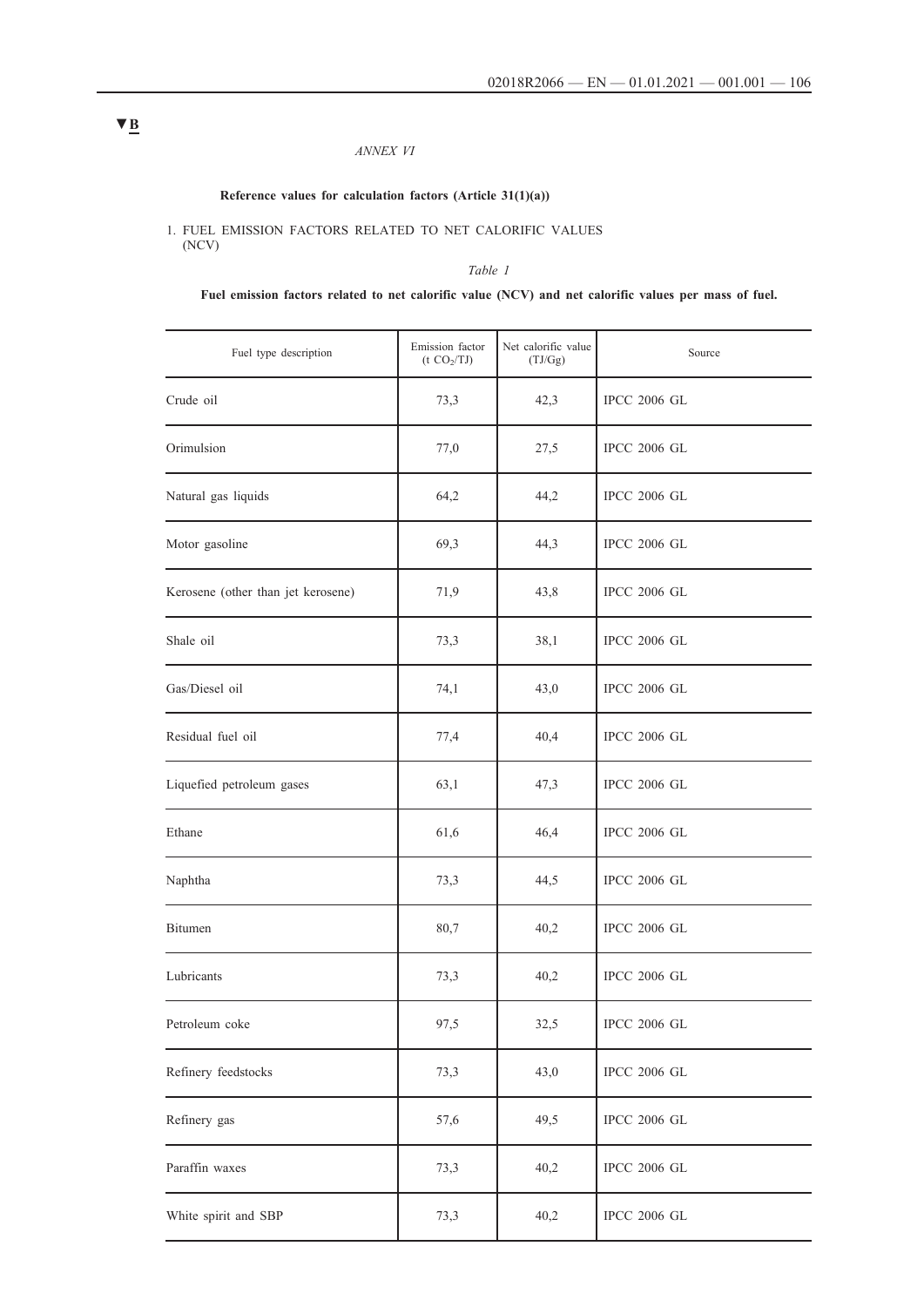▼B

*ANNEX VI*

**Reference values for calculation factors (Article 31(1)(a))**

1. FUEL EMISSION FACTORS RELATED TO NET CALORIFIC VALUES (NCV)

*Table 1*

**Fuel emission factors related to net calorific value (NCV) and net calorific values per mass of fuel.**

| Fuel type description | Emission factor (t $CO_2$/TJ) | Net calorific value (TJ/Gg) | Source |
|---|---|---|---|
| Crude oil | 73,3 | 42,3 | IPCC 2006 GL |
| Orimulsion | 77,0 | 27,5 | IPCC 2006 GL |
| Natural gas liquids | 64,2 | 44,2 | IPCC 2006 GL |
| Motor gasoline | 69,3 | 44,3 | IPCC 2006 GL |
| Kerosene (other than jet kerosene) | 71,9 | 43,8 | IPCC 2006 GL |
| Shale oil | 73,3 | 38,1 | IPCC 2006 GL |
| Gas/Diesel oil | 74,1 | 43,0 | IPCC 2006 GL |
| Residual fuel oil | 77,4 | 40,4 | IPCC 2006 GL |
| Liquefied petroleum gases | 63,1 | 47,3 | IPCC 2006 GL |
| Ethane | 61,6 | 46,4 | IPCC 2006 GL |
| Naphtha | 73,3 | 44,5 | IPCC 2006 GL |
| Bitumen | 80,7 | 40,2 | IPCC 2006 GL |
| Lubricants | 73,3 | 40,2 | IPCC 2006 GL |
| Petroleum coke | 97,5 | 32,5 | IPCC 2006 GL |
| Refinery feedstocks | 73,3 | 43,0 | IPCC 2006 GL |
| Refinery gas | 57,6 | 49,5 | IPCC 2006 GL |
| Paraffin waxes | 73,3 | 40,2 | IPCC 2006 GL |
| White spirit and SBP | 73,3 | 40,2 | IPCC 2006 GL |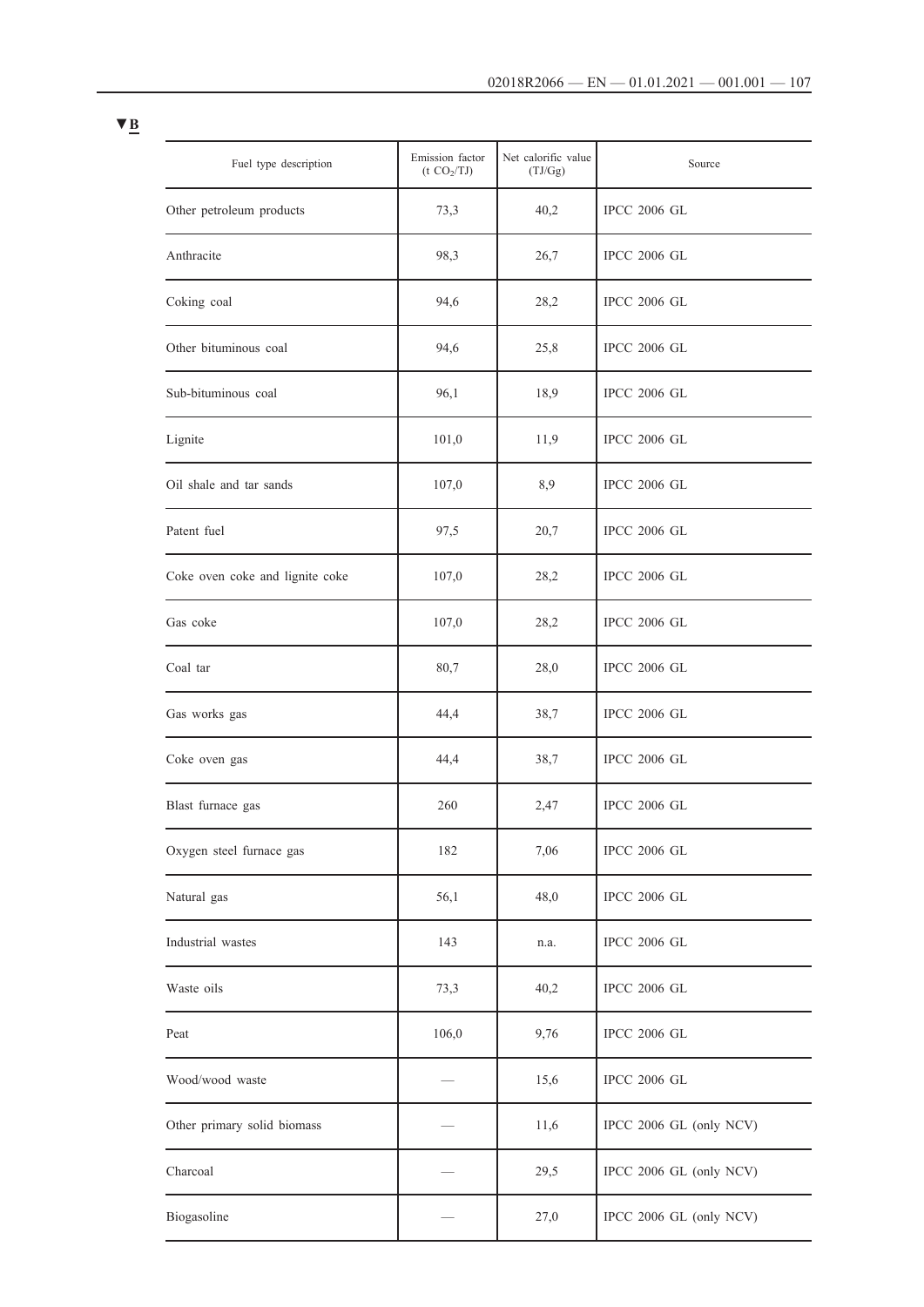▼B

| Fuel type description | Emission factor (t $CO_2$/TJ) | Net calorific value (TJ/Gg) | Source |
|---|---|---|---|
| Other petroleum products | 73,3 | 40,2 | IPCC 2006 GL |
| Anthracite | 98,3 | 26,7 | IPCC 2006 GL |
| Coking coal | 94,6 | 28,2 | IPCC 2006 GL |
| Other bituminous coal | 94,6 | 25,8 | IPCC 2006 GL |
| Sub-bituminous coal | 96,1 | 18,9 | IPCC 2006 GL |
| Lignite | 101,0 | 11,9 | IPCC 2006 GL |
| Oil shale and tar sands | 107,0 | 8,9 | IPCC 2006 GL |
| Patent fuel | 97,5 | 20,7 | IPCC 2006 GL |
| Coke oven coke and lignite coke | 107,0 | 28,2 | IPCC 2006 GL |
| Gas coke | 107,0 | 28,2 | IPCC 2006 GL |
| Coal tar | 80,7 | 28,0 | IPCC 2006 GL |
| Gas works gas | 44,4 | 38,7 | IPCC 2006 GL |
| Coke oven gas | 44,4 | 38,7 | IPCC 2006 GL |
| Blast furnace gas | 260 | 2,47 | IPCC 2006 GL |
| Oxygen steel furnace gas | 182 | 7,06 | IPCC 2006 GL |
| Natural gas | 56,1 | 48,0 | IPCC 2006 GL |
| Industrial wastes | 143 | n.a. | IPCC 2006 GL |
| Waste oils | 73,3 | 40,2 | IPCC 2006 GL |
| Peat | 106,0 | 9,76 | IPCC 2006 GL |
| Wood/wood waste | — | 15,6 | IPCC 2006 GL |
| Other primary solid biomass | — | 11,6 | IPCC 2006 GL (only NCV) |
| Charcoal | — | 29,5 | IPCC 2006 GL (only NCV) |
| Biogasoline | — | 27,0 | IPCC 2006 GL (only NCV) |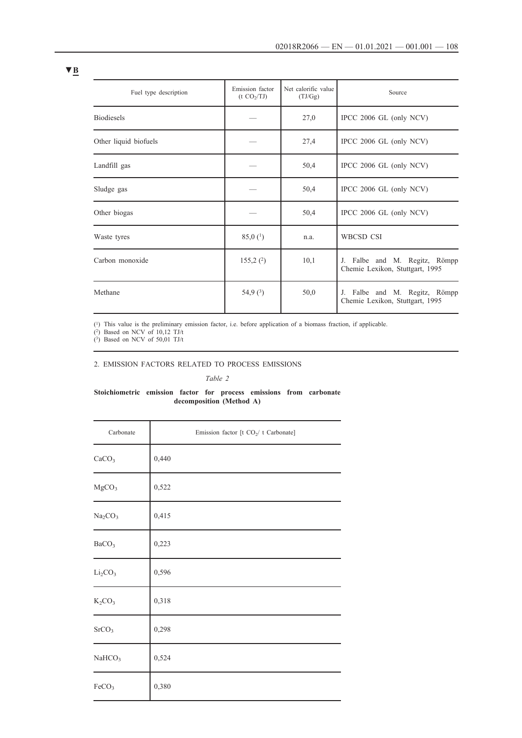▼B

| Fuel type description | Emission factor (t $CO_2$/TJ) | Net calorific value (TJ/Gg) | Source |
|---|---|---|---|
| Biodiesels | — | 27,0 | IPCC 2006 GL (only NCV) |
| Other liquid biofuels | — | 27,4 | IPCC 2006 GL (only NCV) |
| Landfill gas | — | 50,4 | IPCC 2006 GL (only NCV) |
| Sludge gas | — | 50,4 | IPCC 2006 GL (only NCV) |
| Other biogas | — | 50,4 | IPCC 2006 GL (only NCV) |
| Waste tyres | 85,0 (1) | n.a. | WBCSD CSI |
| Carbon monoxide | 155,2 (2) | 10,1 | J. Falbe and M. Regitz, Römpp Chemie Lexikon, Stuttgart, 1995 |
| Methane | 54,9 (3) | 50,0 | J. Falbe and M. Regitz, Römpp Chemie Lexikon, Stuttgart, 1995 |

(1) This value is the preliminary emission factor, i.e. before application of a biomass fraction, if applicable.
(2) Based on NCV of 10,12 TJ/t
(3) Based on NCV of 50,01 TJ/t

## 2. EMISSION FACTORS RELATED TO PROCESS EMISSIONS

*Table 2*

**Stoichiometric emission factor for process emissions from carbonate decomposition (Method A)**

| Carbonate | Emission factor [t $CO_2$/ t Carbonate] |
|---|---|
| $CaCO_3$ | 0,440 |
| $MgCO_3$ | 0,522 |
| $Na_2CO_3$ | 0,415 |
| $BaCO_3$ | 0,223 |
| $Li_2CO_3$ | 0,596 |
| $K_2CO_3$ | 0,318 |
| $SrCO_3$ | 0,298 |
| $NaHCO_3$ | 0,524 |
| $FeCO_3$ | 0,380 |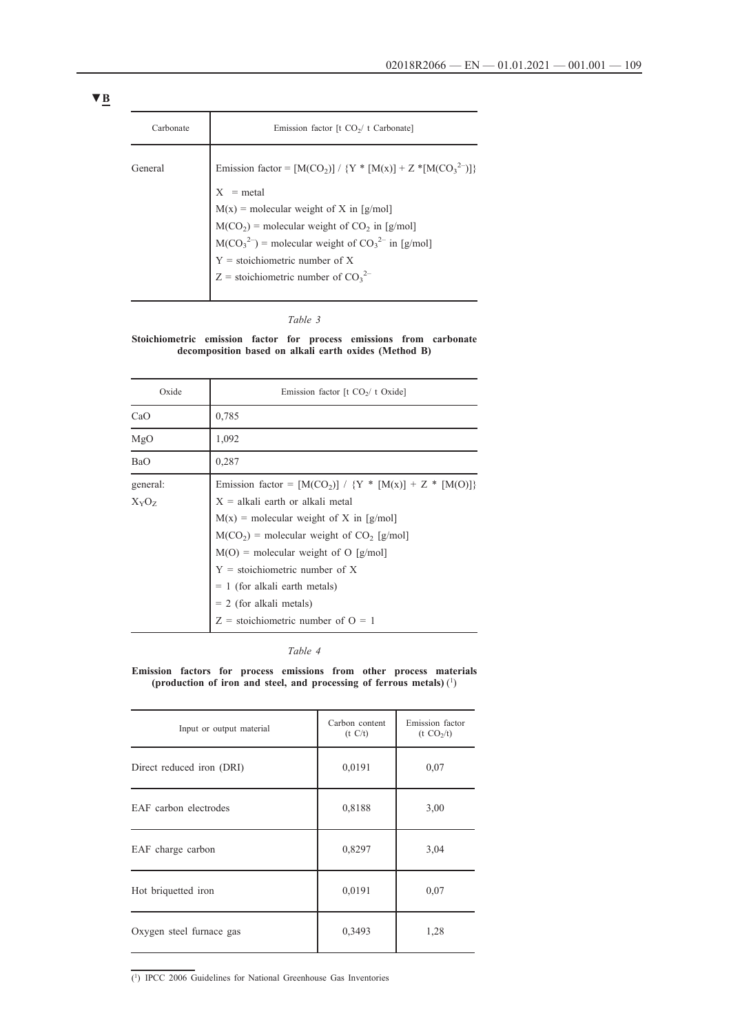▼B

| Carbonate | Emission factor [t $CO_2$/ t Carbonate] |
|---|---|
| General | Emission factor = $[M(CO_2)] / \{Y * [M(x)] + Z * [M(CO_3^{2-})]\}$<br>X = metal<br>$M(x)$ = molecular weight of X in [g/mol]<br>$M(CO_2)$ = molecular weight of $CO_2$ in [g/mol]<br>$M(CO_3^{2-})$ = molecular weight of $CO_3^{2-}$ in [g/mol]<br>Y = stoichiometric number of X<br>Z = stoichiometric number of $CO_3^{2-}$ |

*Table 3*

**Stoichiometric emission factor for process emissions from carbonate decomposition based on alkali earth oxides (Method B)**

| Oxide | Emission factor [t $CO_2$/ t Oxide] |
|---|---|
| CaO | 0,785 |
| MgO | 1,092 |
| BaO | 0,287 |
| general:<br>$X_YO_Z$ | Emission factor = $[M(CO_2)] / \{Y * [M(x)] + Z * [M(O)]\}$<br>X = alkali earth or alkali metal<br>$M(x)$ = molecular weight of X in [g/mol]<br>$M(CO_2)$ = molecular weight of $CO_2$ [g/mol]<br>$M(O)$ = molecular weight of O [g/mol]<br>Y = stoichiometric number of X<br>= 1 (for alkali earth metals)<br>= 2 (for alkali metals)<br>Z = stoichiometric number of O = 1 |

*Table 4*

**Emission factors for process emissions from other process materials (production of iron and steel, and processing of ferrous metals)** [1]

| Input or output material | Carbon content (t C/t) | Emission factor (t $CO_2$/t) |
|---|---|---|
| Direct reduced iron (DRI) | 0,0191 | 0,07 |
| EAF carbon electrodes | 0,8188 | 3,00 |
| EAF charge carbon | 0,8297 | 3,04 |
| Hot briquetted iron | 0,0191 | 0,07 |
| Oxygen steel furnace gas | 0,3493 | 1,28 |

[1] IPCC 2006 Guidelines for National Greenhouse Gas Inventories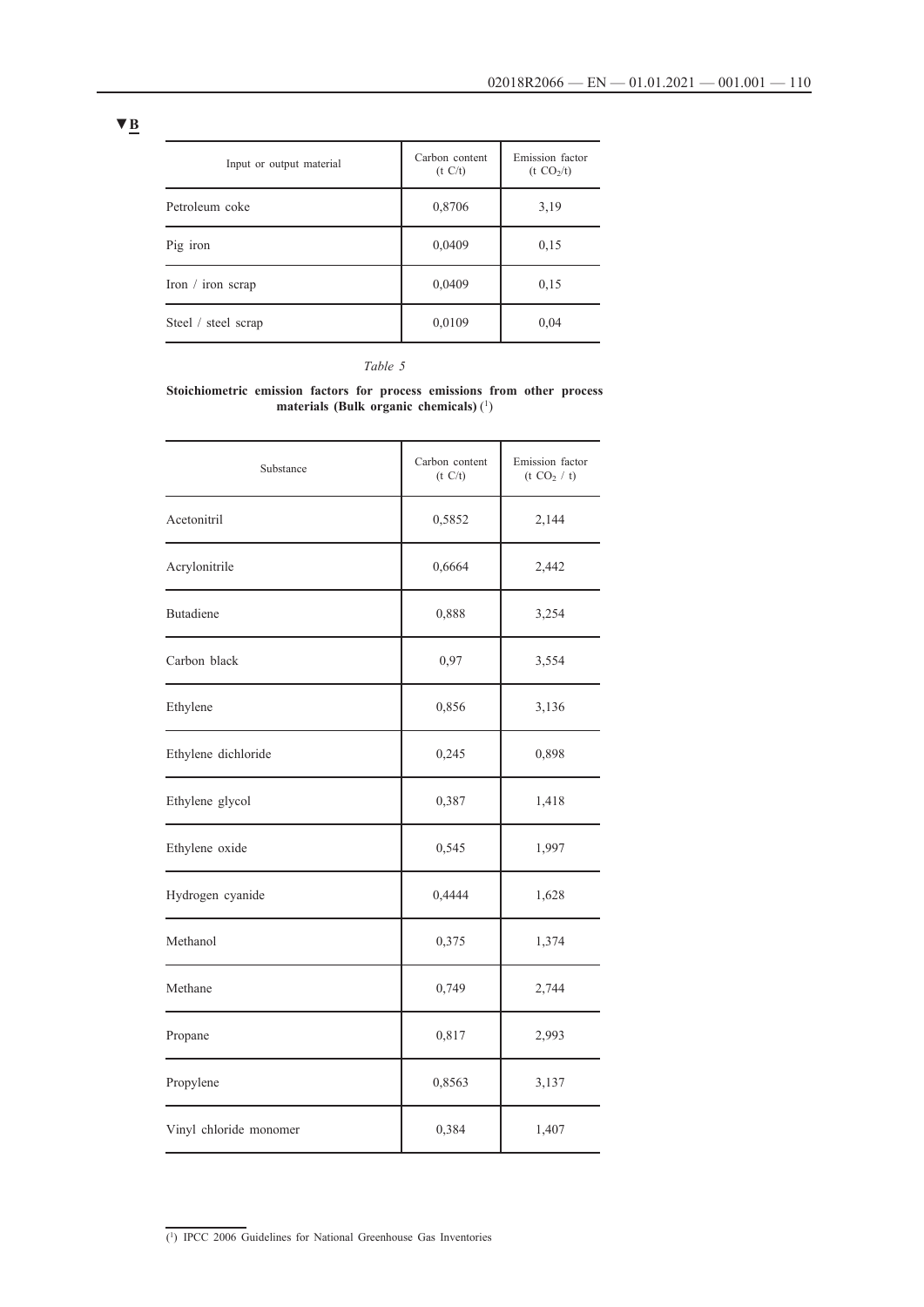▼B

| Input or output material | Carbon content (t C/t) | Emission factor (t $CO_2$/t) |
|---|---|---|
| Petroleum coke | 0,8706 | 3,19 |
| Pig iron | 0,0409 | 0,15 |
| Iron / iron scrap | 0,0409 | 0,15 |
| Steel / steel scrap | 0,0109 | 0,04 |

*Table 5*

**Stoichiometric emission factors for process emissions from other process materials (Bulk organic chemicals)** [1]

| Substance | Carbon content (t C/t) | Emission factor (t $CO_2$ / t) |
|---|---|---|
| Acetonitril | 0,5852 | 2,144 |
| Acrylonitrile | 0,6664 | 2,442 |
| Butadiene | 0,888 | 3,254 |
| Carbon black | 0,97 | 3,554 |
| Ethylene | 0,856 | 3,136 |
| Ethylene dichloride | 0,245 | 0,898 |
| Ethylene glycol | 0,387 | 1,418 |
| Ethylene oxide | 0,545 | 1,997 |
| Hydrogen cyanide | 0,4444 | 1,628 |
| Methanol | 0,375 | 1,374 |
| Methane | 0,749 | 2,744 |
| Propane | 0,817 | 2,993 |
| Propylene | 0,8563 | 3,137 |
| Vinyl chloride monomer | 0,384 | 1,407 |

[1] IPCC 2006 Guidelines for National Greenhouse Gas Inventories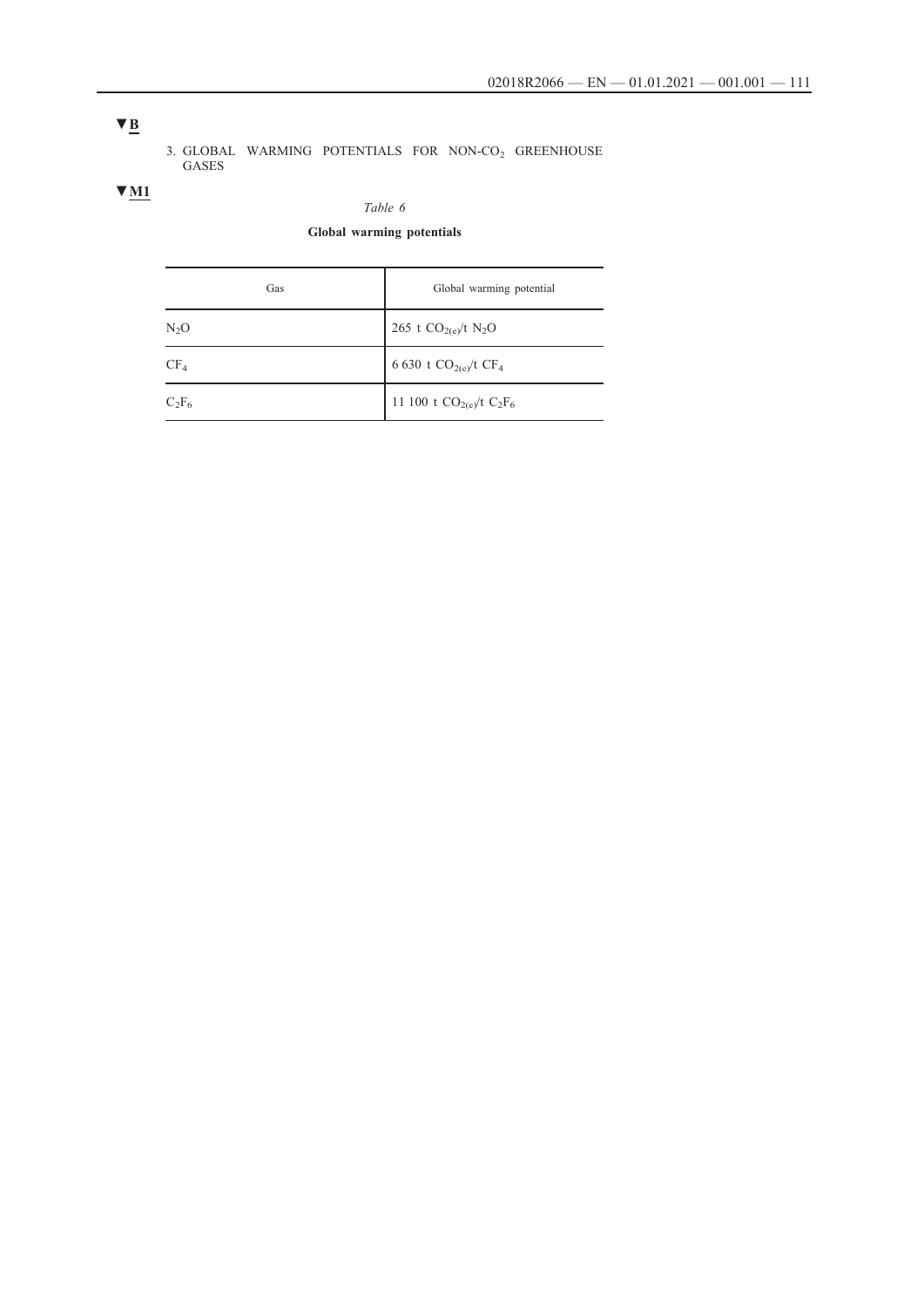▼B

3. GLOBAL WARMING POTENTIALS FOR NON-$CO_2$ GREENHOUSE GASES

▼M1

*Table 6*

**Global warming potentials**

| Gas | Global warming potential |
|---|---|
| $N_2O$ | 265 t $CO_{2(e)}$/t $N_2O$ |
| $CF_4$ | 6 630 t $CO_{2(e)}$/t $CF_4$ |
| $C_2F_6$ | 11 100 t $CO_{2(e)}$/t $C_2F_6$ |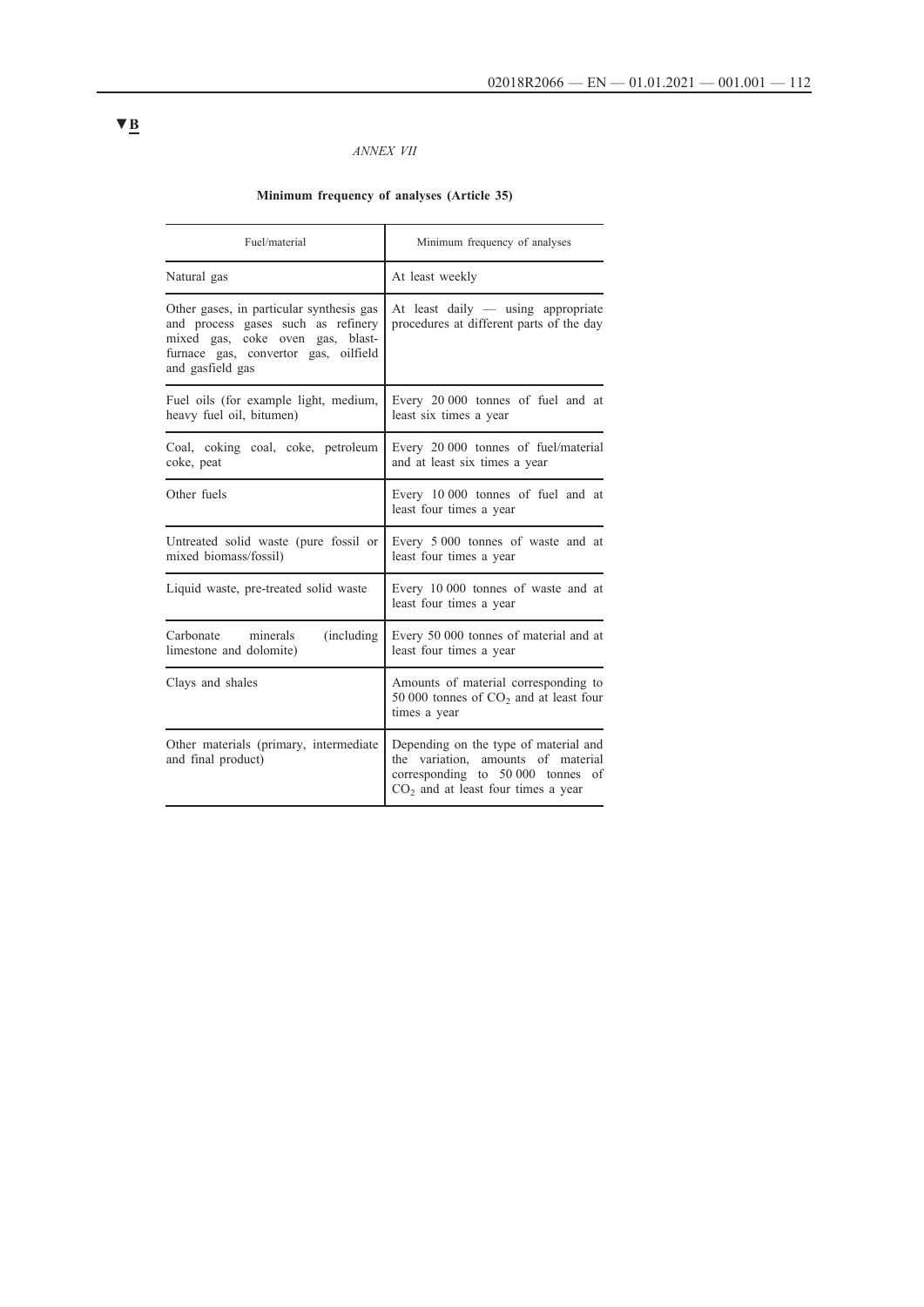▼B

*ANNEX VII*

**Minimum frequency of analyses (Article 35)**

| Fuel/material | Minimum frequency of analyses |
| --- | --- |
| Natural gas | At least weekly |
| Other gases, in particular synthesis gas and process gases such as refinery mixed gas, coke oven gas, blast-furnace gas, convertor gas, oilfield and gasfield gas | At least daily — using appropriate procedures at different parts of the day |
| Fuel oils (for example light, medium, heavy fuel oil, bitumen) | Every 20 000 tonnes of fuel and at least six times a year |
| Coal, coking coal, coke, petroleum coke, peat | Every 20 000 tonnes of fuel/material and at least six times a year |
| Other fuels | Every 10 000 tonnes of fuel and at least four times a year |
| Untreated solid waste (pure fossil or mixed biomass/fossil) | Every 5 000 tonnes of waste and at least four times a year |
| Liquid waste, pre-treated solid waste | Every 10 000 tonnes of waste and at least four times a year |
| Carbonate minerals (including limestone and dolomite) | Every 50 000 tonnes of material and at least four times a year |
| Clays and shales | Amounts of material corresponding to 50 000 tonnes of $CO_2$ and at least four times a year |
| Other materials (primary, intermediate and final product) | Depending on the type of material and the variation, amounts of material corresponding to 50 000 tonnes of $CO_2$ and at least four times a year |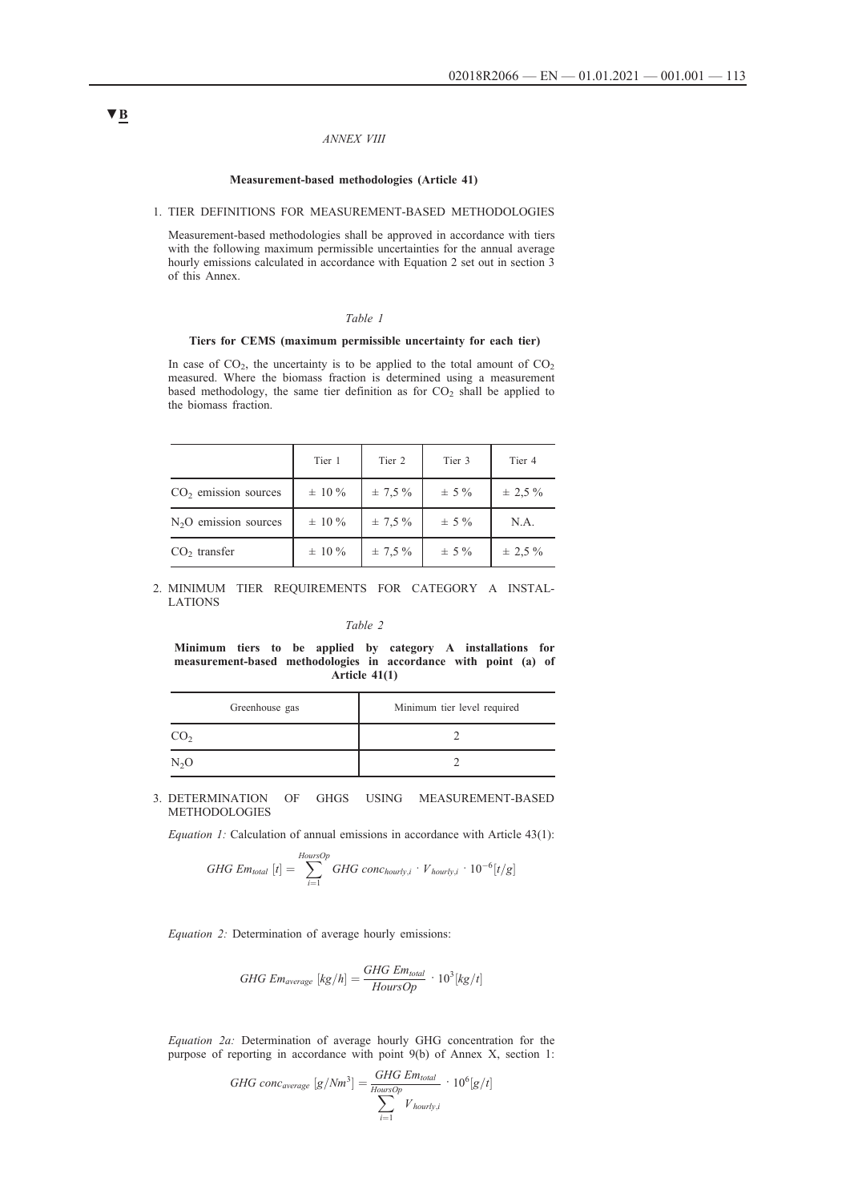**▼B**

*ANNEX VIII*

**Measurement-based methodologies (Article 41)**

## 1. TIER DEFINITIONS FOR MEASUREMENT-BASED METHODOLOGIES

Measurement-based methodologies shall be approved in accordance with tiers with the following maximum permissible uncertainties for the annual average hourly emissions calculated in accordance with Equation 2 set out in section 3 of this Annex.

*Table 1*

**Tiers for CEMS (maximum permissible uncertainty for each tier)**

In case of $CO_2$, the uncertainty is to be applied to the total amount of $CO_2$ measured. Where the biomass fraction is determined using a measurement based methodology, the same tier definition as for $CO_2$ shall be applied to the biomass fraction.

| | Tier 1 | Tier 2 | Tier 3 | Tier 4 |
|---|---|---|---|---|
| $CO_2$ emission sources | ± 10 % | ± 7,5 % | ± 5 % | ± 2,5 % |
| $N_2O$ emission sources | ± 10 % | ± 7,5 % | ± 5 % | N.A. |
| $CO_2$ transfer | ± 10 % | ± 7,5 % | ± 5 % | ± 2,5 % |

## 2. MINIMUM TIER REQUIREMENTS FOR CATEGORY A INSTALLATIONS

*Table 2*

**Minimum tiers to be applied by category A installations for measurement-based methodologies in accordance with point (a) of Article 41(1)**

| Greenhouse gas | Minimum tier level required |
|---|---|
| $CO_2$ | 2 |
| $N_2O$ | 2 |

## 3. DETERMINATION OF GHGS USING MEASUREMENT-BASED METHODOLOGIES

*Equation 1:* Calculation of annual emissions in accordance with Article 43(1):

$$GHG\ Em_{total}\ [t] = \sum_{i=1}^{HoursOp} GHG\ conc_{hourly,i} \cdot V_{hourly,i} \cdot 10^{-6} [t/g]$$

*Equation 2:* Determination of average hourly emissions:

$$GHG\ Em_{average}\ [kg/h] = \frac{GHG\ Em_{total}}{HoursOp} \cdot 10^{3} [kg/t]$$

*Equation 2a:* Determination of average hourly GHG concentration for the purpose of reporting in accordance with point 9(b) of Annex X, section 1:

$$GHG\ conc_{average}\ [g/Nm^3] = \frac{GHG\ Em_{total}}{\sum_{i=1}^{HoursOp} V_{hourly,i}} \cdot 10^{6} [g/t]$$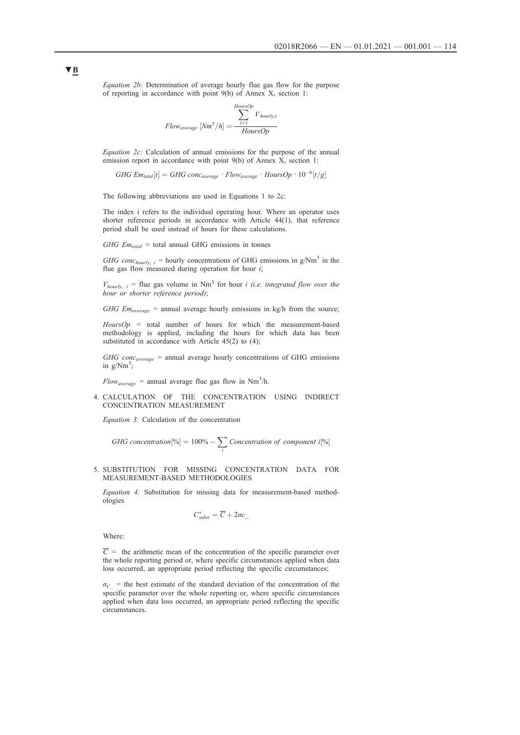▼B

*Equation 2b:* Determination of average hourly flue gas flow for the purpose of reporting in accordance with point 9(b) of Annex X, section 1:

$$Flow_{average}\ [Nm^3/h] = \frac{\sum_{i=1}^{HoursOp} V_{hourly,i}}{HoursOp}$$

*Equation 2c:* Calculation of annual emissions for the purpose of the annual emission report in accordance with point 9(b) of Annex X, section 1:

$$GHG\ Em_{total}[t] = GHG\ conc_{average} \cdot Flow_{average} \cdot HoursOp \cdot 10^{-6}[t/g]$$

The following abbreviations are used in Equations 1 to 2c:

The index i refers to the individual operating hour. Where an operator uses shorter reference periods in accordance with Article 44(1), that reference period shall be used instead of hours for these calculations.

$GHG\ Em_{total}$ = total annual GHG emissions in tonnes

$GHG\ conc_{hourly,\ i}$ = hourly concentrations of GHG emissions in $g/Nm^3$ in the flue gas flow measured during operation for hour *i*;

$V_{hourly,\ i}$ = flue gas volume in $Nm^3$ for hour *i (i.e. integrated flow over the hour or shorter reference period)*;

$GHG\ Em_{average}$ = annual average hourly emissions in kg/h from the source;

$HoursOp$ = total number of hours for which the measurement-based methodology is applied, including the hours for which data has been substituted in accordance with Article 45(2) to (4);

$GHG\ conc_{average}$ = annual average hourly concentrations of GHG emissions in $g/Nm^3$;

$Flow_{average}$ = annual average flue gas flow in $Nm^3/h$.

4. CALCULATION OF THE CONCENTRATION USING INDIRECT CONCENTRATION MEASUREMENT

*Equation 3:* Calculation of the concentration

$$GHG\ concentration[\%] = 100\% - \sum_{i} Concentration\ of\ component\ i[\%]$$

5. SUBSTITUTION FOR MISSING CONCENTRATION DATA FOR MEASUREMENT-BASED METHODOLOGIES

*Equation 4:* Substitution for missing data for measurement-based methodologies

$$C^{*}_{subst} = \overline{C} + 2\sigma c\_$$

Where:

$\overline{C}$ = the arithmetic mean of the concentration of the specific parameter over the whole reporting period or, where specific circumstances applied when data loss occurred, an appropriate period reflecting the specific circumstances;

$\sigma_{C\_}$ = the best estimate of the standard deviation of the concentration of the specific parameter over the whole reporting or, where specific circumstances applied when data loss occurred, an appropriate period reflecting the specific circumstances.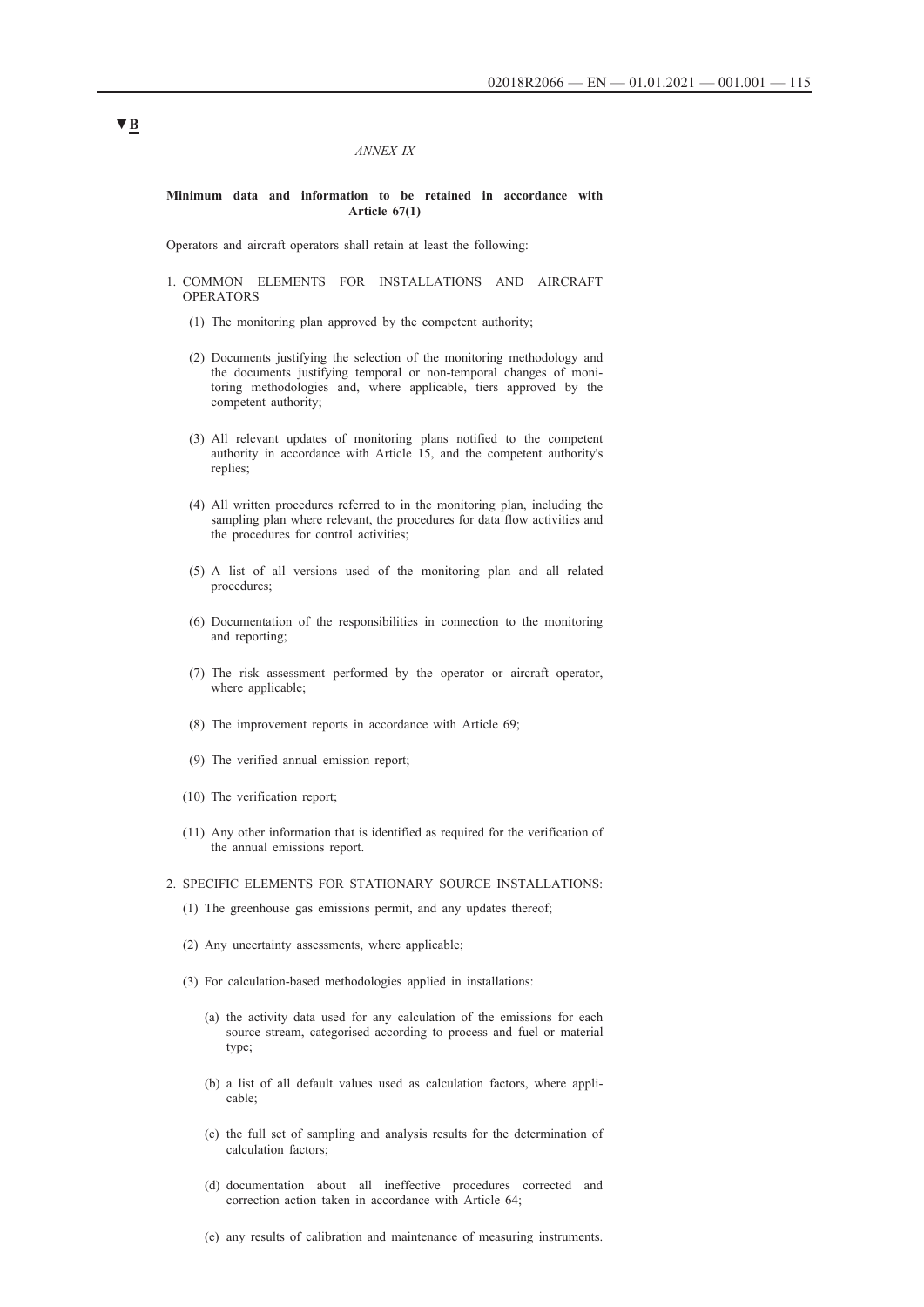▼B

*ANNEX IX*

**Minimum data and information to be retained in accordance with Article 67(1)**

Operators and aircraft operators shall retain at least the following:

1. COMMON ELEMENTS FOR INSTALLATIONS AND AIRCRAFT OPERATORS

   (1) The monitoring plan approved by the competent authority;

   (2) Documents justifying the selection of the monitoring methodology and the documents justifying temporal or non-temporal changes of monitoring methodologies and, where applicable, tiers approved by the competent authority;

   (3) All relevant updates of monitoring plans notified to the competent authority in accordance with Article 15, and the competent authority's replies;

   (4) All written procedures referred to in the monitoring plan, including the sampling plan where relevant, the procedures for data flow activities and the procedures for control activities;

   (5) A list of all versions used of the monitoring plan and all related procedures;

   (6) Documentation of the responsibilities in connection to the monitoring and reporting;

   (7) The risk assessment performed by the operator or aircraft operator, where applicable;

   (8) The improvement reports in accordance with Article 69;

   (9) The verified annual emission report;

   (10) The verification report;

   (11) Any other information that is identified as required for the verification of the annual emissions report.

2. SPECIFIC ELEMENTS FOR STATIONARY SOURCE INSTALLATIONS:

   (1) The greenhouse gas emissions permit, and any updates thereof;

   (2) Any uncertainty assessments, where applicable;

   (3) For calculation-based methodologies applied in installations:

      (a) the activity data used for any calculation of the emissions for each source stream, categorised according to process and fuel or material type;

      (b) a list of all default values used as calculation factors, where applicable;

      (c) the full set of sampling and analysis results for the determination of calculation factors;

      (d) documentation about all ineffective procedures corrected and correction action taken in accordance with Article 64;

      (e) any results of calibration and maintenance of measuring instruments.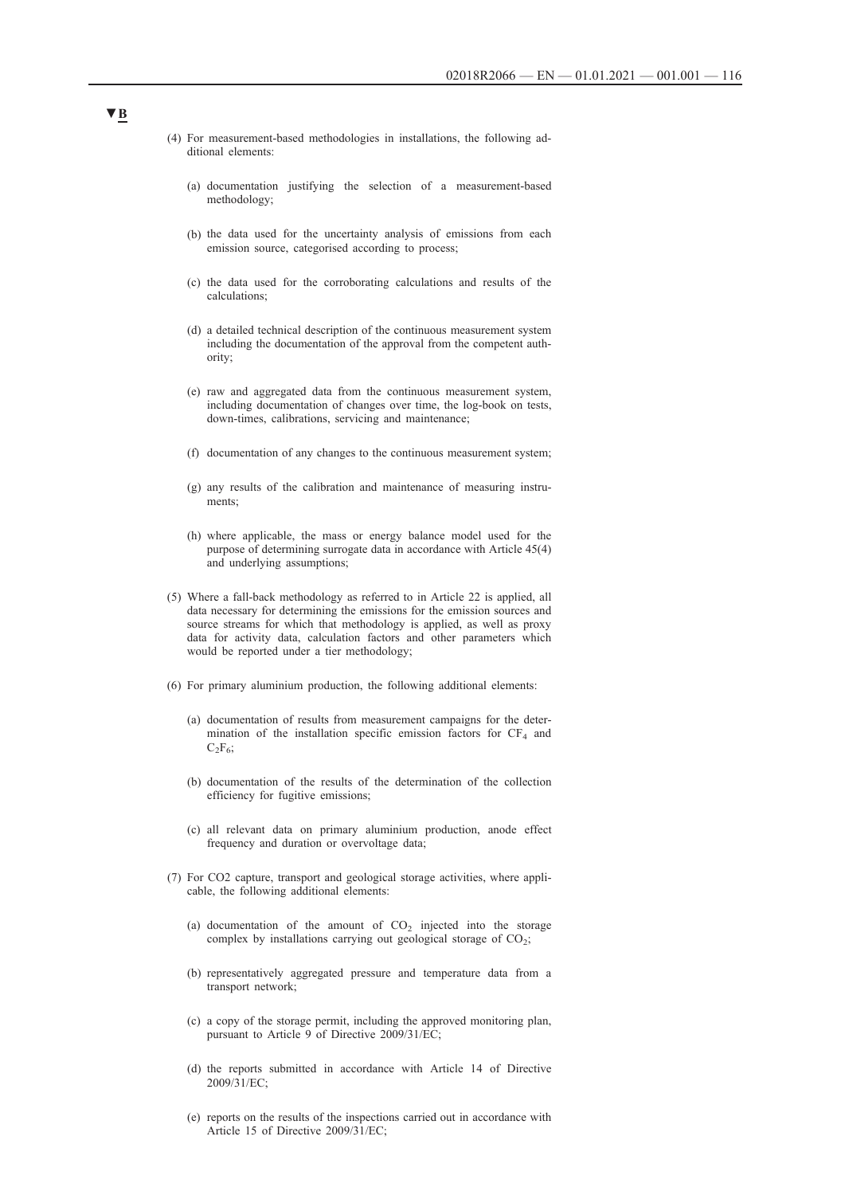▼B

(4) For measurement-based methodologies in installations, the following additional elements:

(a) documentation justifying the selection of a measurement-based methodology;

(b) the data used for the uncertainty analysis of emissions from each emission source, categorised according to process;

(c) the data used for the corroborating calculations and results of the calculations;

(d) a detailed technical description of the continuous measurement system including the documentation of the approval from the competent authority;

(e) raw and aggregated data from the continuous measurement system, including documentation of changes over time, the log-book on tests, down-times, calibrations, servicing and maintenance;

(f) documentation of any changes to the continuous measurement system;

(g) any results of the calibration and maintenance of measuring instruments;

(h) where applicable, the mass or energy balance model used for the purpose of determining surrogate data in accordance with Article 45(4) and underlying assumptions;

(5) Where a fall-back methodology as referred to in Article 22 is applied, all data necessary for determining the emissions for the emission sources and source streams for which that methodology is applied, as well as proxy data for activity data, calculation factors and other parameters which would be reported under a tier methodology;

(6) For primary aluminium production, the following additional elements:

(a) documentation of results from measurement campaigns for the determination of the installation specific emission factors for $CF_4$ and $C_2F_6$;

(b) documentation of the results of the determination of the collection efficiency for fugitive emissions;

(c) all relevant data on primary aluminium production, anode effect frequency and duration or overvoltage data;

(7) For CO2 capture, transport and geological storage activities, where applicable, the following additional elements:

(a) documentation of the amount of $CO_2$ injected into the storage complex by installations carrying out geological storage of $CO_2$;

(b) representatively aggregated pressure and temperature data from a transport network;

(c) a copy of the storage permit, including the approved monitoring plan, pursuant to Article 9 of Directive 2009/31/EC;

(d) the reports submitted in accordance with Article 14 of Directive 2009/31/EC;

(e) reports on the results of the inspections carried out in accordance with Article 15 of Directive 2009/31/EC;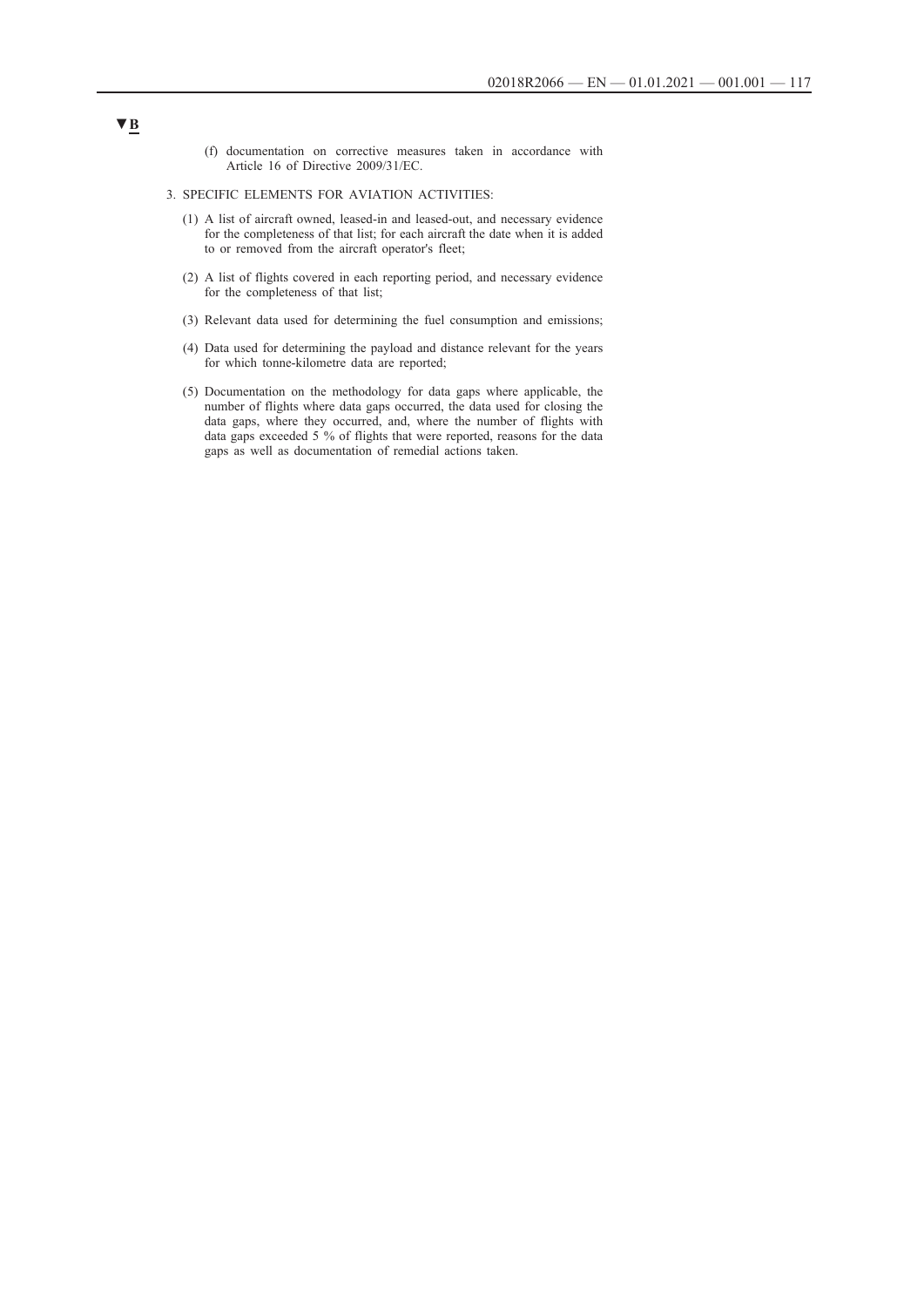▼B

(f) documentation on corrective measures taken in accordance with Article 16 of Directive 2009/31/EC.

3. SPECIFIC ELEMENTS FOR AVIATION ACTIVITIES:

(1) A list of aircraft owned, leased-in and leased-out, and necessary evidence for the completeness of that list; for each aircraft the date when it is added to or removed from the aircraft operator's fleet;

(2) A list of flights covered in each reporting period, and necessary evidence for the completeness of that list;

(3) Relevant data used for determining the fuel consumption and emissions;

(4) Data used for determining the payload and distance relevant for the years for which tonne-kilometre data are reported;

(5) Documentation on the methodology for data gaps where applicable, the number of flights where data gaps occurred, the data used for closing the data gaps, where they occurred, and, where the number of flights with data gaps exceeded 5 % of flights that were reported, reasons for the data gaps as well as documentation of remedial actions taken.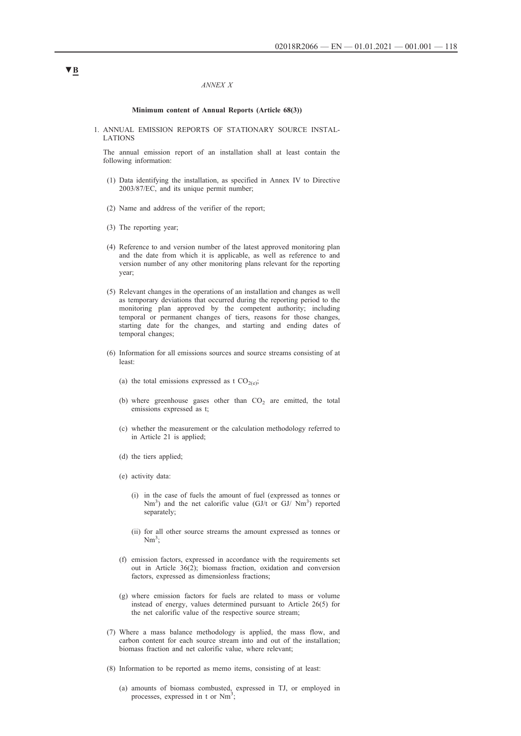▼B

*ANNEX X*

**Minimum content of Annual Reports (Article 68(3))**

1. ANNUAL EMISSION REPORTS OF STATIONARY SOURCE INSTALLATIONS

The annual emission report of an installation shall at least contain the following information:

(1) Data identifying the installation, as specified in Annex IV to Directive 2003/87/EC, and its unique permit number;

(2) Name and address of the verifier of the report;

(3) The reporting year;

(4) Reference to and version number of the latest approved monitoring plan and the date from which it is applicable, as well as reference to and version number of any other monitoring plans relevant for the reporting year;

(5) Relevant changes in the operations of an installation and changes as well as temporary deviations that occurred during the reporting period to the monitoring plan approved by the competent authority; including temporal or permanent changes of tiers, reasons for those changes, starting date for the changes, and starting and ending dates of temporal changes;

(6) Information for all emissions sources and source streams consisting of at least:

(a) the total emissions expressed as t $CO_{2(e)}$;

(b) where greenhouse gases other than $CO_2$ are emitted, the total emissions expressed as t;

(c) whether the measurement or the calculation methodology referred to in Article 21 is applied;

(d) the tiers applied;

(e) activity data:

(i) in the case of fuels the amount of fuel (expressed as tonnes or $Nm^3$) and the net calorific value (GJ/t or GJ/ $Nm^3$) reported separately;

(ii) for all other source streams the amount expressed as tonnes or $Nm^3$;

(f) emission factors, expressed in accordance with the requirements set out in Article 36(2); biomass fraction, oxidation and conversion factors, expressed as dimensionless fractions;

(g) where emission factors for fuels are related to mass or volume instead of energy, values determined pursuant to Article 26(5) for the net calorific value of the respective source stream;

(7) Where a mass balance methodology is applied, the mass flow, and carbon content for each source stream into and out of the installation; biomass fraction and net calorific value, where relevant;

(8) Information to be reported as memo items, consisting of at least:

(a) amounts of biomass combusted, expressed in TJ, or employed in processes, expressed in t or $Nm^3$;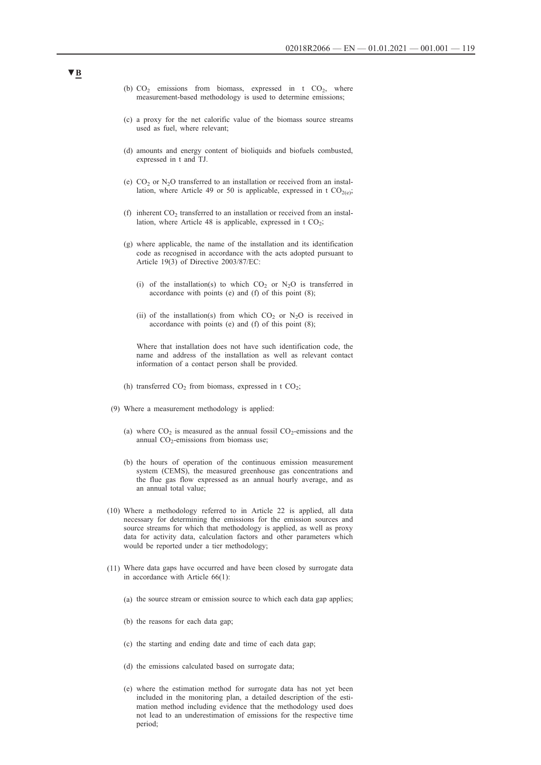▼B

(b) $CO_2$ emissions from biomass, expressed in t $CO_2$, where measurement-based methodology is used to determine emissions;

(c) a proxy for the net calorific value of the biomass source streams used as fuel, where relevant;

(d) amounts and energy content of bioliquids and biofuels combusted, expressed in t and TJ.

(e) $CO_2$ or $N_2O$ transferred to an installation or received from an installation, where Article 49 or 50 is applicable, expressed in t $CO_{2(e)}$;

(f) inherent $CO_2$ transferred to an installation or received from an installation, where Article 48 is applicable, expressed in t $CO_2$;

(g) where applicable, the name of the installation and its identification code as recognised in accordance with the acts adopted pursuant to Article 19(3) of Directive 2003/87/EC:

(i) of the installation(s) to which $CO_2$ or $N_2O$ is transferred in accordance with points (e) and (f) of this point (8);

(ii) of the installation(s) from which $CO_2$ or $N_2O$ is received in accordance with points (e) and (f) of this point (8);

Where that installation does not have such identification code, the name and address of the installation as well as relevant contact information of a contact person shall be provided.

(h) transferred $CO_2$ from biomass, expressed in t $CO_2$;

(9) Where a measurement methodology is applied:

(a) where $CO_2$ is measured as the annual fossil $CO_2$-emissions and the annual $CO_2$-emissions from biomass use;

(b) the hours of operation of the continuous emission measurement system (CEMS), the measured greenhouse gas concentrations and the flue gas flow expressed as an annual hourly average, and as an annual total value;

(10) Where a methodology referred to in Article 22 is applied, all data necessary for determining the emissions for the emission sources and source streams for which that methodology is applied, as well as proxy data for activity data, calculation factors and other parameters which would be reported under a tier methodology;

(11) Where data gaps have occurred and have been closed by surrogate data in accordance with Article 66(1):

(a) the source stream or emission source to which each data gap applies;

(b) the reasons for each data gap;

(c) the starting and ending date and time of each data gap;

(d) the emissions calculated based on surrogate data;

(e) where the estimation method for surrogate data has not yet been included in the monitoring plan, a detailed description of the estimation method including evidence that the methodology used does not lead to an underestimation of emissions for the respective time period;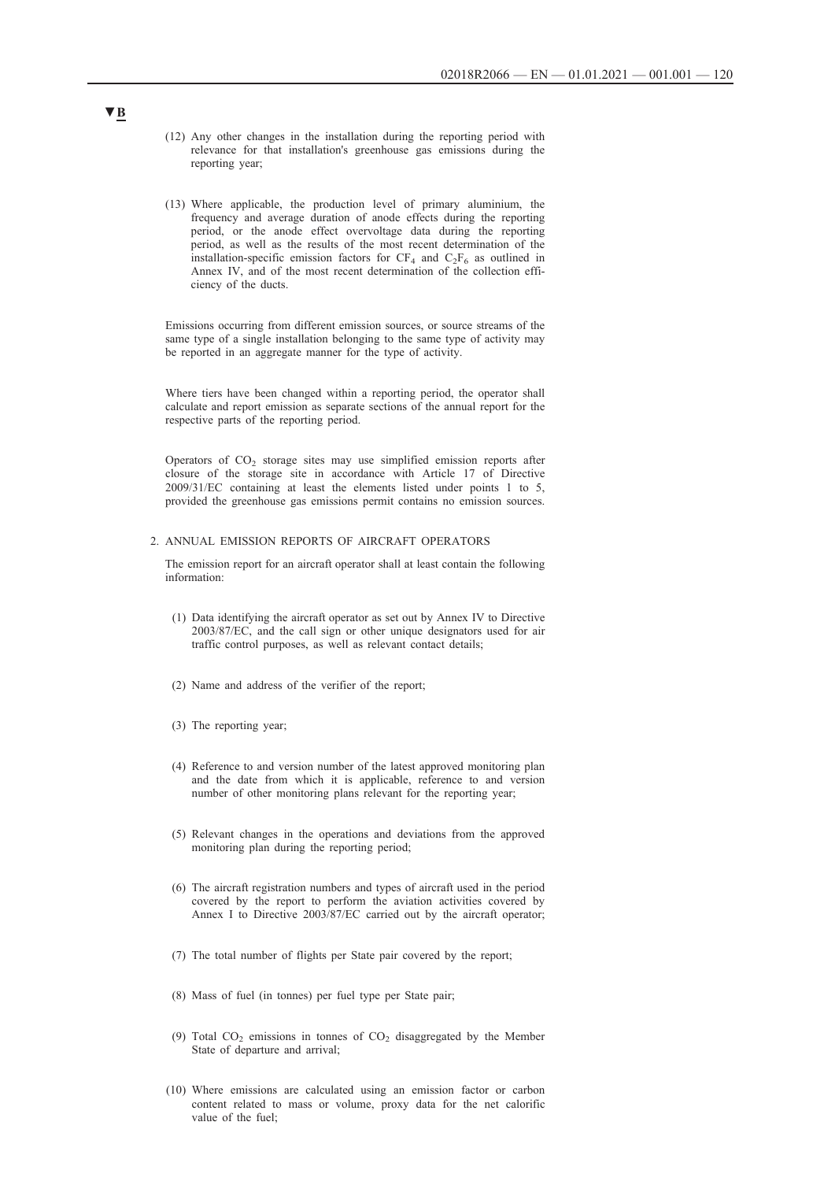▼B

(12) Any other changes in the installation during the reporting period with relevance for that installation's greenhouse gas emissions during the reporting year;

(13) Where applicable, the production level of primary aluminium, the frequency and average duration of anode effects during the reporting period, or the anode effect overvoltage data during the reporting period, as well as the results of the most recent determination of the installation-specific emission factors for $CF_4$ and $C_2F_6$ as outlined in Annex IV, and of the most recent determination of the collection efficiency of the ducts.

Emissions occurring from different emission sources, or source streams of the same type of a single installation belonging to the same type of activity may be reported in an aggregate manner for the type of activity.

Where tiers have been changed within a reporting period, the operator shall calculate and report emission as separate sections of the annual report for the respective parts of the reporting period.

Operators of $CO_2$ storage sites may use simplified emission reports after closure of the storage site in accordance with Article 17 of Directive 2009/31/EC containing at least the elements listed under points 1 to 5, provided the greenhouse gas emissions permit contains no emission sources.

2. ANNUAL EMISSION REPORTS OF AIRCRAFT OPERATORS

The emission report for an aircraft operator shall at least contain the following information:

(1) Data identifying the aircraft operator as set out by Annex IV to Directive 2003/87/EC, and the call sign or other unique designators used for air traffic control purposes, as well as relevant contact details;

(2) Name and address of the verifier of the report;

(3) The reporting year;

(4) Reference to and version number of the latest approved monitoring plan and the date from which it is applicable, reference to and version number of other monitoring plans relevant for the reporting year;

(5) Relevant changes in the operations and deviations from the approved monitoring plan during the reporting period;

(6) The aircraft registration numbers and types of aircraft used in the period covered by the report to perform the aviation activities covered by Annex I to Directive 2003/87/EC carried out by the aircraft operator;

(7) The total number of flights per State pair covered by the report;

(8) Mass of fuel (in tonnes) per fuel type per State pair;

(9) Total $CO_2$ emissions in tonnes of $CO_2$ disaggregated by the Member State of departure and arrival;

(10) Where emissions are calculated using an emission factor or carbon content related to mass or volume, proxy data for the net calorific value of the fuel;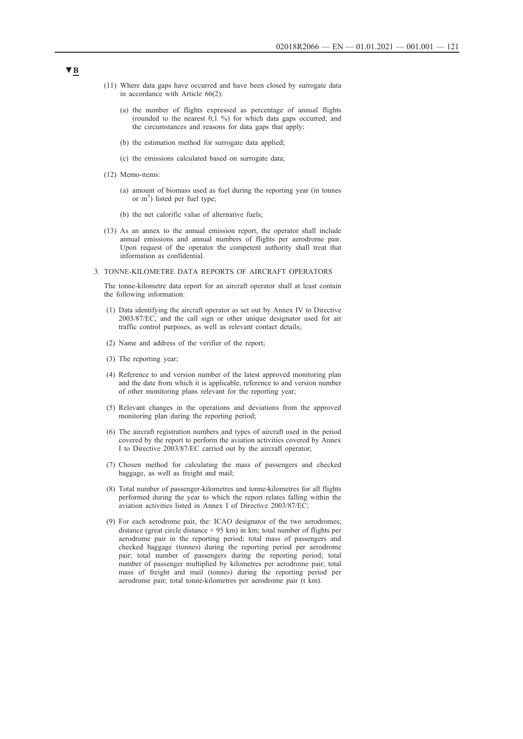▼B

(11) Where data gaps have occurred and have been closed by surrogate data in accordance with Article 66(2):

(a) the number of flights expressed as percentage of annual flights (rounded to the nearest 0,1 %) for which data gaps occurred; and the circumstances and reasons for data gaps that apply;

(b) the estimation method for surrogate data applied;

(c) the emissions calculated based on surrogate data;

(12) Memo-items:

(a) amount of biomass used as fuel during the reporting year (in tonnes or $m^3$) listed per fuel type;

(b) the net calorific value of alternative fuels;

(13) As an annex to the annual emission report, the operator shall include annual emissions and annual numbers of flights per aerodrome pair. Upon request of the operator the competent authority shall treat that information as confidential.

3. TONNE-KILOMETRE DATA REPORTS OF AIRCRAFT OPERATORS

The tonne-kilometre data report for an aircraft operator shall at least contain the following information:

(1) Data identifying the aircraft operator as set out by Annex IV to Directive 2003/87/EC, and the call sign or other unique designator used for air traffic control purposes, as well as relevant contact details;

(2) Name and address of the verifier of the report;

(3) The reporting year;

(4) Reference to and version number of the latest approved monitoring plan and the date from which it is applicable, reference to and version number of other monitoring plans relevant for the reporting year;

(5) Relevant changes in the operations and deviations from the approved monitoring plan during the reporting period;

(6) The aircraft registration numbers and types of aircraft used in the period covered by the report to perform the aviation activities covered by Annex I to Directive 2003/87/EC carried out by the aircraft operator;

(7) Chosen method for calculating the mass of passengers and checked baggage, as well as freight and mail;

(8) Total number of passenger-kilometres and tonne-kilometres for all flights performed during the year to which the report relates falling within the aviation activities listed in Annex I of Directive 2003/87/EC;

(9) For each aerodrome pair, the: ICAO designator of the two aerodromes; distance (great circle distance + 95 km) in km; total number of flights per aerodrome pair in the reporting period; total mass of passengers and checked baggage (tonnes) during the reporting period per aerodrome pair; total number of passengers during the reporting period; total number of passenger multiplied by kilometres per aerodrome pair; total mass of freight and mail (tonnes) during the reporting period per aerodrome pair; total tonne-kilometres per aerodrome pair (t km).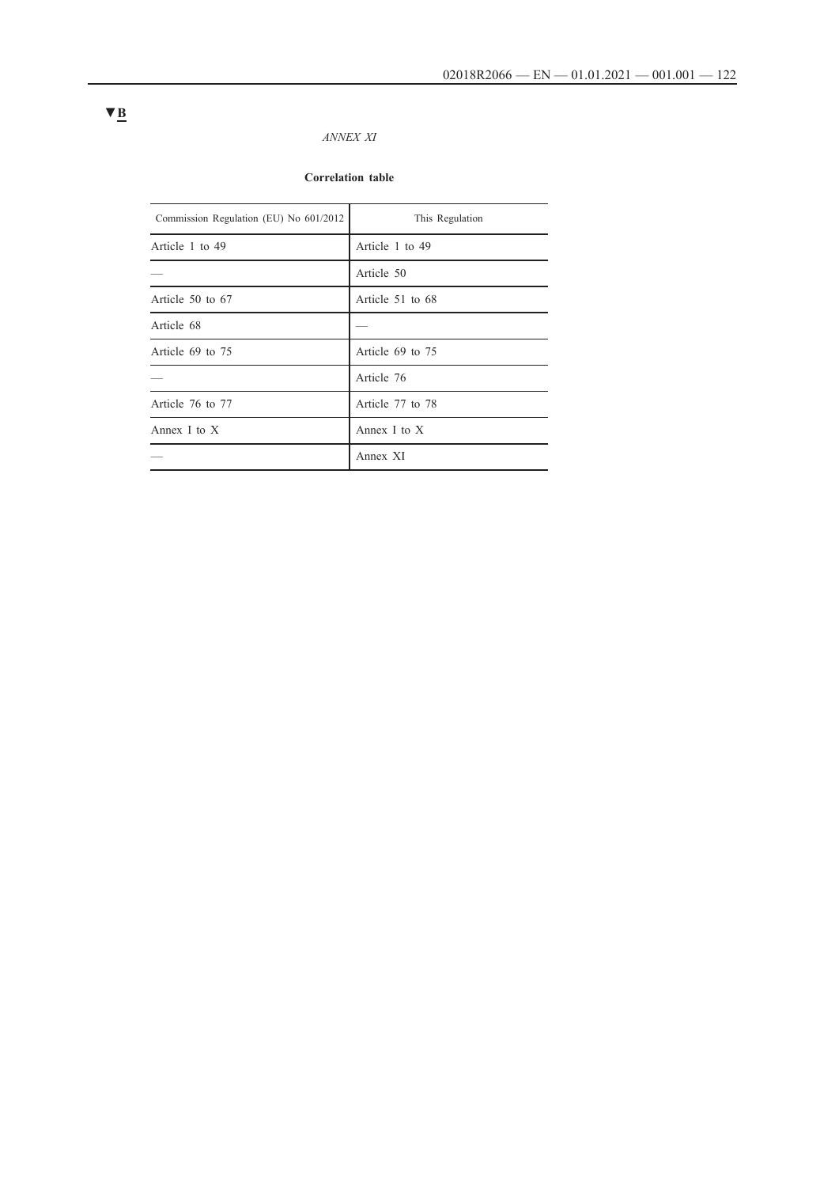▼B

*ANNEX XI*

**Correlation table**

| Commission Regulation (EU) No 601/2012 | This Regulation |
|---|---|
| Article 1 to 49 | Article 1 to 49 |
| — | Article 50 |
| Article 50 to 67 | Article 51 to 68 |
| Article 68 | — |
| Article 69 to 75 | Article 69 to 75 |
| — | Article 76 |
| Article 76 to 77 | Article 77 to 78 |
| Annex I to X | Annex I to X |
| — | Annex XI |